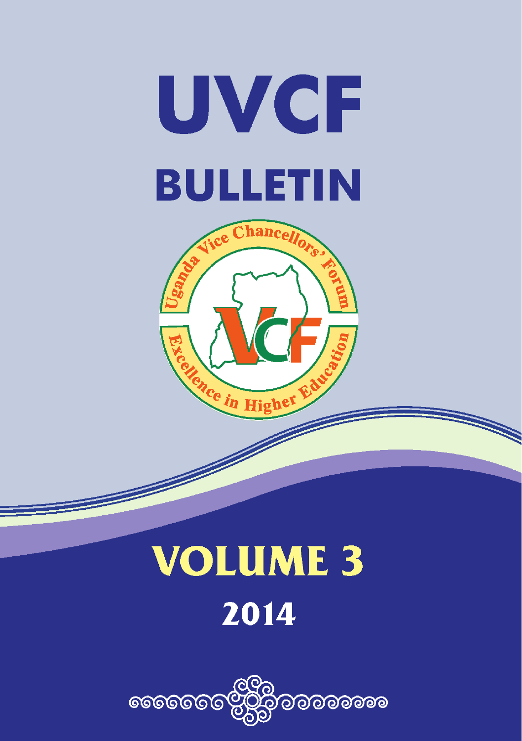# UVCF BULLETIN

Uganda Vice Chancellors' Forum

Excellence in Higher Education

## VOLUME 3

## 2014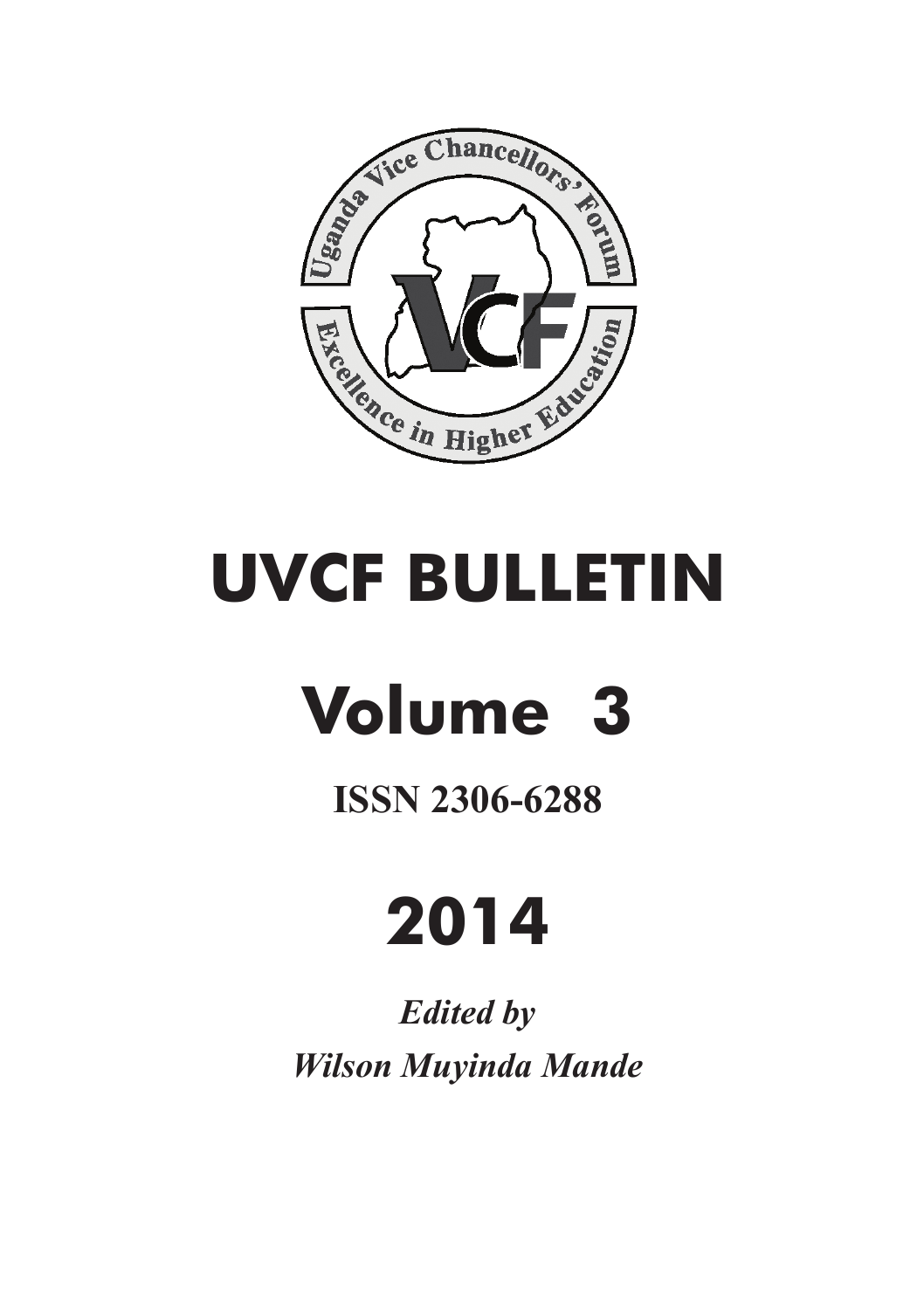# UVCF BULLETIN

# Volume 3

**ISSN 2306-6288**

# 2014

***Edited by***

***Wilson Muyinda Mande***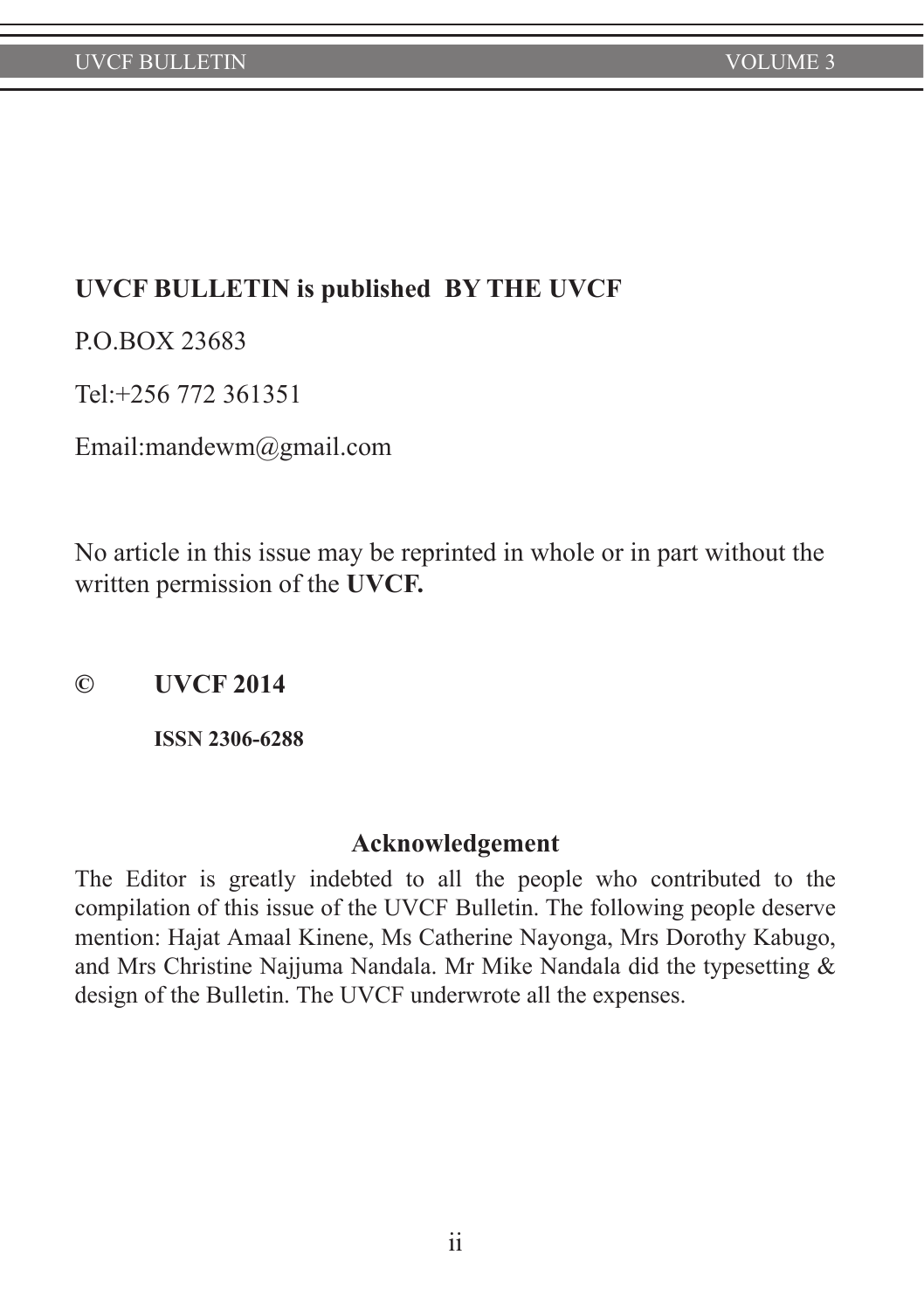**UVCF BULLETIN is published BY THE UVCF**

P.O.BOX 23683

Tel:+256 772 361351

Email:mandewm@gmail.com

No article in this issue may be reprinted in whole or in part without the written permission of the **UVCF.**

**© UVCF 2014**

**ISSN 2306-6288**

## Acknowledgement

The Editor is greatly indebted to all the people who contributed to the compilation of this issue of the UVCF Bulletin. The following people deserve mention: Hajat Amaal Kinene, Ms Catherine Nayonga, Mrs Dorothy Kabugo, and Mrs Christine Najjuma Nandala. Mr Mike Nandala did the typesetting & design of the Bulletin. The UVCF underwrote all the expenses.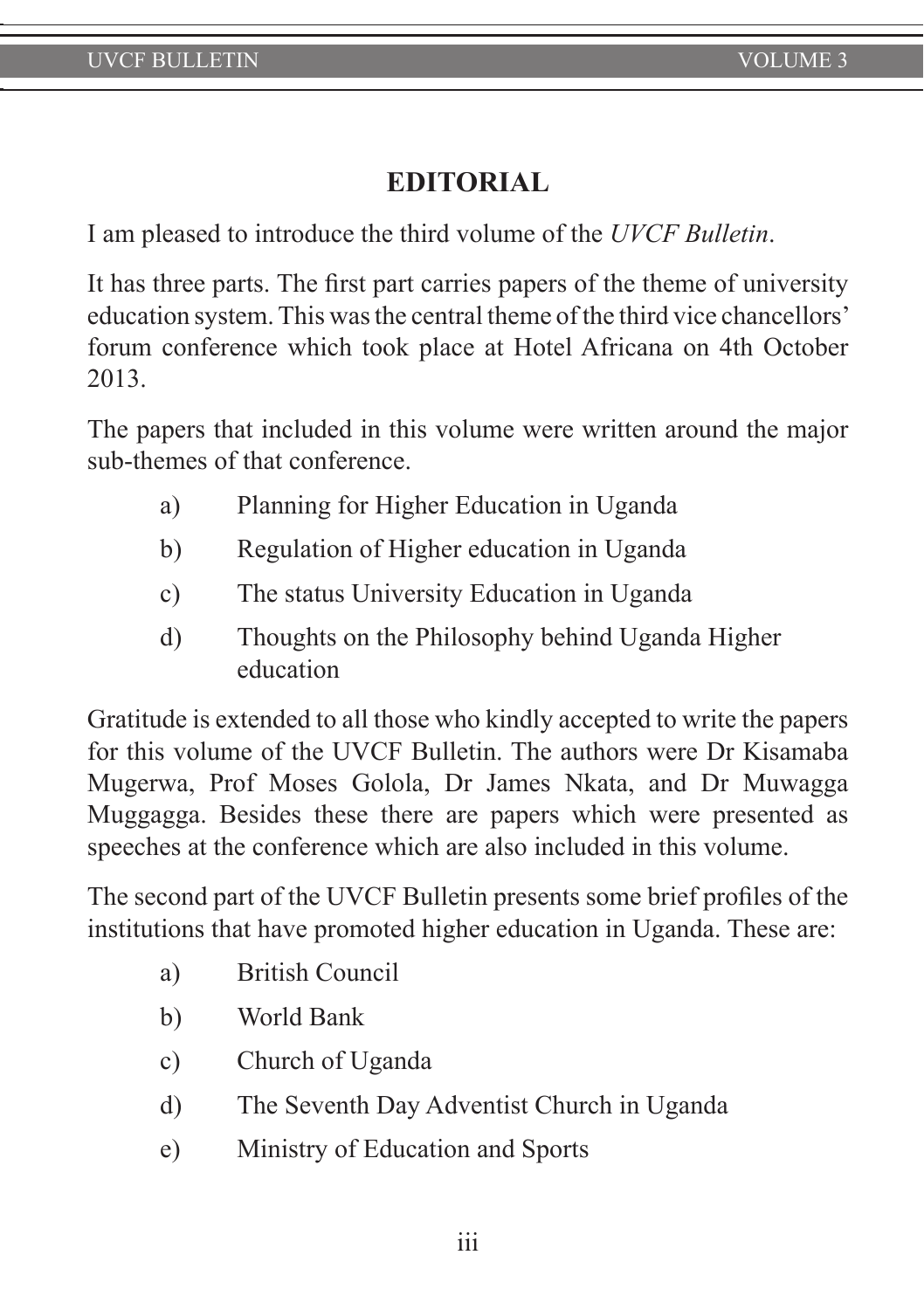## EDITORIAL

I am pleased to introduce the third volume of the *UVCF Bulletin*.

It has three parts. The first part carries papers of the theme of university education system. This was the central theme of the third vice chancellors' forum conference which took place at Hotel Africana on 4th October 2013.

The papers that included in this volume were written around the major sub-themes of that conference.

a) Planning for Higher Education in Uganda

b) Regulation of Higher education in Uganda

c) The status University Education in Uganda

d) Thoughts on the Philosophy behind Uganda Higher education

Gratitude is extended to all those who kindly accepted to write the papers for this volume of the UVCF Bulletin. The authors were Dr Kisamaba Mugerwa, Prof Moses Golola, Dr James Nkata, and Dr Muwagga Muggagga. Besides these there are papers which were presented as speeches at the conference which are also included in this volume.

The second part of the UVCF Bulletin presents some brief profiles of the institutions that have promoted higher education in Uganda. These are:

a) British Council

b) World Bank

c) Church of Uganda

d) The Seventh Day Adventist Church in Uganda

e) Ministry of Education and Sports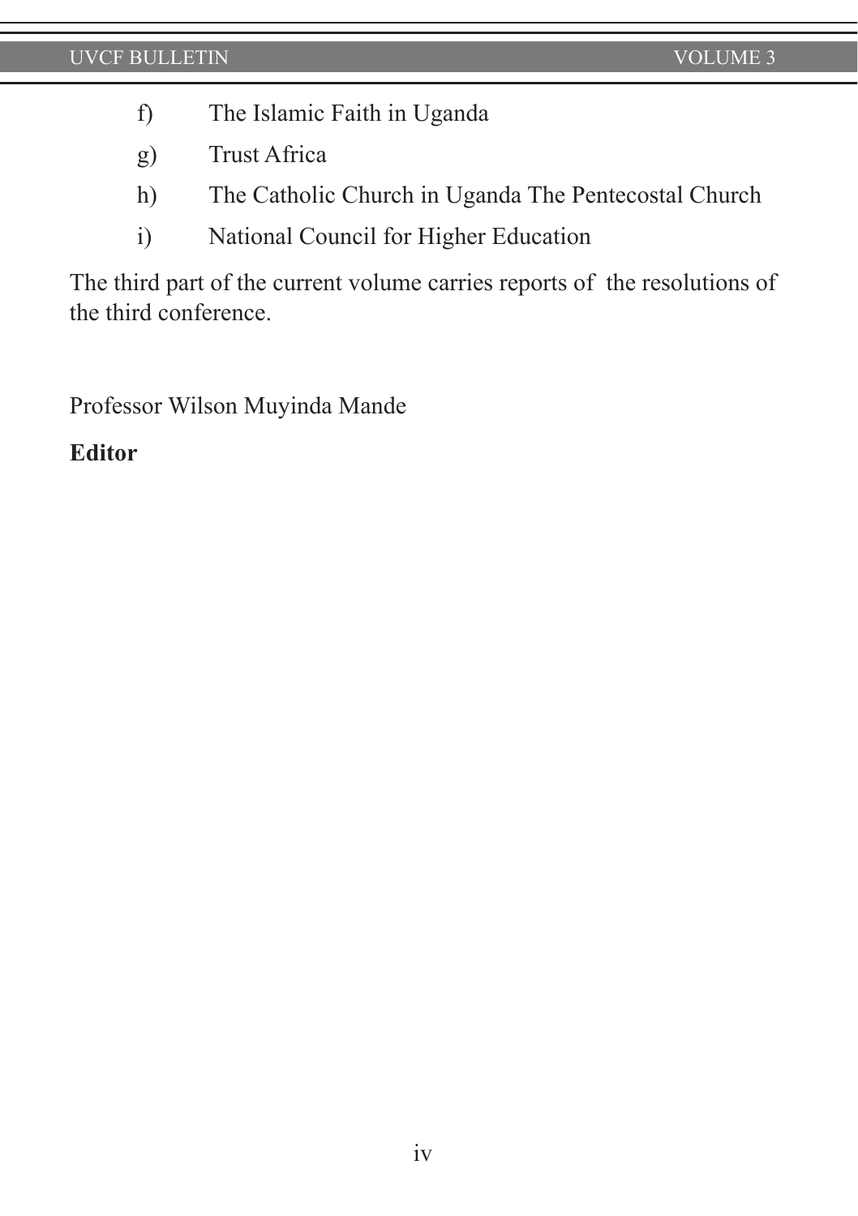f) The Islamic Faith in Uganda

g) Trust Africa

h) The Catholic Church in Uganda The Pentecostal Church

i) National Council for Higher Education

The third part of the current volume carries reports of the resolutions of the third conference.

Professor Wilson Muyinda Mande

**Editor**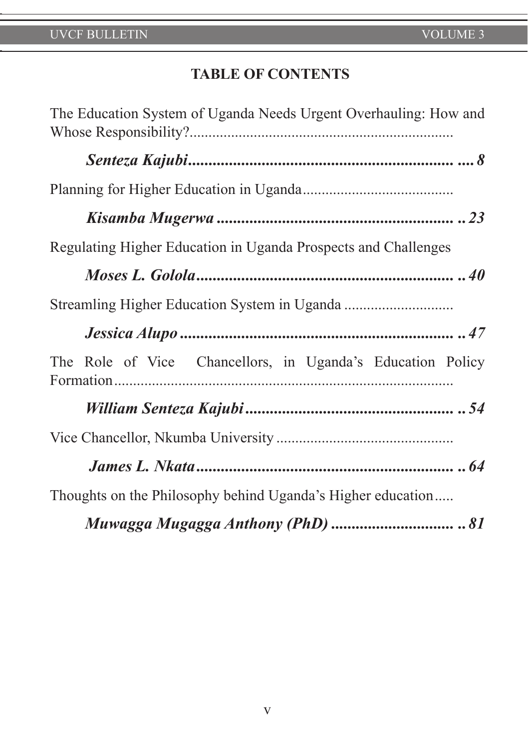## TABLE OF CONTENTS

The Education System of Uganda Needs Urgent Overhauling: How and Whose Responsibility?......................................................................

***Senteza Kajubi.................................................................. .... 8***

Planning for Higher Education in Uganda........................................

***Kisamba Mugerwa ........................................................... .. 23***

Regulating Higher Education in Uganda Prospects and Challenges

***Moses L. Golola................................................................. .. 40***

Streamling Higher Education System in Uganda .............................

***Jessica Alupo ..................................................................... .. 47***

The Role of Vice Chancellors, in Uganda's Education Policy Formation..........................................................................................

***William Senteza Kajubi ..................................................... .. 54***

Vice Chancellor, Nkumba University ...............................................

***James L. Nkata................................................................. .. 64***

Thoughts on the Philosophy behind Uganda's Higher education.....

***Muwagga Mugagga Anthony (PhD) .............................. .. 81***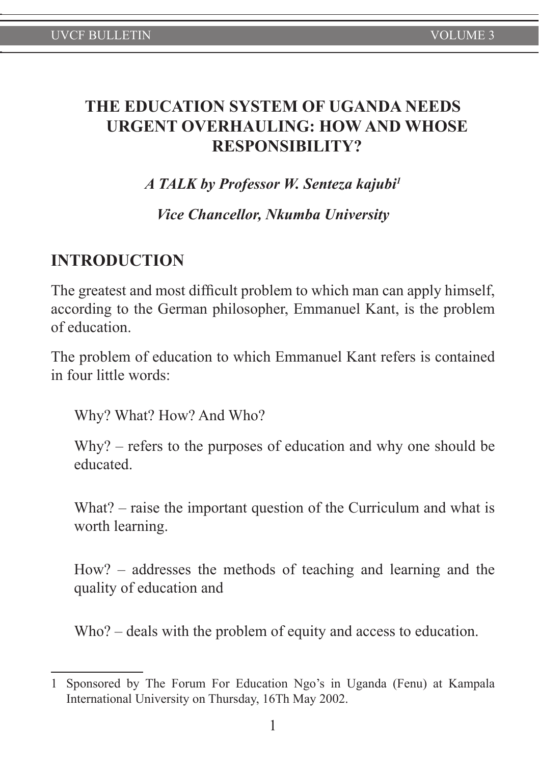# THE EDUCATION SYSTEM OF UGANDA NEEDS URGENT OVERHAULING: HOW AND WHOSE RESPONSIBILITY?

***A TALK by Professor W. Senteza kajubi[1]***

***Vice Chancellor, Nkumba University***

## INTRODUCTION

The greatest and most difficult problem to which man can apply himself, according to the German philosopher, Emmanuel Kant, is the problem of education.

The problem of education to which Emmanuel Kant refers is contained in four little words:

Why? What? How? And Who?

Why? – refers to the purposes of education and why one should be educated.

What? – raise the important question of the Curriculum and what is worth learning.

How? – addresses the methods of teaching and learning and the quality of education and

Who? – deals with the problem of equity and access to education.

---

1 Sponsored by The Forum For Education Ngo's in Uganda (Fenu) at Kampala International University on Thursday, 16Th May 2002.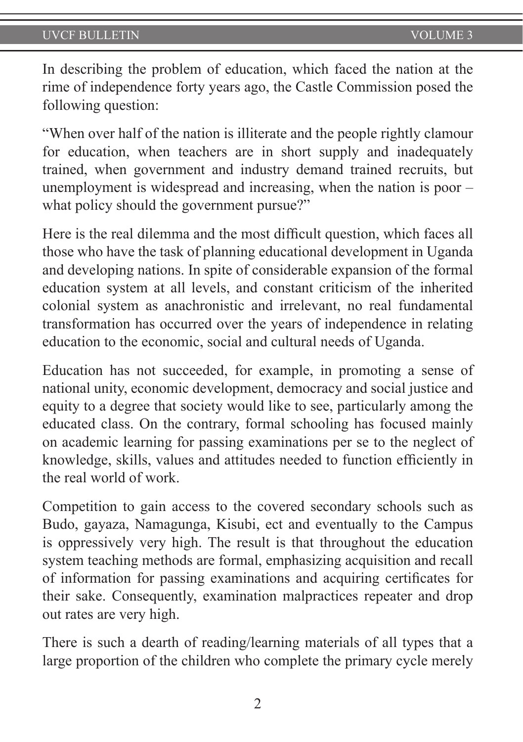In describing the problem of education, which faced the nation at the rime of independence forty years ago, the Castle Commission posed the following question:

"When over half of the nation is illiterate and the people rightly clamour for education, when teachers are in short supply and inadequately trained, when government and industry demand trained recruits, but unemployment is widespread and increasing, when the nation is poor – what policy should the government pursue?"

Here is the real dilemma and the most difficult question, which faces all those who have the task of planning educational development in Uganda and developing nations. In spite of considerable expansion of the formal education system at all levels, and constant criticism of the inherited colonial system as anachronistic and irrelevant, no real fundamental transformation has occurred over the years of independence in relating education to the economic, social and cultural needs of Uganda.

Education has not succeeded, for example, in promoting a sense of national unity, economic development, democracy and social justice and equity to a degree that society would like to see, particularly among the educated class. On the contrary, formal schooling has focused mainly on academic learning for passing examinations per se to the neglect of knowledge, skills, values and attitudes needed to function efficiently in the real world of work.

Competition to gain access to the covered secondary schools such as Budo, gayaza, Namagunga, Kisubi, ect and eventually to the Campus is oppressively very high. The result is that throughout the education system teaching methods are formal, emphasizing acquisition and recall of information for passing examinations and acquiring certificates for their sake. Consequently, examination malpractices repeater and drop out rates are very high.

There is such a dearth of reading/learning materials of all types that a large proportion of the children who complete the primary cycle merely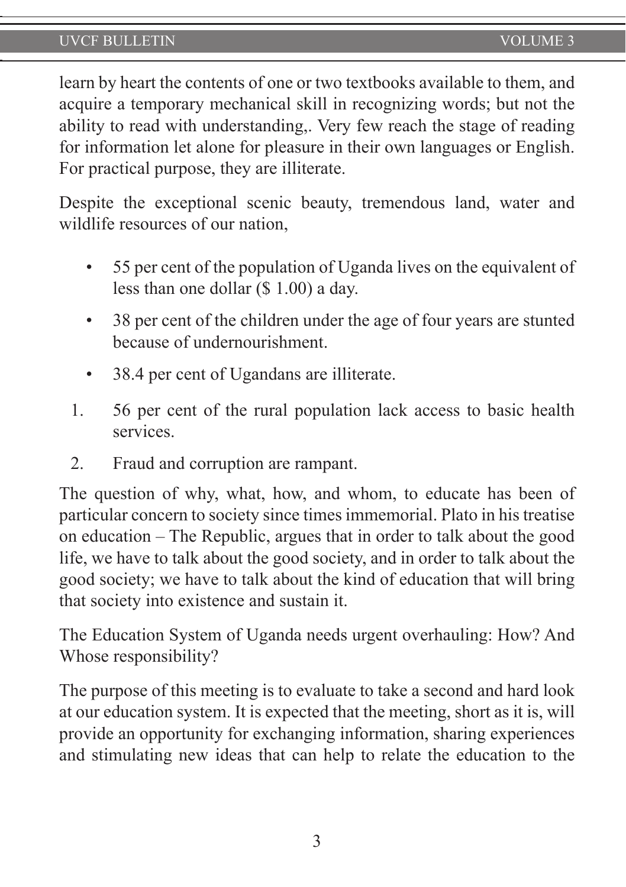learn by heart the contents of one or two textbooks available to them, and acquire a temporary mechanical skill in recognizing words; but not the ability to read with understanding,. Very few reach the stage of reading for information let alone for pleasure in their own languages or English. For practical purpose, they are illiterate.

Despite the exceptional scenic beauty, tremendous land, water and wildlife resources of our nation,

- 55 per cent of the population of Uganda lives on the equivalent of less than one dollar ($ 1.00) a day.
- 38 per cent of the children under the age of four years are stunted because of undernourishment.
- 38.4 per cent of Ugandans are illiterate.

1. 56 per cent of the rural population lack access to basic health services.
2. Fraud and corruption are rampant.

The question of why, what, how, and whom, to educate has been of particular concern to society since times immemorial. Plato in his treatise on education – The Republic, argues that in order to talk about the good life, we have to talk about the good society, and in order to talk about the good society; we have to talk about the kind of education that will bring that society into existence and sustain it.

The Education System of Uganda needs urgent overhauling: How? And Whose responsibility?

The purpose of this meeting is to evaluate to take a second and hard look at our education system. It is expected that the meeting, short as it is, will provide an opportunity for exchanging information, sharing experiences and stimulating new ideas that can help to relate the education to the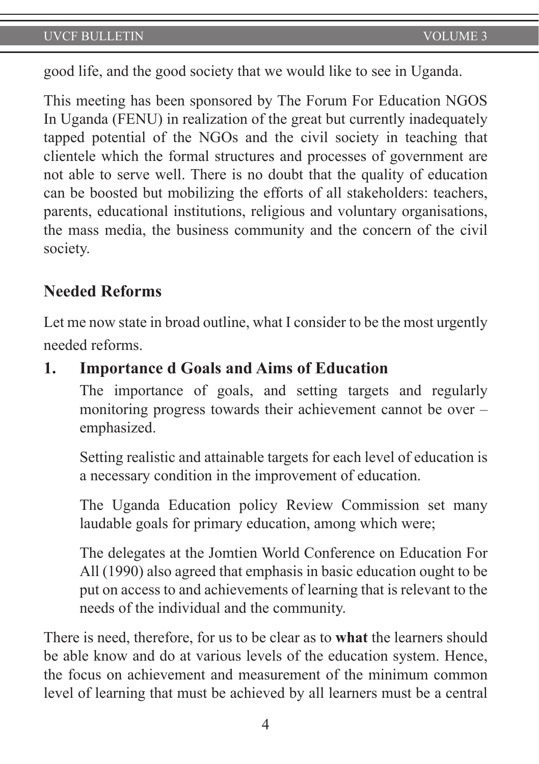good life, and the good society that we would like to see in Uganda.

This meeting has been sponsored by The Forum For Education NGOS In Uganda (FENU) in realization of the great but currently inadequately tapped potential of the NGOs and the civil society in teaching that clientele which the formal structures and processes of government are not able to serve well. There is no doubt that the quality of education can be boosted but mobilizing the efforts of all stakeholders: teachers, parents, educational institutions, religious and voluntary organisations, the mass media, the business community and the concern of the civil society.

## Needed Reforms

Let me now state in broad outline, what I consider to be the most urgently needed reforms.

### 1. Importance d Goals and Aims of Education

The importance of goals, and setting targets and regularly monitoring progress towards their achievement cannot be over – emphasized.

Setting realistic and attainable targets for each level of education is a necessary condition in the improvement of education.

The Uganda Education policy Review Commission set many laudable goals for primary education, among which were;

The delegates at the Jomtien World Conference on Education For All (1990) also agreed that emphasis in basic education ought to be put on access to and achievements of learning that is relevant to the needs of the individual and the community.

There is need, therefore, for us to be clear as to **what** the learners should be able know and do at various levels of the education system. Hence, the focus on achievement and measurement of the minimum common level of learning that must be achieved by all learners must be a central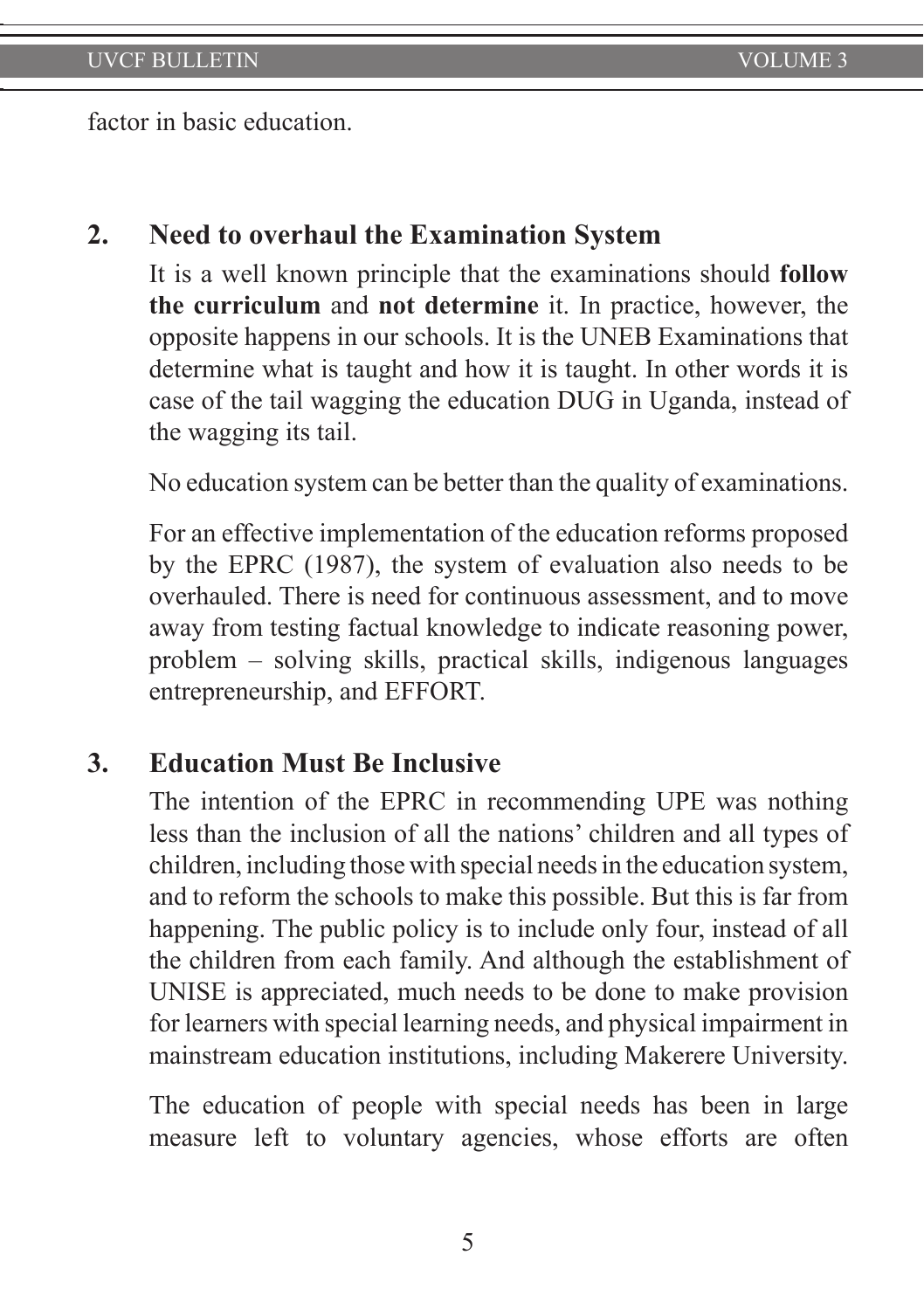factor in basic education.

## 2. Need to overhaul the Examination System

It is a well known principle that the examinations should **follow the curriculum** and **not determine** it. In practice, however, the opposite happens in our schools. It is the UNEB Examinations that determine what is taught and how it is taught. In other words it is case of the tail wagging the education DUG in Uganda, instead of the wagging its tail.

No education system can be better than the quality of examinations.

For an effective implementation of the education reforms proposed by the EPRC (1987), the system of evaluation also needs to be overhauled. There is need for continuous assessment, and to move away from testing factual knowledge to indicate reasoning power, problem – solving skills, practical skills, indigenous languages entrepreneurship, and EFFORT.

## 3. Education Must Be Inclusive

The intention of the EPRC in recommending UPE was nothing less than the inclusion of all the nations' children and all types of children, including those with special needs in the education system, and to reform the schools to make this possible. But this is far from happening. The public policy is to include only four, instead of all the children from each family. And although the establishment of UNISE is appreciated, much needs to be done to make provision for learners with special learning needs, and physical impairment in mainstream education institutions, including Makerere University.

The education of people with special needs has been in large measure left to voluntary agencies, whose efforts are often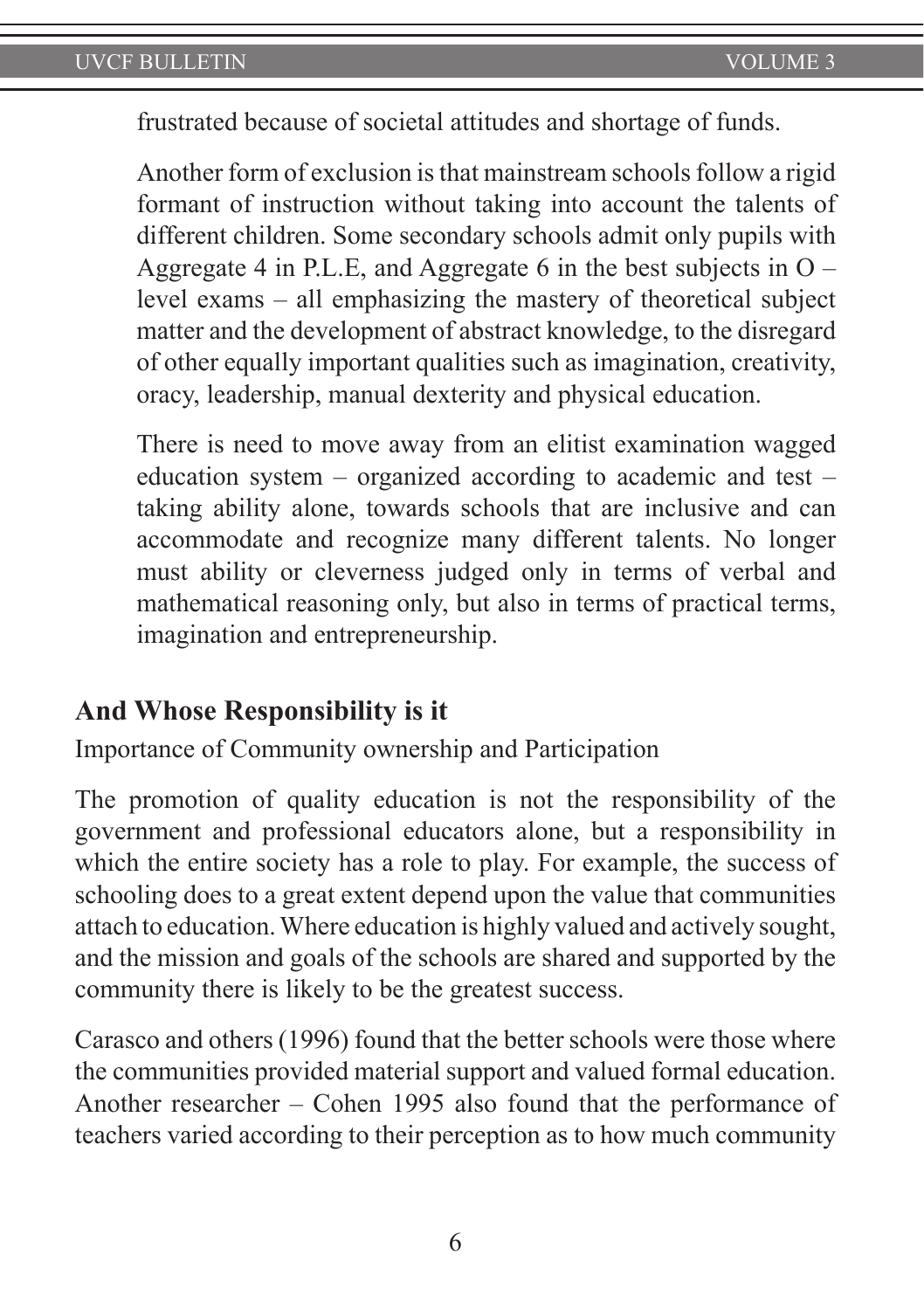frustrated because of societal attitudes and shortage of funds.

Another form of exclusion is that mainstream schools follow a rigid formant of instruction without taking into account the talents of different children. Some secondary schools admit only pupils with Aggregate 4 in P.L.E, and Aggregate 6 in the best subjects in O – level exams – all emphasizing the mastery of theoretical subject matter and the development of abstract knowledge, to the disregard of other equally important qualities such as imagination, creativity, oracy, leadership, manual dexterity and physical education.

There is need to move away from an elitist examination wagged education system – organized according to academic and test – taking ability alone, towards schools that are inclusive and can accommodate and recognize many different talents. No longer must ability or cleverness judged only in terms of verbal and mathematical reasoning only, but also in terms of practical terms, imagination and entrepreneurship.

## And Whose Responsibility is it

Importance of Community ownership and Participation

The promotion of quality education is not the responsibility of the government and professional educators alone, but a responsibility in which the entire society has a role to play. For example, the success of schooling does to a great extent depend upon the value that communities attach to education. Where education is highly valued and actively sought, and the mission and goals of the schools are shared and supported by the community there is likely to be the greatest success.

Carasco and others (1996) found that the better schools were those where the communities provided material support and valued formal education. Another researcher – Cohen 1995 also found that the performance of teachers varied according to their perception as to how much community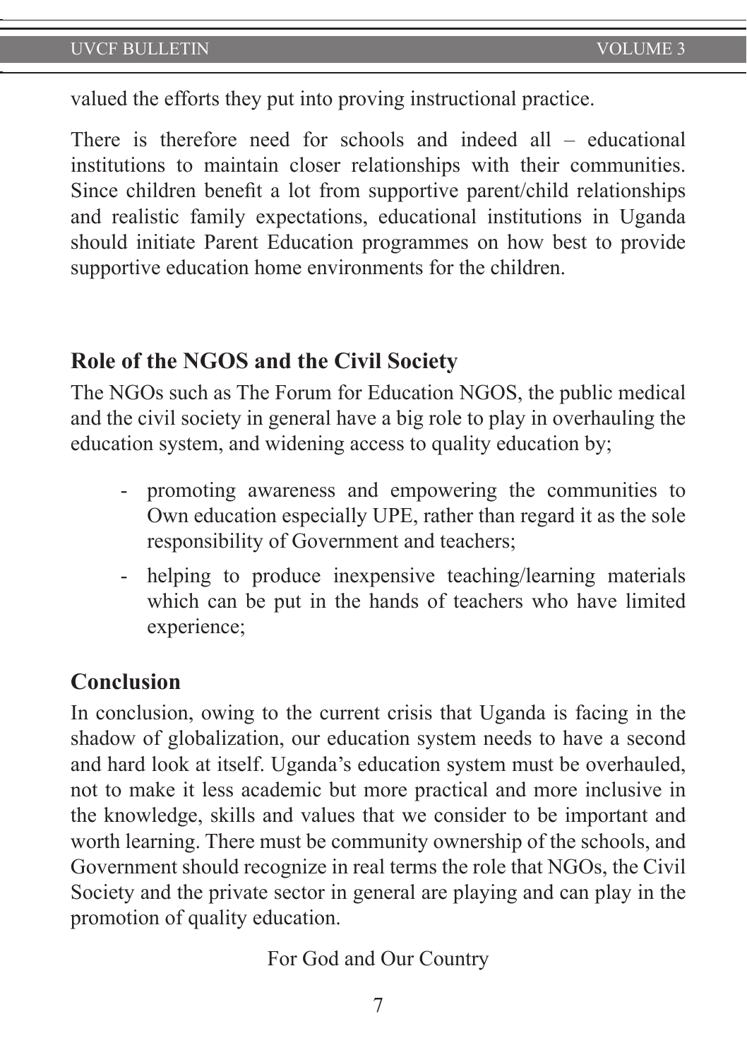valued the efforts they put into proving instructional practice.

There is therefore need for schools and indeed all – educational institutions to maintain closer relationships with their communities. Since children benefit a lot from supportive parent/child relationships and realistic family expectations, educational institutions in Uganda should initiate Parent Education programmes on how best to provide supportive education home environments for the children.

## Role of the NGOS and the Civil Society

The NGOs such as The Forum for Education NGOS, the public medical and the civil society in general have a big role to play in overhauling the education system, and widening access to quality education by;

- promoting awareness and empowering the communities to Own education especially UPE, rather than regard it as the sole responsibility of Government and teachers;
- helping to produce inexpensive teaching/learning materials which can be put in the hands of teachers who have limited experience;

## Conclusion

In conclusion, owing to the current crisis that Uganda is facing in the shadow of globalization, our education system needs to have a second and hard look at itself. Uganda's education system must be overhauled, not to make it less academic but more practical and more inclusive in the knowledge, skills and values that we consider to be important and worth learning. There must be community ownership of the schools, and Government should recognize in real terms the role that NGOs, the Civil Society and the private sector in general are playing and can play in the promotion of quality education.

For God and Our Country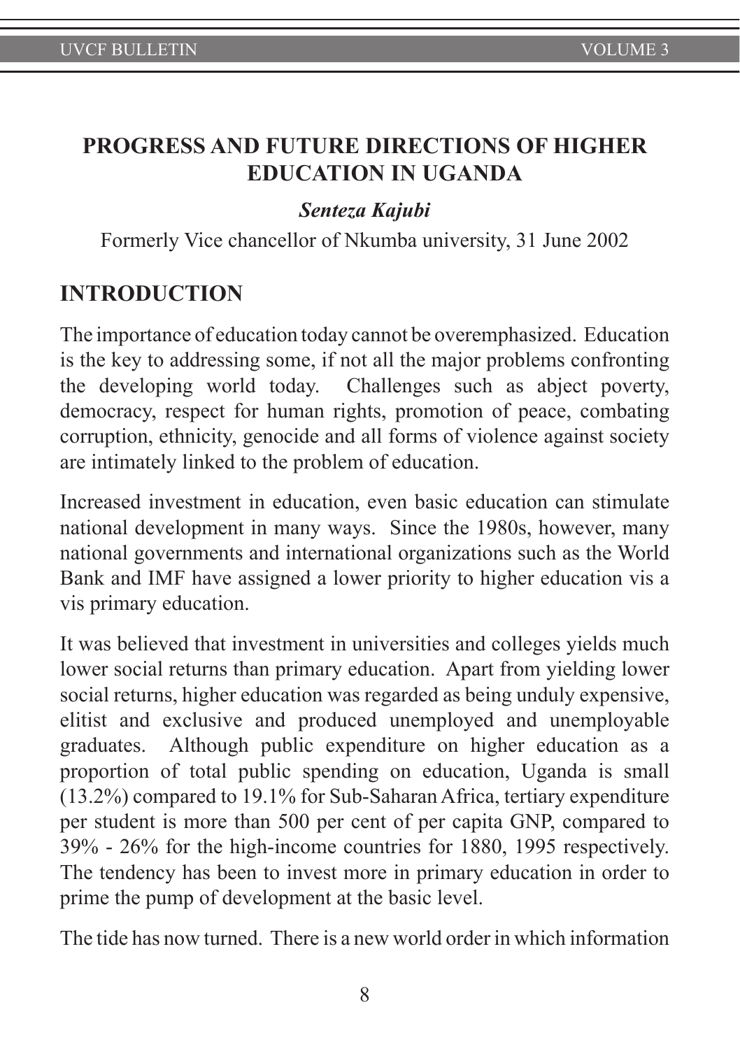# PROGRESS AND FUTURE DIRECTIONS OF HIGHER EDUCATION IN UGANDA

***Senteza Kajubi***

Formerly Vice chancellor of Nkumba university, 31 June 2002

## INTRODUCTION

The importance of education today cannot be overemphasized. Education is the key to addressing some, if not all the major problems confronting the developing world today. Challenges such as abject poverty, democracy, respect for human rights, promotion of peace, combating corruption, ethnicity, genocide and all forms of violence against society are intimately linked to the problem of education.

Increased investment in education, even basic education can stimulate national development in many ways. Since the 1980s, however, many national governments and international organizations such as the World Bank and IMF have assigned a lower priority to higher education vis a vis primary education.

It was believed that investment in universities and colleges yields much lower social returns than primary education. Apart from yielding lower social returns, higher education was regarded as being unduly expensive, elitist and exclusive and produced unemployed and unemployable graduates. Although public expenditure on higher education as a proportion of total public spending on education, Uganda is small (13.2%) compared to 19.1% for Sub-Saharan Africa, tertiary expenditure per student is more than 500 per cent of per capita GNP, compared to 39% - 26% for the high-income countries for 1880, 1995 respectively. The tendency has been to invest more in primary education in order to prime the pump of development at the basic level.

The tide has now turned. There is a new world order in which information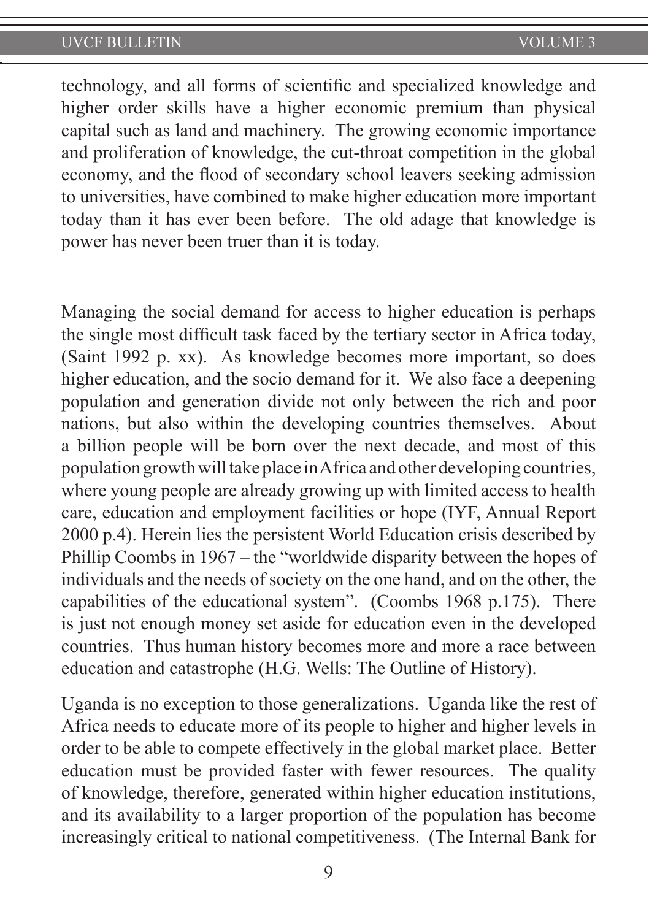technology, and all forms of scientific and specialized knowledge and higher order skills have a higher economic premium than physical capital such as land and machinery. The growing economic importance and proliferation of knowledge, the cut-throat competition in the global economy, and the flood of secondary school leavers seeking admission to universities, have combined to make higher education more important today than it has ever been before. The old adage that knowledge is power has never been truer than it is today.

Managing the social demand for access to higher education is perhaps the single most difficult task faced by the tertiary sector in Africa today, (Saint 1992 p. xx). As knowledge becomes more important, so does higher education, and the socio demand for it. We also face a deepening population and generation divide not only between the rich and poor nations, but also within the developing countries themselves. About a billion people will be born over the next decade, and most of this population growth will take place in Africa and other developing countries, where young people are already growing up with limited access to health care, education and employment facilities or hope (IYF, Annual Report 2000 p.4). Herein lies the persistent World Education crisis described by Phillip Coombs in 1967 – the "worldwide disparity between the hopes of individuals and the needs of society on the one hand, and on the other, the capabilities of the educational system". (Coombs 1968 p.175). There is just not enough money set aside for education even in the developed countries. Thus human history becomes more and more a race between education and catastrophe (H.G. Wells: The Outline of History).

Uganda is no exception to those generalizations. Uganda like the rest of Africa needs to educate more of its people to higher and higher levels in order to be able to compete effectively in the global market place. Better education must be provided faster with fewer resources. The quality of knowledge, therefore, generated within higher education institutions, and its availability to a larger proportion of the population has become increasingly critical to national competitiveness. (The Internal Bank for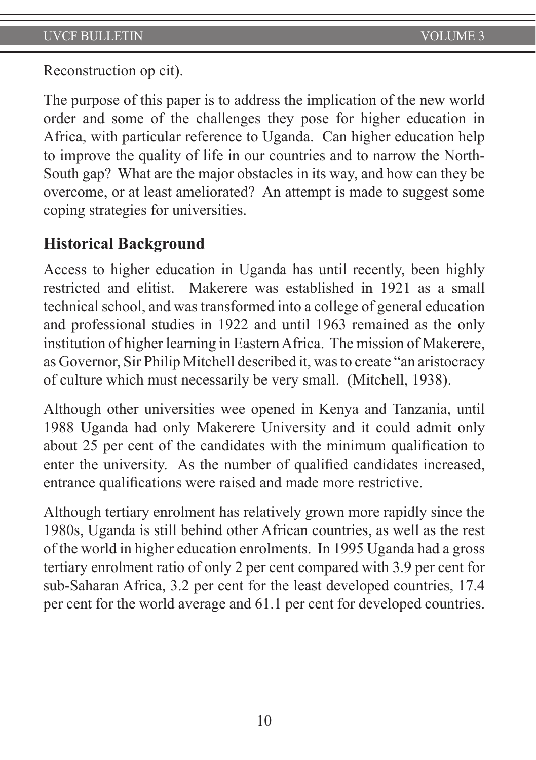Reconstruction op cit).

The purpose of this paper is to address the implication of the new world order and some of the challenges they pose for higher education in Africa, with particular reference to Uganda. Can higher education help to improve the quality of life in our countries and to narrow the North-South gap? What are the major obstacles in its way, and how can they be overcome, or at least ameliorated? An attempt is made to suggest some coping strategies for universities.

## Historical Background

Access to higher education in Uganda has until recently, been highly restricted and elitist. Makerere was established in 1921 as a small technical school, and was transformed into a college of general education and professional studies in 1922 and until 1963 remained as the only institution of higher learning in Eastern Africa. The mission of Makerere, as Governor, Sir Philip Mitchell described it, was to create "an aristocracy of culture which must necessarily be very small. (Mitchell, 1938).

Although other universities wee opened in Kenya and Tanzania, until 1988 Uganda had only Makerere University and it could admit only about 25 per cent of the candidates with the minimum qualification to enter the university. As the number of qualified candidates increased, entrance qualifications were raised and made more restrictive.

Although tertiary enrolment has relatively grown more rapidly since the 1980s, Uganda is still behind other African countries, as well as the rest of the world in higher education enrolments. In 1995 Uganda had a gross tertiary enrolment ratio of only 2 per cent compared with 3.9 per cent for sub-Saharan Africa, 3.2 per cent for the least developed countries, 17.4 per cent for the world average and 61.1 per cent for developed countries.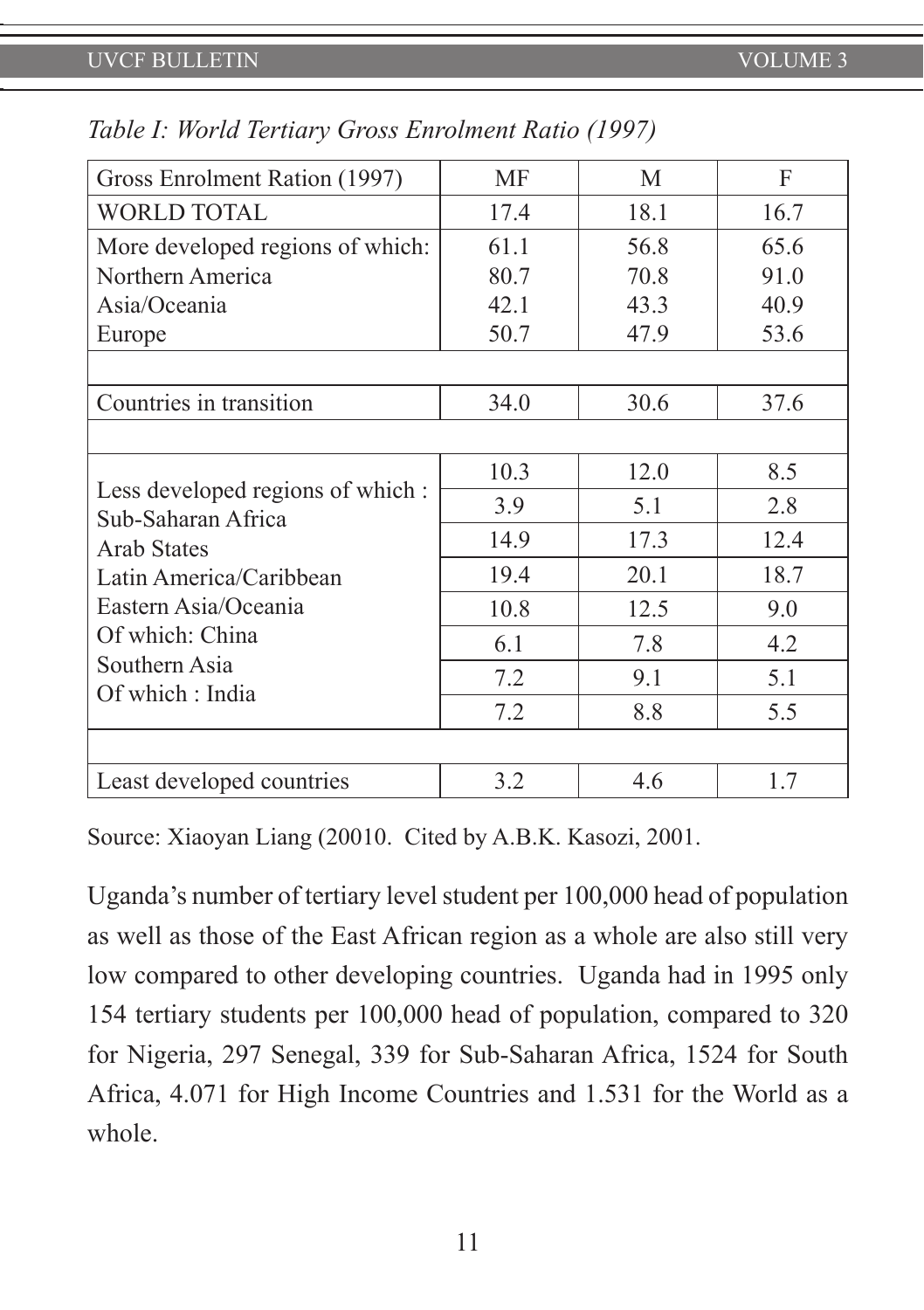*Table I: World Tertiary Gross Enrolment Ratio (1997)*

| Gross Enrolment Ration (1997) | MF | M | F |
|---|---|---|---|
| WORLD TOTAL | 17.4 | 18.1 | 16.7 |
| More developed regions of which: | 61.1 | 56.8 | 65.6 |
| Northern America | 80.7 | 70.8 | 91.0 |
| Asia/Oceania | 42.1 | 43.3 | 40.9 |
| Europe | 50.7 | 47.9 | 53.6 |
| | | | |
| Countries in transition | 34.0 | 30.6 | 37.6 |
| | | | |
| Less developed regions of which : | 10.3 | 12.0 | 8.5 |
| Sub-Saharan Africa | 3.9 | 5.1 | 2.8 |
| Arab States | 14.9 | 17.3 | 12.4 |
| Latin America/Caribbean | 19.4 | 20.1 | 18.7 |
| Eastern Asia/Oceania | 10.8 | 12.5 | 9.0 |
| Of which: China | 6.1 | 7.8 | 4.2 |
| Southern Asia | 7.2 | 9.1 | 5.1 |
| Of which : India | 7.2 | 8.8 | 5.5 |
| | | | |
| Least developed countries | 3.2 | 4.6 | 1.7 |

Source: Xiaoyan Liang (20010. Cited by A.B.K. Kasozi, 2001.

Uganda's number of tertiary level student per 100,000 head of population as well as those of the East African region as a whole are also still very low compared to other developing countries. Uganda had in 1995 only 154 tertiary students per 100,000 head of population, compared to 320 for Nigeria, 297 Senegal, 339 for Sub-Saharan Africa, 1524 for South Africa, 4.071 for High Income Countries and 1.531 for the World as a whole.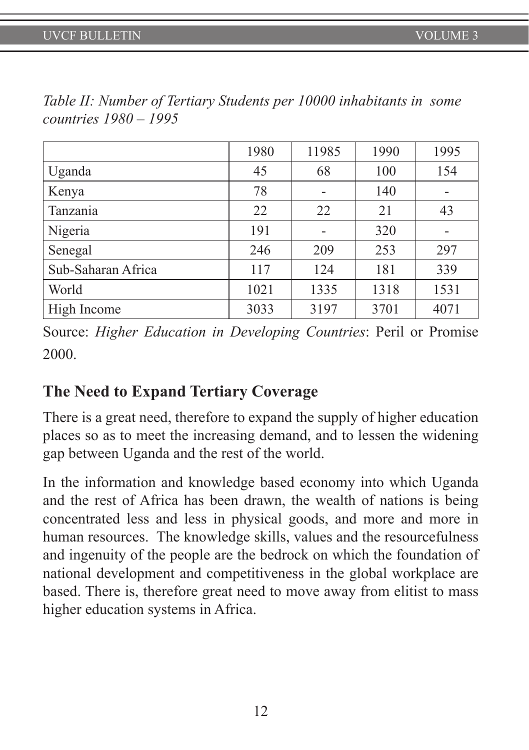*Table II: Number of Tertiary Students per 10000 inhabitants in some countries 1980 – 1995*

| | 1980 | 11985 | 1990 | 1995 |
|---|---|---|---|---|
| Uganda | 45 | 68 | 100 | 154 |
| Kenya | 78 | - | 140 | - |
| Tanzania | 22 | 22 | 21 | 43 |
| Nigeria | 191 | - | 320 | - |
| Senegal | 246 | 209 | 253 | 297 |
| Sub-Saharan Africa | 117 | 124 | 181 | 339 |
| World | 1021 | 1335 | 1318 | 1531 |
| High Income | 3033 | 3197 | 3701 | 4071 |

Source: *Higher Education in Developing Countries*: Peril or Promise 2000.

## The Need to Expand Tertiary Coverage

There is a great need, therefore to expand the supply of higher education places so as to meet the increasing demand, and to lessen the widening gap between Uganda and the rest of the world.

In the information and knowledge based economy into which Uganda and the rest of Africa has been drawn, the wealth of nations is being concentrated less and less in physical goods, and more and more in human resources. The knowledge skills, values and the resourcefulness and ingenuity of the people are the bedrock on which the foundation of national development and competitiveness in the global workplace are based. There is, therefore great need to move away from elitist to mass higher education systems in Africa.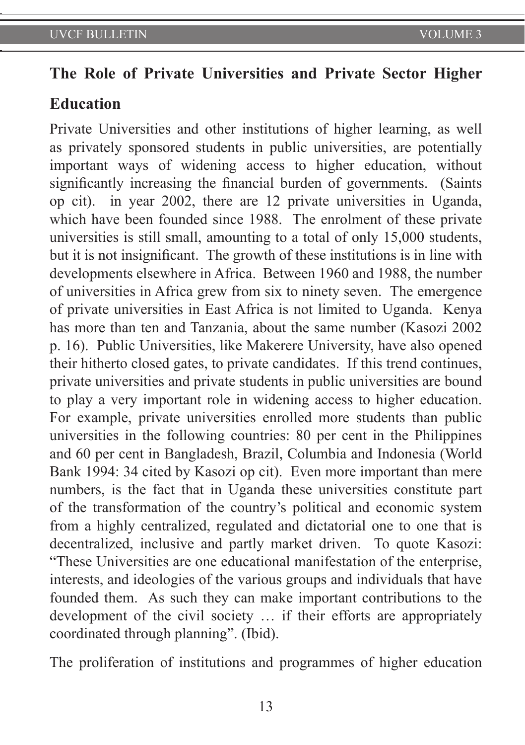## The Role of Private Universities and Private Sector Higher Education

Private Universities and other institutions of higher learning, as well as privately sponsored students in public universities, are potentially important ways of widening access to higher education, without significantly increasing the financial burden of governments. (Saints op cit). in year 2002, there are 12 private universities in Uganda, which have been founded since 1988. The enrolment of these private universities is still small, amounting to a total of only 15,000 students, but it is not insignificant. The growth of these institutions is in line with developments elsewhere in Africa. Between 1960 and 1988, the number of universities in Africa grew from six to ninety seven. The emergence of private universities in East Africa is not limited to Uganda. Kenya has more than ten and Tanzania, about the same number (Kasozi 2002 p. 16). Public Universities, like Makerere University, have also opened their hitherto closed gates, to private candidates. If this trend continues, private universities and private students in public universities are bound to play a very important role in widening access to higher education. For example, private universities enrolled more students than public universities in the following countries: 80 per cent in the Philippines and 60 per cent in Bangladesh, Brazil, Columbia and Indonesia (World Bank 1994: 34 cited by Kasozi op cit). Even more important than mere numbers, is the fact that in Uganda these universities constitute part of the transformation of the country's political and economic system from a highly centralized, regulated and dictatorial one to one that is decentralized, inclusive and partly market driven. To quote Kasozi: "These Universities are one educational manifestation of the enterprise, interests, and ideologies of the various groups and individuals that have founded them. As such they can make important contributions to the development of the civil society … if their efforts are appropriately coordinated through planning". (Ibid).

The proliferation of institutions and programmes of higher education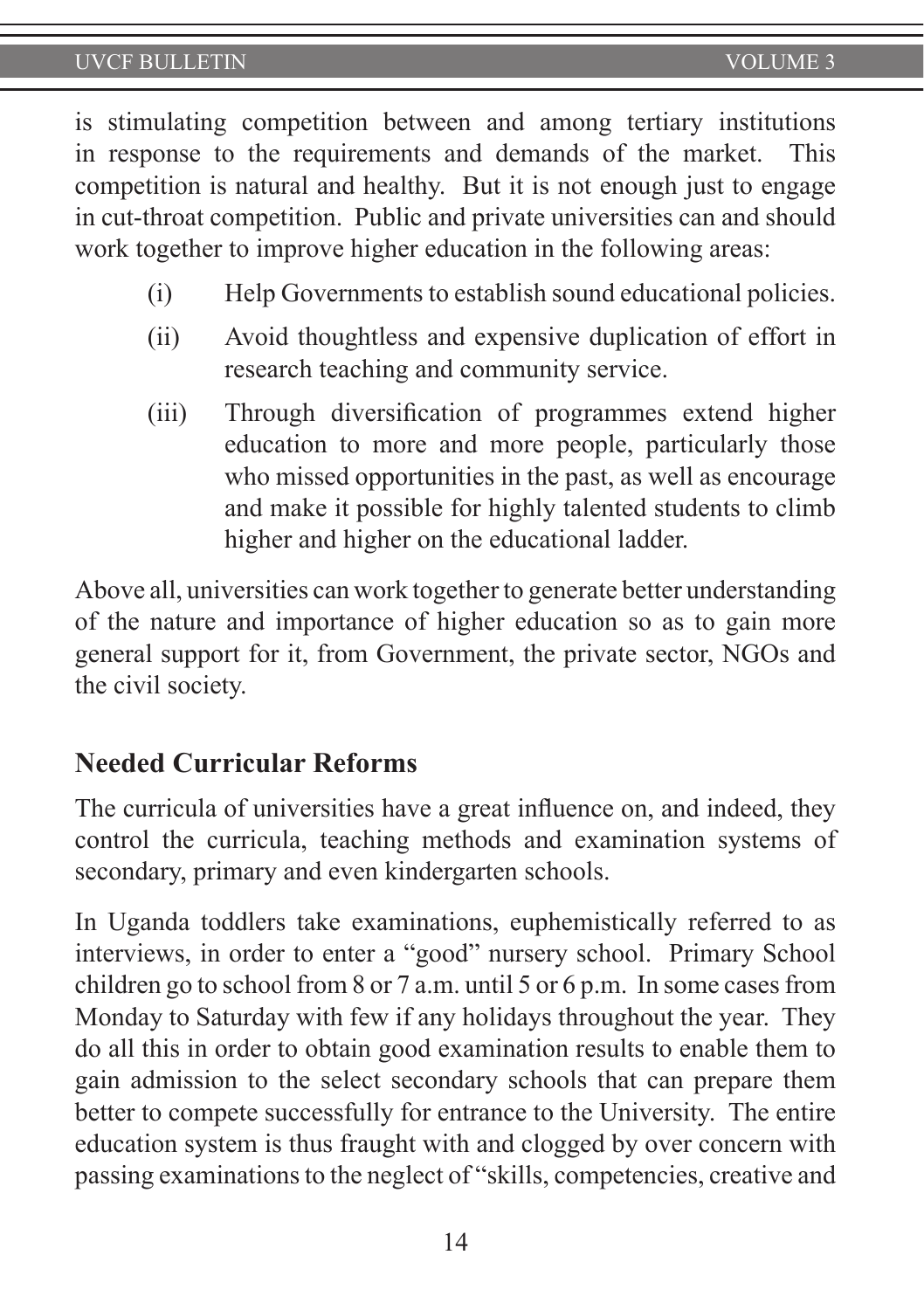is stimulating competition between and among tertiary institutions in response to the requirements and demands of the market. This competition is natural and healthy. But it is not enough just to engage in cut-throat competition. Public and private universities can and should work together to improve higher education in the following areas:

(i) Help Governments to establish sound educational policies.

(ii) Avoid thoughtless and expensive duplication of effort in research teaching and community service.

(iii) Through diversification of programmes extend higher education to more and more people, particularly those who missed opportunities in the past, as well as encourage and make it possible for highly talented students to climb higher and higher on the educational ladder.

Above all, universities can work together to generate better understanding of the nature and importance of higher education so as to gain more general support for it, from Government, the private sector, NGOs and the civil society.

## Needed Curricular Reforms

The curricula of universities have a great influence on, and indeed, they control the curricula, teaching methods and examination systems of secondary, primary and even kindergarten schools.

In Uganda toddlers take examinations, euphemistically referred to as interviews, in order to enter a "good" nursery school. Primary School children go to school from 8 or 7 a.m. until 5 or 6 p.m. In some cases from Monday to Saturday with few if any holidays throughout the year. They do all this in order to obtain good examination results to enable them to gain admission to the select secondary schools that can prepare them better to compete successfully for entrance to the University. The entire education system is thus fraught with and clogged by over concern with passing examinations to the neglect of "skills, competencies, creative and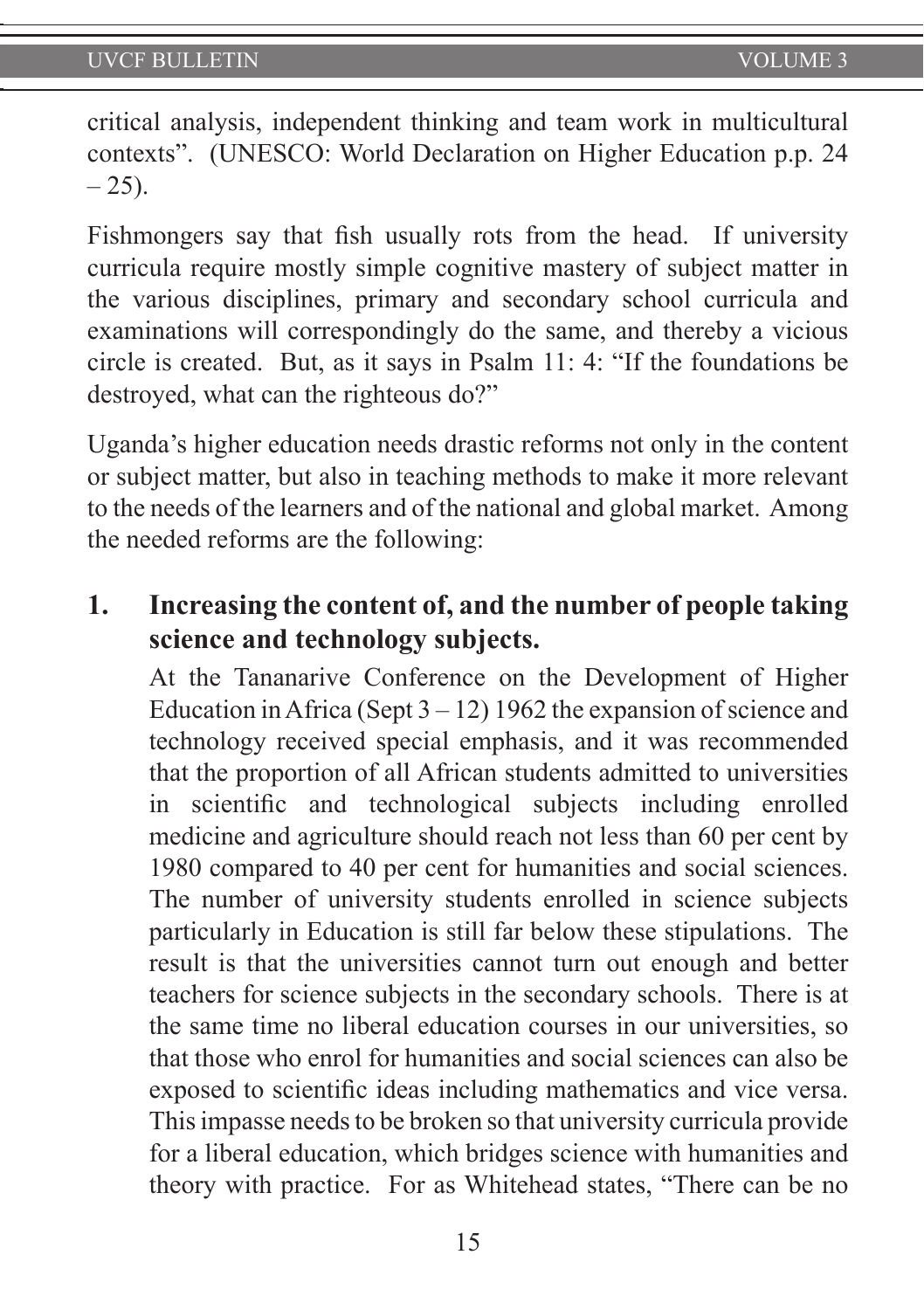critical analysis, independent thinking and team work in multicultural contexts". (UNESCO: World Declaration on Higher Education p.p. 24 – 25).

Fishmongers say that fish usually rots from the head. If university curricula require mostly simple cognitive mastery of subject matter in the various disciplines, primary and secondary school curricula and examinations will correspondingly do the same, and thereby a vicious circle is created. But, as it says in Psalm 11: 4: "If the foundations be destroyed, what can the righteous do?"

Uganda's higher education needs drastic reforms not only in the content or subject matter, but also in teaching methods to make it more relevant to the needs of the learners and of the national and global market. Among the needed reforms are the following:

1. **Increasing the content of, and the number of people taking science and technology subjects.**

   At the Tananarive Conference on the Development of Higher Education in Africa (Sept 3 – 12) 1962 the expansion of science and technology received special emphasis, and it was recommended that the proportion of all African students admitted to universities in scientific and technological subjects including enrolled medicine and agriculture should reach not less than 60 per cent by 1980 compared to 40 per cent for humanities and social sciences. The number of university students enrolled in science subjects particularly in Education is still far below these stipulations. The result is that the universities cannot turn out enough and better teachers for science subjects in the secondary schools. There is at the same time no liberal education courses in our universities, so that those who enrol for humanities and social sciences can also be exposed to scientific ideas including mathematics and vice versa. This impasse needs to be broken so that university curricula provide for a liberal education, which bridges science with humanities and theory with practice. For as Whitehead states, "There can be no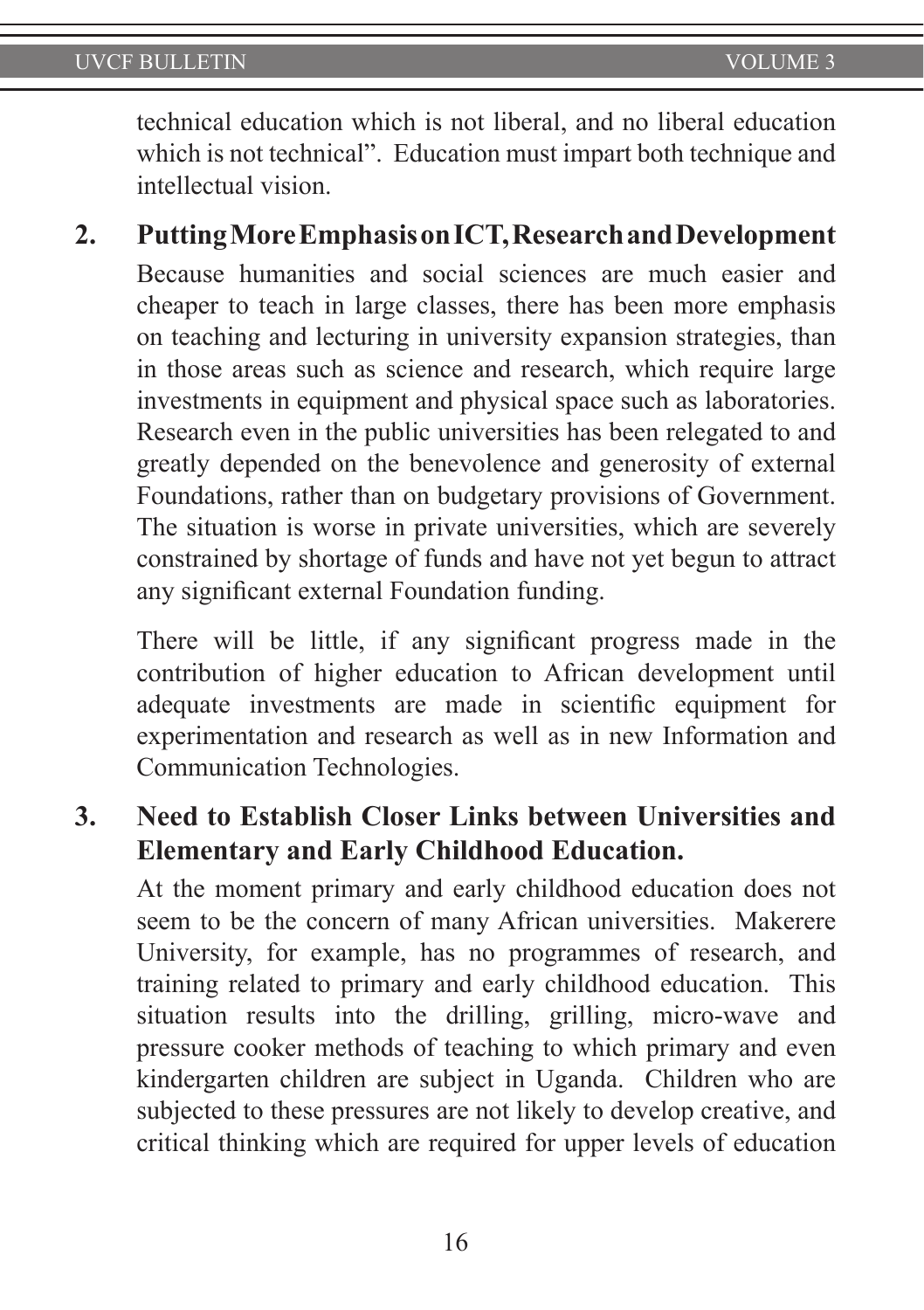technical education which is not liberal, and no liberal education which is not technical". Education must impart both technique and intellectual vision.

**2. Putting More Emphasis on ICT, Research and Development**

Because humanities and social sciences are much easier and cheaper to teach in large classes, there has been more emphasis on teaching and lecturing in university expansion strategies, than in those areas such as science and research, which require large investments in equipment and physical space such as laboratories. Research even in the public universities has been relegated to and greatly depended on the benevolence and generosity of external Foundations, rather than on budgetary provisions of Government. The situation is worse in private universities, which are severely constrained by shortage of funds and have not yet begun to attract any significant external Foundation funding.

There will be little, if any significant progress made in the contribution of higher education to African development until adequate investments are made in scientific equipment for experimentation and research as well as in new Information and Communication Technologies.

**3. Need to Establish Closer Links between Universities and Elementary and Early Childhood Education.**

At the moment primary and early childhood education does not seem to be the concern of many African universities. Makerere University, for example, has no programmes of research, and training related to primary and early childhood education. This situation results into the drilling, grilling, micro-wave and pressure cooker methods of teaching to which primary and even kindergarten children are subject in Uganda. Children who are subjected to these pressures are not likely to develop creative, and critical thinking which are required for upper levels of education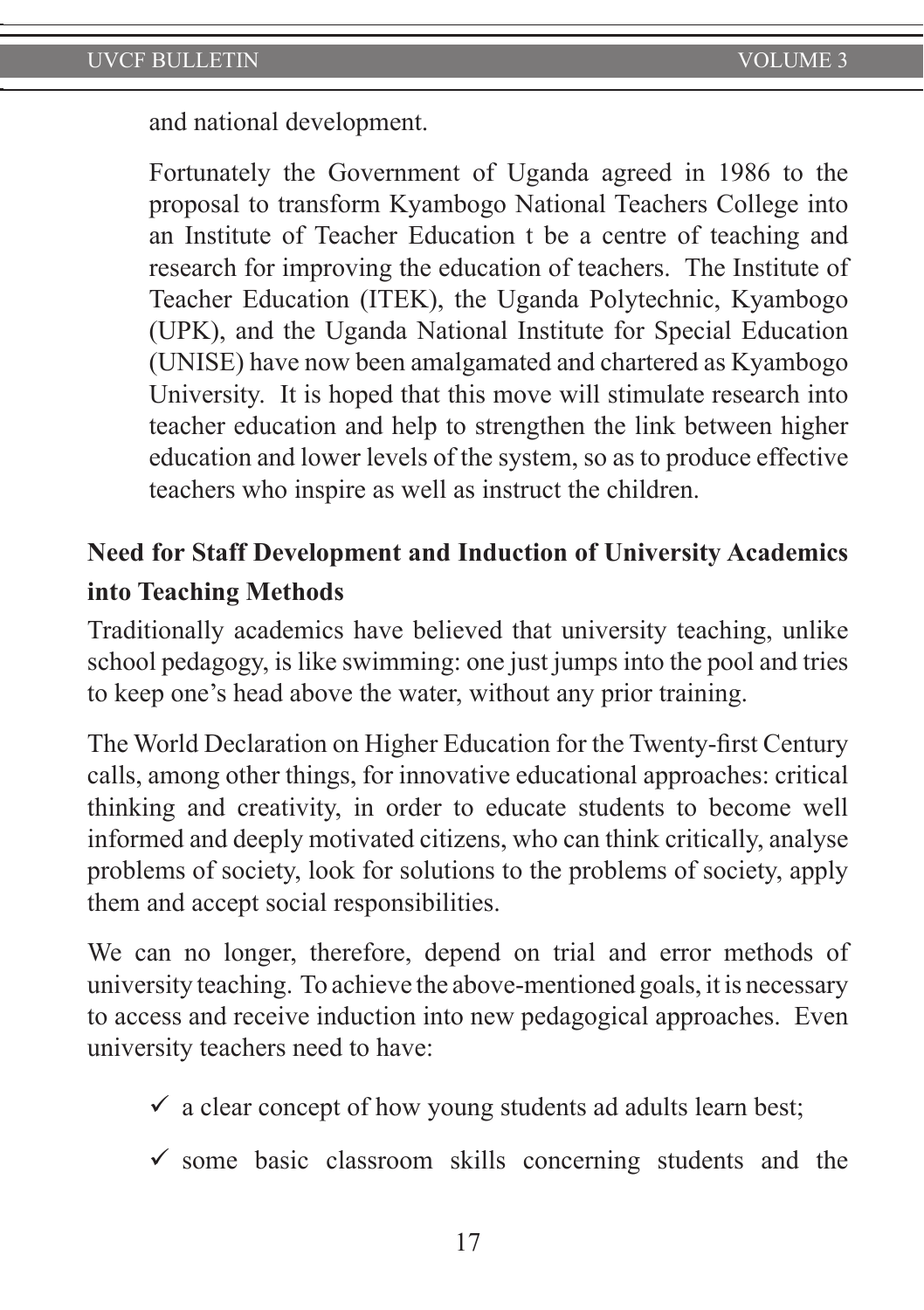and national development.

Fortunately the Government of Uganda agreed in 1986 to the proposal to transform Kyambogo National Teachers College into an Institute of Teacher Education t be a centre of teaching and research for improving the education of teachers. The Institute of Teacher Education (ITEK), the Uganda Polytechnic, Kyambogo (UPK), and the Uganda National Institute for Special Education (UNISE) have now been amalgamated and chartered as Kyambogo University. It is hoped that this move will stimulate research into teacher education and help to strengthen the link between higher education and lower levels of the system, so as to produce effective teachers who inspire as well as instruct the children.

## Need for Staff Development and Induction of University Academics into Teaching Methods

Traditionally academics have believed that university teaching, unlike school pedagogy, is like swimming: one just jumps into the pool and tries to keep one's head above the water, without any prior training.

The World Declaration on Higher Education for the Twenty-first Century calls, among other things, for innovative educational approaches: critical thinking and creativity, in order to educate students to become well informed and deeply motivated citizens, who can think critically, analyse problems of society, look for solutions to the problems of society, apply them and accept social responsibilities.

We can no longer, therefore, depend on trial and error methods of university teaching. To achieve the above-mentioned goals, it is necessary to access and receive induction into new pedagogical approaches. Even university teachers need to have:

- ✓ a clear concept of how young students ad adults learn best;
- ✓ some basic classroom skills concerning students and the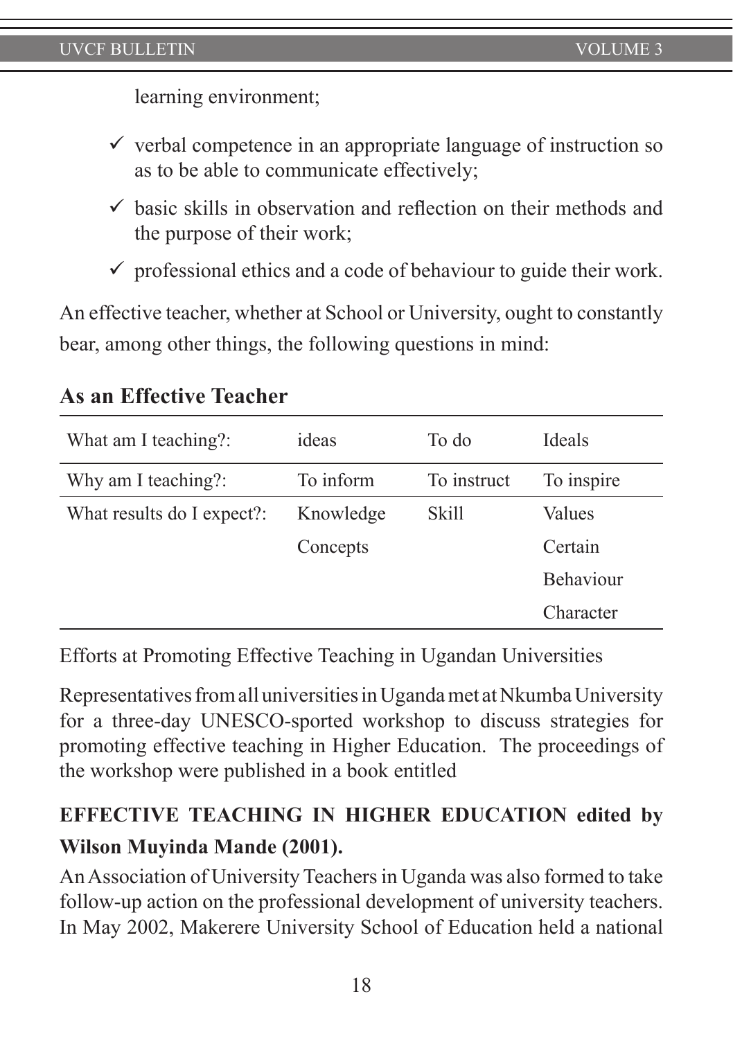learning environment;

- ✓ verbal competence in an appropriate language of instruction so as to be able to communicate effectively;
- ✓ basic skills in observation and reflection on their methods and the purpose of their work;
- ✓ professional ethics and a code of behaviour to guide their work.

An effective teacher, whether at School or University, ought to constantly bear, among other things, the following questions in mind:

### As an Effective Teacher

| What am I teaching?: | ideas | To do | Ideals |
|---|---|---|---|
| Why am I teaching?: | To inform | To instruct | To inspire |
| What results do I expect?: | Knowledge | Skill | Values |
| | Concepts | | Certain |
| | | | Behaviour |
| | | | Character |

Efforts at Promoting Effective Teaching in Ugandan Universities

Representatives from all universities in Uganda met at Nkumba University for a three-day UNESCO-sported workshop to discuss strategies for promoting effective teaching in Higher Education. The proceedings of the workshop were published in a book entitled

**EFFECTIVE TEACHING IN HIGHER EDUCATION edited by Wilson Muyinda Mande (2001).**

An Association of University Teachers in Uganda was also formed to take follow-up action on the professional development of university teachers. In May 2002, Makerere University School of Education held a national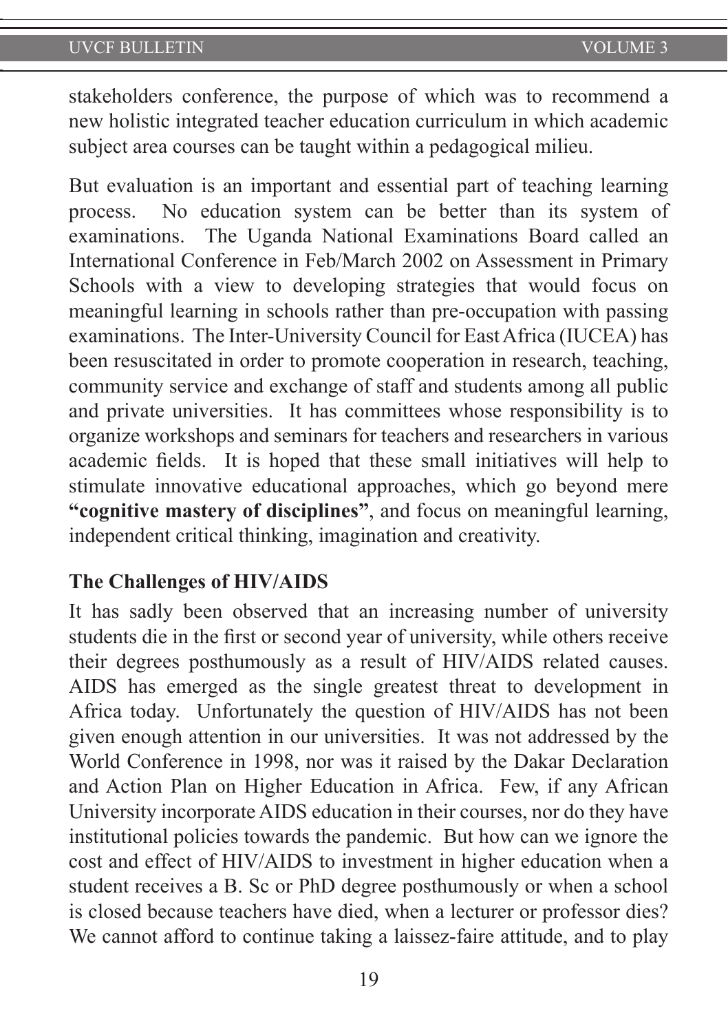stakeholders conference, the purpose of which was to recommend a new holistic integrated teacher education curriculum in which academic subject area courses can be taught within a pedagogical milieu.

But evaluation is an important and essential part of teaching learning process. No education system can be better than its system of examinations. The Uganda National Examinations Board called an International Conference in Feb/March 2002 on Assessment in Primary Schools with a view to developing strategies that would focus on meaningful learning in schools rather than pre-occupation with passing examinations. The Inter-University Council for East Africa (IUCEA) has been resuscitated in order to promote cooperation in research, teaching, community service and exchange of staff and students among all public and private universities. It has committees whose responsibility is to organize workshops and seminars for teachers and researchers in various academic fields. It is hoped that these small initiatives will help to stimulate innovative educational approaches, which go beyond mere **"cognitive mastery of disciplines"**, and focus on meaningful learning, independent critical thinking, imagination and creativity.

**The Challenges of HIV/AIDS**

It has sadly been observed that an increasing number of university students die in the first or second year of university, while others receive their degrees posthumously as a result of HIV/AIDS related causes. AIDS has emerged as the single greatest threat to development in Africa today. Unfortunately the question of HIV/AIDS has not been given enough attention in our universities. It was not addressed by the World Conference in 1998, nor was it raised by the Dakar Declaration and Action Plan on Higher Education in Africa. Few, if any African University incorporate AIDS education in their courses, nor do they have institutional policies towards the pandemic. But how can we ignore the cost and effect of HIV/AIDS to investment in higher education when a student receives a B. Sc or PhD degree posthumously or when a school is closed because teachers have died, when a lecturer or professor dies? We cannot afford to continue taking a laissez-faire attitude, and to play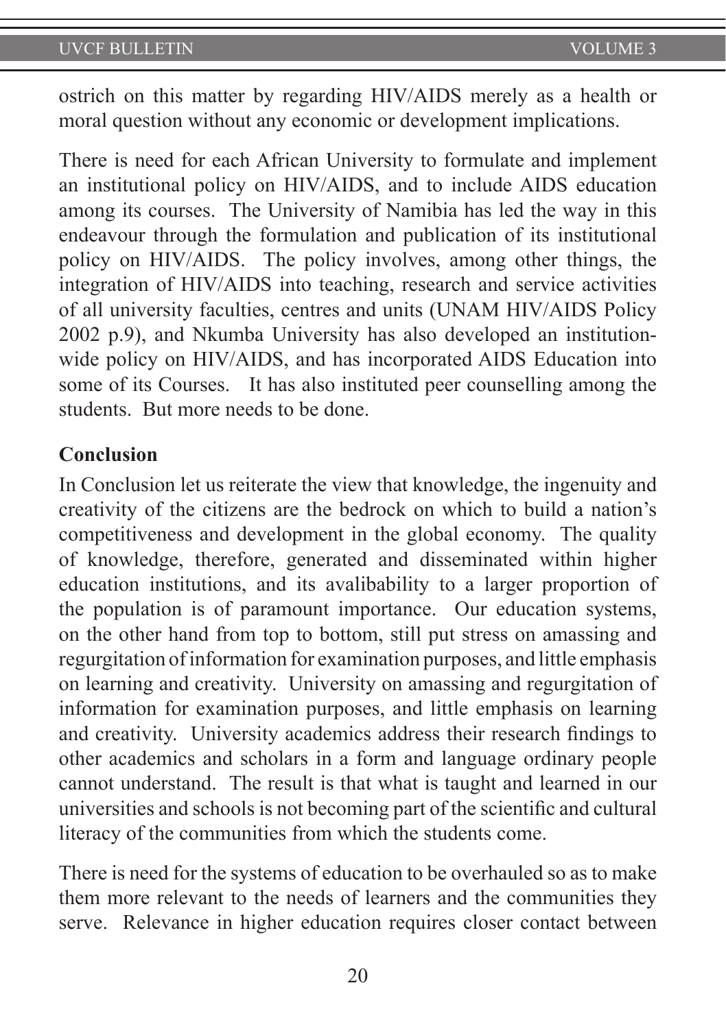ostrich on this matter by regarding HIV/AIDS merely as a health or moral question without any economic or development implications.

There is need for each African University to formulate and implement an institutional policy on HIV/AIDS, and to include AIDS education among its courses. The University of Namibia has led the way in this endeavour through the formulation and publication of its institutional policy on HIV/AIDS. The policy involves, among other things, the integration of HIV/AIDS into teaching, research and service activities of all university faculties, centres and units (UNAM HIV/AIDS Policy 2002 p.9), and Nkumba University has also developed an institution-wide policy on HIV/AIDS, and has incorporated AIDS Education into some of its Courses. It has also instituted peer counselling among the students. But more needs to be done.

**Conclusion**

In Conclusion let us reiterate the view that knowledge, the ingenuity and creativity of the citizens are the bedrock on which to build a nation's competitiveness and development in the global economy. The quality of knowledge, therefore, generated and disseminated within higher education institutions, and its avalibability to a larger proportion of the population is of paramount importance. Our education systems, on the other hand from top to bottom, still put stress on amassing and regurgitation of information for examination purposes, and little emphasis on learning and creativity. University on amassing and regurgitation of information for examination purposes, and little emphasis on learning and creativity. University academics address their research findings to other academics and scholars in a form and language ordinary people cannot understand. The result is that what is taught and learned in our universities and schools is not becoming part of the scientific and cultural literacy of the communities from which the students come.

There is need for the systems of education to be overhauled so as to make them more relevant to the needs of learners and the communities they serve. Relevance in higher education requires closer contact between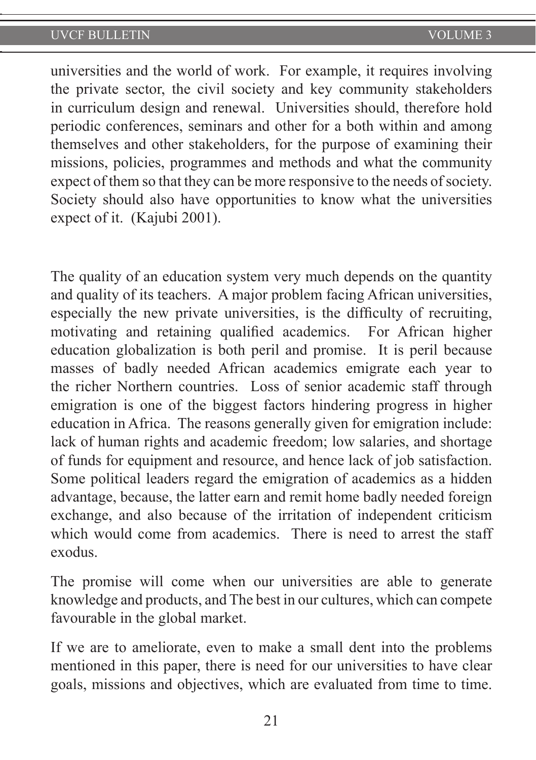universities and the world of work. For example, it requires involving the private sector, the civil society and key community stakeholders in curriculum design and renewal. Universities should, therefore hold periodic conferences, seminars and other for a both within and among themselves and other stakeholders, for the purpose of examining their missions, policies, programmes and methods and what the community expect of them so that they can be more responsive to the needs of society. Society should also have opportunities to know what the universities expect of it. (Kajubi 2001).

The quality of an education system very much depends on the quantity and quality of its teachers. A major problem facing African universities, especially the new private universities, is the difficulty of recruiting, motivating and retaining qualified academics. For African higher education globalization is both peril and promise. It is peril because masses of badly needed African academics emigrate each year to the richer Northern countries. Loss of senior academic staff through emigration is one of the biggest factors hindering progress in higher education in Africa. The reasons generally given for emigration include: lack of human rights and academic freedom; low salaries, and shortage of funds for equipment and resource, and hence lack of job satisfaction. Some political leaders regard the emigration of academics as a hidden advantage, because, the latter earn and remit home badly needed foreign exchange, and also because of the irritation of independent criticism which would come from academics. There is need to arrest the staff exodus.

The promise will come when our universities are able to generate knowledge and products, and The best in our cultures, which can compete favourable in the global market.

If we are to ameliorate, even to make a small dent into the problems mentioned in this paper, there is need for our universities to have clear goals, missions and objectives, which are evaluated from time to time.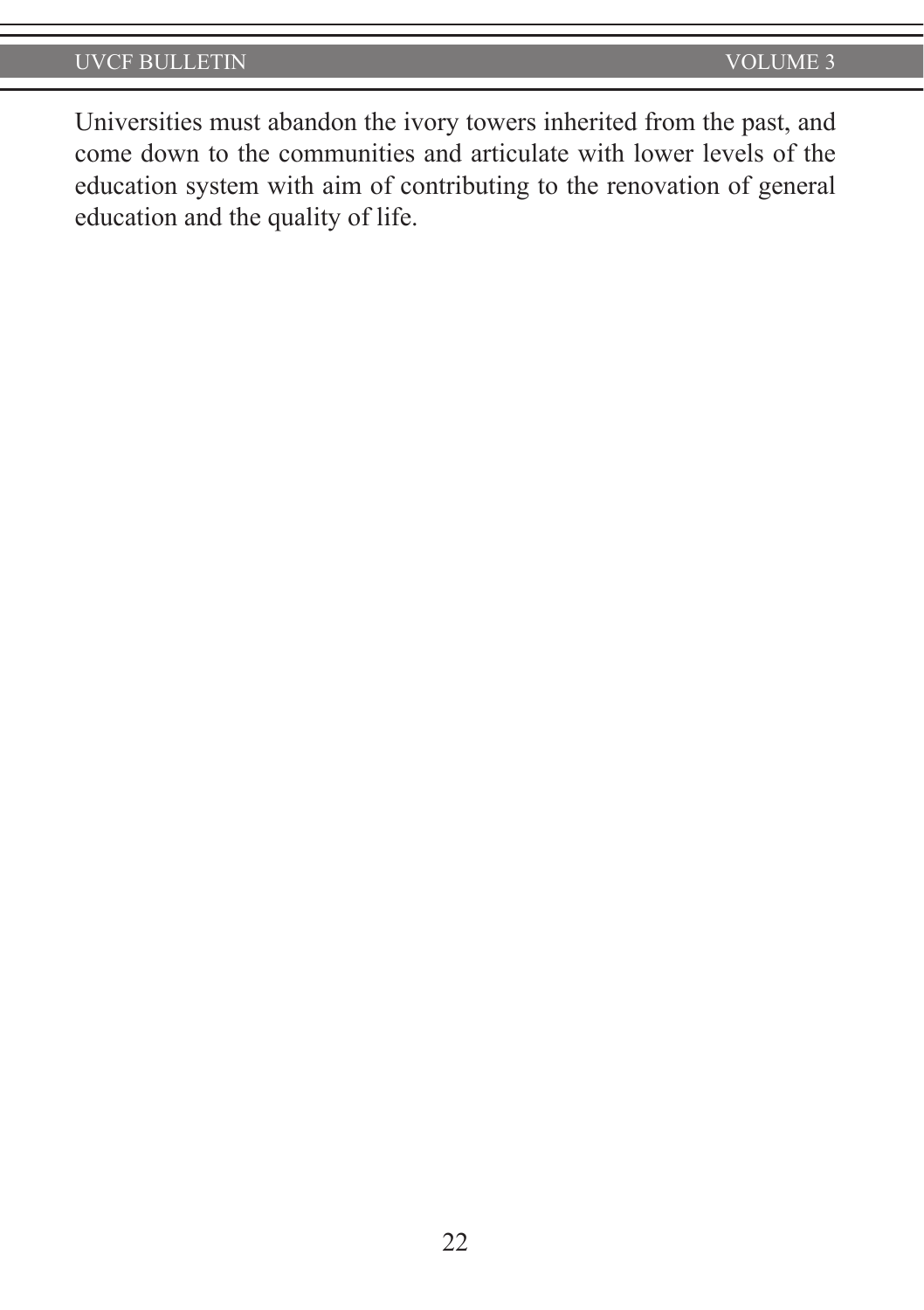Universities must abandon the ivory towers inherited from the past, and come down to the communities and articulate with lower levels of the education system with aim of contributing to the renovation of general education and the quality of life.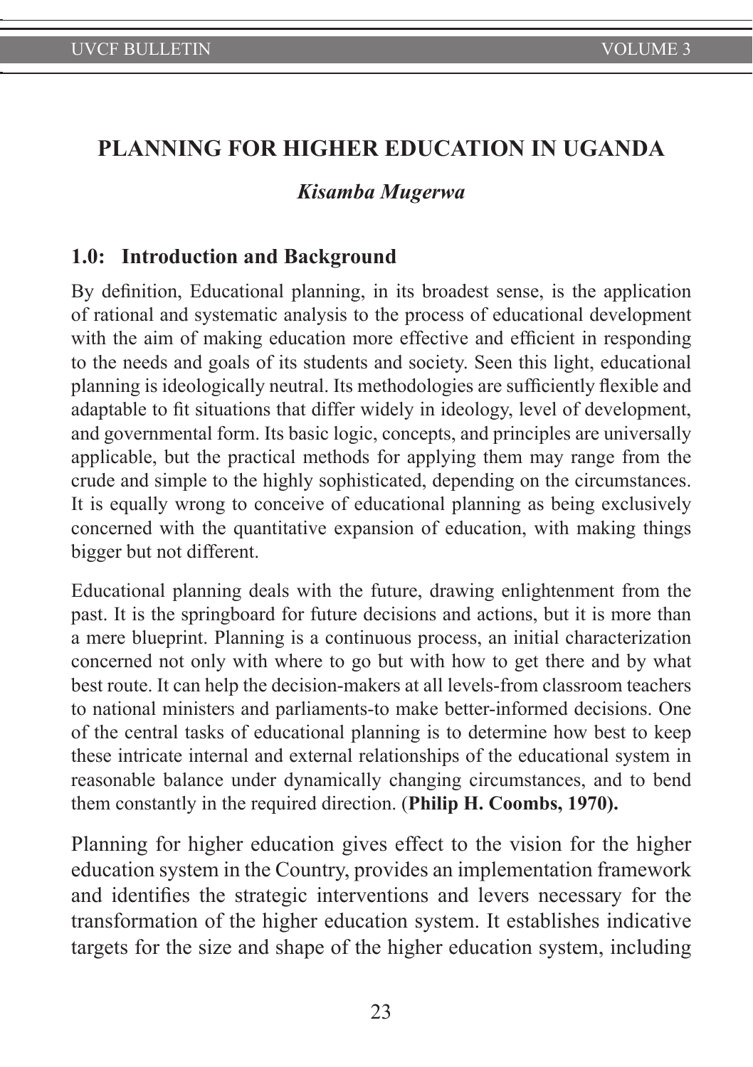# PLANNING FOR HIGHER EDUCATION IN UGANDA

***Kisamba Mugerwa***

## 1.0: Introduction and Background

By definition, Educational planning, in its broadest sense, is the application of rational and systematic analysis to the process of educational development with the aim of making education more effective and efficient in responding to the needs and goals of its students and society. Seen this light, educational planning is ideologically neutral. Its methodologies are sufficiently flexible and adaptable to fit situations that differ widely in ideology, level of development, and governmental form. Its basic logic, concepts, and principles are universally applicable, but the practical methods for applying them may range from the crude and simple to the highly sophisticated, depending on the circumstances. It is equally wrong to conceive of educational planning as being exclusively concerned with the quantitative expansion of education, with making things bigger but not different.

Educational planning deals with the future, drawing enlightenment from the past. It is the springboard for future decisions and actions, but it is more than a mere blueprint. Planning is a continuous process, an initial characterization concerned not only with where to go but with how to get there and by what best route. It can help the decision-makers at all levels-from classroom teachers to national ministers and parliaments-to make better-informed decisions. One of the central tasks of educational planning is to determine how best to keep these intricate internal and external relationships of the educational system in reasonable balance under dynamically changing circumstances, and to bend them constantly in the required direction. (**Philip H. Coombs, 1970).**

Planning for higher education gives effect to the vision for the higher education system in the Country, provides an implementation framework and identifies the strategic interventions and levers necessary for the transformation of the higher education system. It establishes indicative targets for the size and shape of the higher education system, including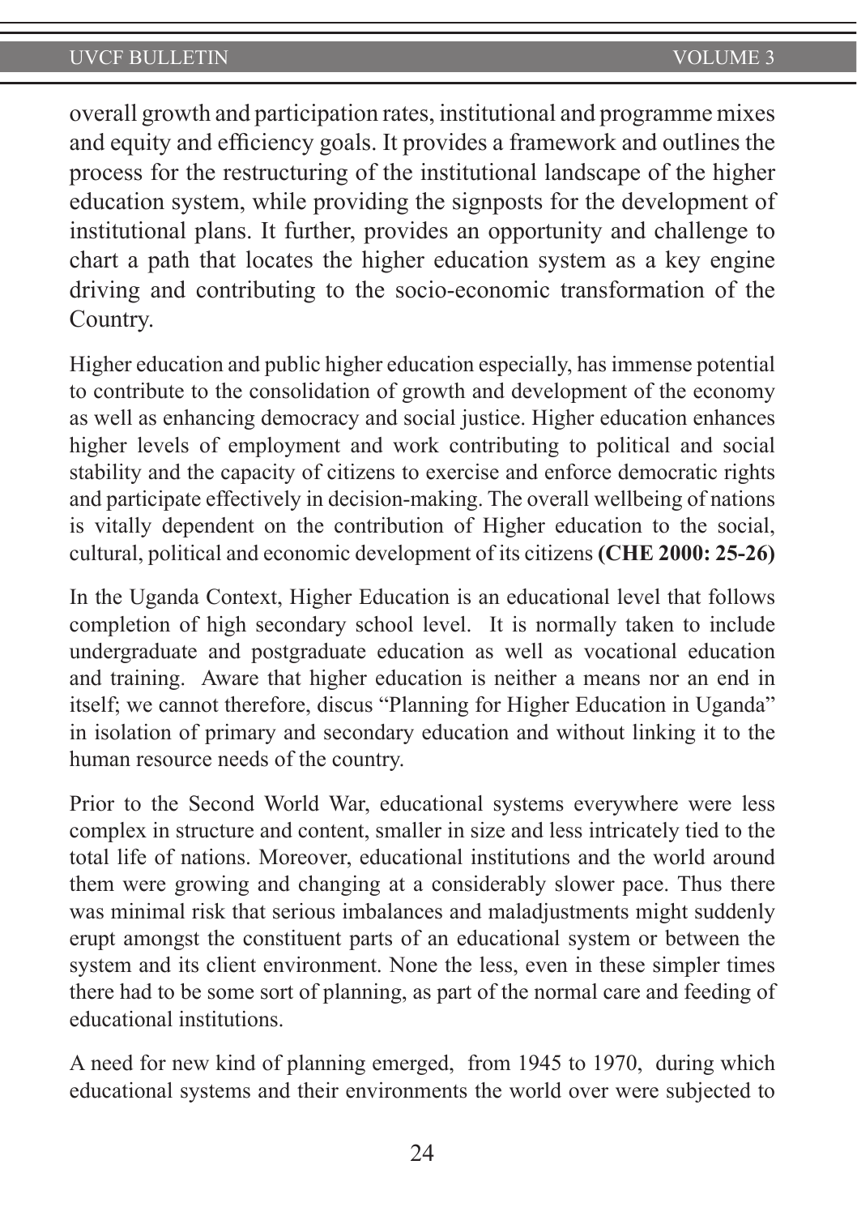overall growth and participation rates, institutional and programme mixes and equity and efficiency goals. It provides a framework and outlines the process for the restructuring of the institutional landscape of the higher education system, while providing the signposts for the development of institutional plans. It further, provides an opportunity and challenge to chart a path that locates the higher education system as a key engine driving and contributing to the socio-economic transformation of the Country.

Higher education and public higher education especially, has immense potential to contribute to the consolidation of growth and development of the economy as well as enhancing democracy and social justice. Higher education enhances higher levels of employment and work contributing to political and social stability and the capacity of citizens to exercise and enforce democratic rights and participate effectively in decision-making. The overall wellbeing of nations is vitally dependent on the contribution of Higher education to the social, cultural, political and economic development of its citizens **(CHE 2000: 25-26)**

In the Uganda Context, Higher Education is an educational level that follows completion of high secondary school level. It is normally taken to include undergraduate and postgraduate education as well as vocational education and training. Aware that higher education is neither a means nor an end in itself; we cannot therefore, discus "Planning for Higher Education in Uganda" in isolation of primary and secondary education and without linking it to the human resource needs of the country.

Prior to the Second World War, educational systems everywhere were less complex in structure and content, smaller in size and less intricately tied to the total life of nations. Moreover, educational institutions and the world around them were growing and changing at a considerably slower pace. Thus there was minimal risk that serious imbalances and maladjustments might suddenly erupt amongst the constituent parts of an educational system or between the system and its client environment. None the less, even in these simpler times there had to be some sort of planning, as part of the normal care and feeding of educational institutions.

A need for new kind of planning emerged, from 1945 to 1970, during which educational systems and their environments the world over were subjected to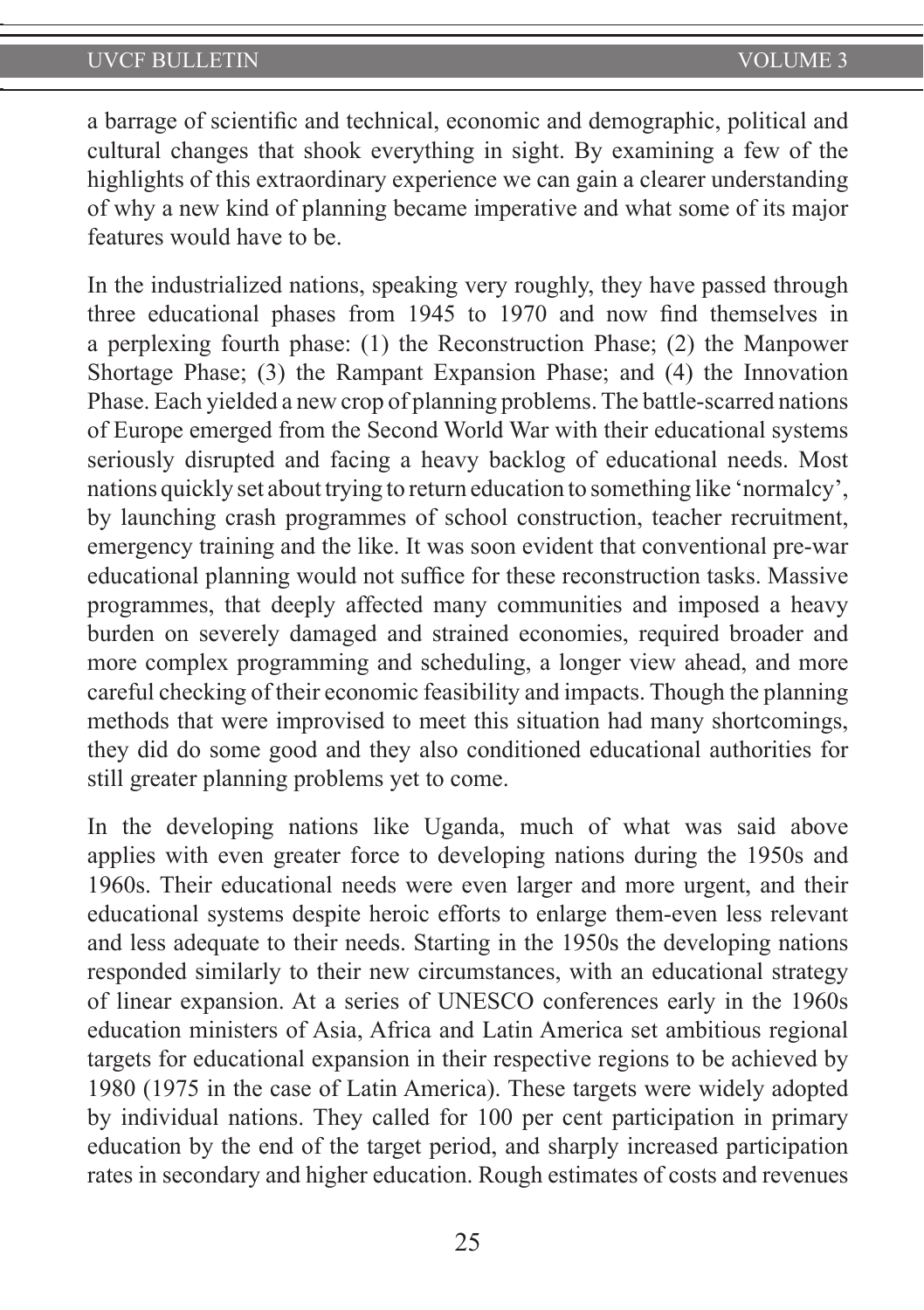a barrage of scientific and technical, economic and demographic, political and cultural changes that shook everything in sight. By examining a few of the highlights of this extraordinary experience we can gain a clearer understanding of why a new kind of planning became imperative and what some of its major features would have to be.

In the industrialized nations, speaking very roughly, they have passed through three educational phases from 1945 to 1970 and now find themselves in a perplexing fourth phase: (1) the Reconstruction Phase; (2) the Manpower Shortage Phase; (3) the Rampant Expansion Phase; and (4) the Innovation Phase. Each yielded a new crop of planning problems. The battle-scarred nations of Europe emerged from the Second World War with their educational systems seriously disrupted and facing a heavy backlog of educational needs. Most nations quickly set about trying to return education to something like 'normalcy', by launching crash programmes of school construction, teacher recruitment, emergency training and the like. It was soon evident that conventional pre-war educational planning would not suffice for these reconstruction tasks. Massive programmes, that deeply affected many communities and imposed a heavy burden on severely damaged and strained economies, required broader and more complex programming and scheduling, a longer view ahead, and more careful checking of their economic feasibility and impacts. Though the planning methods that were improvised to meet this situation had many shortcomings, they did do some good and they also conditioned educational authorities for still greater planning problems yet to come.

In the developing nations like Uganda, much of what was said above applies with even greater force to developing nations during the 1950s and 1960s. Their educational needs were even larger and more urgent, and their educational systems despite heroic efforts to enlarge them-even less relevant and less adequate to their needs. Starting in the 1950s the developing nations responded similarly to their new circumstances, with an educational strategy of linear expansion. At a series of UNESCO conferences early in the 1960s education ministers of Asia, Africa and Latin America set ambitious regional targets for educational expansion in their respective regions to be achieved by 1980 (1975 in the case of Latin America). These targets were widely adopted by individual nations. They called for 100 per cent participation in primary education by the end of the target period, and sharply increased participation rates in secondary and higher education. Rough estimates of costs and revenues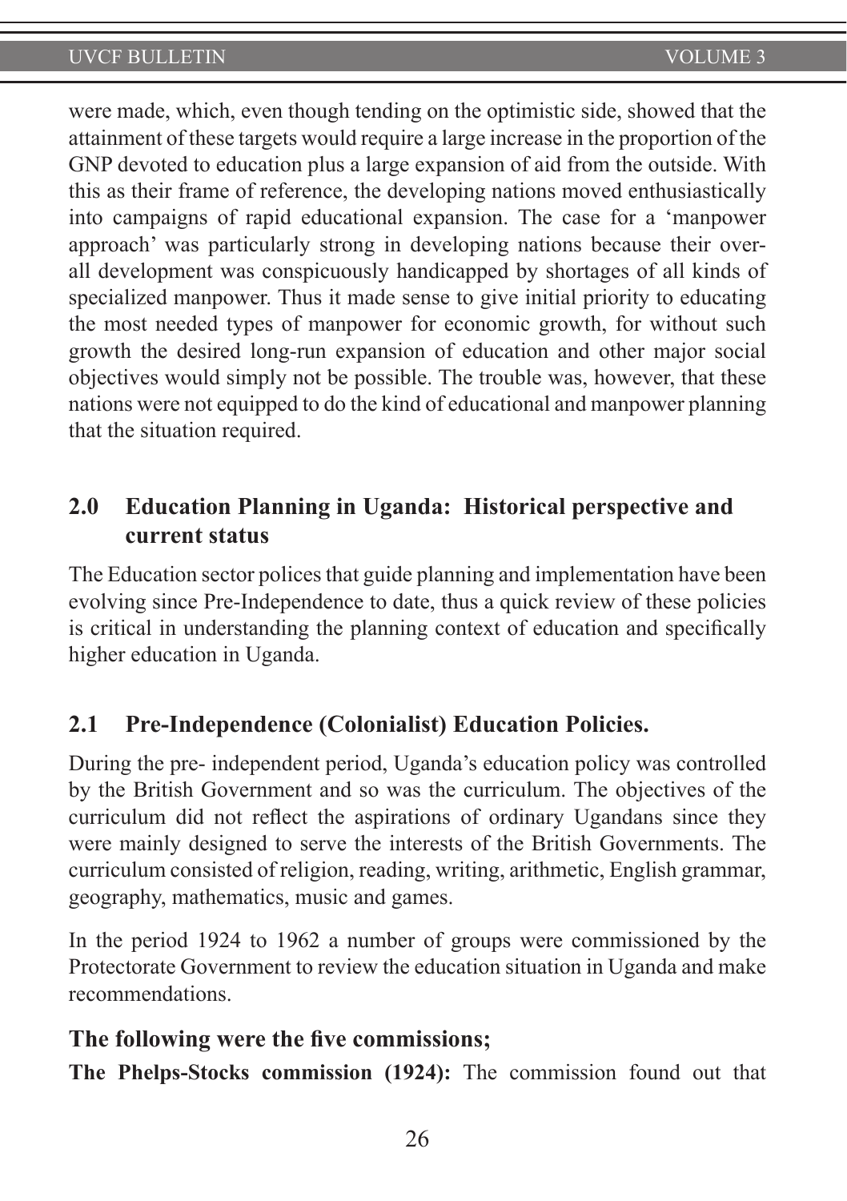were made, which, even though tending on the optimistic side, showed that the attainment of these targets would require a large increase in the proportion of the GNP devoted to education plus a large expansion of aid from the outside. With this as their frame of reference, the developing nations moved enthusiastically into campaigns of rapid educational expansion. The case for a 'manpower approach' was particularly strong in developing nations because their over-all development was conspicuously handicapped by shortages of all kinds of specialized manpower. Thus it made sense to give initial priority to educating the most needed types of manpower for economic growth, for without such growth the desired long-run expansion of education and other major social objectives would simply not be possible. The trouble was, however, that these nations were not equipped to do the kind of educational and manpower planning that the situation required.

## 2.0 Education Planning in Uganda: Historical perspective and current status

The Education sector polices that guide planning and implementation have been evolving since Pre-Independence to date, thus a quick review of these policies is critical in understanding the planning context of education and specifically higher education in Uganda.

## 2.1 Pre-Independence (Colonialist) Education Policies.

During the pre- independent period, Uganda's education policy was controlled by the British Government and so was the curriculum. The objectives of the curriculum did not reflect the aspirations of ordinary Ugandans since they were mainly designed to serve the interests of the British Governments. The curriculum consisted of religion, reading, writing, arithmetic, English grammar, geography, mathematics, music and games.

In the period 1924 to 1962 a number of groups were commissioned by the Protectorate Government to review the education situation in Uganda and make recommendations.

### The following were the five commissions;

**The Phelps-Stocks commission (1924):** The commission found out that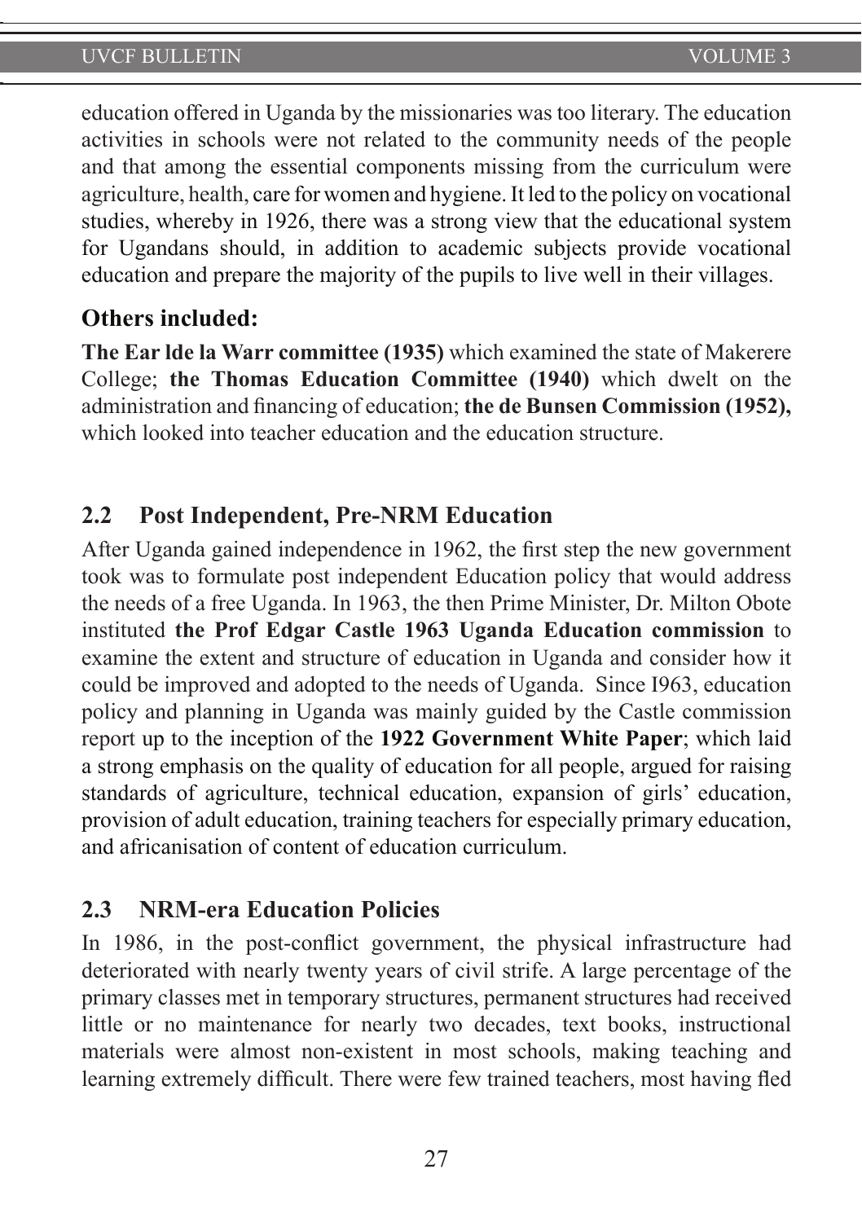education offered in Uganda by the missionaries was too literary. The education activities in schools were not related to the community needs of the people and that among the essential components missing from the curriculum were agriculture, health, care for women and hygiene. It led to the policy on vocational studies, whereby in 1926, there was a strong view that the educational system for Ugandans should, in addition to academic subjects provide vocational education and prepare the majority of the pupils to live well in their villages.

### Others included:

**The Ear lde la Warr committee (1935)** which examined the state of Makerere College; **the Thomas Education Committee (1940)** which dwelt on the administration and financing of education; **the de Bunsen Commission (1952),** which looked into teacher education and the education structure.

## 2.2 Post Independent, Pre-NRM Education

After Uganda gained independence in 1962, the first step the new government took was to formulate post independent Education policy that would address the needs of a free Uganda. In 1963, the then Prime Minister, Dr. Milton Obote instituted **the Prof Edgar Castle 1963 Uganda Education commission** to examine the extent and structure of education in Uganda and consider how it could be improved and adopted to the needs of Uganda. Since I963, education policy and planning in Uganda was mainly guided by the Castle commission report up to the inception of the **1922 Government White Paper**; which laid a strong emphasis on the quality of education for all people, argued for raising standards of agriculture, technical education, expansion of girls' education, provision of adult education, training teachers for especially primary education, and africanisation of content of education curriculum.

## 2.3 NRM-era Education Policies

In 1986, in the post-conflict government, the physical infrastructure had deteriorated with nearly twenty years of civil strife. A large percentage of the primary classes met in temporary structures, permanent structures had received little or no maintenance for nearly two decades, text books, instructional materials were almost non-existent in most schools, making teaching and learning extremely difficult. There were few trained teachers, most having fled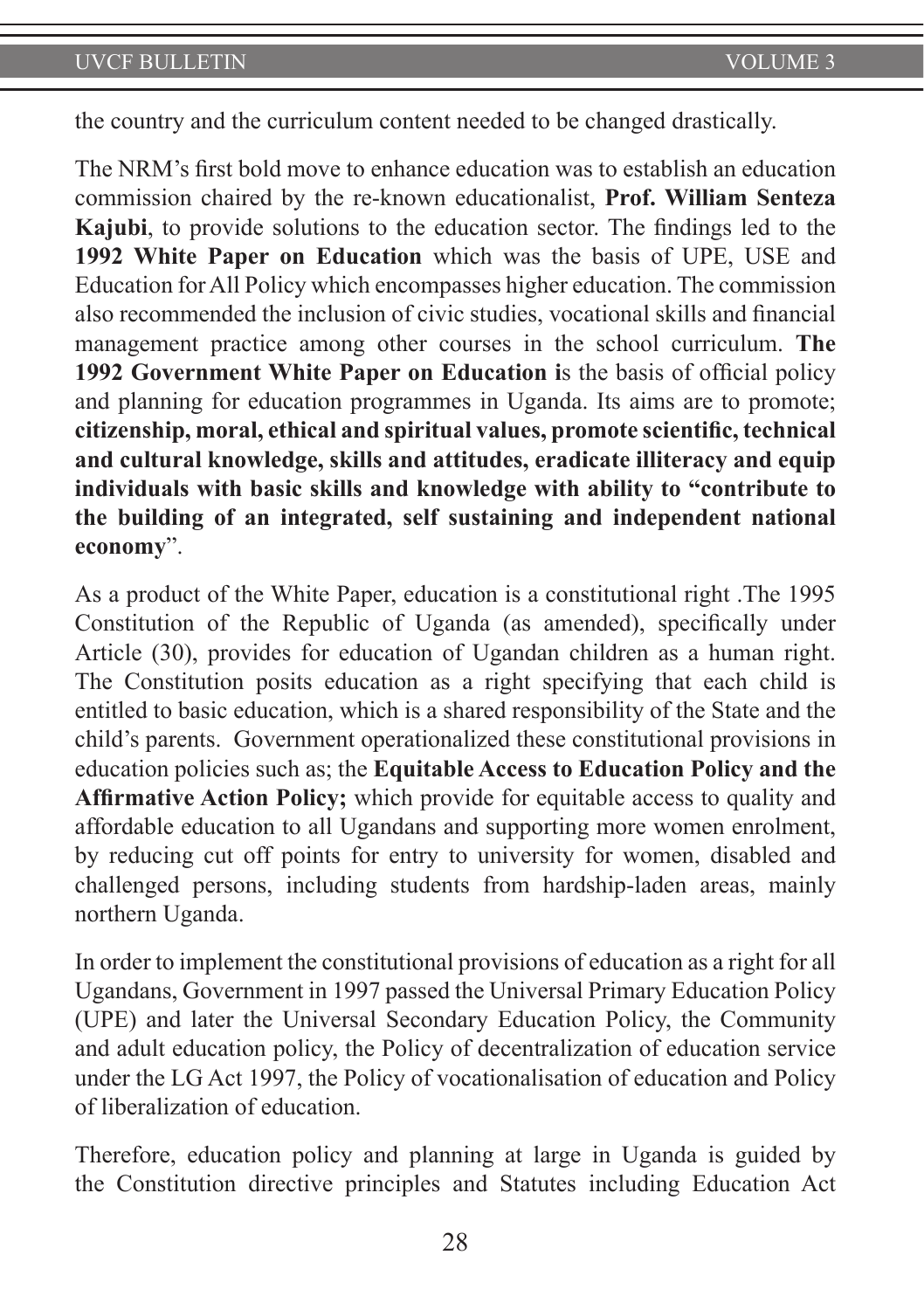the country and the curriculum content needed to be changed drastically.

The NRM's first bold move to enhance education was to establish an education commission chaired by the re-known educationalist, **Prof. William Senteza Kajubi**, to provide solutions to the education sector. The findings led to the **1992 White Paper on Education** which was the basis of UPE, USE and Education for All Policy which encompasses higher education. The commission also recommended the inclusion of civic studies, vocational skills and financial management practice among other courses in the school curriculum. **The 1992 Government White Paper on Education i**s the basis of official policy and planning for education programmes in Uganda. Its aims are to promote; **citizenship, moral, ethical and spiritual values, promote scientific, technical and cultural knowledge, skills and attitudes, eradicate illiteracy and equip individuals with basic skills and knowledge with ability to "contribute to the building of an integrated, self sustaining and independent national economy**".

As a product of the White Paper, education is a constitutional right .The 1995 Constitution of the Republic of Uganda (as amended), specifically under Article (30), provides for education of Ugandan children as a human right. The Constitution posits education as a right specifying that each child is entitled to basic education, which is a shared responsibility of the State and the child's parents. Government operationalized these constitutional provisions in education policies such as; the **Equitable Access to Education Policy and the Affirmative Action Policy;** which provide for equitable access to quality and affordable education to all Ugandans and supporting more women enrolment, by reducing cut off points for entry to university for women, disabled and challenged persons, including students from hardship-laden areas, mainly northern Uganda.

In order to implement the constitutional provisions of education as a right for all Ugandans, Government in 1997 passed the Universal Primary Education Policy (UPE) and later the Universal Secondary Education Policy, the Community and adult education policy, the Policy of decentralization of education service under the LG Act 1997, the Policy of vocationalisation of education and Policy of liberalization of education.

Therefore, education policy and planning at large in Uganda is guided by the Constitution directive principles and Statutes including Education Act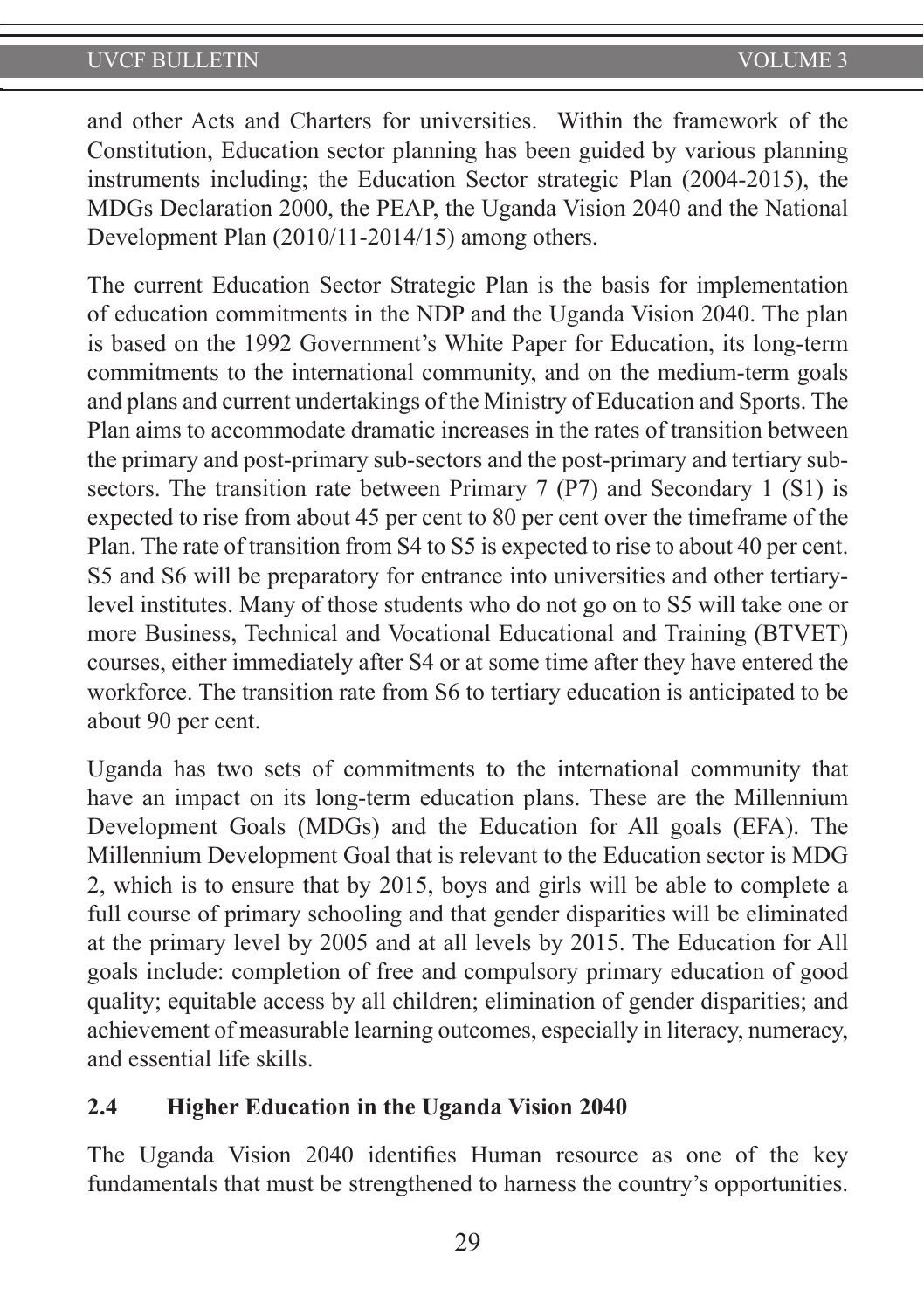and other Acts and Charters for universities. Within the framework of the Constitution, Education sector planning has been guided by various planning instruments including; the Education Sector strategic Plan (2004-2015), the MDGs Declaration 2000, the PEAP, the Uganda Vision 2040 and the National Development Plan (2010/11-2014/15) among others.

The current Education Sector Strategic Plan is the basis for implementation of education commitments in the NDP and the Uganda Vision 2040. The plan is based on the 1992 Government's White Paper for Education, its long-term commitments to the international community, and on the medium-term goals and plans and current undertakings of the Ministry of Education and Sports. The Plan aims to accommodate dramatic increases in the rates of transition between the primary and post-primary sub-sectors and the post-primary and tertiary sub-sectors. The transition rate between Primary 7 (P7) and Secondary 1 (S1) is expected to rise from about 45 per cent to 80 per cent over the timeframe of the Plan. The rate of transition from S4 to S5 is expected to rise to about 40 per cent. S5 and S6 will be preparatory for entrance into universities and other tertiary-level institutes. Many of those students who do not go on to S5 will take one or more Business, Technical and Vocational Educational and Training (BTVET) courses, either immediately after S4 or at some time after they have entered the workforce. The transition rate from S6 to tertiary education is anticipated to be about 90 per cent.

Uganda has two sets of commitments to the international community that have an impact on its long-term education plans. These are the Millennium Development Goals (MDGs) and the Education for All goals (EFA). The Millennium Development Goal that is relevant to the Education sector is MDG 2, which is to ensure that by 2015, boys and girls will be able to complete a full course of primary schooling and that gender disparities will be eliminated at the primary level by 2005 and at all levels by 2015. The Education for All goals include: completion of free and compulsory primary education of good quality; equitable access by all children; elimination of gender disparities; and achievement of measurable learning outcomes, especially in literacy, numeracy, and essential life skills.

### 2.4 Higher Education in the Uganda Vision 2040

The Uganda Vision 2040 identifies Human resource as one of the key fundamentals that must be strengthened to harness the country's opportunities.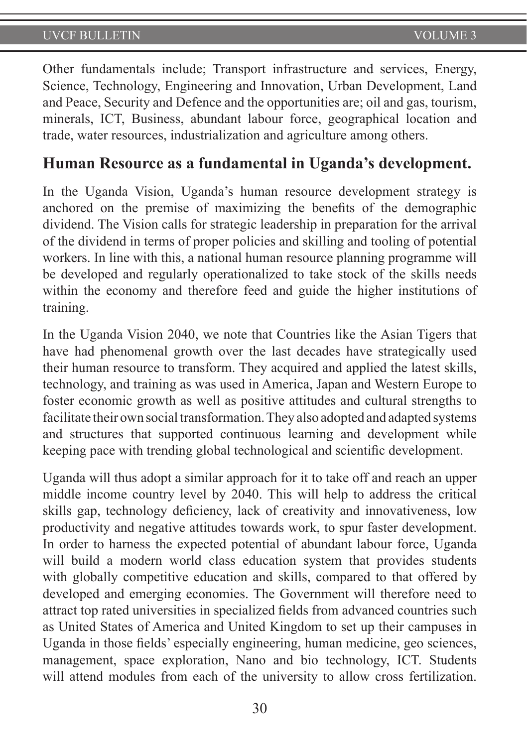Other fundamentals include; Transport infrastructure and services, Energy, Science, Technology, Engineering and Innovation, Urban Development, Land and Peace, Security and Defence and the opportunities are; oil and gas, tourism, minerals, ICT, Business, abundant labour force, geographical location and trade, water resources, industrialization and agriculture among others.

## Human Resource as a fundamental in Uganda's development.

In the Uganda Vision, Uganda's human resource development strategy is anchored on the premise of maximizing the benefits of the demographic dividend. The Vision calls for strategic leadership in preparation for the arrival of the dividend in terms of proper policies and skilling and tooling of potential workers. In line with this, a national human resource planning programme will be developed and regularly operationalized to take stock of the skills needs within the economy and therefore feed and guide the higher institutions of training.

In the Uganda Vision 2040, we note that Countries like the Asian Tigers that have had phenomenal growth over the last decades have strategically used their human resource to transform. They acquired and applied the latest skills, technology, and training as was used in America, Japan and Western Europe to foster economic growth as well as positive attitudes and cultural strengths to facilitate their own social transformation. They also adopted and adapted systems and structures that supported continuous learning and development while keeping pace with trending global technological and scientific development.

Uganda will thus adopt a similar approach for it to take off and reach an upper middle income country level by 2040. This will help to address the critical skills gap, technology deficiency, lack of creativity and innovativeness, low productivity and negative attitudes towards work, to spur faster development. In order to harness the expected potential of abundant labour force, Uganda will build a modern world class education system that provides students with globally competitive education and skills, compared to that offered by developed and emerging economies. The Government will therefore need to attract top rated universities in specialized fields from advanced countries such as United States of America and United Kingdom to set up their campuses in Uganda in those fields' especially engineering, human medicine, geo sciences, management, space exploration, Nano and bio technology, ICT. Students will attend modules from each of the university to allow cross fertilization.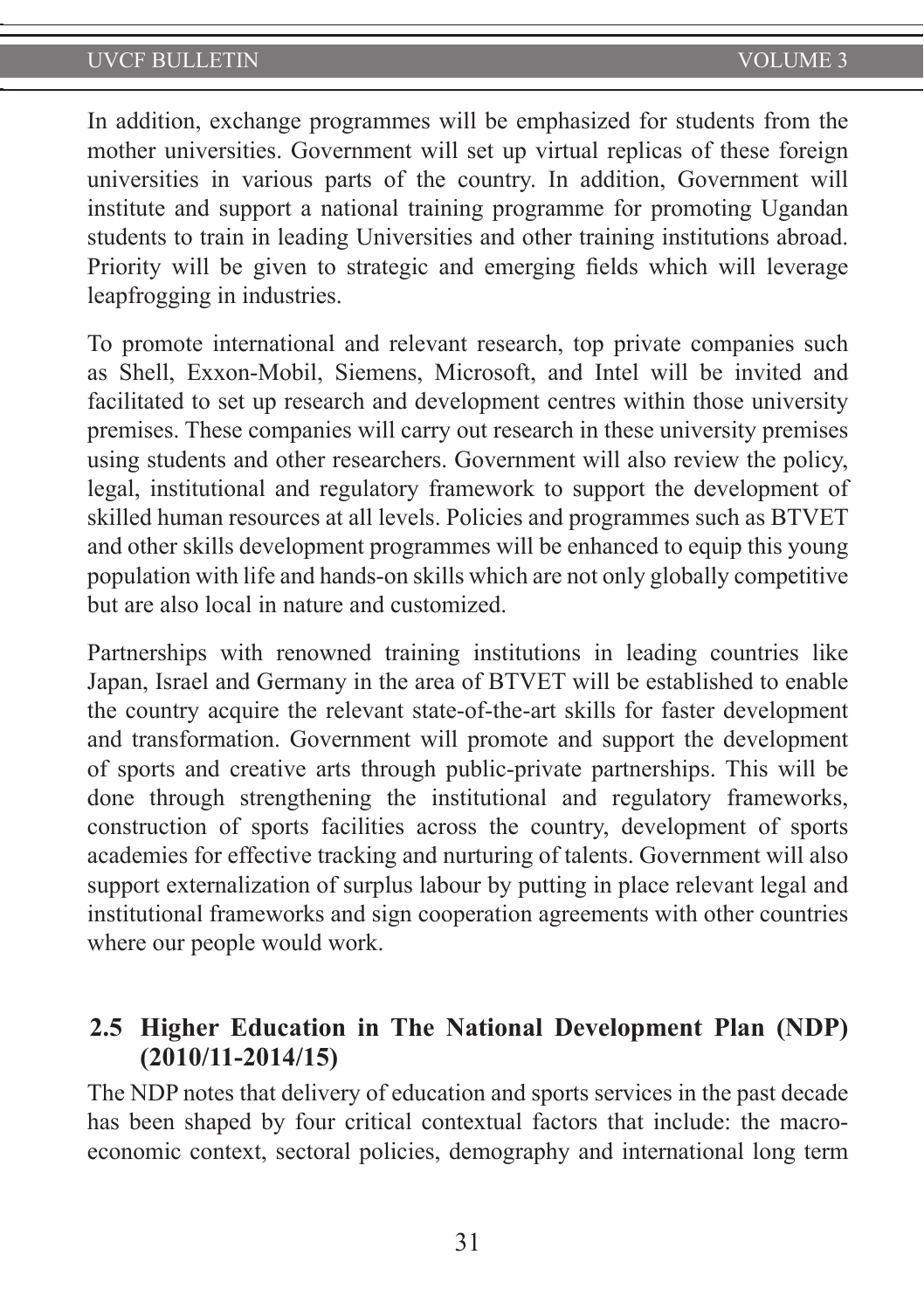In addition, exchange programmes will be emphasized for students from the mother universities. Government will set up virtual replicas of these foreign universities in various parts of the country. In addition, Government will institute and support a national training programme for promoting Ugandan students to train in leading Universities and other training institutions abroad. Priority will be given to strategic and emerging fields which will leverage leapfrogging in industries.

To promote international and relevant research, top private companies such as Shell, Exxon-Mobil, Siemens, Microsoft, and Intel will be invited and facilitated to set up research and development centres within those university premises. These companies will carry out research in these university premises using students and other researchers. Government will also review the policy, legal, institutional and regulatory framework to support the development of skilled human resources at all levels. Policies and programmes such as BTVET and other skills development programmes will be enhanced to equip this young population with life and hands-on skills which are not only globally competitive but are also local in nature and customized.

Partnerships with renowned training institutions in leading countries like Japan, Israel and Germany in the area of BTVET will be established to enable the country acquire the relevant state-of-the-art skills for faster development and transformation. Government will promote and support the development of sports and creative arts through public-private partnerships. This will be done through strengthening the institutional and regulatory frameworks, construction of sports facilities across the country, development of sports academies for effective tracking and nurturing of talents. Government will also support externalization of surplus labour by putting in place relevant legal and institutional frameworks and sign cooperation agreements with other countries where our people would work.

## 2.5 Higher Education in The National Development Plan (NDP) (2010/11-2014/15)

The NDP notes that delivery of education and sports services in the past decade has been shaped by four critical contextual factors that include: the macro-economic context, sectoral policies, demography and international long term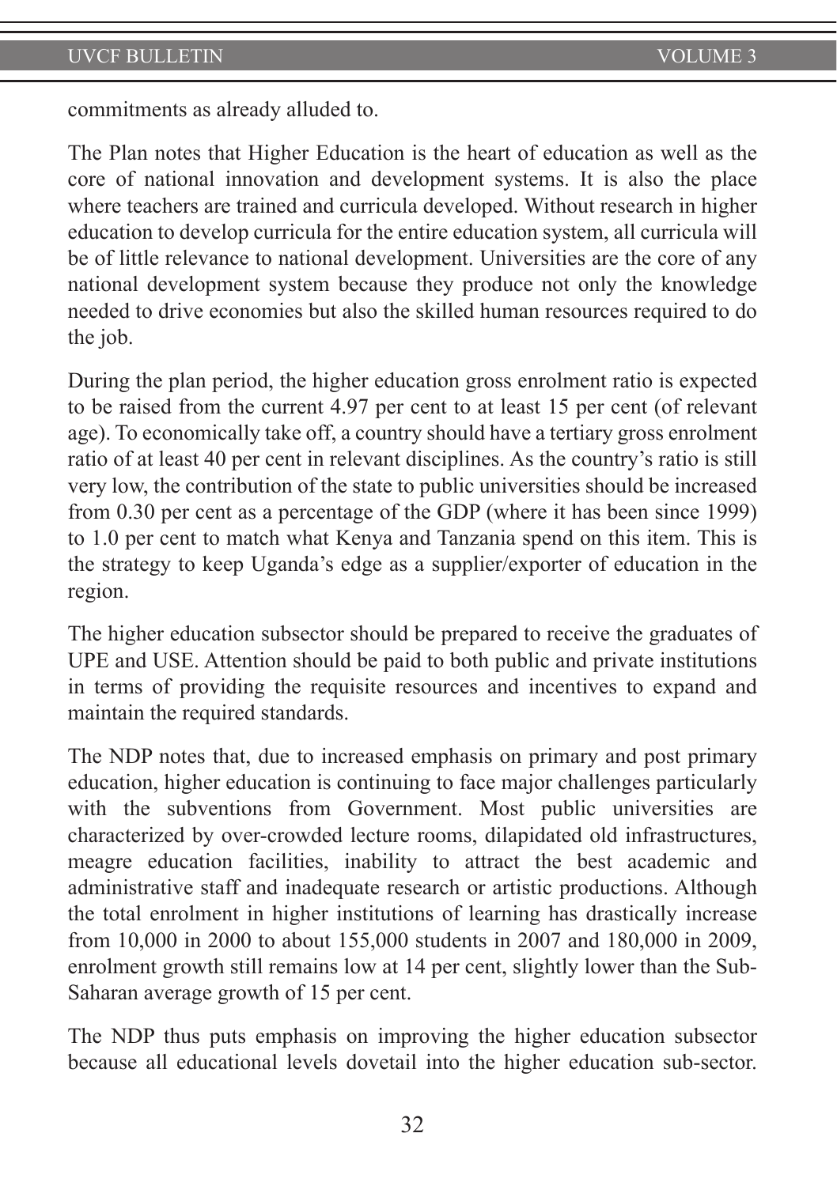commitments as already alluded to.

The Plan notes that Higher Education is the heart of education as well as the core of national innovation and development systems. It is also the place where teachers are trained and curricula developed. Without research in higher education to develop curricula for the entire education system, all curricula will be of little relevance to national development. Universities are the core of any national development system because they produce not only the knowledge needed to drive economies but also the skilled human resources required to do the job.

During the plan period, the higher education gross enrolment ratio is expected to be raised from the current 4.97 per cent to at least 15 per cent (of relevant age). To economically take off, a country should have a tertiary gross enrolment ratio of at least 40 per cent in relevant disciplines. As the country's ratio is still very low, the contribution of the state to public universities should be increased from 0.30 per cent as a percentage of the GDP (where it has been since 1999) to 1.0 per cent to match what Kenya and Tanzania spend on this item. This is the strategy to keep Uganda's edge as a supplier/exporter of education in the region.

The higher education subsector should be prepared to receive the graduates of UPE and USE. Attention should be paid to both public and private institutions in terms of providing the requisite resources and incentives to expand and maintain the required standards.

The NDP notes that, due to increased emphasis on primary and post primary education, higher education is continuing to face major challenges particularly with the subventions from Government. Most public universities are characterized by over-crowded lecture rooms, dilapidated old infrastructures, meagre education facilities, inability to attract the best academic and administrative staff and inadequate research or artistic productions. Although the total enrolment in higher institutions of learning has drastically increase from 10,000 in 2000 to about 155,000 students in 2007 and 180,000 in 2009, enrolment growth still remains low at 14 per cent, slightly lower than the Sub-Saharan average growth of 15 per cent.

The NDP thus puts emphasis on improving the higher education subsector because all educational levels dovetail into the higher education sub-sector.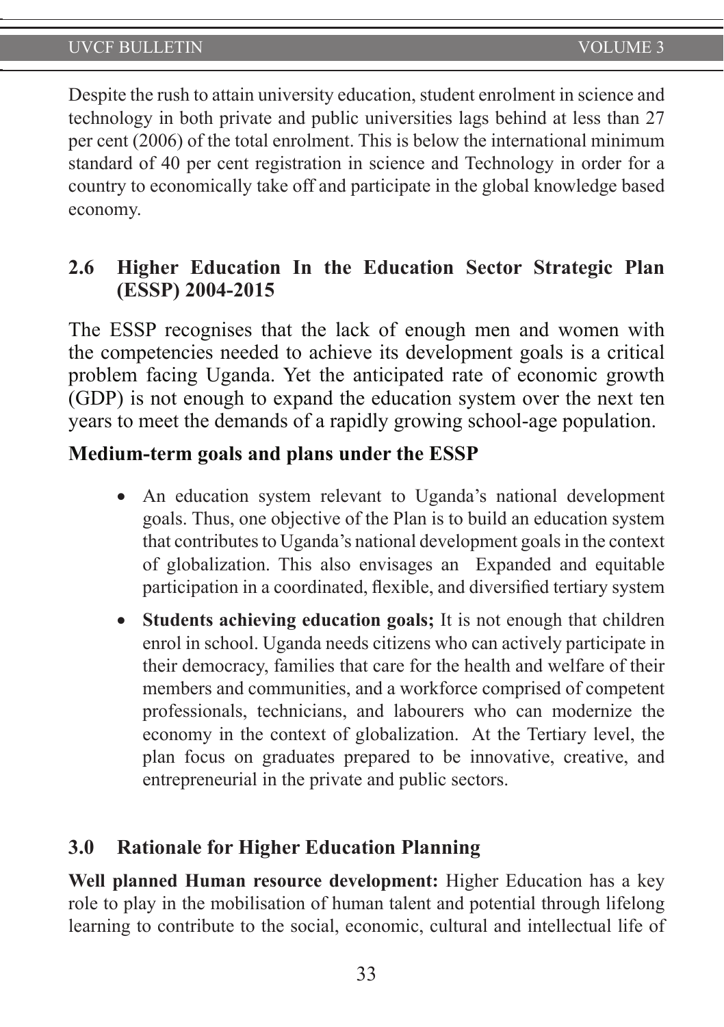Despite the rush to attain university education, student enrolment in science and technology in both private and public universities lags behind at less than 27 per cent (2006) of the total enrolment. This is below the international minimum standard of 40 per cent registration in science and Technology in order for a country to economically take off and participate in the global knowledge based economy.

## 2.6 Higher Education In the Education Sector Strategic Plan (ESSP) 2004-2015

The ESSP recognises that the lack of enough men and women with the competencies needed to achieve its development goals is a critical problem facing Uganda. Yet the anticipated rate of economic growth (GDP) is not enough to expand the education system over the next ten years to meet the demands of a rapidly growing school-age population.

### Medium-term goals and plans under the ESSP

- An education system relevant to Uganda's national development goals. Thus, one objective of the Plan is to build an education system that contributes to Uganda's national development goals in the context of globalization. This also envisages an Expanded and equitable participation in a coordinated, flexible, and diversified tertiary system
- **Students achieving education goals;** It is not enough that children enrol in school. Uganda needs citizens who can actively participate in their democracy, families that care for the health and welfare of their members and communities, and a workforce comprised of competent professionals, technicians, and labourers who can modernize the economy in the context of globalization. At the Tertiary level, the plan focus on graduates prepared to be innovative, creative, and entrepreneurial in the private and public sectors.

## 3.0 Rationale for Higher Education Planning

**Well planned Human resource development:** Higher Education has a key role to play in the mobilisation of human talent and potential through lifelong learning to contribute to the social, economic, cultural and intellectual life of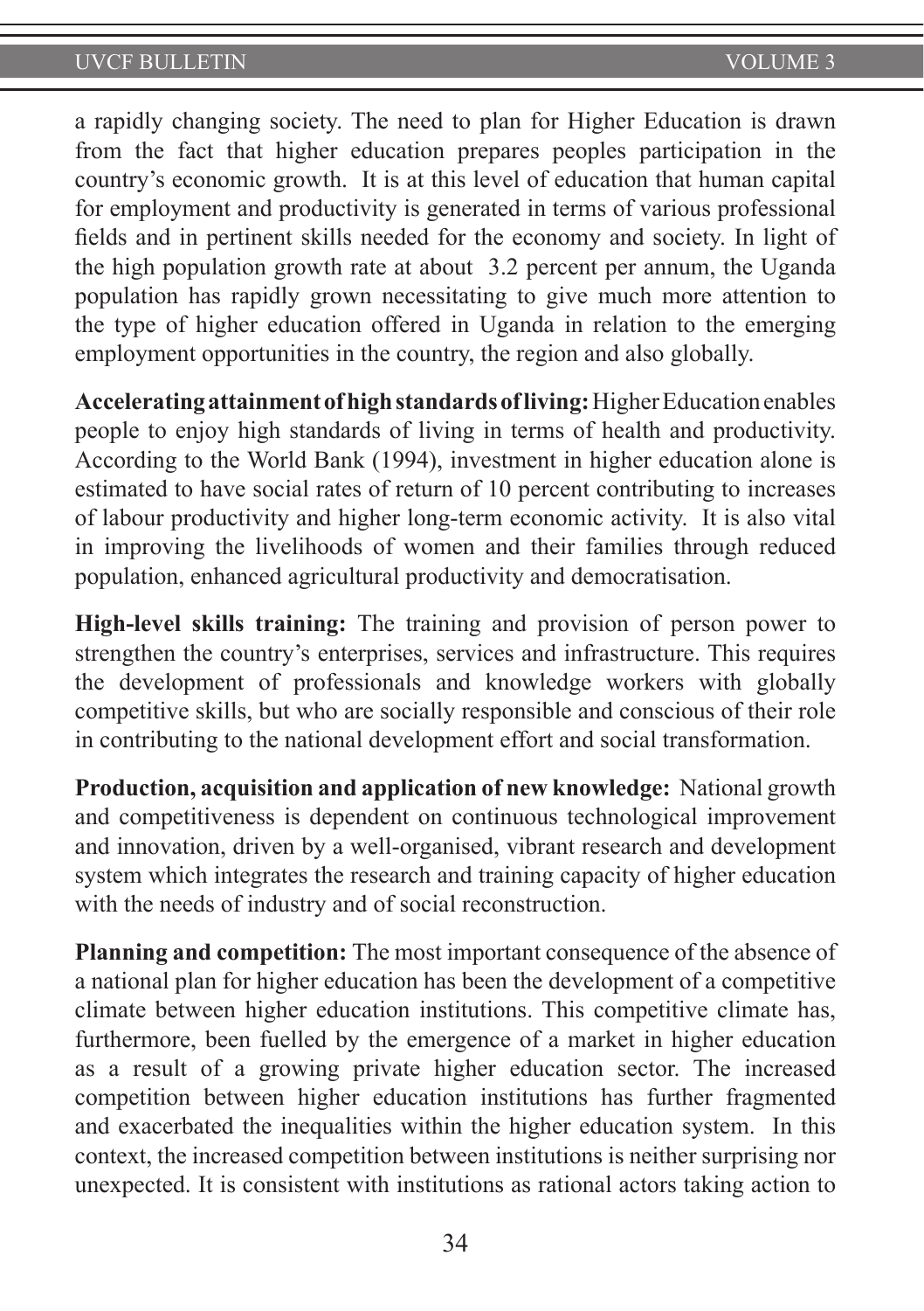a rapidly changing society. The need to plan for Higher Education is drawn from the fact that higher education prepares peoples participation in the country's economic growth. It is at this level of education that human capital for employment and productivity is generated in terms of various professional fields and in pertinent skills needed for the economy and society. In light of the high population growth rate at about 3.2 percent per annum, the Uganda population has rapidly grown necessitating to give much more attention to the type of higher education offered in Uganda in relation to the emerging employment opportunities in the country, the region and also globally.

**Accelerating attainment of high standards of living:** Higher Education enables people to enjoy high standards of living in terms of health and productivity. According to the World Bank (1994), investment in higher education alone is estimated to have social rates of return of 10 percent contributing to increases of labour productivity and higher long-term economic activity. It is also vital in improving the livelihoods of women and their families through reduced population, enhanced agricultural productivity and democratisation.

**High-level skills training:** The training and provision of person power to strengthen the country's enterprises, services and infrastructure. This requires the development of professionals and knowledge workers with globally competitive skills, but who are socially responsible and conscious of their role in contributing to the national development effort and social transformation.

**Production, acquisition and application of new knowledge:** National growth and competitiveness is dependent on continuous technological improvement and innovation, driven by a well-organised, vibrant research and development system which integrates the research and training capacity of higher education with the needs of industry and of social reconstruction.

**Planning and competition:** The most important consequence of the absence of a national plan for higher education has been the development of a competitive climate between higher education institutions. This competitive climate has, furthermore, been fuelled by the emergence of a market in higher education as a result of a growing private higher education sector. The increased competition between higher education institutions has further fragmented and exacerbated the inequalities within the higher education system. In this context, the increased competition between institutions is neither surprising nor unexpected. It is consistent with institutions as rational actors taking action to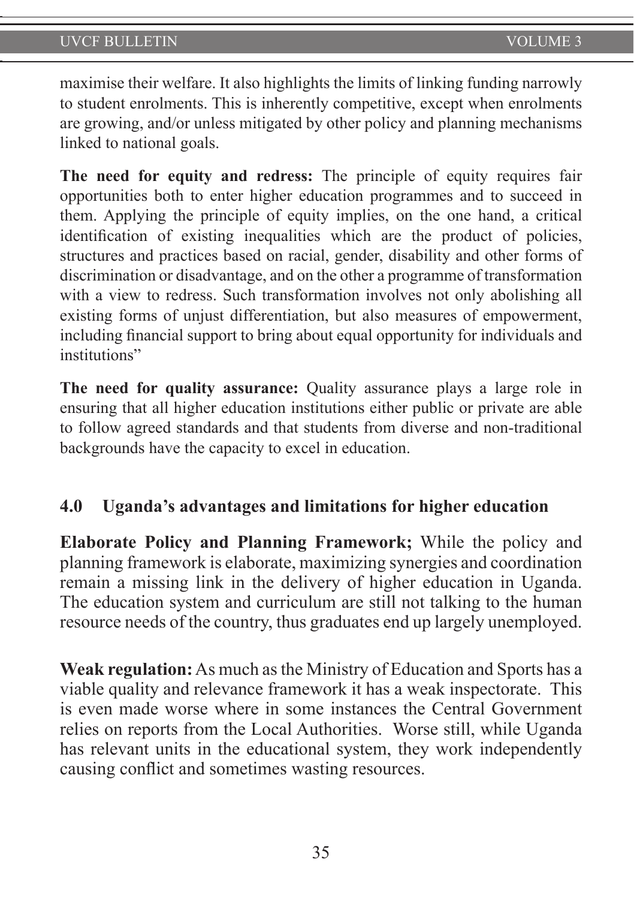maximise their welfare. It also highlights the limits of linking funding narrowly to student enrolments. This is inherently competitive, except when enrolments are growing, and/or unless mitigated by other policy and planning mechanisms linked to national goals.

**The need for equity and redress:** The principle of equity requires fair opportunities both to enter higher education programmes and to succeed in them. Applying the principle of equity implies, on the one hand, a critical identification of existing inequalities which are the product of policies, structures and practices based on racial, gender, disability and other forms of discrimination or disadvantage, and on the other a programme of transformation with a view to redress. Such transformation involves not only abolishing all existing forms of unjust differentiation, but also measures of empowerment, including financial support to bring about equal opportunity for individuals and institutions"

**The need for quality assurance:** Quality assurance plays a large role in ensuring that all higher education institutions either public or private are able to follow agreed standards and that students from diverse and non-traditional backgrounds have the capacity to excel in education.

## 4.0 Uganda's advantages and limitations for higher education

**Elaborate Policy and Planning Framework;** While the policy and planning framework is elaborate, maximizing synergies and coordination remain a missing link in the delivery of higher education in Uganda. The education system and curriculum are still not talking to the human resource needs of the country, thus graduates end up largely unemployed.

**Weak regulation:** As much as the Ministry of Education and Sports has a viable quality and relevance framework it has a weak inspectorate. This is even made worse where in some instances the Central Government relies on reports from the Local Authorities. Worse still, while Uganda has relevant units in the educational system, they work independently causing conflict and sometimes wasting resources.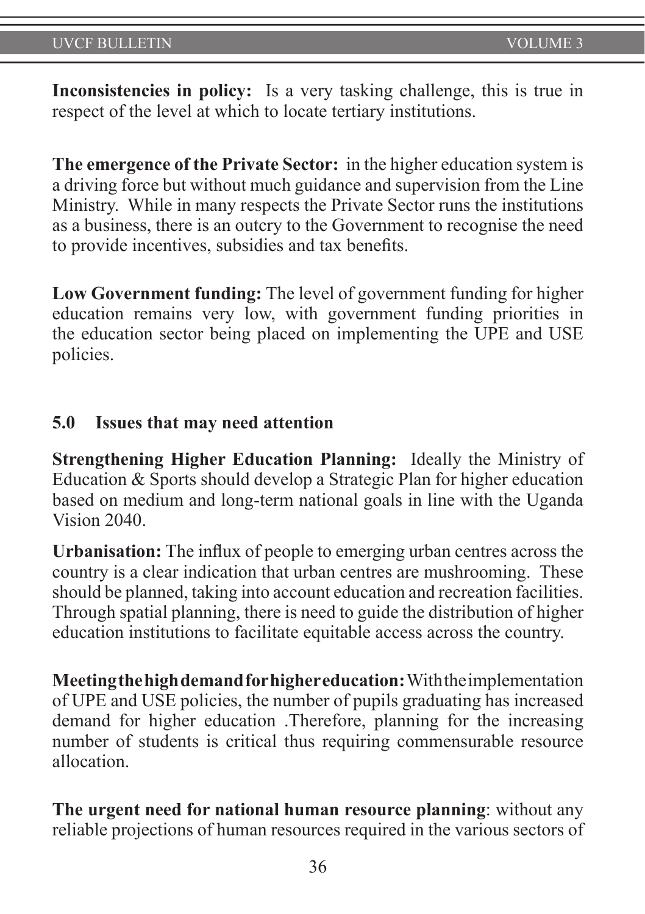**Inconsistencies in policy:** Is a very tasking challenge, this is true in respect of the level at which to locate tertiary institutions.

**The emergence of the Private Sector:** in the higher education system is a driving force but without much guidance and supervision from the Line Ministry. While in many respects the Private Sector runs the institutions as a business, there is an outcry to the Government to recognise the need to provide incentives, subsidies and tax benefits.

**Low Government funding:** The level of government funding for higher education remains very low, with government funding priorities in the education sector being placed on implementing the UPE and USE policies.

## 5.0 Issues that may need attention

**Strengthening Higher Education Planning:** Ideally the Ministry of Education & Sports should develop a Strategic Plan for higher education based on medium and long-term national goals in line with the Uganda Vision 2040.

**Urbanisation:** The influx of people to emerging urban centres across the country is a clear indication that urban centres are mushrooming. These should be planned, taking into account education and recreation facilities. Through spatial planning, there is need to guide the distribution of higher education institutions to facilitate equitable access across the country.

**Meeting the high demand for higher education:** With the implementation of UPE and USE policies, the number of pupils graduating has increased demand for higher education .Therefore, planning for the increasing number of students is critical thus requiring commensurable resource allocation.

**The urgent need for national human resource planning**: without any reliable projections of human resources required in the various sectors of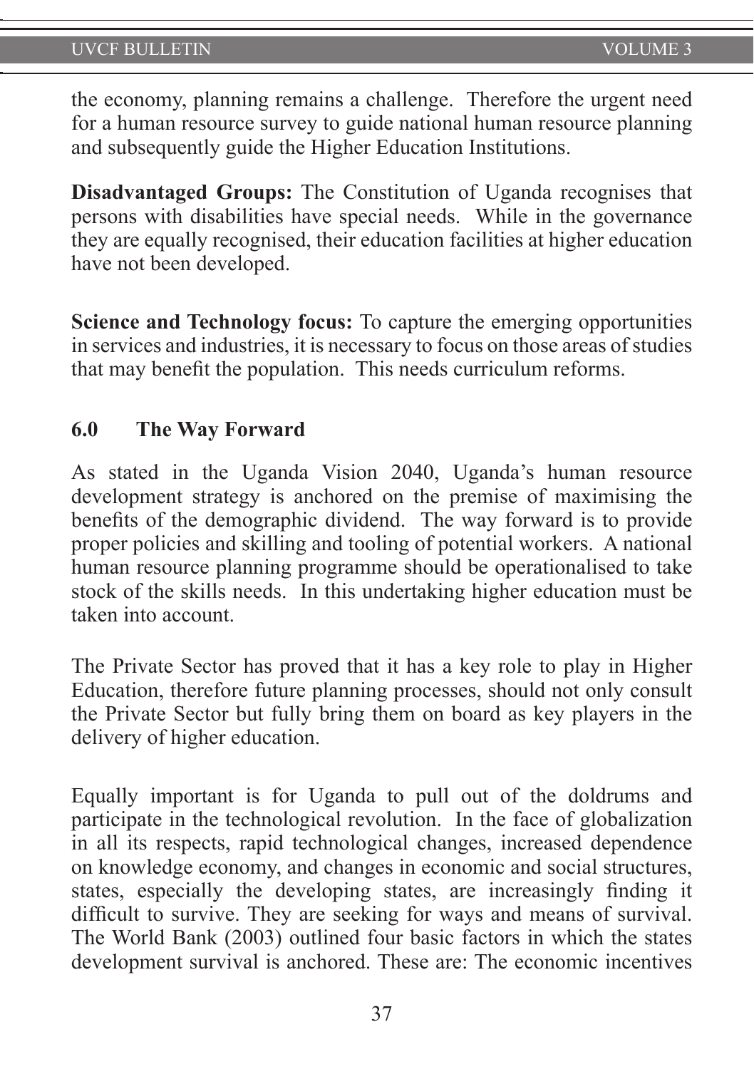the economy, planning remains a challenge. Therefore the urgent need for a human resource survey to guide national human resource planning and subsequently guide the Higher Education Institutions.

**Disadvantaged Groups:** The Constitution of Uganda recognises that persons with disabilities have special needs. While in the governance they are equally recognised, their education facilities at higher education have not been developed.

**Science and Technology focus:** To capture the emerging opportunities in services and industries, it is necessary to focus on those areas of studies that may benefit the population. This needs curriculum reforms.

## 6.0 The Way Forward

As stated in the Uganda Vision 2040, Uganda's human resource development strategy is anchored on the premise of maximising the benefits of the demographic dividend. The way forward is to provide proper policies and skilling and tooling of potential workers. A national human resource planning programme should be operationalised to take stock of the skills needs. In this undertaking higher education must be taken into account.

The Private Sector has proved that it has a key role to play in Higher Education, therefore future planning processes, should not only consult the Private Sector but fully bring them on board as key players in the delivery of higher education.

Equally important is for Uganda to pull out of the doldrums and participate in the technological revolution. In the face of globalization in all its respects, rapid technological changes, increased dependence on knowledge economy, and changes in economic and social structures, states, especially the developing states, are increasingly finding it difficult to survive. They are seeking for ways and means of survival. The World Bank (2003) outlined four basic factors in which the states development survival is anchored. These are: The economic incentives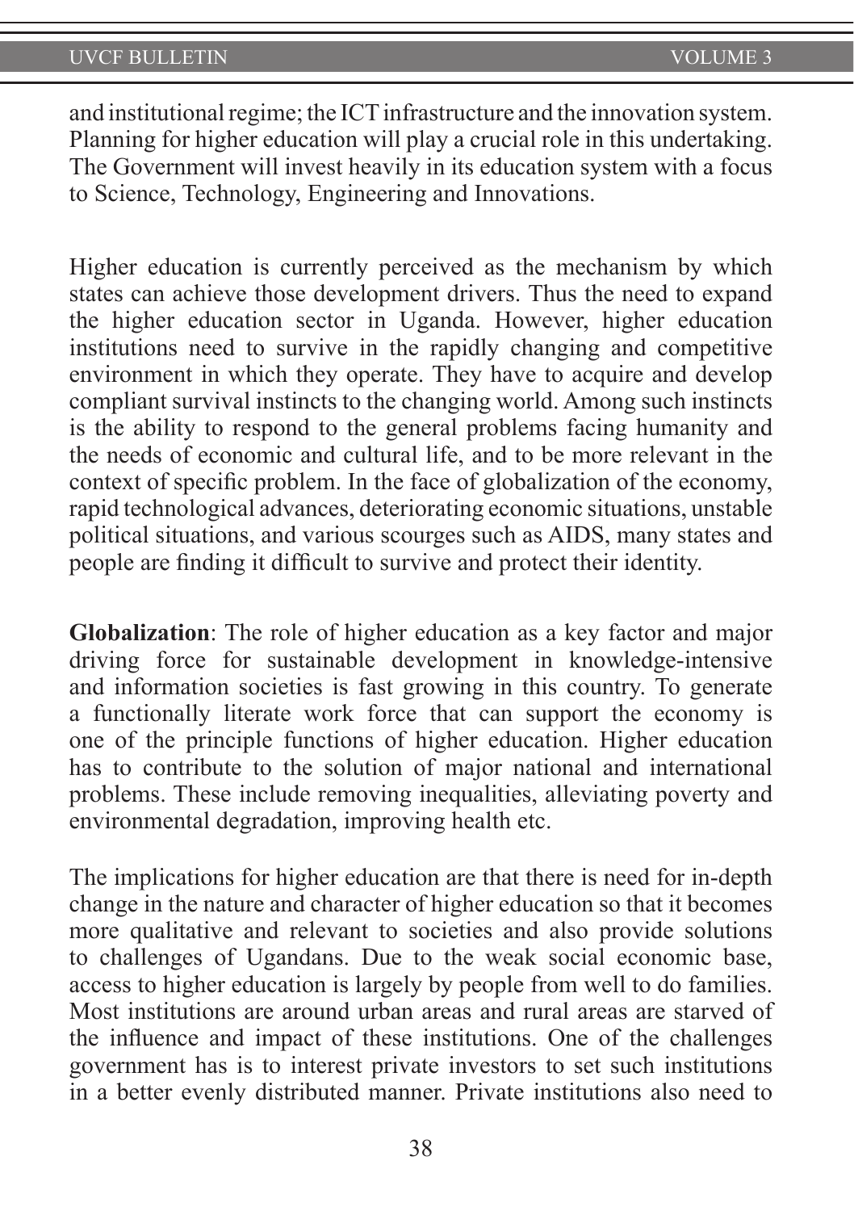and institutional regime; the ICT infrastructure and the innovation system. Planning for higher education will play a crucial role in this undertaking. The Government will invest heavily in its education system with a focus to Science, Technology, Engineering and Innovations.

Higher education is currently perceived as the mechanism by which states can achieve those development drivers. Thus the need to expand the higher education sector in Uganda. However, higher education institutions need to survive in the rapidly changing and competitive environment in which they operate. They have to acquire and develop compliant survival instincts to the changing world. Among such instincts is the ability to respond to the general problems facing humanity and the needs of economic and cultural life, and to be more relevant in the context of specific problem. In the face of globalization of the economy, rapid technological advances, deteriorating economic situations, unstable political situations, and various scourges such as AIDS, many states and people are finding it difficult to survive and protect their identity.

**Globalization**: The role of higher education as a key factor and major driving force for sustainable development in knowledge-intensive and information societies is fast growing in this country. To generate a functionally literate work force that can support the economy is one of the principle functions of higher education. Higher education has to contribute to the solution of major national and international problems. These include removing inequalities, alleviating poverty and environmental degradation, improving health etc.

The implications for higher education are that there is need for in-depth change in the nature and character of higher education so that it becomes more qualitative and relevant to societies and also provide solutions to challenges of Ugandans. Due to the weak social economic base, access to higher education is largely by people from well to do families. Most institutions are around urban areas and rural areas are starved of the influence and impact of these institutions. One of the challenges government has is to interest private investors to set such institutions in a better evenly distributed manner. Private institutions also need to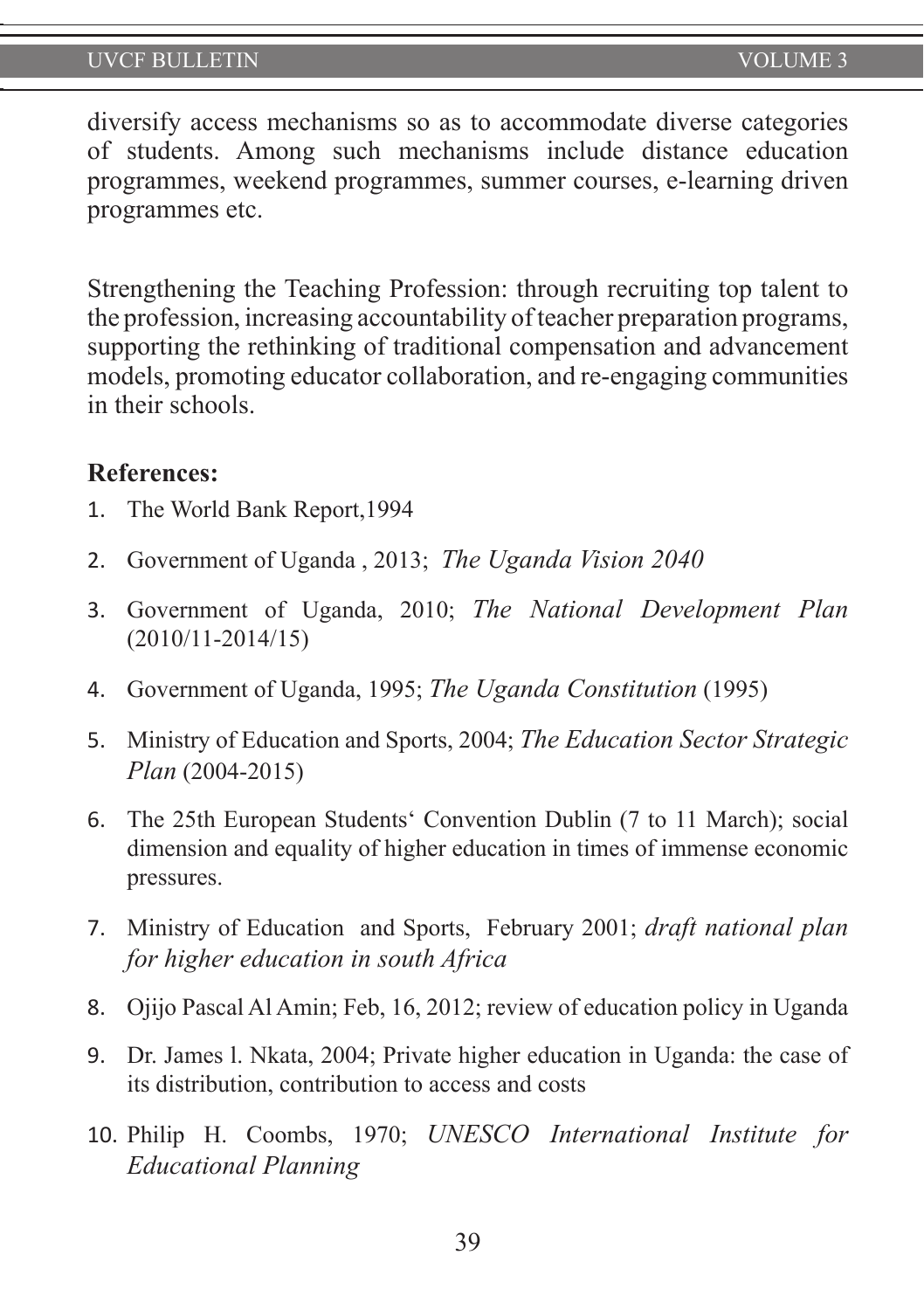diversify access mechanisms so as to accommodate diverse categories of students. Among such mechanisms include distance education programmes, weekend programmes, summer courses, e-learning driven programmes etc.

Strengthening the Teaching Profession: through recruiting top talent to the profession, increasing accountability of teacher preparation programs, supporting the rethinking of traditional compensation and advancement models, promoting educator collaboration, and re-engaging communities in their schools.

**References:**

1. The World Bank Report,1994
2. Government of Uganda , 2013; *The Uganda Vision 2040*
3. Government of Uganda, 2010; *The National Development Plan* (2010/11-2014/15)
4. Government of Uganda, 1995; *The Uganda Constitution* (1995)
5. Ministry of Education and Sports, 2004; *The Education Sector Strategic Plan* (2004-2015)
6. The 25th European Students‘ Convention Dublin (7 to 11 March); social dimension and equality of higher education in times of immense economic pressures.
7. Ministry of Education and Sports, February 2001; *draft national plan for higher education in south Africa*
8. Ojijo Pascal Al Amin; Feb, 16, 2012; review of education policy in Uganda
9. Dr. James l. Nkata, 2004; Private higher education in Uganda: the case of its distribution, contribution to access and costs
10. Philip H. Coombs, 1970; *UNESCO International Institute for Educational Planning*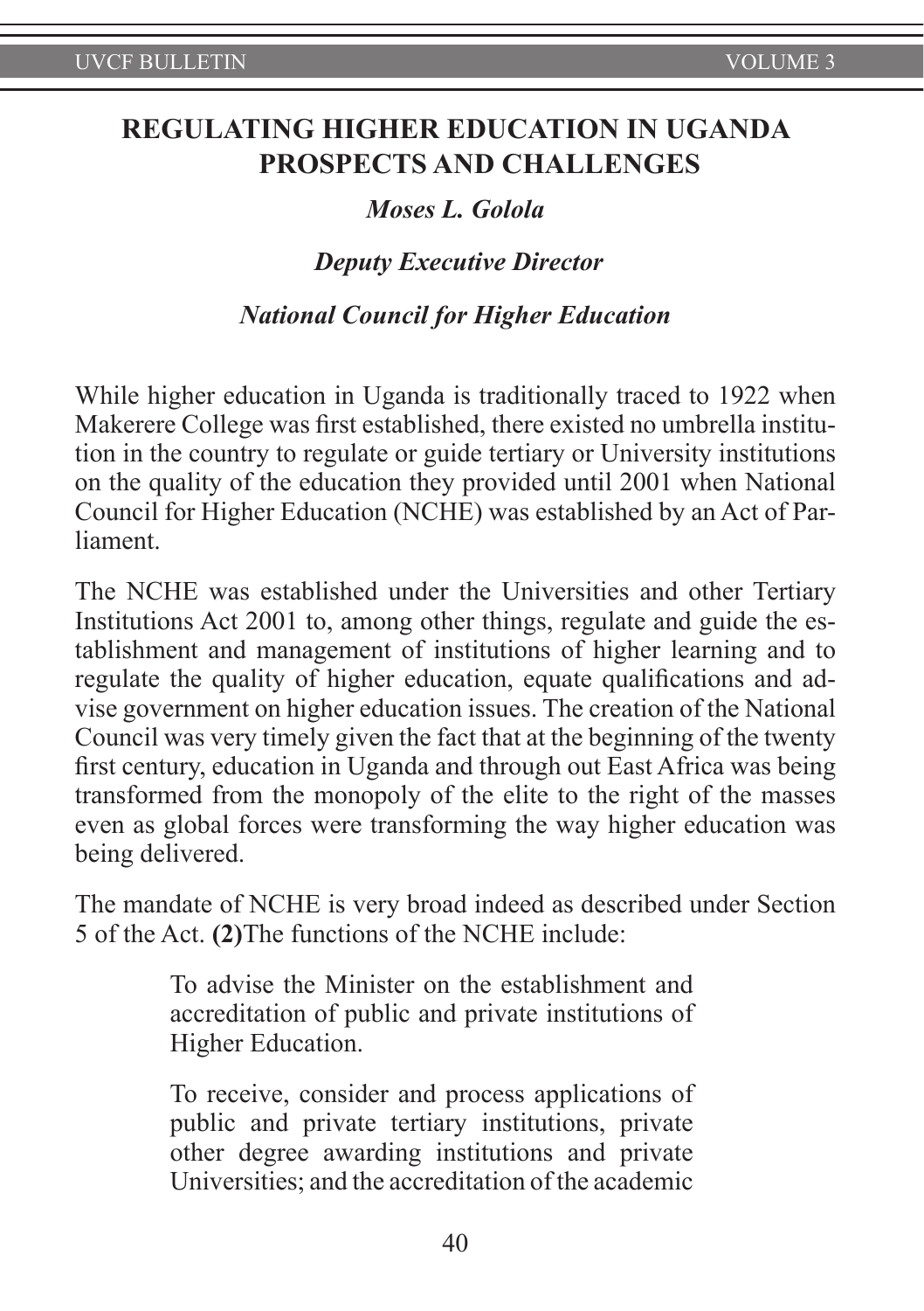# REGULATING HIGHER EDUCATION IN UGANDA PROSPECTS AND CHALLENGES

***Moses L. Golola***

***Deputy Executive Director***

***National Council for Higher Education***

While higher education in Uganda is traditionally traced to 1922 when Makerere College was first established, there existed no umbrella institution in the country to regulate or guide tertiary or University institutions on the quality of the education they provided until 2001 when National Council for Higher Education (NCHE) was established by an Act of Parliament.

The NCHE was established under the Universities and other Tertiary Institutions Act 2001 to, among other things, regulate and guide the establishment and management of institutions of higher learning and to regulate the quality of higher education, equate qualifications and advise government on higher education issues. The creation of the National Council was very timely given the fact that at the beginning of the twenty first century, education in Uganda and through out East Africa was being transformed from the monopoly of the elite to the right of the masses even as global forces were transforming the way higher education was being delivered.

The mandate of NCHE is very broad indeed as described under Section 5 of the Act. **(2)**The functions of the NCHE include:

> To advise the Minister on the establishment and accreditation of public and private institutions of Higher Education.
>
> To receive, consider and process applications of public and private tertiary institutions, private other degree awarding institutions and private Universities; and the accreditation of the academic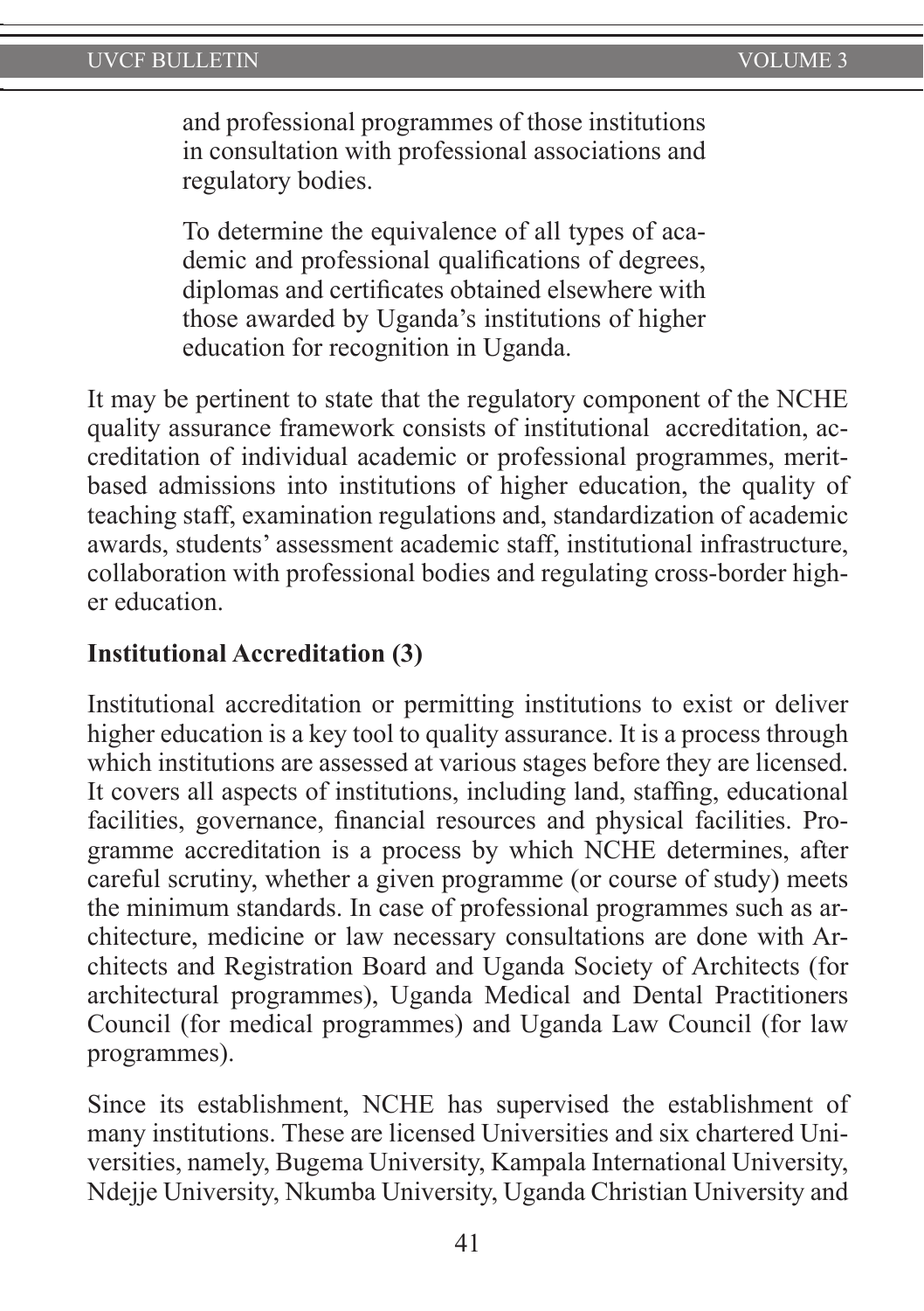and professional programmes of those institutions in consultation with professional associations and regulatory bodies.

To determine the equivalence of all types of academic and professional qualifications of degrees, diplomas and certificates obtained elsewhere with those awarded by Uganda's institutions of higher education for recognition in Uganda.

It may be pertinent to state that the regulatory component of the NCHE quality assurance framework consists of institutional accreditation, accreditation of individual academic or professional programmes, merit-based admissions into institutions of higher education, the quality of teaching staff, examination regulations and, standardization of academic awards, students' assessment academic staff, institutional infrastructure, collaboration with professional bodies and regulating cross-border higher education.

**Institutional Accreditation (3)**

Institutional accreditation or permitting institutions to exist or deliver higher education is a key tool to quality assurance. It is a process through which institutions are assessed at various stages before they are licensed. It covers all aspects of institutions, including land, staffing, educational facilities, governance, financial resources and physical facilities. Programme accreditation is a process by which NCHE determines, after careful scrutiny, whether a given programme (or course of study) meets the minimum standards. In case of professional programmes such as architecture, medicine or law necessary consultations are done with Architects and Registration Board and Uganda Society of Architects (for architectural programmes), Uganda Medical and Dental Practitioners Council (for medical programmes) and Uganda Law Council (for law programmes).

Since its establishment, NCHE has supervised the establishment of many institutions. These are licensed Universities and six chartered Universities, namely, Bugema University, Kampala International University, Ndejje University, Nkumba University, Uganda Christian University and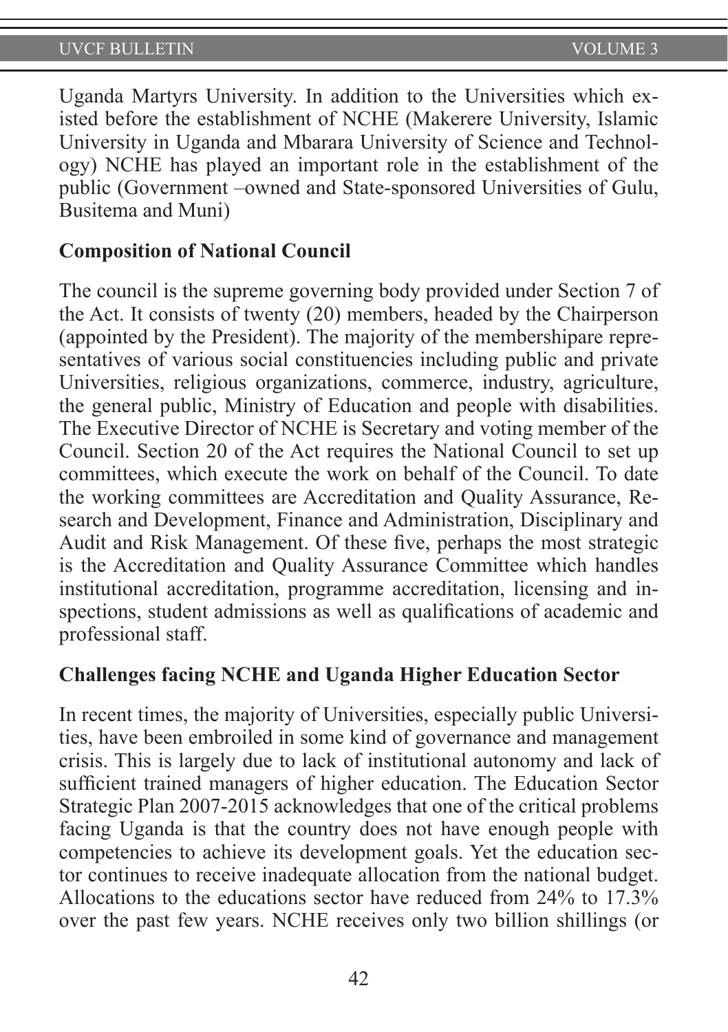Uganda Martyrs University. In addition to the Universities which existed before the establishment of NCHE (Makerere University, Islamic University in Uganda and Mbarara University of Science and Technology) NCHE has played an important role in the establishment of the public (Government –owned and State-sponsored Universities of Gulu, Busitema and Muni)

**Composition of National Council**

The council is the supreme governing body provided under Section 7 of the Act. It consists of twenty (20) members, headed by the Chairperson (appointed by the President). The majority of the membershipare representatives of various social constituencies including public and private Universities, religious organizations, commerce, industry, agriculture, the general public, Ministry of Education and people with disabilities. The Executive Director of NCHE is Secretary and voting member of the Council. Section 20 of the Act requires the National Council to set up committees, which execute the work on behalf of the Council. To date the working committees are Accreditation and Quality Assurance, Research and Development, Finance and Administration, Disciplinary and Audit and Risk Management. Of these five, perhaps the most strategic is the Accreditation and Quality Assurance Committee which handles institutional accreditation, programme accreditation, licensing and inspections, student admissions as well as qualifications of academic and professional staff.

**Challenges facing NCHE and Uganda Higher Education Sector**

In recent times, the majority of Universities, especially public Universities, have been embroiled in some kind of governance and management crisis. This is largely due to lack of institutional autonomy and lack of sufficient trained managers of higher education. The Education Sector Strategic Plan 2007-2015 acknowledges that one of the critical problems facing Uganda is that the country does not have enough people with competencies to achieve its development goals. Yet the education sector continues to receive inadequate allocation from the national budget. Allocations to the educations sector have reduced from 24% to 17.3% over the past few years. NCHE receives only two billion shillings (or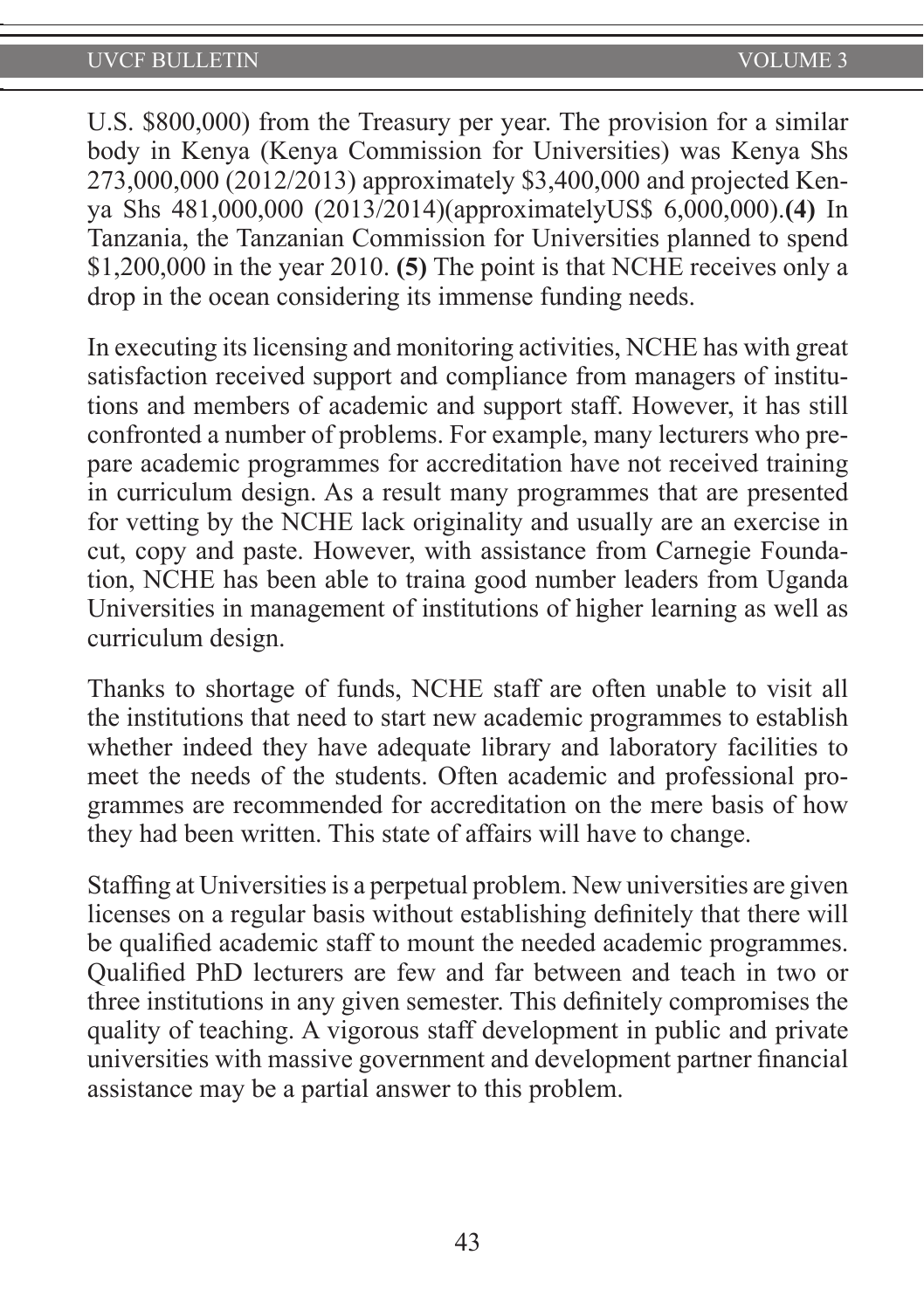U.S. $800,000) from the Treasury per year. The provision for a similar body in Kenya (Kenya Commission for Universities) was Kenya Shs 273,000,000 (2012/2013) approximately $3,400,000 and projected Kenya Shs 481,000,000 (2013/2014)(approximatelyUS$ 6,000,000).**(4)** In Tanzania, the Tanzanian Commission for Universities planned to spend $1,200,000 in the year 2010. **(5)** The point is that NCHE receives only a drop in the ocean considering its immense funding needs.

In executing its licensing and monitoring activities, NCHE has with great satisfaction received support and compliance from managers of institutions and members of academic and support staff. However, it has still confronted a number of problems. For example, many lecturers who prepare academic programmes for accreditation have not received training in curriculum design. As a result many programmes that are presented for vetting by the NCHE lack originality and usually are an exercise in cut, copy and paste. However, with assistance from Carnegie Foundation, NCHE has been able to traina good number leaders from Uganda Universities in management of institutions of higher learning as well as curriculum design.

Thanks to shortage of funds, NCHE staff are often unable to visit all the institutions that need to start new academic programmes to establish whether indeed they have adequate library and laboratory facilities to meet the needs of the students. Often academic and professional programmes are recommended for accreditation on the mere basis of how they had been written. This state of affairs will have to change.

Staffing at Universities is a perpetual problem. New universities are given licenses on a regular basis without establishing definitely that there will be qualified academic staff to mount the needed academic programmes. Qualified PhD lecturers are few and far between and teach in two or three institutions in any given semester. This definitely compromises the quality of teaching. A vigorous staff development in public and private universities with massive government and development partner financial assistance may be a partial answer to this problem.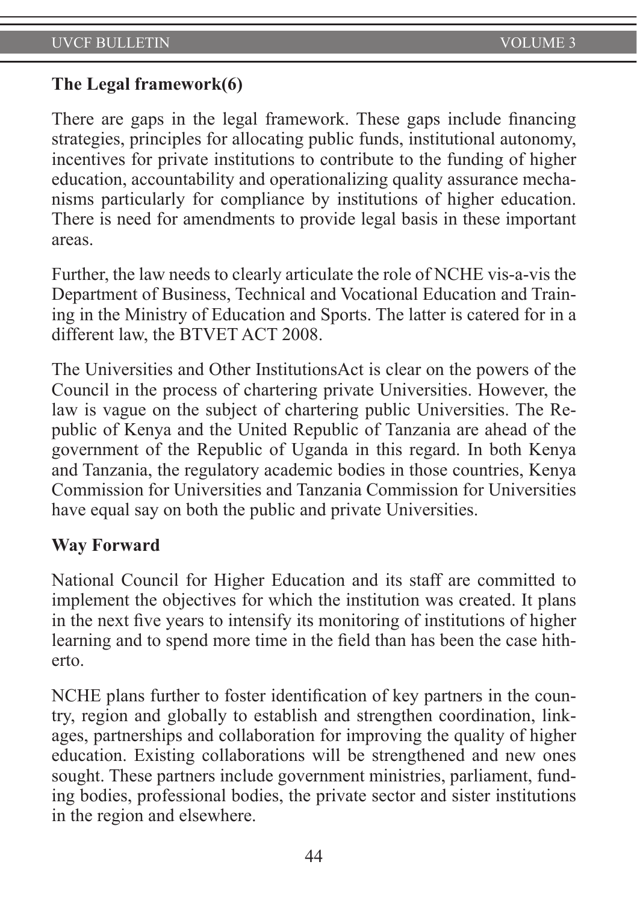**The Legal framework(6)**

There are gaps in the legal framework. These gaps include financing strategies, principles for allocating public funds, institutional autonomy, incentives for private institutions to contribute to the funding of higher education, accountability and operationalizing quality assurance mechanisms particularly for compliance by institutions of higher education. There is need for amendments to provide legal basis in these important areas.

Further, the law needs to clearly articulate the role of NCHE vis-a-vis the Department of Business, Technical and Vocational Education and Training in the Ministry of Education and Sports. The latter is catered for in a different law, the BTVET ACT 2008.

The Universities and Other InstitutionsAct is clear on the powers of the Council in the process of chartering private Universities. However, the law is vague on the subject of chartering public Universities. The Republic of Kenya and the United Republic of Tanzania are ahead of the government of the Republic of Uganda in this regard. In both Kenya and Tanzania, the regulatory academic bodies in those countries, Kenya Commission for Universities and Tanzania Commission for Universities have equal say on both the public and private Universities.

**Way Forward**

National Council for Higher Education and its staff are committed to implement the objectives for which the institution was created. It plans in the next five years to intensify its monitoring of institutions of higher learning and to spend more time in the field than has been the case hitherto.

NCHE plans further to foster identification of key partners in the country, region and globally to establish and strengthen coordination, linkages, partnerships and collaboration for improving the quality of higher education. Existing collaborations will be strengthened and new ones sought. These partners include government ministries, parliament, funding bodies, professional bodies, the private sector and sister institutions in the region and elsewhere.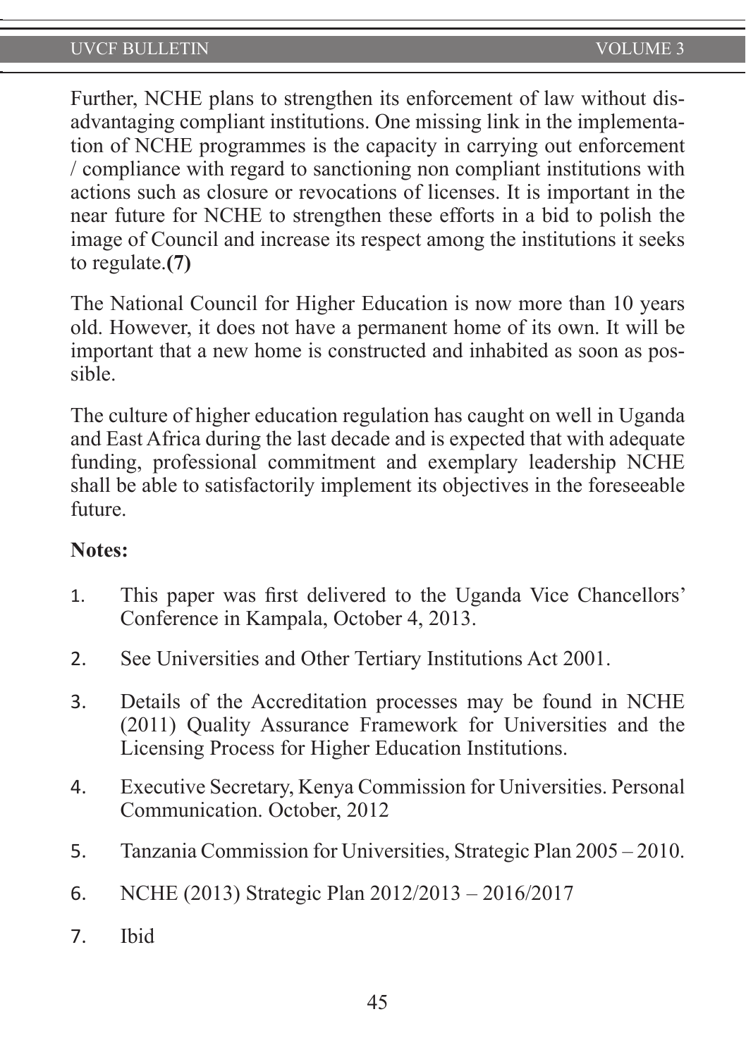Further, NCHE plans to strengthen its enforcement of law without disadvantaging compliant institutions. One missing link in the implementation of NCHE programmes is the capacity in carrying out enforcement / compliance with regard to sanctioning non compliant institutions with actions such as closure or revocations of licenses. It is important in the near future for NCHE to strengthen these efforts in a bid to polish the image of Council and increase its respect among the institutions it seeks to regulate.**(7)**

The National Council for Higher Education is now more than 10 years old. However, it does not have a permanent home of its own. It will be important that a new home is constructed and inhabited as soon as possible.

The culture of higher education regulation has caught on well in Uganda and East Africa during the last decade and is expected that with adequate funding, professional commitment and exemplary leadership NCHE shall be able to satisfactorily implement its objectives in the foreseeable future.

**Notes:**

1. This paper was first delivered to the Uganda Vice Chancellors' Conference in Kampala, October 4, 2013.
2. See Universities and Other Tertiary Institutions Act 2001.
3. Details of the Accreditation processes may be found in NCHE (2011) Quality Assurance Framework for Universities and the Licensing Process for Higher Education Institutions.
4. Executive Secretary, Kenya Commission for Universities. Personal Communication. October, 2012
5. Tanzania Commission for Universities, Strategic Plan 2005 – 2010.
6. NCHE (2013) Strategic Plan 2012/2013 – 2016/2017
7. Ibid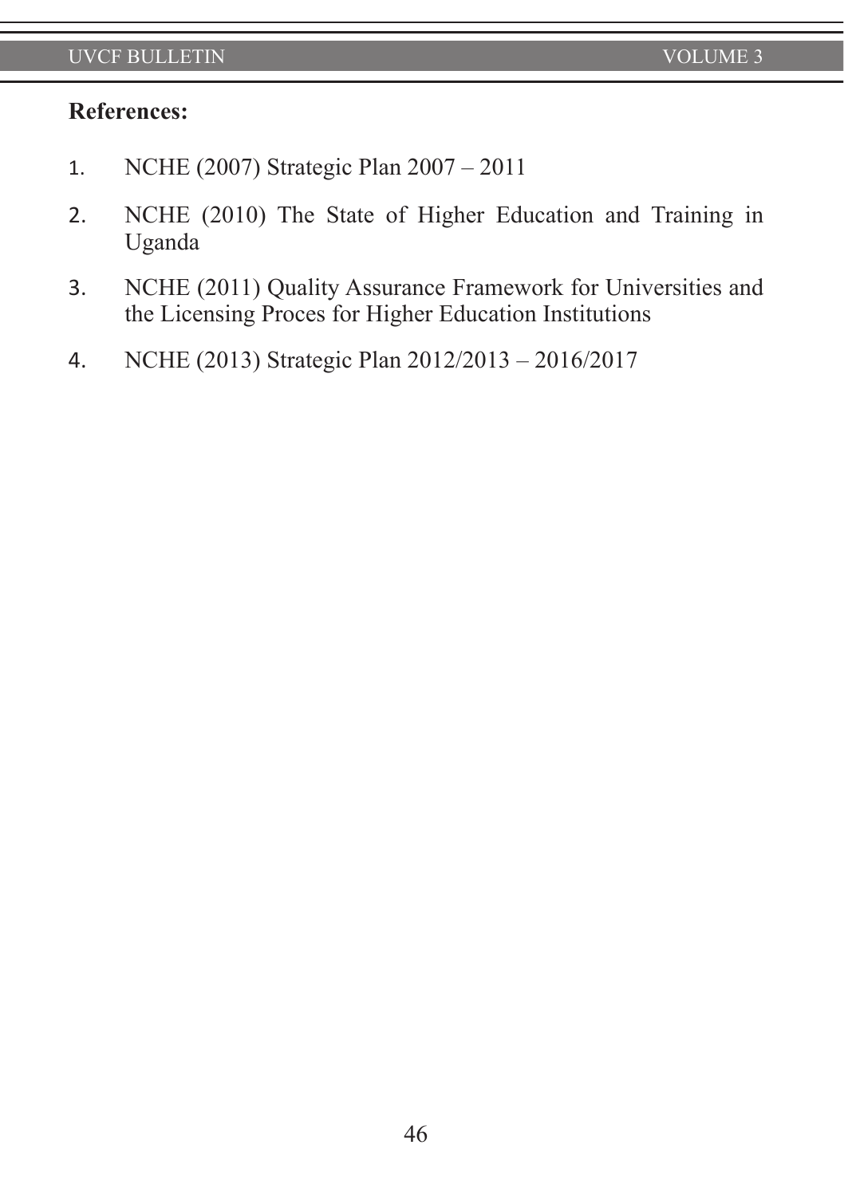**References:**

1. NCHE (2007) Strategic Plan 2007 – 2011
2. NCHE (2010) The State of Higher Education and Training in Uganda
3. NCHE (2011) Quality Assurance Framework for Universities and the Licensing Proces for Higher Education Institutions
4. NCHE (2013) Strategic Plan 2012/2013 – 2016/2017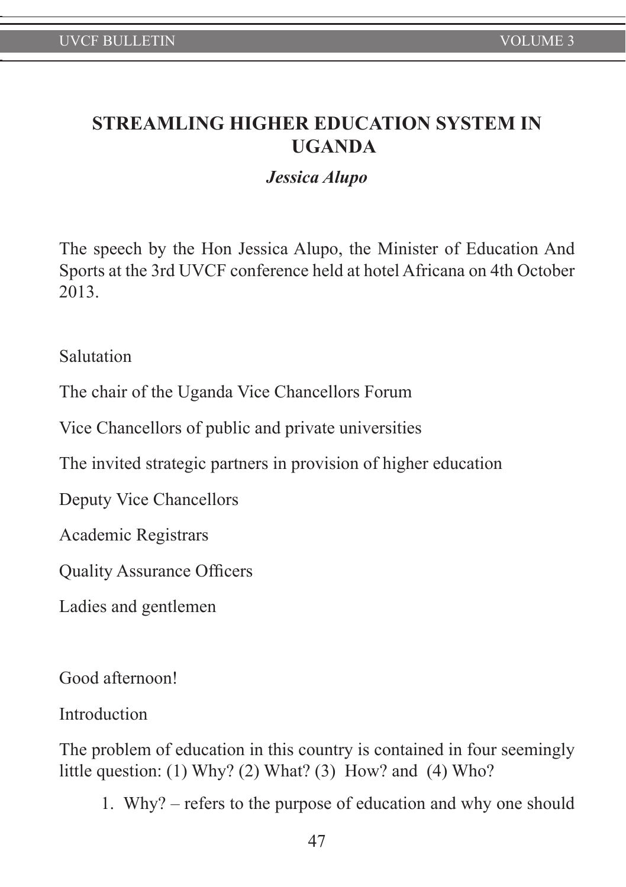# STREAMLING HIGHER EDUCATION SYSTEM IN UGANDA

***Jessica Alupo***

The speech by the Hon Jessica Alupo, the Minister of Education And Sports at the 3rd UVCF conference held at hotel Africana on 4th October 2013.

Salutation

The chair of the Uganda Vice Chancellors Forum

Vice Chancellors of public and private universities

The invited strategic partners in provision of higher education

Deputy Vice Chancellors

Academic Registrars

Quality Assurance Officers

Ladies and gentlemen

Good afternoon!

Introduction

The problem of education in this country is contained in four seemingly little question: (1) Why? (2) What? (3) How? and (4) Who?

1. Why? – refers to the purpose of education and why one should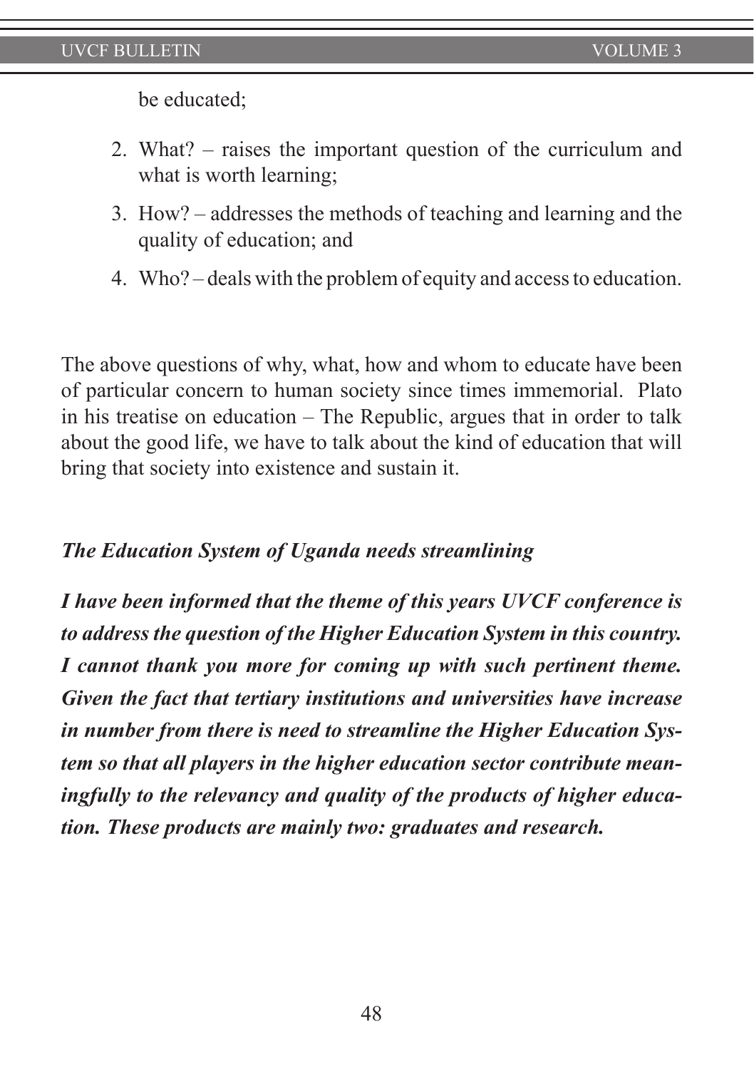be educated;

2. What? – raises the important question of the curriculum and what is worth learning;
3. How? – addresses the methods of teaching and learning and the quality of education; and
4. Who? – deals with the problem of equity and access to education.

The above questions of why, what, how and whom to educate have been of particular concern to human society since times immemorial. Plato in his treatise on education – The Republic, argues that in order to talk about the good life, we have to talk about the kind of education that will bring that society into existence and sustain it.

***The Education System of Uganda needs streamlining***

***I have been informed that the theme of this years UVCF conference is to address the question of the Higher Education System in this country. I cannot thank you more for coming up with such pertinent theme. Given the fact that tertiary institutions and universities have increase in number from there is need to streamline the Higher Education System so that all players in the higher education sector contribute meaningfully to the relevancy and quality of the products of higher education. These products are mainly two: graduates and research.***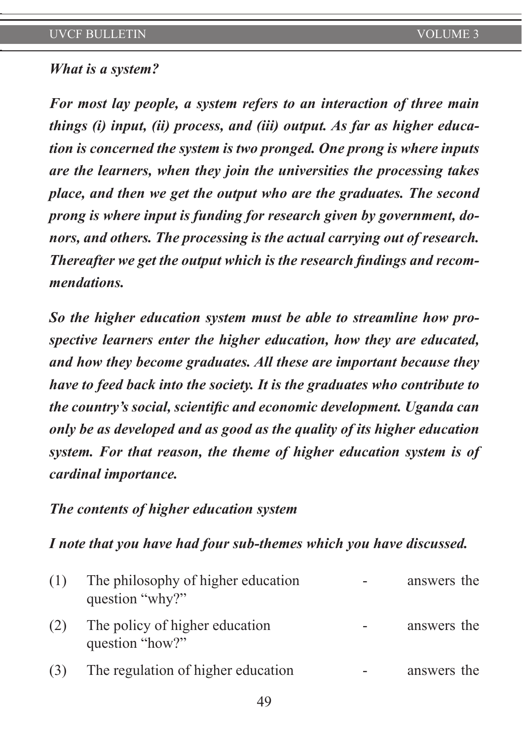***What is a system?***

***For most lay people, a system refers to an interaction of three main things (i) input, (ii) process, and (iii) output. As far as higher education is concerned the system is two pronged. One prong is where inputs are the learners, when they join the universities the processing takes place, and then we get the output who are the graduates. The second prong is where input is funding for research given by government, donors, and others. The processing is the actual carrying out of research. Thereafter we get the output which is the research findings and recommendations.***

***So the higher education system must be able to streamline how prospective learners enter the higher education, how they are educated, and how they become graduates. All these are important because they have to feed back into the society. It is the graduates who contribute to the country's social, scientific and economic development. Uganda can only be as developed and as good as the quality of its higher education system. For that reason, the theme of higher education system is of cardinal importance.***

***The contents of higher education system***

***I note that you have had four sub-themes which you have discussed.***

(1) The philosophy of higher education - answers the question "why?"

(2) The policy of higher education - answers the question "how?"

(3) The regulation of higher education - answers the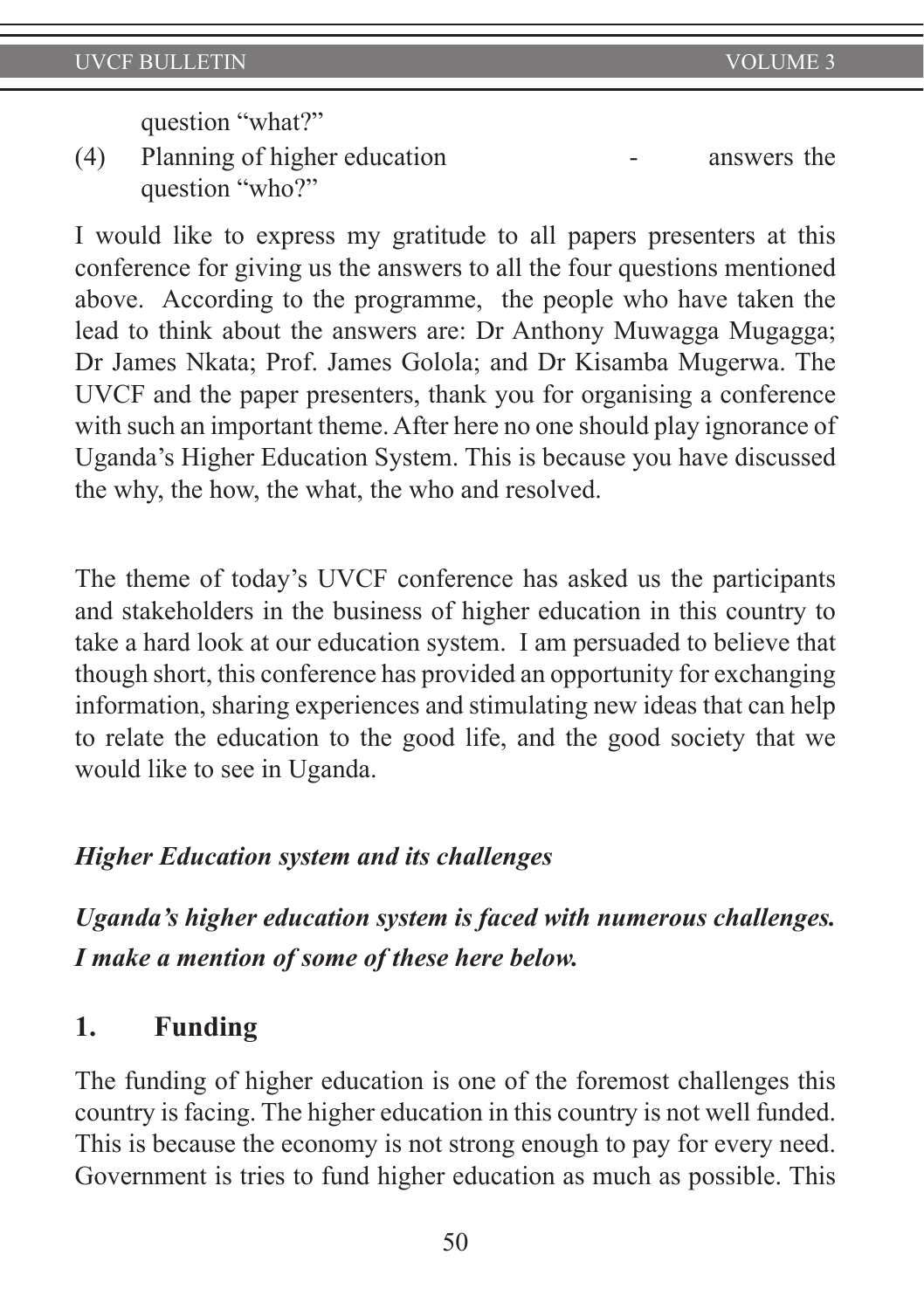question "what?"

(4) Planning of higher education - answers the question "who?"

I would like to express my gratitude to all papers presenters at this conference for giving us the answers to all the four questions mentioned above. According to the programme, the people who have taken the lead to think about the answers are: Dr Anthony Muwagga Mugagga; Dr James Nkata; Prof. James Golola; and Dr Kisamba Mugerwa. The UVCF and the paper presenters, thank you for organising a conference with such an important theme. After here no one should play ignorance of Uganda's Higher Education System. This is because you have discussed the why, the how, the what, the who and resolved.

The theme of today's UVCF conference has asked us the participants and stakeholders in the business of higher education in this country to take a hard look at our education system. I am persuaded to believe that though short, this conference has provided an opportunity for exchanging information, sharing experiences and stimulating new ideas that can help to relate the education to the good life, and the good society that we would like to see in Uganda.

***Higher Education system and its challenges***

***Uganda's higher education system is faced with numerous challenges. I make a mention of some of these here below.***

## 1. Funding

The funding of higher education is one of the foremost challenges this country is facing. The higher education in this country is not well funded. This is because the economy is not strong enough to pay for every need. Government is tries to fund higher education as much as possible. This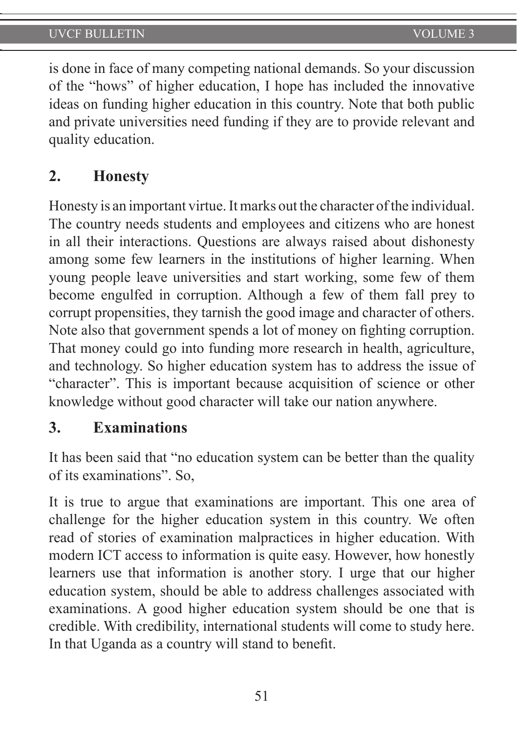is done in face of many competing national demands. So your discussion of the "hows" of higher education, I hope has included the innovative ideas on funding higher education in this country. Note that both public and private universities need funding if they are to provide relevant and quality education.

## 2. Honesty

Honesty is an important virtue. It marks out the character of the individual. The country needs students and employees and citizens who are honest in all their interactions. Questions are always raised about dishonesty among some few learners in the institutions of higher learning. When young people leave universities and start working, some few of them become engulfed in corruption. Although a few of them fall prey to corrupt propensities, they tarnish the good image and character of others. Note also that government spends a lot of money on fighting corruption. That money could go into funding more research in health, agriculture, and technology. So higher education system has to address the issue of "character". This is important because acquisition of science or other knowledge without good character will take our nation anywhere.

## 3. Examinations

It has been said that "no education system can be better than the quality of its examinations". So,

It is true to argue that examinations are important. This one area of challenge for the higher education system in this country. We often read of stories of examination malpractices in higher education. With modern ICT access to information is quite easy. However, how honestly learners use that information is another story. I urge that our higher education system, should be able to address challenges associated with examinations. A good higher education system should be one that is credible. With credibility, international students will come to study here. In that Uganda as a country will stand to benefit.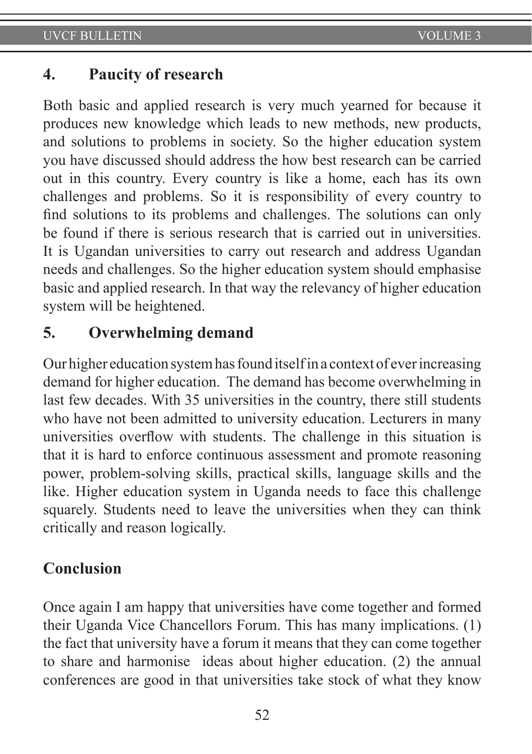## 4. Paucity of research

Both basic and applied research is very much yearned for because it produces new knowledge which leads to new methods, new products, and solutions to problems in society. So the higher education system you have discussed should address the how best research can be carried out in this country. Every country is like a home, each has its own challenges and problems. So it is responsibility of every country to find solutions to its problems and challenges. The solutions can only be found if there is serious research that is carried out in universities. It is Ugandan universities to carry out research and address Ugandan needs and challenges. So the higher education system should emphasise basic and applied research. In that way the relevancy of higher education system will be heightened.

## 5. Overwhelming demand

Our higher education system has found itself in a context of ever increasing demand for higher education. The demand has become overwhelming in last few decades. With 35 universities in the country, there still students who have not been admitted to university education. Lecturers in many universities overflow with students. The challenge in this situation is that it is hard to enforce continuous assessment and promote reasoning power, problem-solving skills, practical skills, language skills and the like. Higher education system in Uganda needs to face this challenge squarely. Students need to leave the universities when they can think critically and reason logically.

## Conclusion

Once again I am happy that universities have come together and formed their Uganda Vice Chancellors Forum. This has many implications. (1) the fact that university have a forum it means that they can come together to share and harmonise ideas about higher education. (2) the annual conferences are good in that universities take stock of what they know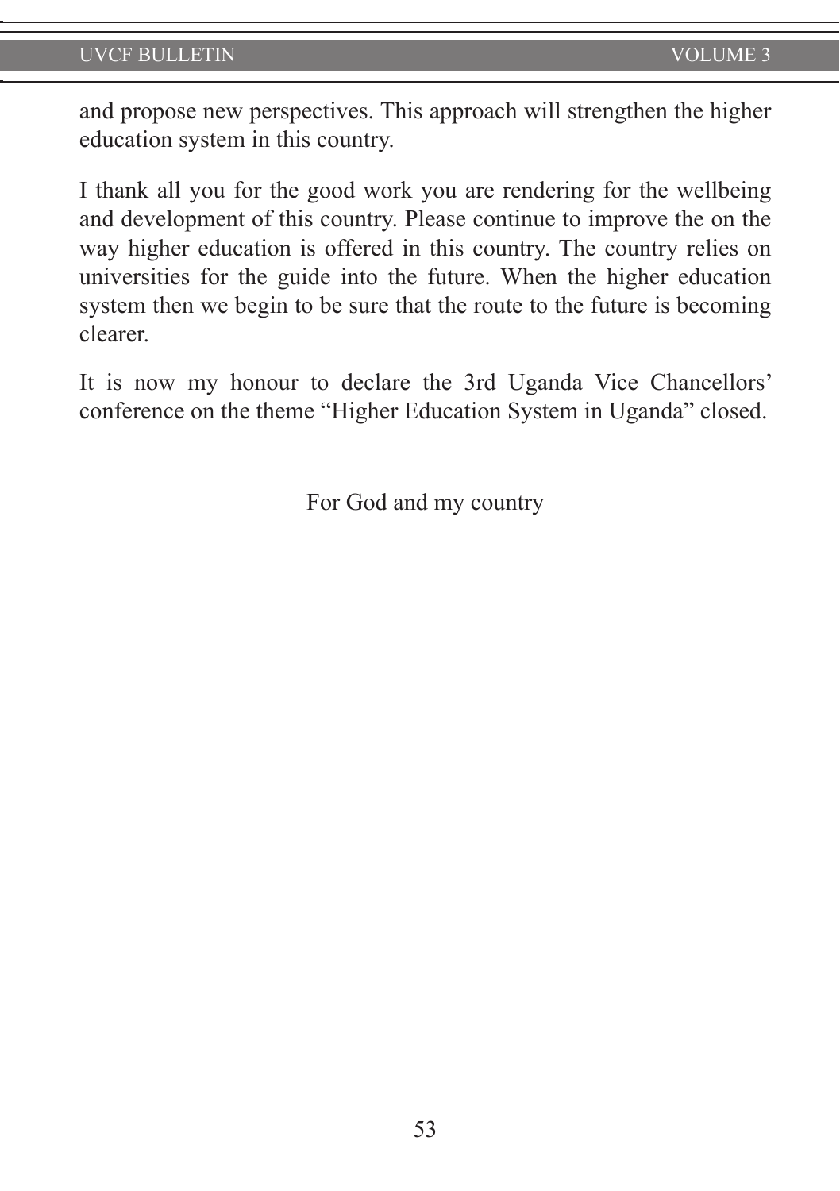and propose new perspectives. This approach will strengthen the higher education system in this country.

I thank all you for the good work you are rendering for the wellbeing and development of this country. Please continue to improve the on the way higher education is offered in this country. The country relies on universities for the guide into the future. When the higher education system then we begin to be sure that the route to the future is becoming clearer.

It is now my honour to declare the 3rd Uganda Vice Chancellors' conference on the theme "Higher Education System in Uganda" closed.

For God and my country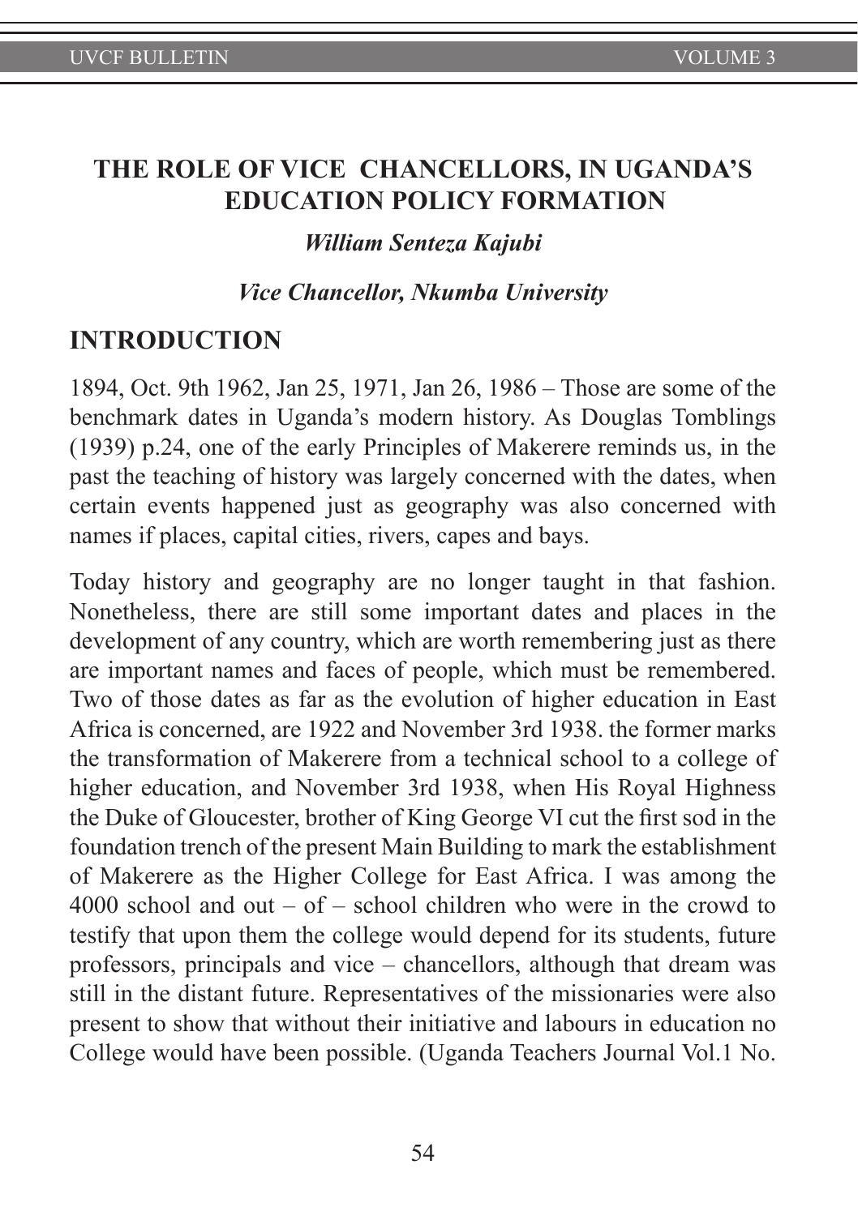# THE ROLE OF VICE CHANCELLORS, IN UGANDA'S EDUCATION POLICY FORMATION

***William Senteza Kajubi***

***Vice Chancellor, Nkumba University***

## INTRODUCTION

1894, Oct. 9th 1962, Jan 25, 1971, Jan 26, 1986 – Those are some of the benchmark dates in Uganda's modern history. As Douglas Tomblings (1939) p.24, one of the early Principles of Makerere reminds us, in the past the teaching of history was largely concerned with the dates, when certain events happened just as geography was also concerned with names if places, capital cities, rivers, capes and bays.

Today history and geography are no longer taught in that fashion. Nonetheless, there are still some important dates and places in the development of any country, which are worth remembering just as there are important names and faces of people, which must be remembered. Two of those dates as far as the evolution of higher education in East Africa is concerned, are 1922 and November 3rd 1938. the former marks the transformation of Makerere from a technical school to a college of higher education, and November 3rd 1938, when His Royal Highness the Duke of Gloucester, brother of King George VI cut the first sod in the foundation trench of the present Main Building to mark the establishment of Makerere as the Higher College for East Africa. I was among the 4000 school and out – of – school children who were in the crowd to testify that upon them the college would depend for its students, future professors, principals and vice – chancellors, although that dream was still in the distant future. Representatives of the missionaries were also present to show that without their initiative and labours in education no College would have been possible. (Uganda Teachers Journal Vol.1 No.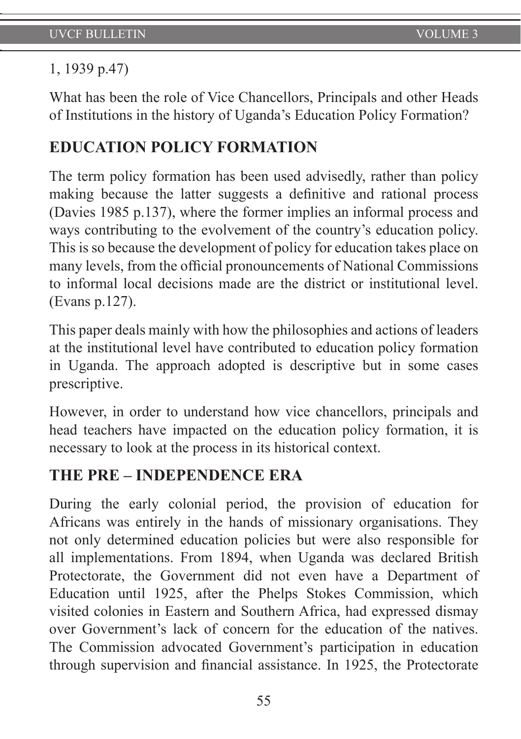1, 1939 p.47)

What has been the role of Vice Chancellors, Principals and other Heads of Institutions in the history of Uganda's Education Policy Formation?

## EDUCATION POLICY FORMATION

The term policy formation has been used advisedly, rather than policy making because the latter suggests a definitive and rational process (Davies 1985 p.137), where the former implies an informal process and ways contributing to the evolvement of the country's education policy. This is so because the development of policy for education takes place on many levels, from the official pronouncements of National Commissions to informal local decisions made are the district or institutional level. (Evans p.127).

This paper deals mainly with how the philosophies and actions of leaders at the institutional level have contributed to education policy formation in Uganda. The approach adopted is descriptive but in some cases prescriptive.

However, in order to understand how vice chancellors, principals and head teachers have impacted on the education policy formation, it is necessary to look at the process in its historical context.

## THE PRE – INDEPENDENCE ERA

During the early colonial period, the provision of education for Africans was entirely in the hands of missionary organisations. They not only determined education policies but were also responsible for all implementations. From 1894, when Uganda was declared British Protectorate, the Government did not even have a Department of Education until 1925, after the Phelps Stokes Commission, which visited colonies in Eastern and Southern Africa, had expressed dismay over Government's lack of concern for the education of the natives. The Commission advocated Government's participation in education through supervision and financial assistance. In 1925, the Protectorate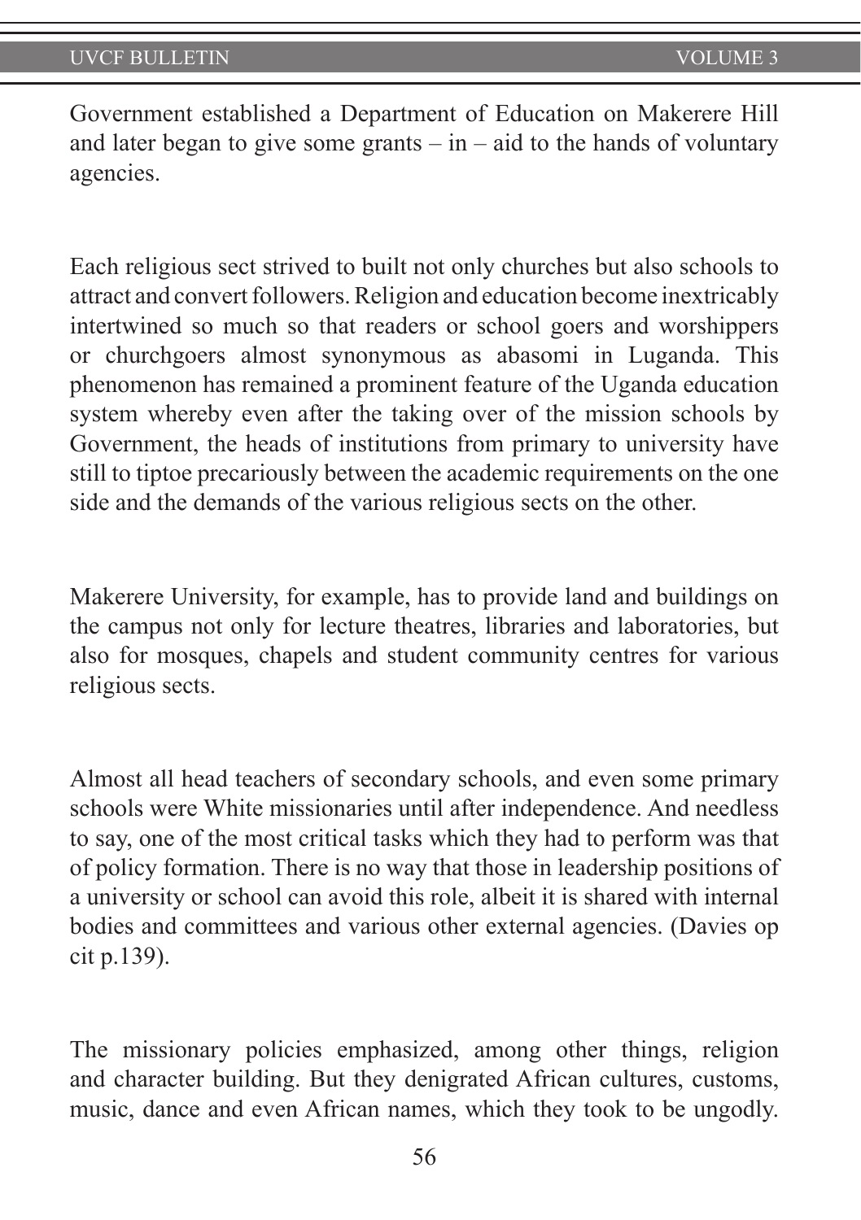Government established a Department of Education on Makerere Hill and later began to give some grants – in – aid to the hands of voluntary agencies.

Each religious sect strived to built not only churches but also schools to attract and convert followers. Religion and education become inextricably intertwined so much so that readers or school goers and worshippers or churchgoers almost synonymous as abasomi in Luganda. This phenomenon has remained a prominent feature of the Uganda education system whereby even after the taking over of the mission schools by Government, the heads of institutions from primary to university have still to tiptoe precariously between the academic requirements on the one side and the demands of the various religious sects on the other.

Makerere University, for example, has to provide land and buildings on the campus not only for lecture theatres, libraries and laboratories, but also for mosques, chapels and student community centres for various religious sects.

Almost all head teachers of secondary schools, and even some primary schools were White missionaries until after independence. And needless to say, one of the most critical tasks which they had to perform was that of policy formation. There is no way that those in leadership positions of a university or school can avoid this role, albeit it is shared with internal bodies and committees and various other external agencies. (Davies op cit p.139).

The missionary policies emphasized, among other things, religion and character building. But they denigrated African cultures, customs, music, dance and even African names, which they took to be ungodly.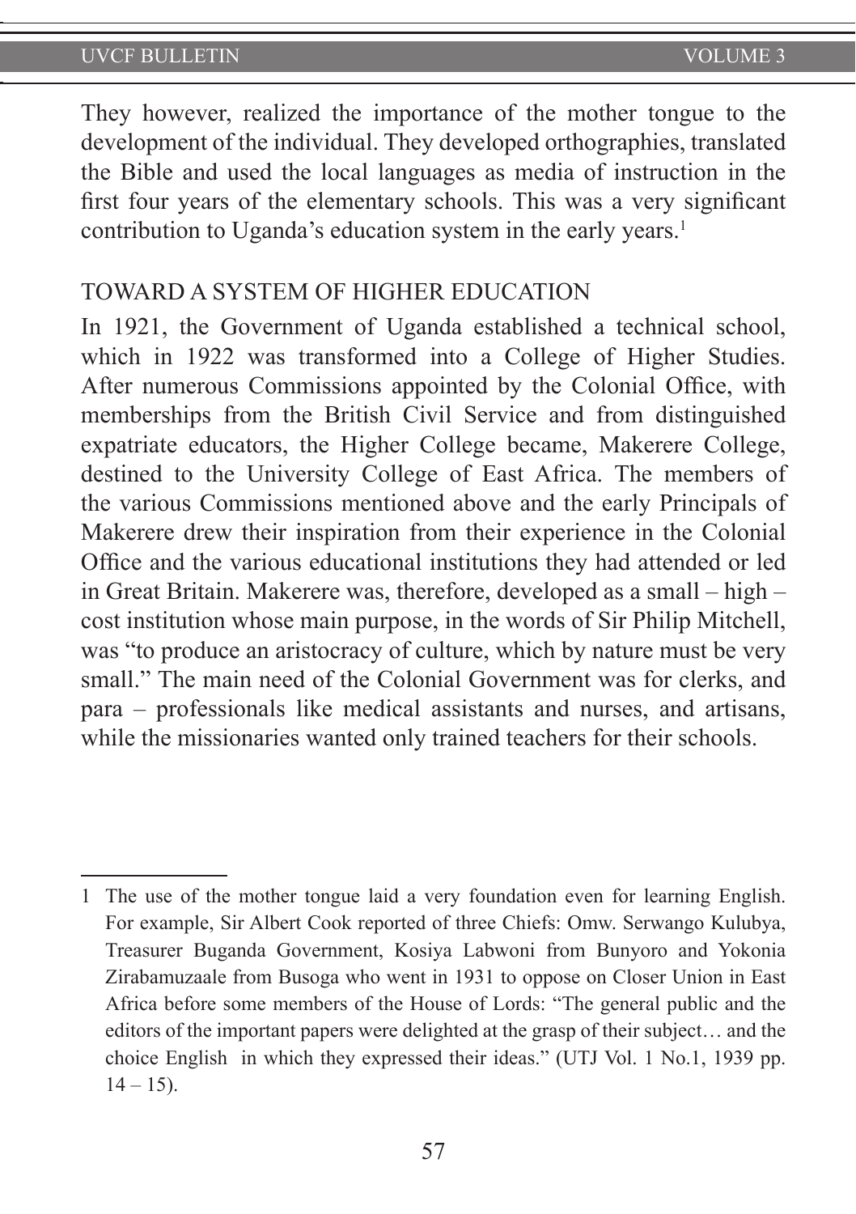They however, realized the importance of the mother tongue to the development of the individual. They developed orthographies, translated the Bible and used the local languages as media of instruction in the first four years of the elementary schools. This was a very significant contribution to Uganda's education system in the early years.[1]

## TOWARD A SYSTEM OF HIGHER EDUCATION

In 1921, the Government of Uganda established a technical school, which in 1922 was transformed into a College of Higher Studies. After numerous Commissions appointed by the Colonial Office, with memberships from the British Civil Service and from distinguished expatriate educators, the Higher College became, Makerere College, destined to the University College of East Africa. The members of the various Commissions mentioned above and the early Principals of Makerere drew their inspiration from their experience in the Colonial Office and the various educational institutions they had attended or led in Great Britain. Makerere was, therefore, developed as a small – high – cost institution whose main purpose, in the words of Sir Philip Mitchell, was "to produce an aristocracy of culture, which by nature must be very small." The main need of the Colonial Government was for clerks, and para – professionals like medical assistants and nurses, and artisans, while the missionaries wanted only trained teachers for their schools.

---

1 The use of the mother tongue laid a very foundation even for learning English. For example, Sir Albert Cook reported of three Chiefs: Omw. Serwango Kulubya, Treasurer Buganda Government, Kosiya Labwoni from Bunyoro and Yokonia Zirabamuzaale from Busoga who went in 1931 to oppose on Closer Union in East Africa before some members of the House of Lords: "The general public and the editors of the important papers were delighted at the grasp of their subject… and the choice English in which they expressed their ideas." (UTJ Vol. 1 No.1, 1939 pp. 14 – 15).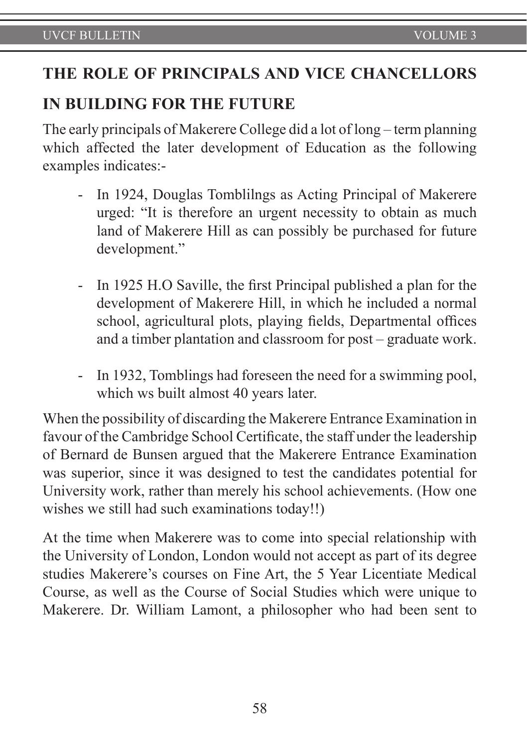## THE ROLE OF PRINCIPALS AND VICE CHANCELLORS IN BUILDING FOR THE FUTURE

The early principals of Makerere College did a lot of long – term planning which affected the later development of Education as the following examples indicates:-

- In 1924, Douglas Tomblilngs as Acting Principal of Makerere urged: "It is therefore an urgent necessity to obtain as much land of Makerere Hill as can possibly be purchased for future development."

- In 1925 H.O Saville, the first Principal published a plan for the development of Makerere Hill, in which he included a normal school, agricultural plots, playing fields, Departmental offices and a timber plantation and classroom for post – graduate work.

- In 1932, Tomblings had foreseen the need for a swimming pool, which ws built almost 40 years later.

When the possibility of discarding the Makerere Entrance Examination in favour of the Cambridge School Certificate, the staff under the leadership of Bernard de Bunsen argued that the Makerere Entrance Examination was superior, since it was designed to test the candidates potential for University work, rather than merely his school achievements. (How one wishes we still had such examinations today!!)

At the time when Makerere was to come into special relationship with the University of London, London would not accept as part of its degree studies Makerere's courses on Fine Art, the 5 Year Licentiate Medical Course, as well as the Course of Social Studies which were unique to Makerere. Dr. William Lamont, a philosopher who had been sent to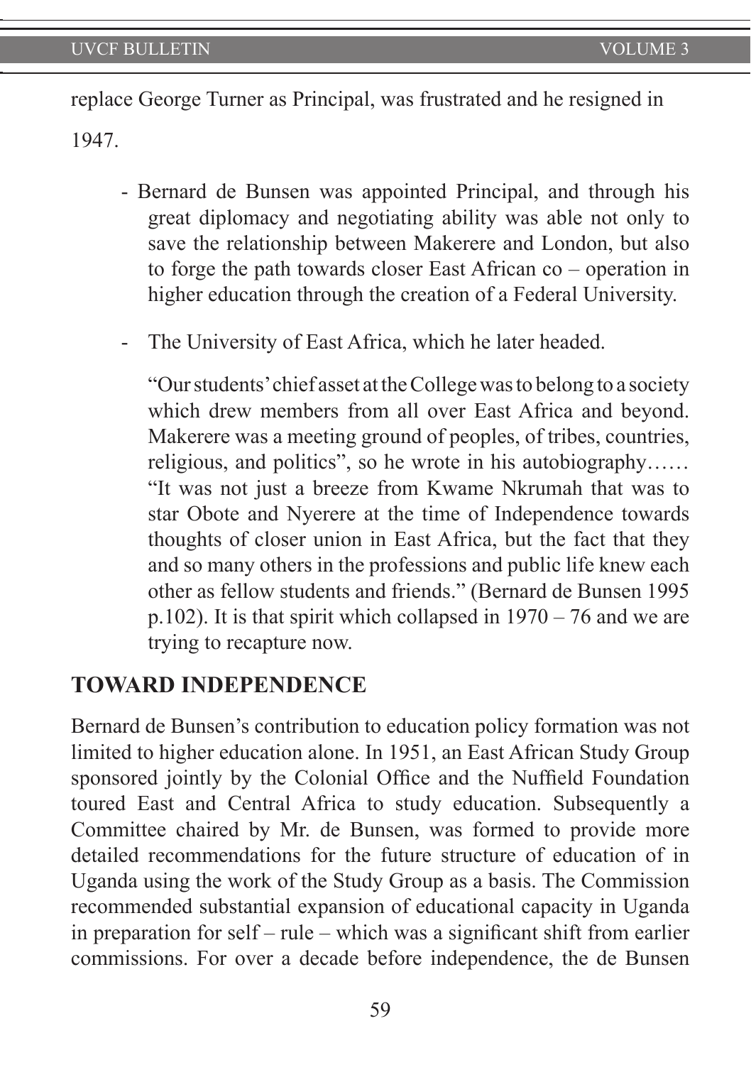replace George Turner as Principal, was frustrated and he resigned in 1947.

- Bernard de Bunsen was appointed Principal, and through his great diplomacy and negotiating ability was able not only to save the relationship between Makerere and London, but also to forge the path towards closer East African co – operation in higher education through the creation of a Federal University.
- The University of East Africa, which he later headed.

  "Our students' chief asset at the College was to belong to a society which drew members from all over East Africa and beyond. Makerere was a meeting ground of peoples, of tribes, countries, religious, and politics", so he wrote in his autobiography…… "It was not just a breeze from Kwame Nkrumah that was to star Obote and Nyerere at the time of Independence towards thoughts of closer union in East Africa, but the fact that they and so many others in the professions and public life knew each other as fellow students and friends." (Bernard de Bunsen 1995 p.102). It is that spirit which collapsed in 1970 – 76 and we are trying to recapture now.

## TOWARD INDEPENDENCE

Bernard de Bunsen's contribution to education policy formation was not limited to higher education alone. In 1951, an East African Study Group sponsored jointly by the Colonial Office and the Nuffield Foundation toured East and Central Africa to study education. Subsequently a Committee chaired by Mr. de Bunsen, was formed to provide more detailed recommendations for the future structure of education of in Uganda using the work of the Study Group as a basis. The Commission recommended substantial expansion of educational capacity in Uganda in preparation for self – rule – which was a significant shift from earlier commissions. For over a decade before independence, the de Bunsen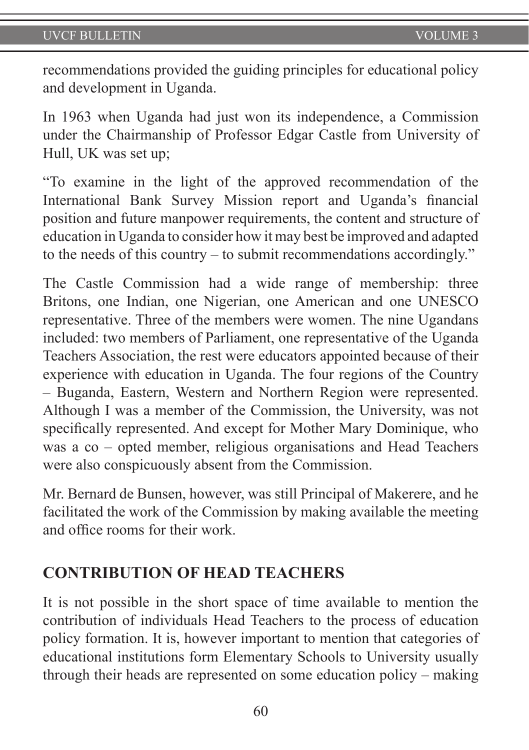recommendations provided the guiding principles for educational policy and development in Uganda.

In 1963 when Uganda had just won its independence, a Commission under the Chairmanship of Professor Edgar Castle from University of Hull, UK was set up;

"To examine in the light of the approved recommendation of the International Bank Survey Mission report and Uganda's financial position and future manpower requirements, the content and structure of education in Uganda to consider how it may best be improved and adapted to the needs of this country – to submit recommendations accordingly."

The Castle Commission had a wide range of membership: three Britons, one Indian, one Nigerian, one American and one UNESCO representative. Three of the members were women. The nine Ugandans included: two members of Parliament, one representative of the Uganda Teachers Association, the rest were educators appointed because of their experience with education in Uganda. The four regions of the Country – Buganda, Eastern, Western and Northern Region were represented. Although I was a member of the Commission, the University, was not specifically represented. And except for Mother Mary Dominique, who was a co – opted member, religious organisations and Head Teachers were also conspicuously absent from the Commission.

Mr. Bernard de Bunsen, however, was still Principal of Makerere, and he facilitated the work of the Commission by making available the meeting and office rooms for their work.

## CONTRIBUTION OF HEAD TEACHERS

It is not possible in the short space of time available to mention the contribution of individuals Head Teachers to the process of education policy formation. It is, however important to mention that categories of educational institutions form Elementary Schools to University usually through their heads are represented on some education policy – making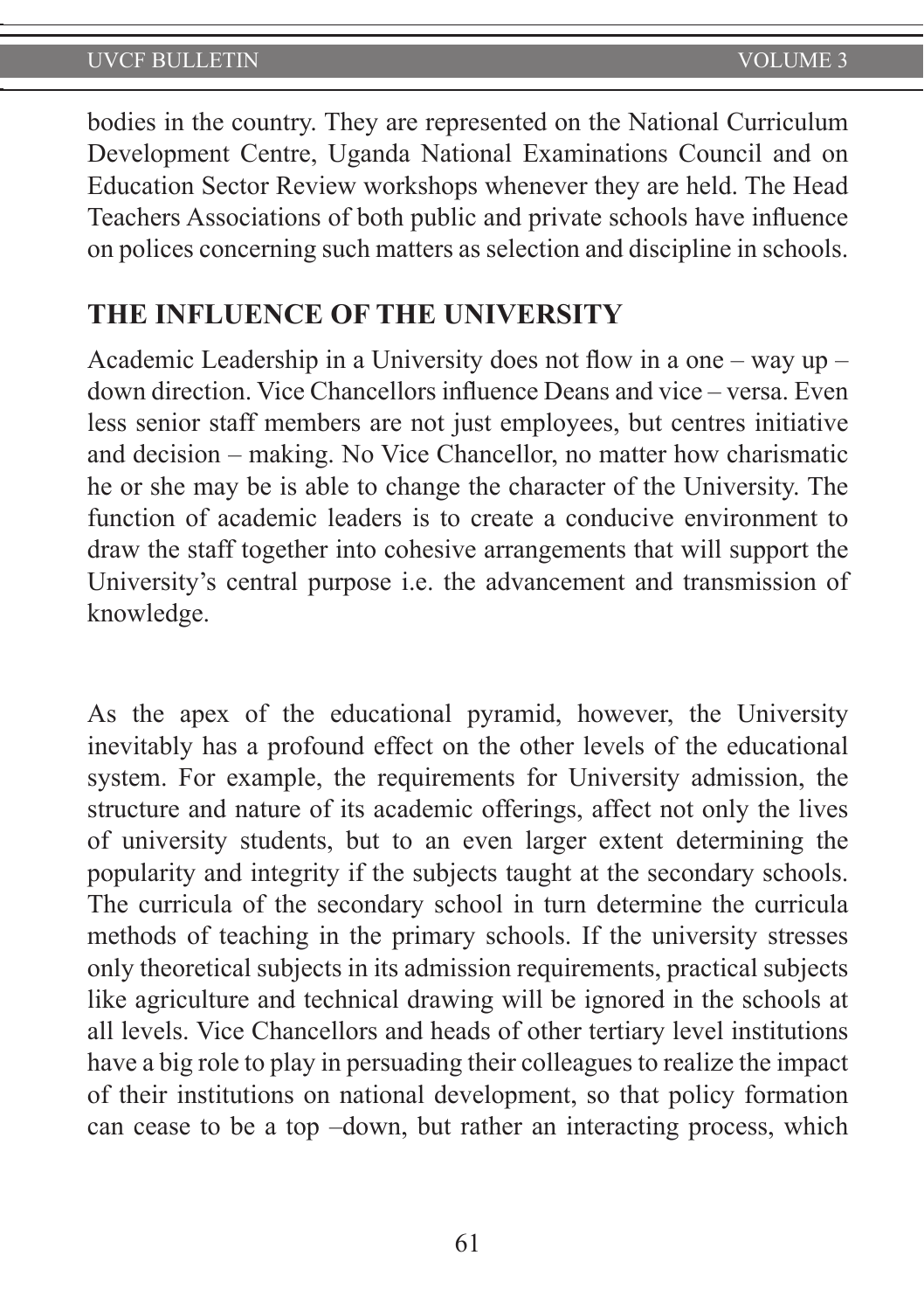bodies in the country. They are represented on the National Curriculum Development Centre, Uganda National Examinations Council and on Education Sector Review workshops whenever they are held. The Head Teachers Associations of both public and private schools have influence on polices concerning such matters as selection and discipline in schools.

## THE INFLUENCE OF THE UNIVERSITY

Academic Leadership in a University does not flow in a one – way up – down direction. Vice Chancellors influence Deans and vice – versa. Even less senior staff members are not just employees, but centres initiative and decision – making. No Vice Chancellor, no matter how charismatic he or she may be is able to change the character of the University. The function of academic leaders is to create a conducive environment to draw the staff together into cohesive arrangements that will support the University's central purpose i.e. the advancement and transmission of knowledge.

As the apex of the educational pyramid, however, the University inevitably has a profound effect on the other levels of the educational system. For example, the requirements for University admission, the structure and nature of its academic offerings, affect not only the lives of university students, but to an even larger extent determining the popularity and integrity if the subjects taught at the secondary schools. The curricula of the secondary school in turn determine the curricula methods of teaching in the primary schools. If the university stresses only theoretical subjects in its admission requirements, practical subjects like agriculture and technical drawing will be ignored in the schools at all levels. Vice Chancellors and heads of other tertiary level institutions have a big role to play in persuading their colleagues to realize the impact of their institutions on national development, so that policy formation can cease to be a top –down, but rather an interacting process, which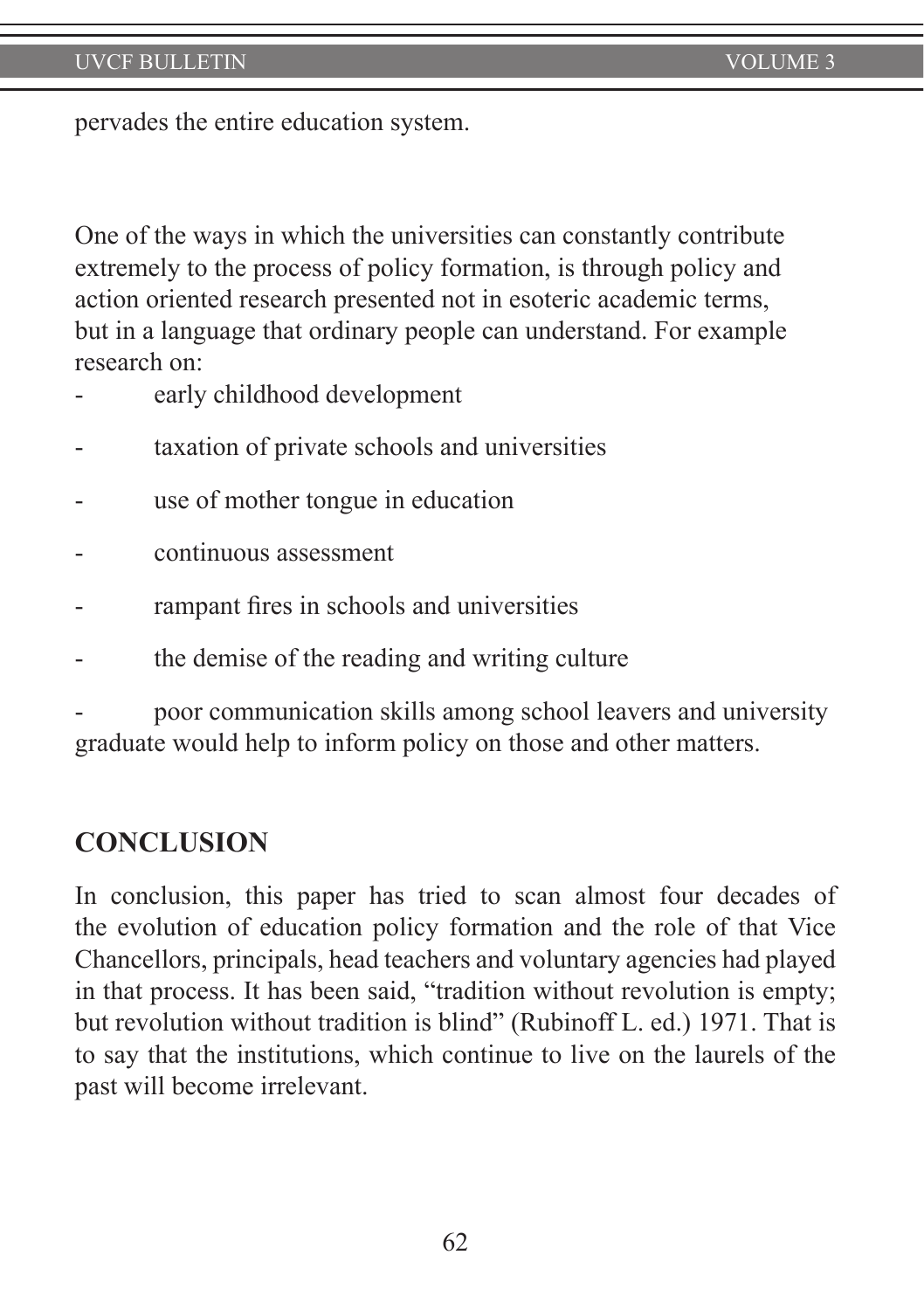pervades the entire education system.

One of the ways in which the universities can constantly contribute extremely to the process of policy formation, is through policy and action oriented research presented not in esoteric academic terms, but in a language that ordinary people can understand. For example research on:

- early childhood development
- taxation of private schools and universities
- use of mother tongue in education
- continuous assessment
- rampant fires in schools and universities
- the demise of the reading and writing culture
- poor communication skills among school leavers and university graduate would help to inform policy on those and other matters.

## CONCLUSION

In conclusion, this paper has tried to scan almost four decades of the evolution of education policy formation and the role of that Vice Chancellors, principals, head teachers and voluntary agencies had played in that process. It has been said, "tradition without revolution is empty; but revolution without tradition is blind" (Rubinoff L. ed.) 1971. That is to say that the institutions, which continue to live on the laurels of the past will become irrelevant.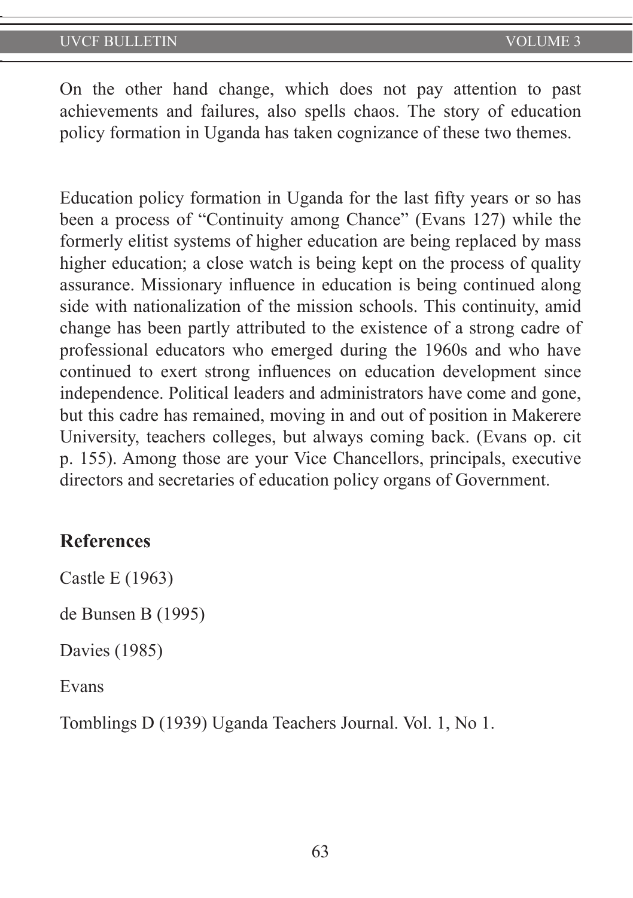On the other hand change, which does not pay attention to past achievements and failures, also spells chaos. The story of education policy formation in Uganda has taken cognizance of these two themes.

Education policy formation in Uganda for the last fifty years or so has been a process of "Continuity among Chance" (Evans 127) while the formerly elitist systems of higher education are being replaced by mass higher education; a close watch is being kept on the process of quality assurance. Missionary influence in education is being continued along side with nationalization of the mission schools. This continuity, amid change has been partly attributed to the existence of a strong cadre of professional educators who emerged during the 1960s and who have continued to exert strong influences on education development since independence. Political leaders and administrators have come and gone, but this cadre has remained, moving in and out of position in Makerere University, teachers colleges, but always coming back. (Evans op. cit p. 155). Among those are your Vice Chancellors, principals, executive directors and secretaries of education policy organs of Government.

## References

Castle E (1963)

de Bunsen B (1995)

Davies (1985)

Evans

Tomblings D (1939) Uganda Teachers Journal. Vol. 1, No 1.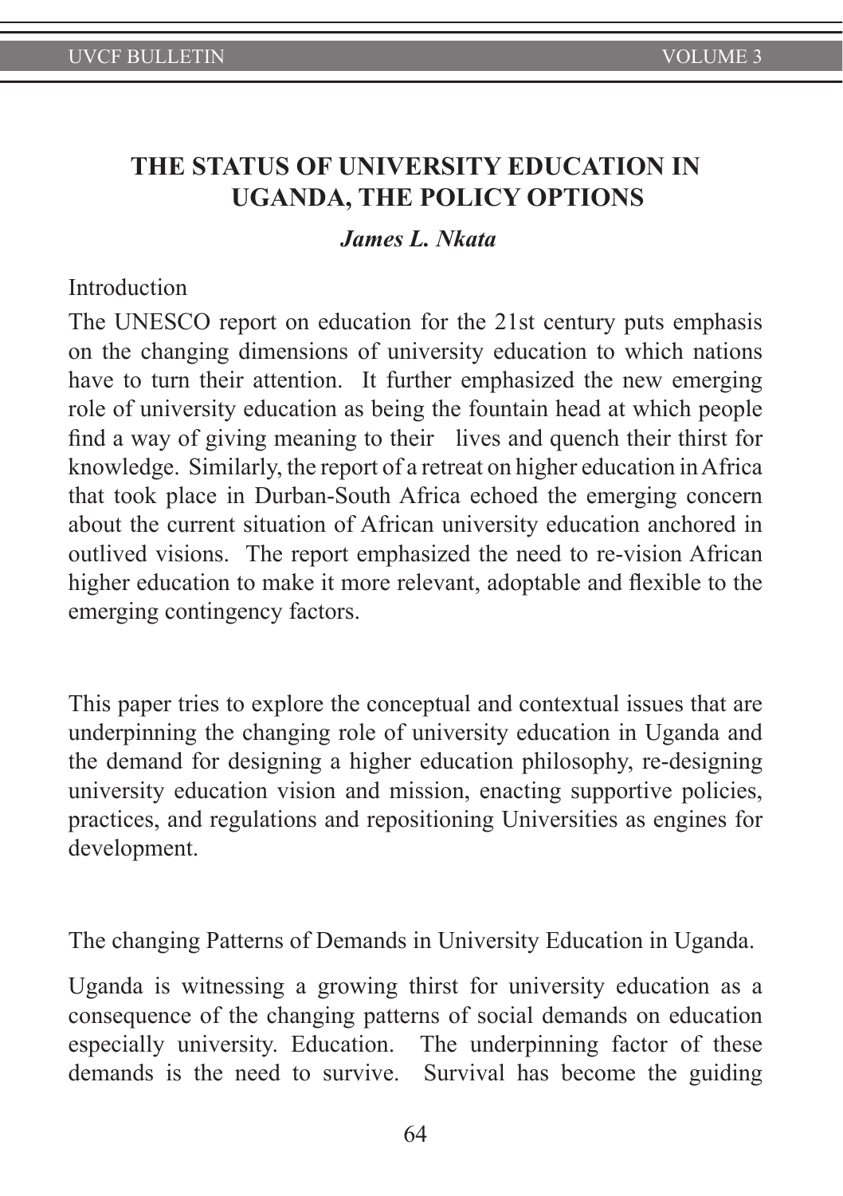## THE STATUS OF UNIVERSITY EDUCATION IN UGANDA, THE POLICY OPTIONS

***James L. Nkata***

Introduction

The UNESCO report on education for the 21st century puts emphasis on the changing dimensions of university education to which nations have to turn their attention. It further emphasized the new emerging role of university education as being the fountain head at which people find a way of giving meaning to their lives and quench their thirst for knowledge. Similarly, the report of a retreat on higher education in Africa that took place in Durban-South Africa echoed the emerging concern about the current situation of African university education anchored in outlived visions. The report emphasized the need to re-vision African higher education to make it more relevant, adoptable and flexible to the emerging contingency factors.

This paper tries to explore the conceptual and contextual issues that are underpinning the changing role of university education in Uganda and the demand for designing a higher education philosophy, re-designing university education vision and mission, enacting supportive policies, practices, and regulations and repositioning Universities as engines for development.

The changing Patterns of Demands in University Education in Uganda.

Uganda is witnessing a growing thirst for university education as a consequence of the changing patterns of social demands on education especially university. Education. The underpinning factor of these demands is the need to survive. Survival has become the guiding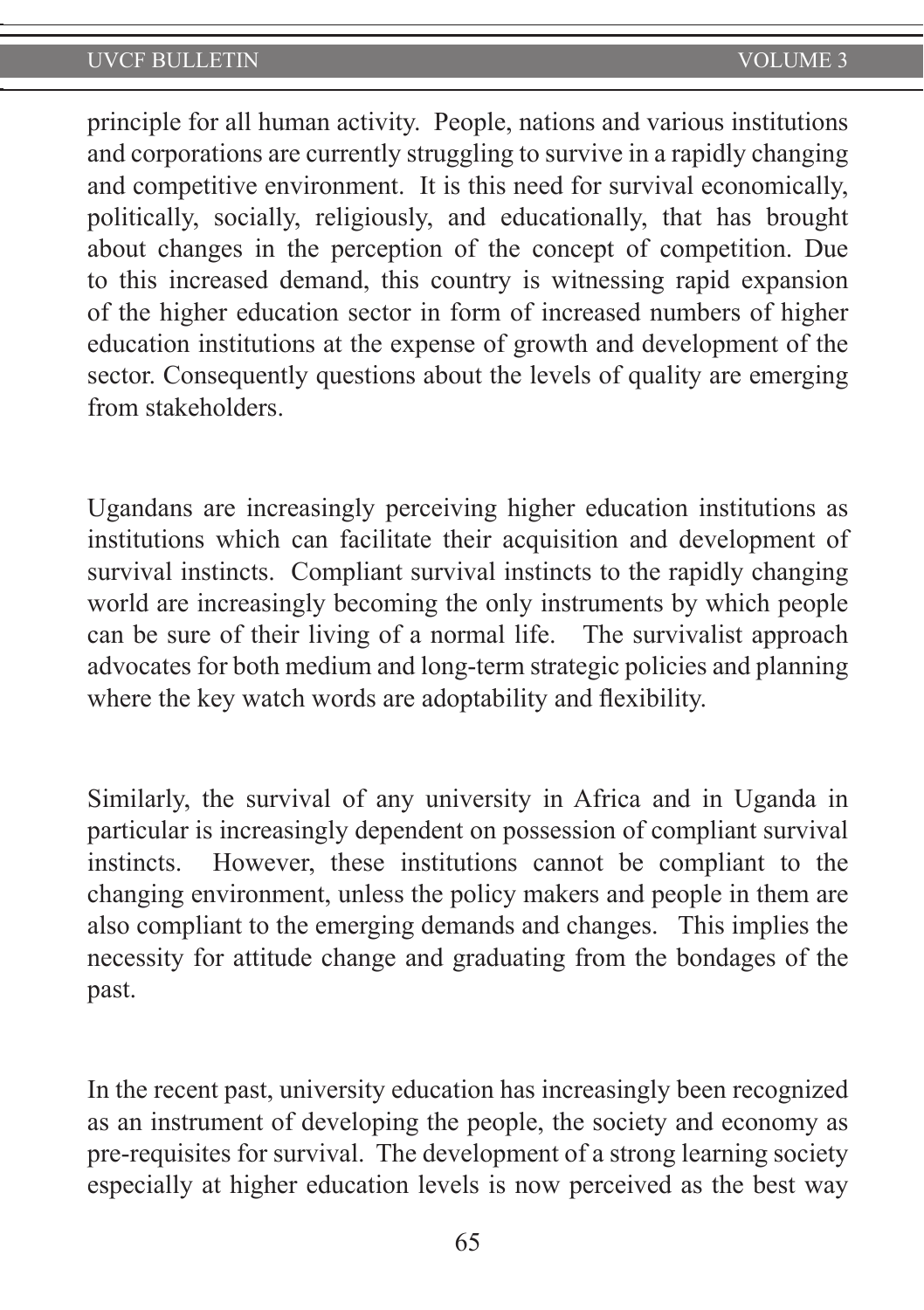principle for all human activity. People, nations and various institutions and corporations are currently struggling to survive in a rapidly changing and competitive environment. It is this need for survival economically, politically, socially, religiously, and educationally, that has brought about changes in the perception of the concept of competition. Due to this increased demand, this country is witnessing rapid expansion of the higher education sector in form of increased numbers of higher education institutions at the expense of growth and development of the sector. Consequently questions about the levels of quality are emerging from stakeholders.

Ugandans are increasingly perceiving higher education institutions as institutions which can facilitate their acquisition and development of survival instincts. Compliant survival instincts to the rapidly changing world are increasingly becoming the only instruments by which people can be sure of their living of a normal life. The survivalist approach advocates for both medium and long-term strategic policies and planning where the key watch words are adoptability and flexibility.

Similarly, the survival of any university in Africa and in Uganda in particular is increasingly dependent on possession of compliant survival instincts. However, these institutions cannot be compliant to the changing environment, unless the policy makers and people in them are also compliant to the emerging demands and changes. This implies the necessity for attitude change and graduating from the bondages of the past.

In the recent past, university education has increasingly been recognized as an instrument of developing the people, the society and economy as pre-requisites for survival. The development of a strong learning society especially at higher education levels is now perceived as the best way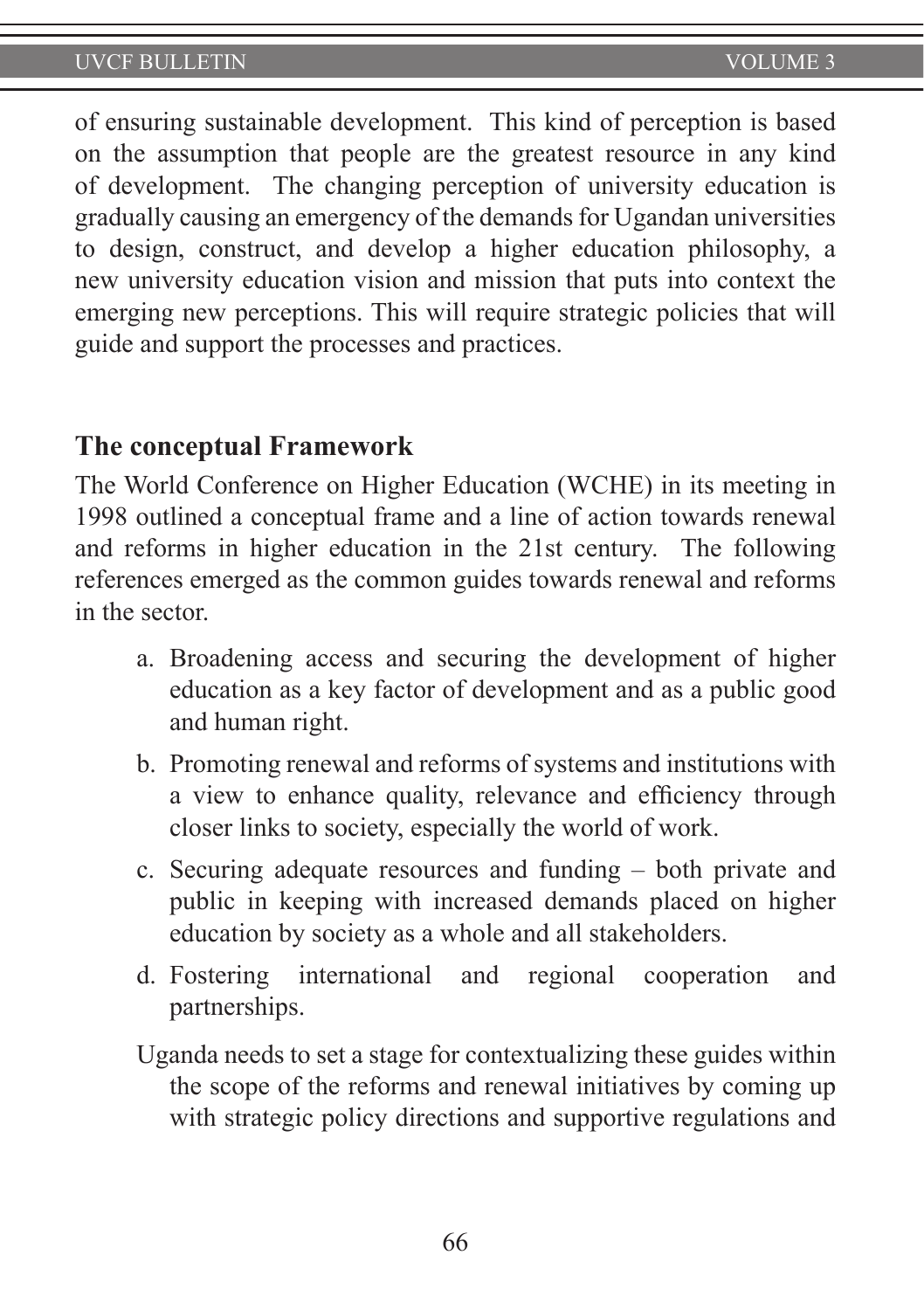of ensuring sustainable development. This kind of perception is based on the assumption that people are the greatest resource in any kind of development. The changing perception of university education is gradually causing an emergency of the demands for Ugandan universities to design, construct, and develop a higher education philosophy, a new university education vision and mission that puts into context the emerging new perceptions. This will require strategic policies that will guide and support the processes and practices.

## The conceptual Framework

The World Conference on Higher Education (WCHE) in its meeting in 1998 outlined a conceptual frame and a line of action towards renewal and reforms in higher education in the 21st century. The following references emerged as the common guides towards renewal and reforms in the sector.

a. Broadening access and securing the development of higher education as a key factor of development and as a public good and human right.

b. Promoting renewal and reforms of systems and institutions with a view to enhance quality, relevance and efficiency through closer links to society, especially the world of work.

c. Securing adequate resources and funding – both private and public in keeping with increased demands placed on higher education by society as a whole and all stakeholders.

d. Fostering international and regional cooperation and partnerships.

Uganda needs to set a stage for contextualizing these guides within the scope of the reforms and renewal initiatives by coming up with strategic policy directions and supportive regulations and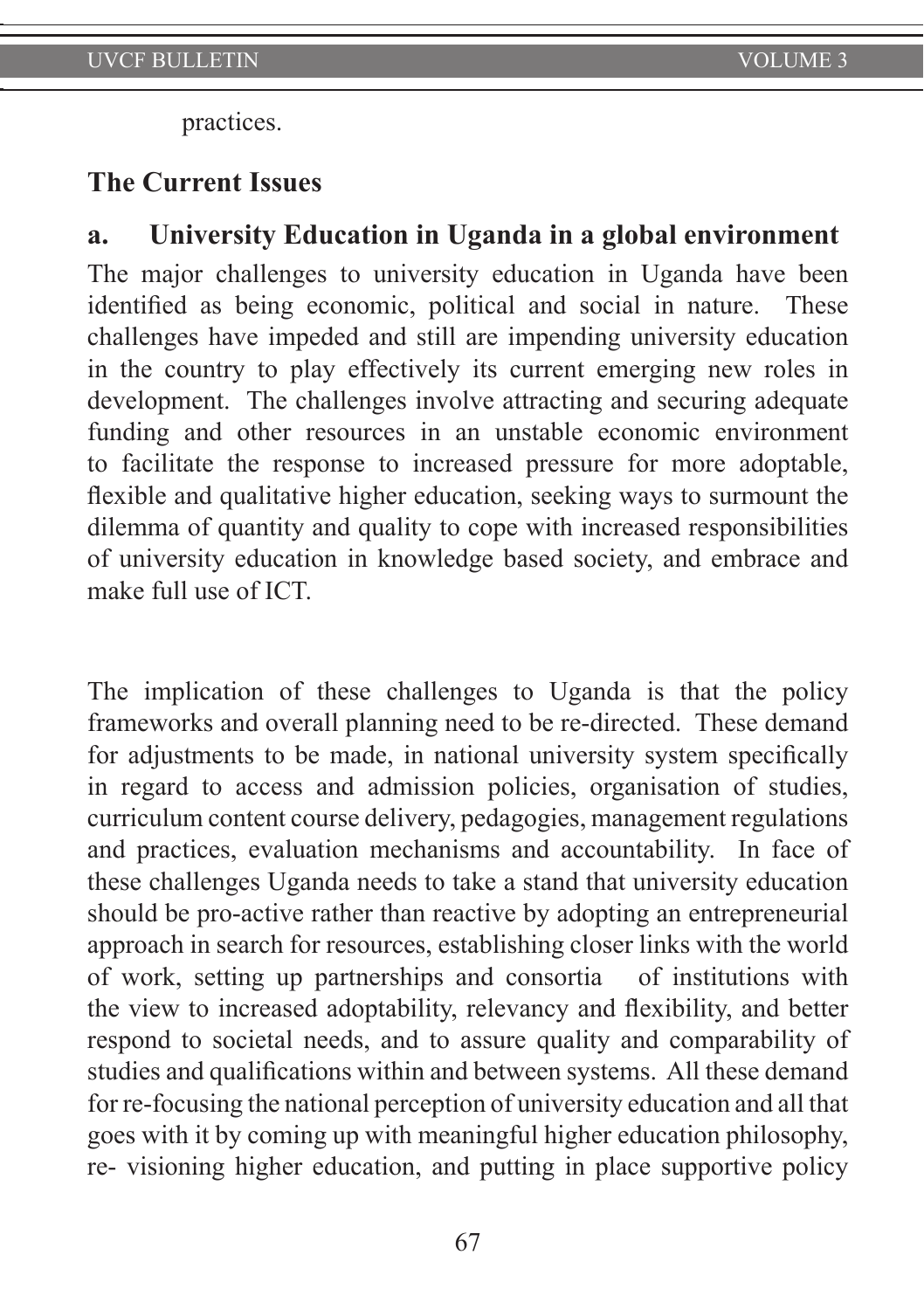practices.

## The Current Issues

### a. University Education in Uganda in a global environment

The major challenges to university education in Uganda have been identified as being economic, political and social in nature. These challenges have impeded and still are impending university education in the country to play effectively its current emerging new roles in development. The challenges involve attracting and securing adequate funding and other resources in an unstable economic environment to facilitate the response to increased pressure for more adoptable, flexible and qualitative higher education, seeking ways to surmount the dilemma of quantity and quality to cope with increased responsibilities of university education in knowledge based society, and embrace and make full use of ICT.

The implication of these challenges to Uganda is that the policy frameworks and overall planning need to be re-directed. These demand for adjustments to be made, in national university system specifically in regard to access and admission policies, organisation of studies, curriculum content course delivery, pedagogies, management regulations and practices, evaluation mechanisms and accountability. In face of these challenges Uganda needs to take a stand that university education should be pro-active rather than reactive by adopting an entrepreneurial approach in search for resources, establishing closer links with the world of work, setting up partnerships and consortia of institutions with the view to increased adoptability, relevancy and flexibility, and better respond to societal needs, and to assure quality and comparability of studies and qualifications within and between systems. All these demand for re-focusing the national perception of university education and all that goes with it by coming up with meaningful higher education philosophy, re- visioning higher education, and putting in place supportive policy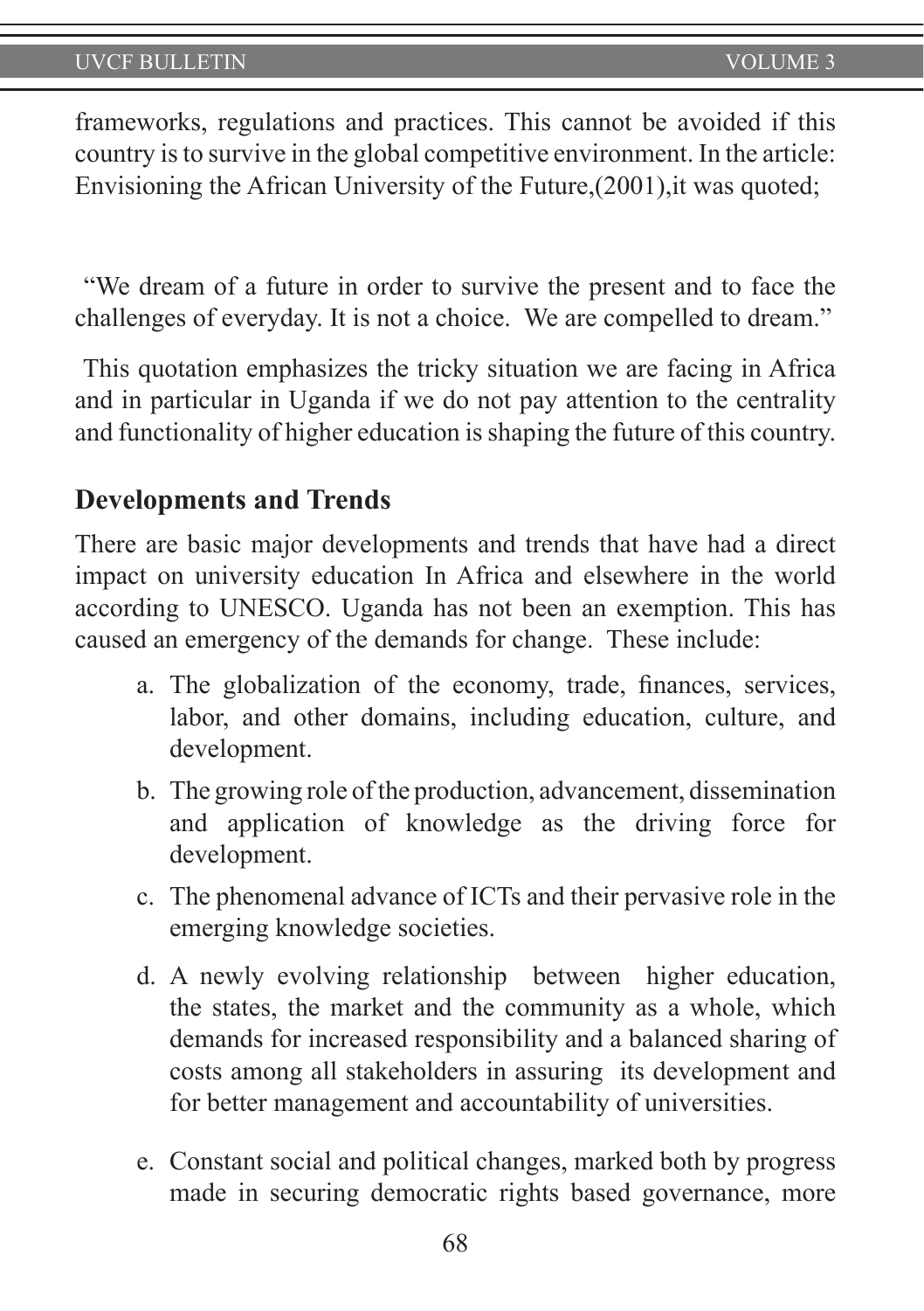frameworks, regulations and practices. This cannot be avoided if this country is to survive in the global competitive environment. In the article: Envisioning the African University of the Future,(2001),it was quoted;

"We dream of a future in order to survive the present and to face the challenges of everyday. It is not a choice. We are compelled to dream."

This quotation emphasizes the tricky situation we are facing in Africa and in particular in Uganda if we do not pay attention to the centrality and functionality of higher education is shaping the future of this country.

## Developments and Trends

There are basic major developments and trends that have had a direct impact on university education In Africa and elsewhere in the world according to UNESCO. Uganda has not been an exemption. This has caused an emergency of the demands for change. These include:

a. The globalization of the economy, trade, finances, services, labor, and other domains, including education, culture, and development.

b. The growing role of the production, advancement, dissemination and application of knowledge as the driving force for development.

c. The phenomenal advance of ICTs and their pervasive role in the emerging knowledge societies.

d. A newly evolving relationship between higher education, the states, the market and the community as a whole, which demands for increased responsibility and a balanced sharing of costs among all stakeholders in assuring its development and for better management and accountability of universities.

e. Constant social and political changes, marked both by progress made in securing democratic rights based governance, more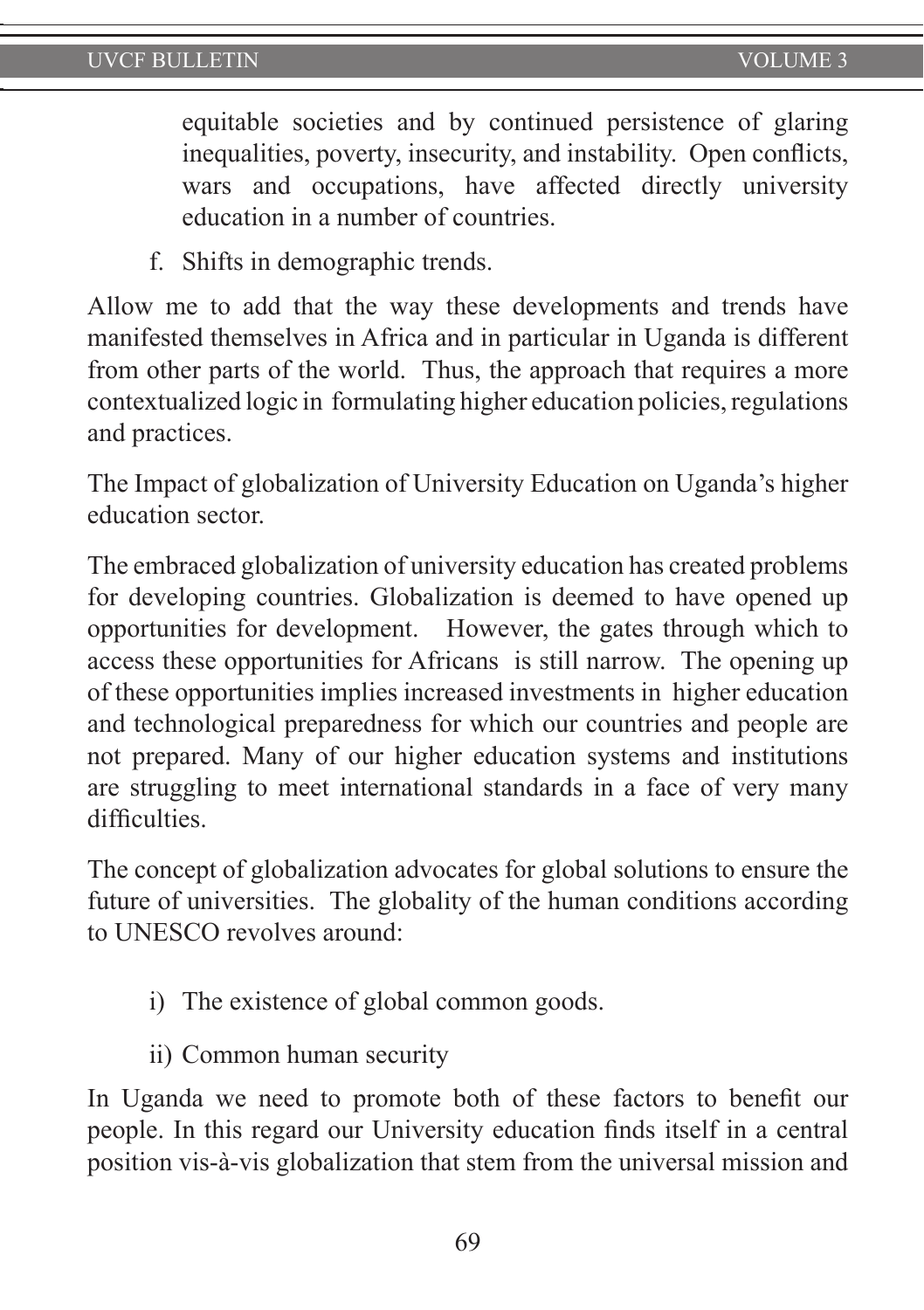equitable societies and by continued persistence of glaring inequalities, poverty, insecurity, and instability. Open conflicts, wars and occupations, have affected directly university education in a number of countries.

f. Shifts in demographic trends.

Allow me to add that the way these developments and trends have manifested themselves in Africa and in particular in Uganda is different from other parts of the world. Thus, the approach that requires a more contextualized logic in formulating higher education policies, regulations and practices.

The Impact of globalization of University Education on Uganda's higher education sector.

The embraced globalization of university education has created problems for developing countries. Globalization is deemed to have opened up opportunities for development. However, the gates through which to access these opportunities for Africans is still narrow. The opening up of these opportunities implies increased investments in higher education and technological preparedness for which our countries and people are not prepared. Many of our higher education systems and institutions are struggling to meet international standards in a face of very many difficulties.

The concept of globalization advocates for global solutions to ensure the future of universities. The globality of the human conditions according to UNESCO revolves around:

i) The existence of global common goods.

ii) Common human security

In Uganda we need to promote both of these factors to benefit our people. In this regard our University education finds itself in a central position vis-à-vis globalization that stem from the universal mission and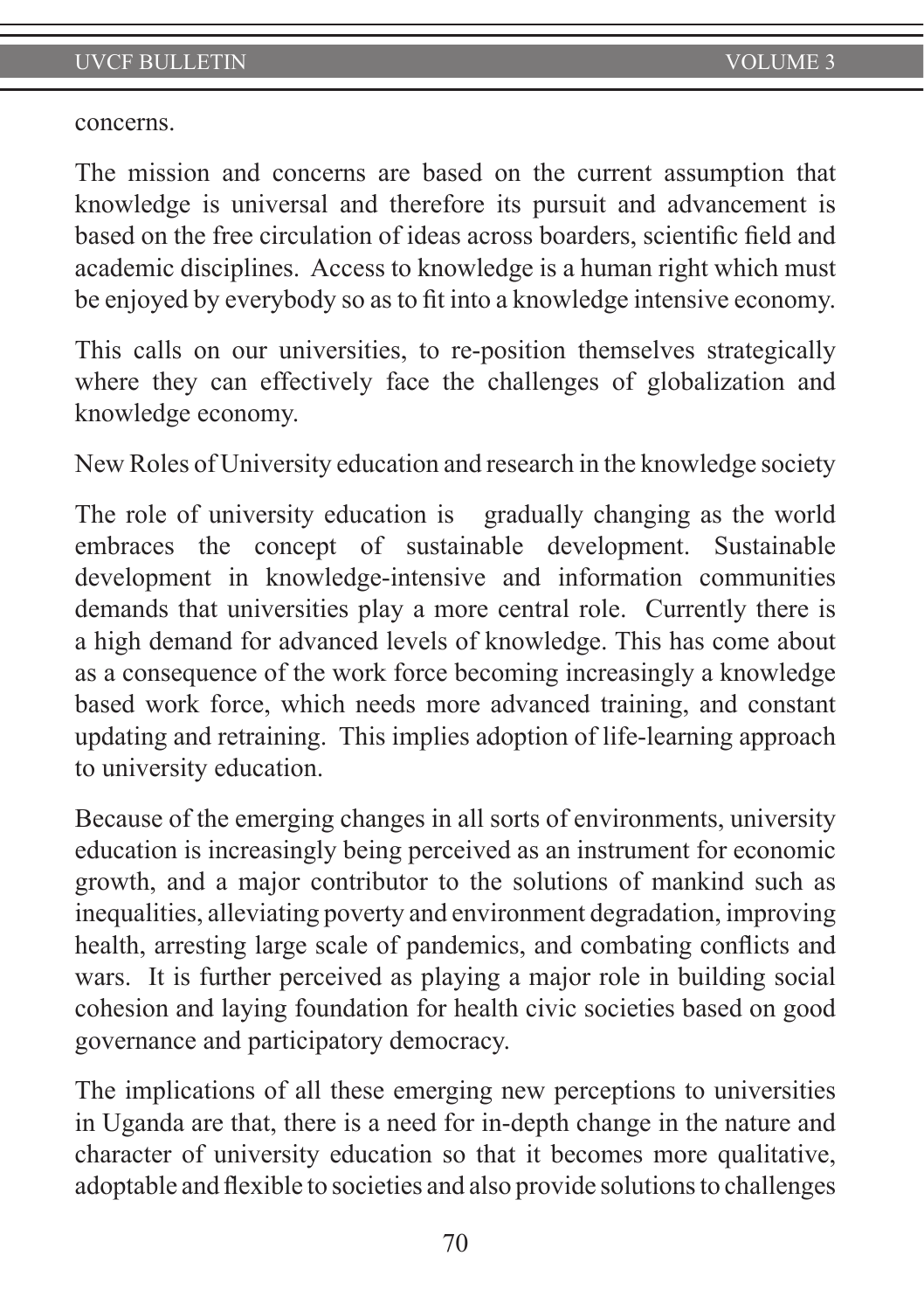concerns.

The mission and concerns are based on the current assumption that knowledge is universal and therefore its pursuit and advancement is based on the free circulation of ideas across boarders, scientific field and academic disciplines. Access to knowledge is a human right which must be enjoyed by everybody so as to fit into a knowledge intensive economy.

This calls on our universities, to re-position themselves strategically where they can effectively face the challenges of globalization and knowledge economy.

New Roles of University education and research in the knowledge society

The role of university education is gradually changing as the world embraces the concept of sustainable development. Sustainable development in knowledge-intensive and information communities demands that universities play a more central role. Currently there is a high demand for advanced levels of knowledge. This has come about as a consequence of the work force becoming increasingly a knowledge based work force, which needs more advanced training, and constant updating and retraining. This implies adoption of life-learning approach to university education.

Because of the emerging changes in all sorts of environments, university education is increasingly being perceived as an instrument for economic growth, and a major contributor to the solutions of mankind such as inequalities, alleviating poverty and environment degradation, improving health, arresting large scale of pandemics, and combating conflicts and wars. It is further perceived as playing a major role in building social cohesion and laying foundation for health civic societies based on good governance and participatory democracy.

The implications of all these emerging new perceptions to universities in Uganda are that, there is a need for in-depth change in the nature and character of university education so that it becomes more qualitative, adoptable and flexible to societies and also provide solutions to challenges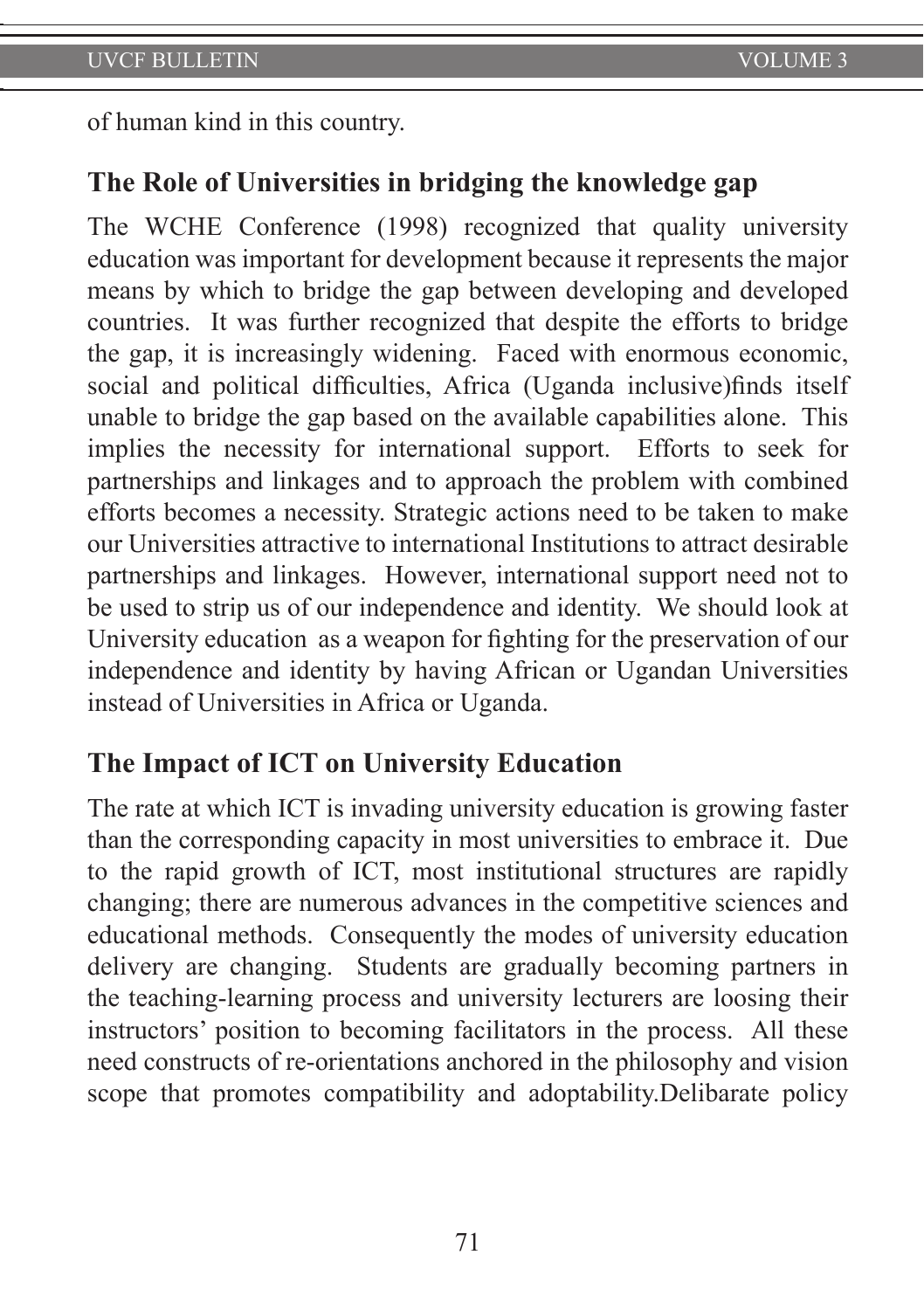of human kind in this country.

## The Role of Universities in bridging the knowledge gap

The WCHE Conference (1998) recognized that quality university education was important for development because it represents the major means by which to bridge the gap between developing and developed countries. It was further recognized that despite the efforts to bridge the gap, it is increasingly widening. Faced with enormous economic, social and political difficulties, Africa (Uganda inclusive)finds itself unable to bridge the gap based on the available capabilities alone. This implies the necessity for international support. Efforts to seek for partnerships and linkages and to approach the problem with combined efforts becomes a necessity. Strategic actions need to be taken to make our Universities attractive to international Institutions to attract desirable partnerships and linkages. However, international support need not to be used to strip us of our independence and identity. We should look at University education as a weapon for fighting for the preservation of our independence and identity by having African or Ugandan Universities instead of Universities in Africa or Uganda.

## The Impact of ICT on University Education

The rate at which ICT is invading university education is growing faster than the corresponding capacity in most universities to embrace it. Due to the rapid growth of ICT, most institutional structures are rapidly changing; there are numerous advances in the competitive sciences and educational methods. Consequently the modes of university education delivery are changing. Students are gradually becoming partners in the teaching-learning process and university lecturers are loosing their instructors' position to becoming facilitators in the process. All these need constructs of re-orientations anchored in the philosophy and vision scope that promotes compatibility and adoptability.Delibarate policy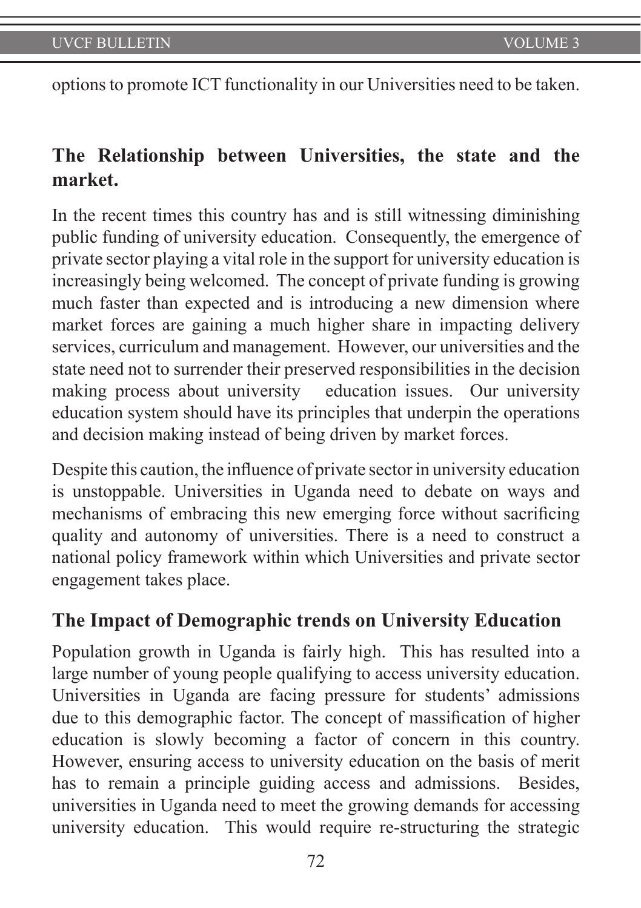options to promote ICT functionality in our Universities need to be taken.

## The Relationship between Universities, the state and the market.

In the recent times this country has and is still witnessing diminishing public funding of university education. Consequently, the emergence of private sector playing a vital role in the support for university education is increasingly being welcomed. The concept of private funding is growing much faster than expected and is introducing a new dimension where market forces are gaining a much higher share in impacting delivery services, curriculum and management. However, our universities and the state need not to surrender their preserved responsibilities in the decision making process about university education issues. Our university education system should have its principles that underpin the operations and decision making instead of being driven by market forces.

Despite this caution, the influence of private sector in university education is unstoppable. Universities in Uganda need to debate on ways and mechanisms of embracing this new emerging force without sacrificing quality and autonomy of universities. There is a need to construct a national policy framework within which Universities and private sector engagement takes place.

## The Impact of Demographic trends on University Education

Population growth in Uganda is fairly high. This has resulted into a large number of young people qualifying to access university education. Universities in Uganda are facing pressure for students' admissions due to this demographic factor. The concept of massification of higher education is slowly becoming a factor of concern in this country. However, ensuring access to university education on the basis of merit has to remain a principle guiding access and admissions. Besides, universities in Uganda need to meet the growing demands for accessing university education. This would require re-structuring the strategic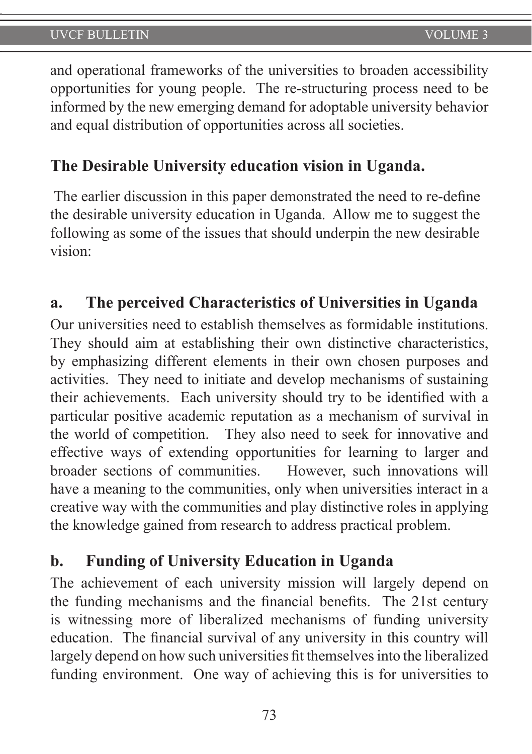and operational frameworks of the universities to broaden accessibility opportunities for young people. The re-structuring process need to be informed by the new emerging demand for adoptable university behavior and equal distribution of opportunities across all societies.

## The Desirable University education vision in Uganda.

The earlier discussion in this paper demonstrated the need to re-define the desirable university education in Uganda. Allow me to suggest the following as some of the issues that should underpin the new desirable vision:

### a. The perceived Characteristics of Universities in Uganda

Our universities need to establish themselves as formidable institutions. They should aim at establishing their own distinctive characteristics, by emphasizing different elements in their own chosen purposes and activities. They need to initiate and develop mechanisms of sustaining their achievements. Each university should try to be identified with a particular positive academic reputation as a mechanism of survival in the world of competition. They also need to seek for innovative and effective ways of extending opportunities for learning to larger and broader sections of communities. However, such innovations will have a meaning to the communities, only when universities interact in a creative way with the communities and play distinctive roles in applying the knowledge gained from research to address practical problem.

### b. Funding of University Education in Uganda

The achievement of each university mission will largely depend on the funding mechanisms and the financial benefits. The 21st century is witnessing more of liberalized mechanisms of funding university education. The financial survival of any university in this country will largely depend on how such universities fit themselves into the liberalized funding environment. One way of achieving this is for universities to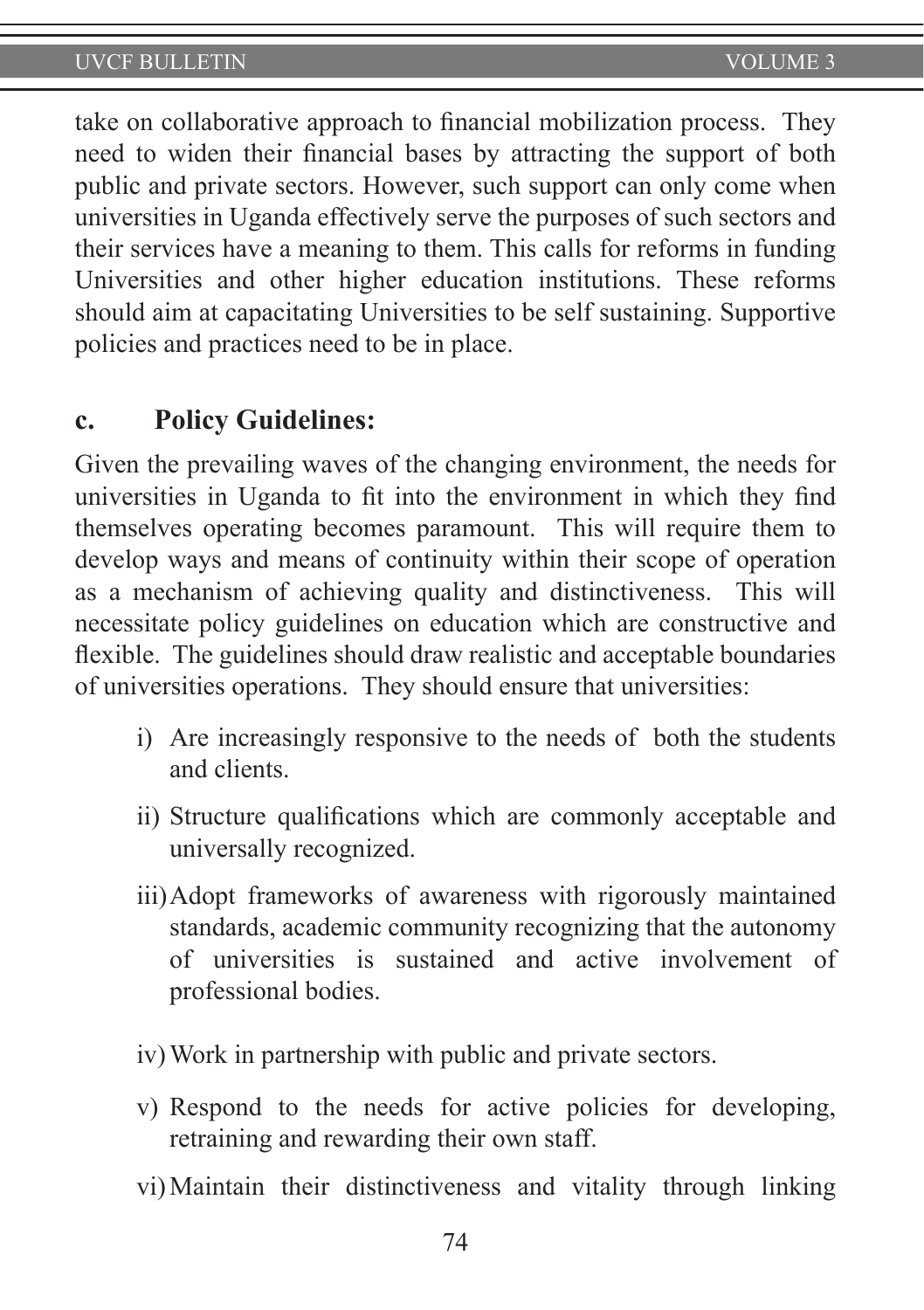take on collaborative approach to financial mobilization process. They need to widen their financial bases by attracting the support of both public and private sectors. However, such support can only come when universities in Uganda effectively serve the purposes of such sectors and their services have a meaning to them. This calls for reforms in funding Universities and other higher education institutions. These reforms should aim at capacitating Universities to be self sustaining. Supportive policies and practices need to be in place.

### c. Policy Guidelines:

Given the prevailing waves of the changing environment, the needs for universities in Uganda to fit into the environment in which they find themselves operating becomes paramount. This will require them to develop ways and means of continuity within their scope of operation as a mechanism of achieving quality and distinctiveness. This will necessitate policy guidelines on education which are constructive and flexible. The guidelines should draw realistic and acceptable boundaries of universities operations. They should ensure that universities:

i) Are increasingly responsive to the needs of both the students and clients.

ii) Structure qualifications which are commonly acceptable and universally recognized.

iii) Adopt frameworks of awareness with rigorously maintained standards, academic community recognizing that the autonomy of universities is sustained and active involvement of professional bodies.

iv) Work in partnership with public and private sectors.

v) Respond to the needs for active policies for developing, retraining and rewarding their own staff.

vi) Maintain their distinctiveness and vitality through linking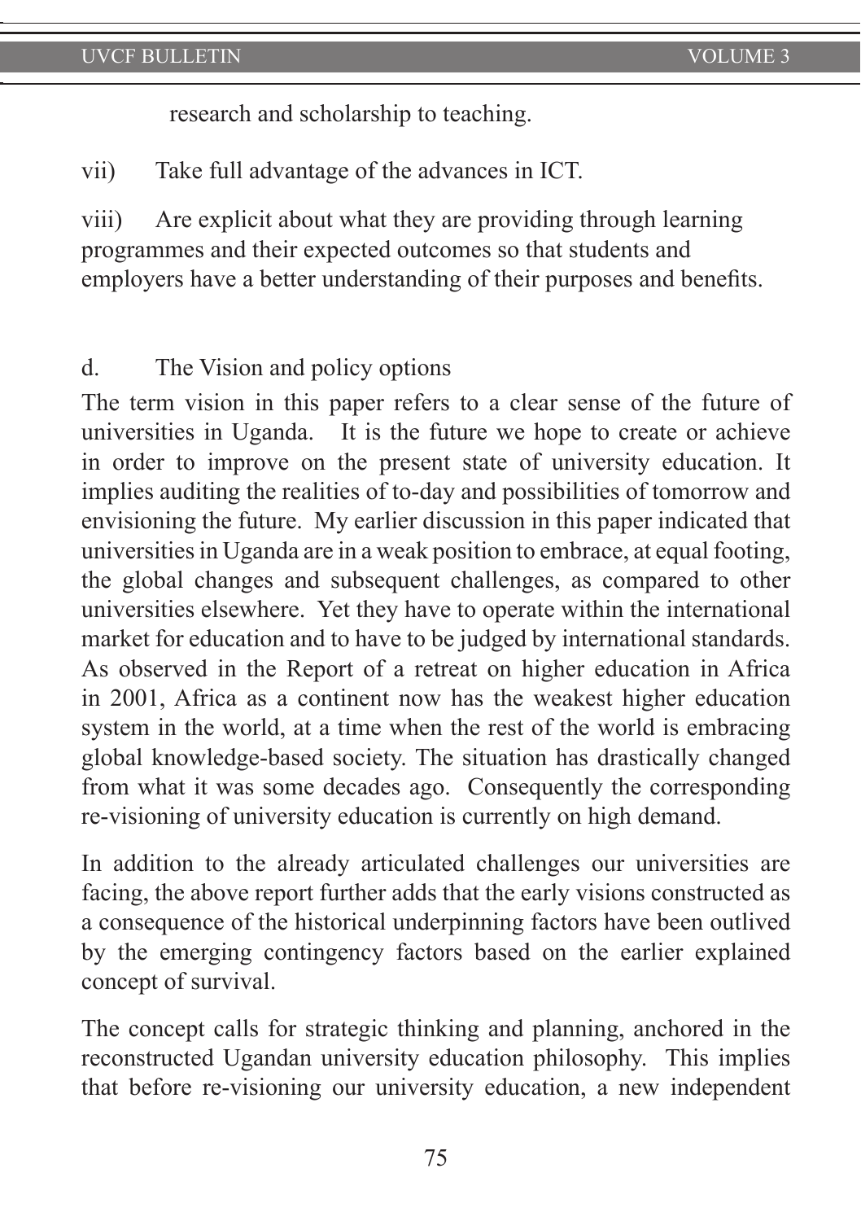research and scholarship to teaching.

vii) Take full advantage of the advances in ICT.

viii) Are explicit about what they are providing through learning programmes and their expected outcomes so that students and employers have a better understanding of their purposes and benefits.

d. The Vision and policy options

The term vision in this paper refers to a clear sense of the future of universities in Uganda. It is the future we hope to create or achieve in order to improve on the present state of university education. It implies auditing the realities of to-day and possibilities of tomorrow and envisioning the future. My earlier discussion in this paper indicated that universities in Uganda are in a weak position to embrace, at equal footing, the global changes and subsequent challenges, as compared to other universities elsewhere. Yet they have to operate within the international market for education and to have to be judged by international standards. As observed in the Report of a retreat on higher education in Africa in 2001, Africa as a continent now has the weakest higher education system in the world, at a time when the rest of the world is embracing global knowledge-based society. The situation has drastically changed from what it was some decades ago. Consequently the corresponding re-visioning of university education is currently on high demand.

In addition to the already articulated challenges our universities are facing, the above report further adds that the early visions constructed as a consequence of the historical underpinning factors have been outlived by the emerging contingency factors based on the earlier explained concept of survival.

The concept calls for strategic thinking and planning, anchored in the reconstructed Ugandan university education philosophy. This implies that before re-visioning our university education, a new independent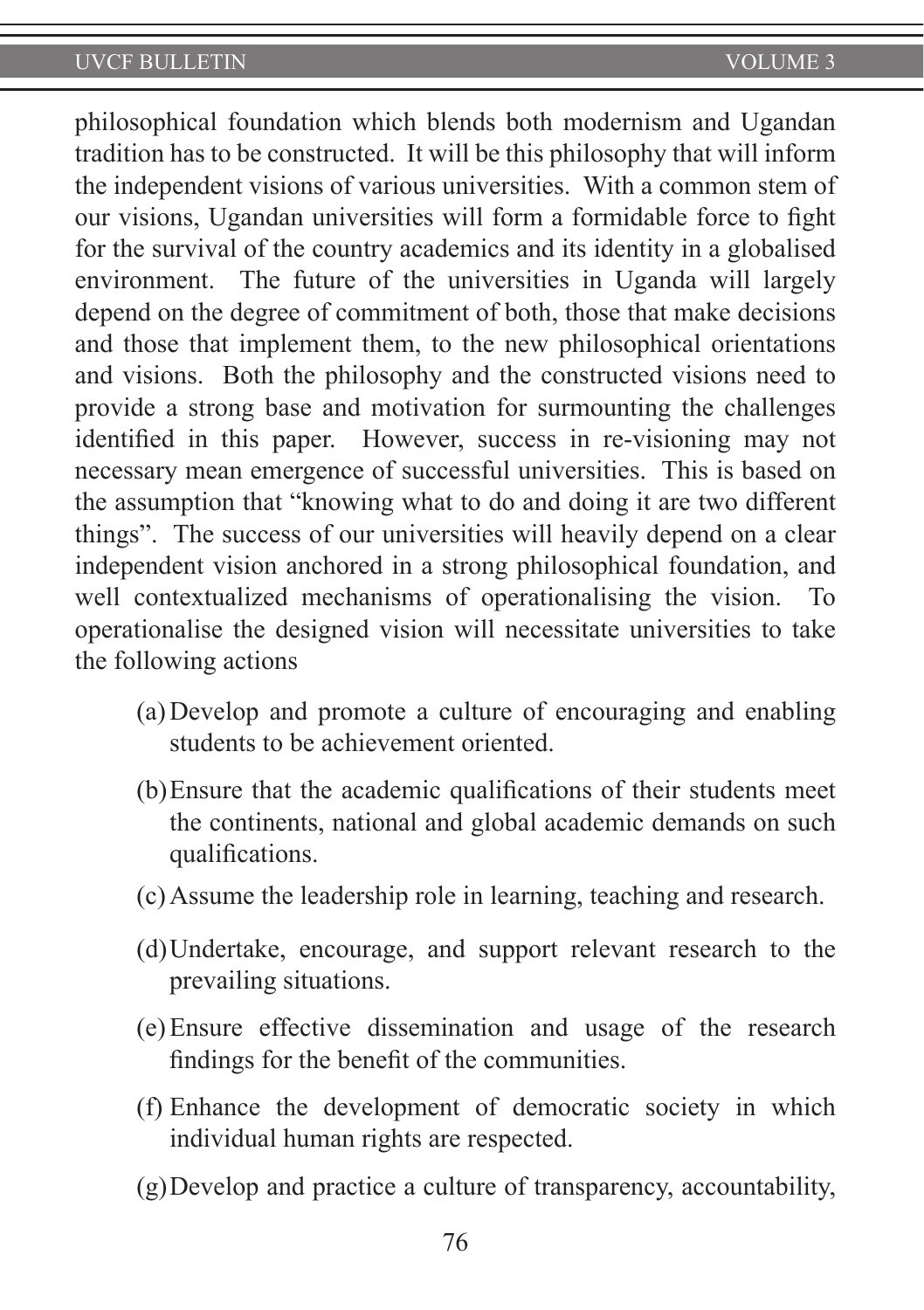philosophical foundation which blends both modernism and Ugandan tradition has to be constructed. It will be this philosophy that will inform the independent visions of various universities. With a common stem of our visions, Ugandan universities will form a formidable force to fight for the survival of the country academics and its identity in a globalised environment. The future of the universities in Uganda will largely depend on the degree of commitment of both, those that make decisions and those that implement them, to the new philosophical orientations and visions. Both the philosophy and the constructed visions need to provide a strong base and motivation for surmounting the challenges identified in this paper. However, success in re-visioning may not necessary mean emergence of successful universities. This is based on the assumption that "knowing what to do and doing it are two different things". The success of our universities will heavily depend on a clear independent vision anchored in a strong philosophical foundation, and well contextualized mechanisms of operationalising the vision. To operationalise the designed vision will necessitate universities to take the following actions

(a) Develop and promote a culture of encouraging and enabling students to be achievement oriented.

(b) Ensure that the academic qualifications of their students meet the continents, national and global academic demands on such qualifications.

(c) Assume the leadership role in learning, teaching and research.

(d) Undertake, encourage, and support relevant research to the prevailing situations.

(e) Ensure effective dissemination and usage of the research findings for the benefit of the communities.

(f) Enhance the development of democratic society in which individual human rights are respected.

(g) Develop and practice a culture of transparency, accountability,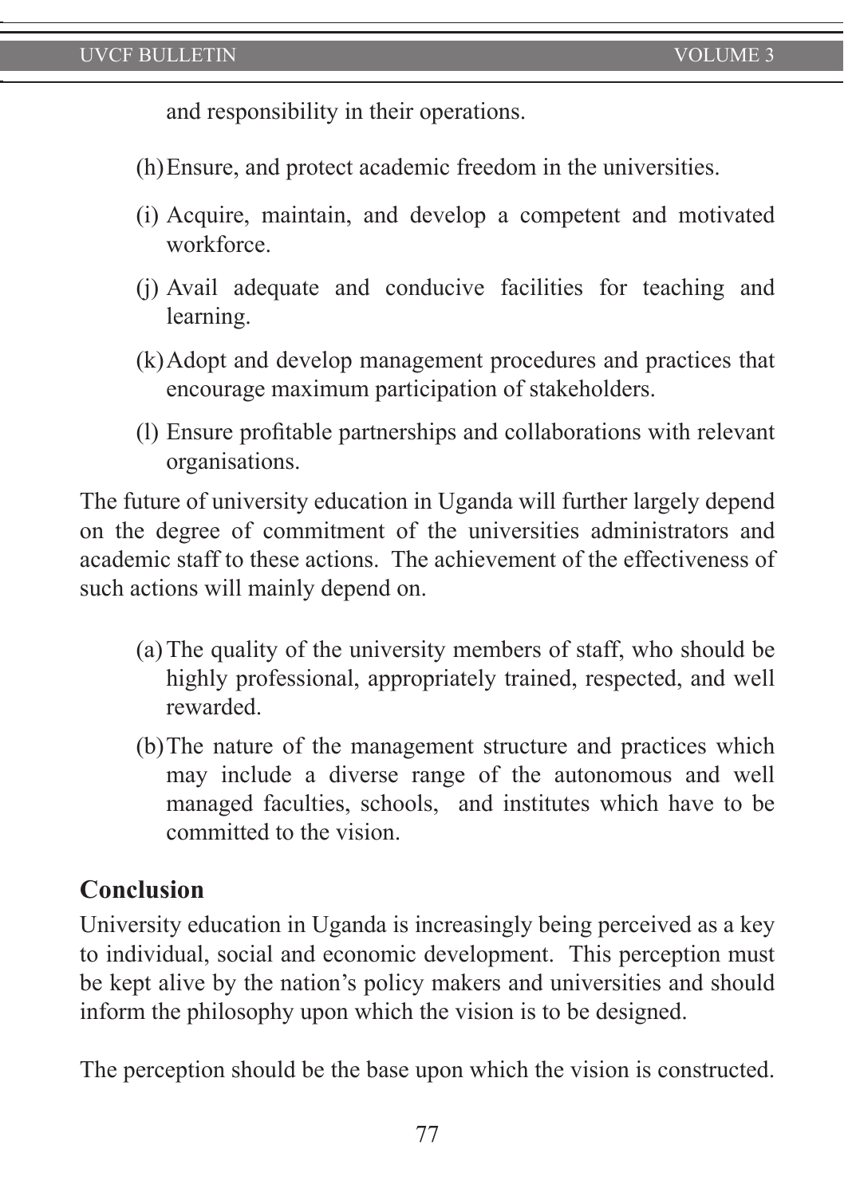and responsibility in their operations.

(h) Ensure, and protect academic freedom in the universities.

(i) Acquire, maintain, and develop a competent and motivated workforce.

(j) Avail adequate and conducive facilities for teaching and learning.

(k) Adopt and develop management procedures and practices that encourage maximum participation of stakeholders.

(l) Ensure profitable partnerships and collaborations with relevant organisations.

The future of university education in Uganda will further largely depend on the degree of commitment of the universities administrators and academic staff to these actions. The achievement of the effectiveness of such actions will mainly depend on.

(a) The quality of the university members of staff, who should be highly professional, appropriately trained, respected, and well rewarded.

(b) The nature of the management structure and practices which may include a diverse range of the autonomous and well managed faculties, schools, and institutes which have to be committed to the vision.

## Conclusion

University education in Uganda is increasingly being perceived as a key to individual, social and economic development. This perception must be kept alive by the nation's policy makers and universities and should inform the philosophy upon which the vision is to be designed.

The perception should be the base upon which the vision is constructed.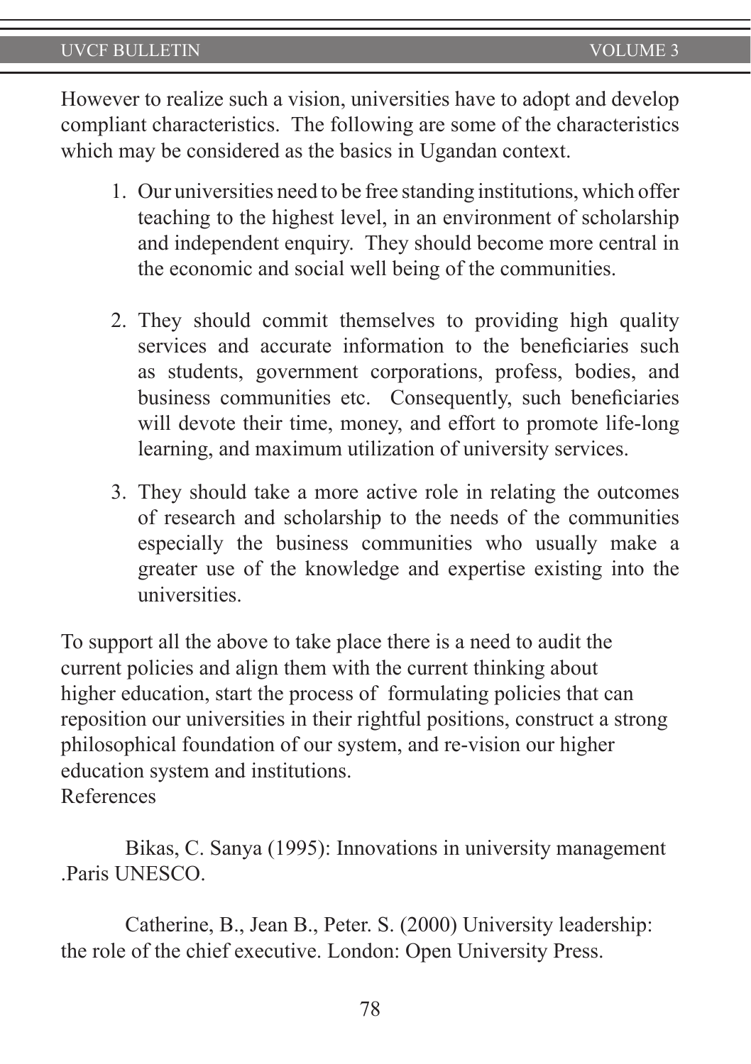However to realize such a vision, universities have to adopt and develop compliant characteristics. The following are some of the characteristics which may be considered as the basics in Ugandan context.

1. Our universities need to be free standing institutions, which offer teaching to the highest level, in an environment of scholarship and independent enquiry. They should become more central in the economic and social well being of the communities.

2. They should commit themselves to providing high quality services and accurate information to the beneficiaries such as students, government corporations, profess, bodies, and business communities etc. Consequently, such beneficiaries will devote their time, money, and effort to promote life-long learning, and maximum utilization of university services.

3. They should take a more active role in relating the outcomes of research and scholarship to the needs of the communities especially the business communities who usually make a greater use of the knowledge and expertise existing into the universities.

To support all the above to take place there is a need to audit the current policies and align them with the current thinking about higher education, start the process of formulating policies that can reposition our universities in their rightful positions, construct a strong philosophical foundation of our system, and re-vision our higher education system and institutions.

References

Bikas, C. Sanya (1995): Innovations in university management .Paris UNESCO.

Catherine, B., Jean B., Peter. S. (2000) University leadership: the role of the chief executive. London: Open University Press.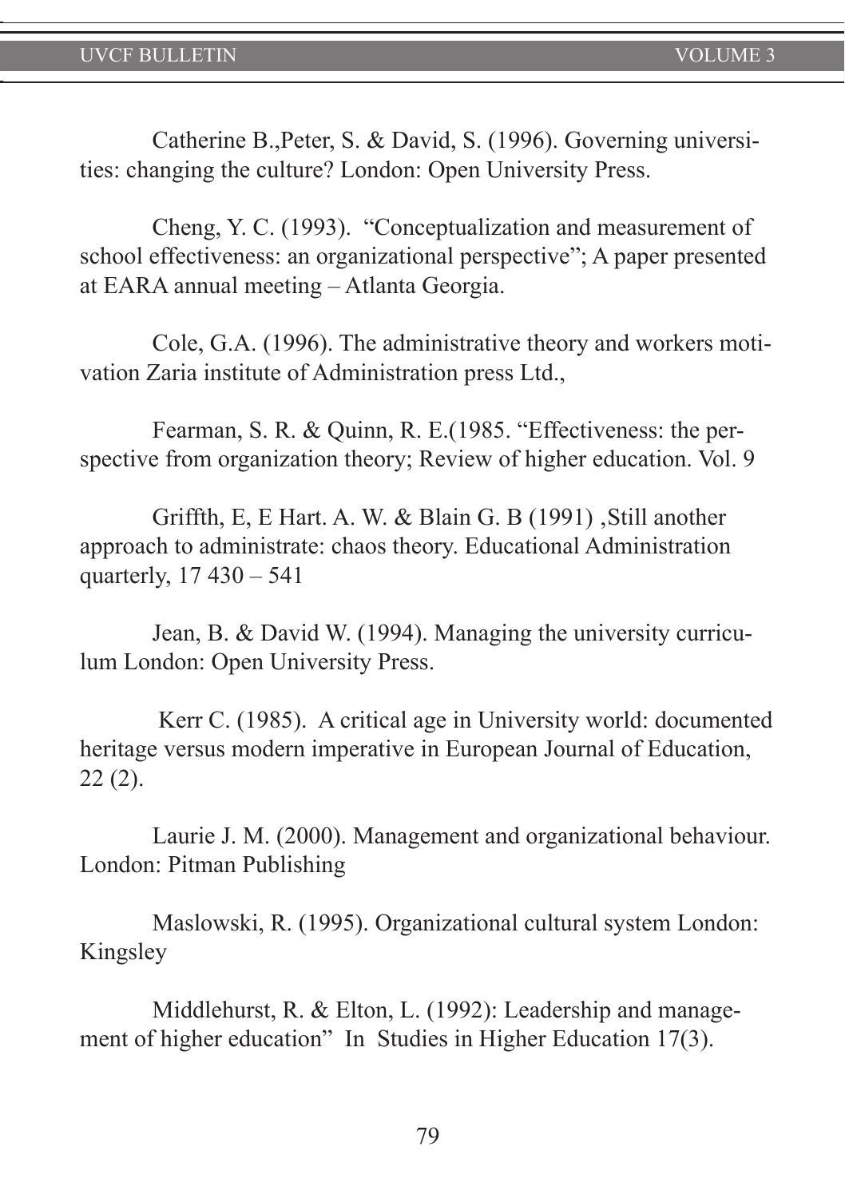Catherine B.,Peter, S. & David, S. (1996). Governing universities: changing the culture? London: Open University Press.

Cheng, Y. C. (1993). "Conceptualization and measurement of school effectiveness: an organizational perspective"; A paper presented at EARA annual meeting – Atlanta Georgia.

Cole, G.A. (1996). The administrative theory and workers motivation Zaria institute of Administration press Ltd.,

Fearman, S. R. & Quinn, R. E.(1985. "Effectiveness: the perspective from organization theory; Review of higher education. Vol. 9

Griffth, E, E Hart. A. W. & Blain G. B (1991) ,Still another approach to administrate: chaos theory. Educational Administration quarterly, 17 430 – 541

Jean, B. & David W. (1994). Managing the university curriculum London: Open University Press.

Kerr C. (1985). A critical age in University world: documented heritage versus modern imperative in European Journal of Education, 22 (2).

Laurie J. M. (2000). Management and organizational behaviour. London: Pitman Publishing

Maslowski, R. (1995). Organizational cultural system London: Kingsley

Middlehurst, R. & Elton, L. (1992): Leadership and management of higher education" In Studies in Higher Education 17(3).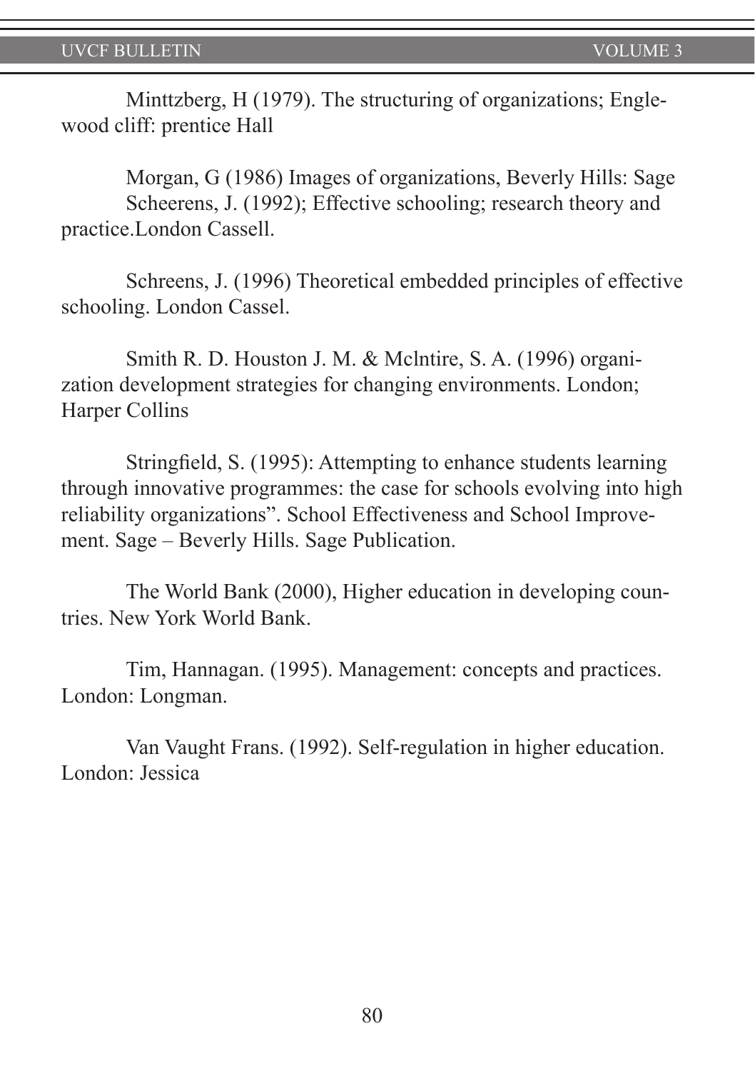Minttzberg, H (1979). The structuring of organizations; Englewood cliff: prentice Hall

Morgan, G (1986) Images of organizations, Beverly Hills: Sage

Scheerens, J. (1992); Effective schooling; research theory and practice.London Cassell.

Schreens, J. (1996) Theoretical embedded principles of effective schooling. London Cassel.

Smith R. D. Houston J. M. & Mclntire, S. A. (1996) organization development strategies for changing environments. London; Harper Collins

Stringfield, S. (1995): Attempting to enhance students learning through innovative programmes: the case for schools evolving into high reliability organizations". School Effectiveness and School Improvement. Sage – Beverly Hills. Sage Publication.

The World Bank (2000), Higher education in developing countries. New York World Bank.

Tim, Hannagan. (1995). Management: concepts and practices. London: Longman.

Van Vaught Frans. (1992). Self-regulation in higher education. London: Jessica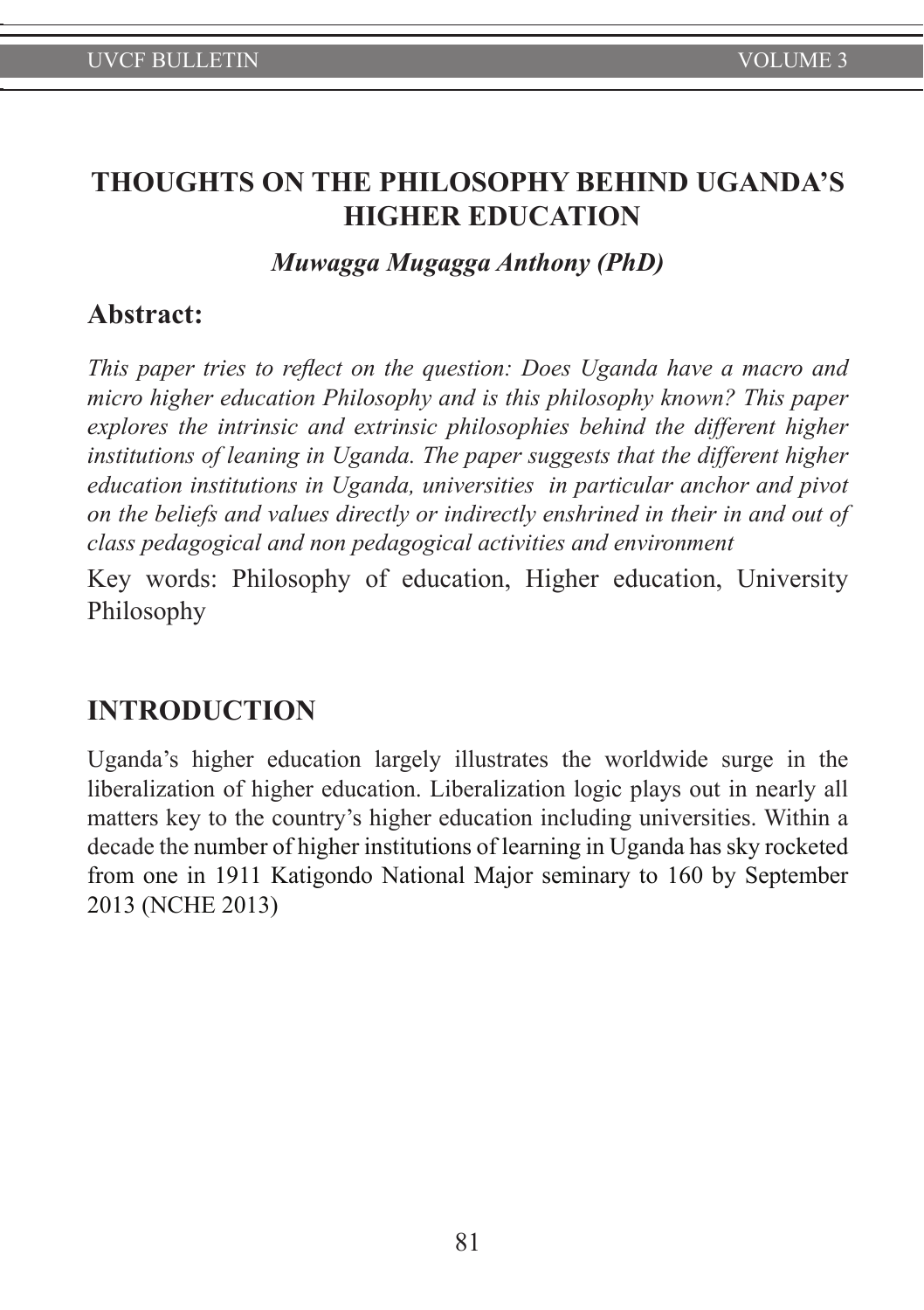# THOUGHTS ON THE PHILOSOPHY BEHIND UGANDA'S HIGHER EDUCATION

***Muwagga Mugagga Anthony (PhD)***

## Abstract:

*This paper tries to reflect on the question: Does Uganda have a macro and micro higher education Philosophy and is this philosophy known? This paper explores the intrinsic and extrinsic philosophies behind the different higher institutions of leaning in Uganda. The paper suggests that the different higher education institutions in Uganda, universities in particular anchor and pivot on the beliefs and values directly or indirectly enshrined in their in and out of class pedagogical and non pedagogical activities and environment*

Key words: Philosophy of education, Higher education, University Philosophy

## INTRODUCTION

Uganda's higher education largely illustrates the worldwide surge in the liberalization of higher education. Liberalization logic plays out in nearly all matters key to the country's higher education including universities. Within a decade the number of higher institutions of learning in Uganda has sky rocketed from one in 1911 Katigondo National Major seminary to 160 by September 2013 (NCHE 2013)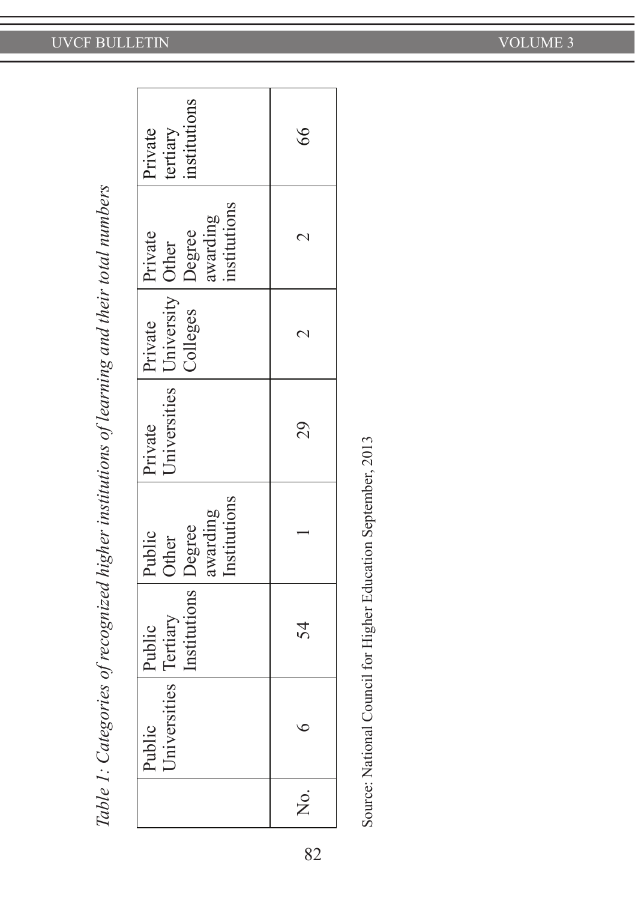*Table 1: Categories of recognized higher institutions of learning and their total numbers*

| | Public Universities | Public Tertiary Institutions | Public Other Degree awarding Institutions | Private Universities | Private University Colleges | Private Other Degree awarding institutions | Private tertiary institutions |
|---|---|---|---|---|---|---|---|
| No. | 6 | 54 | 1 | 29 | 2 | 2 | 66 |

Source: National Council for Higher Education September, 2013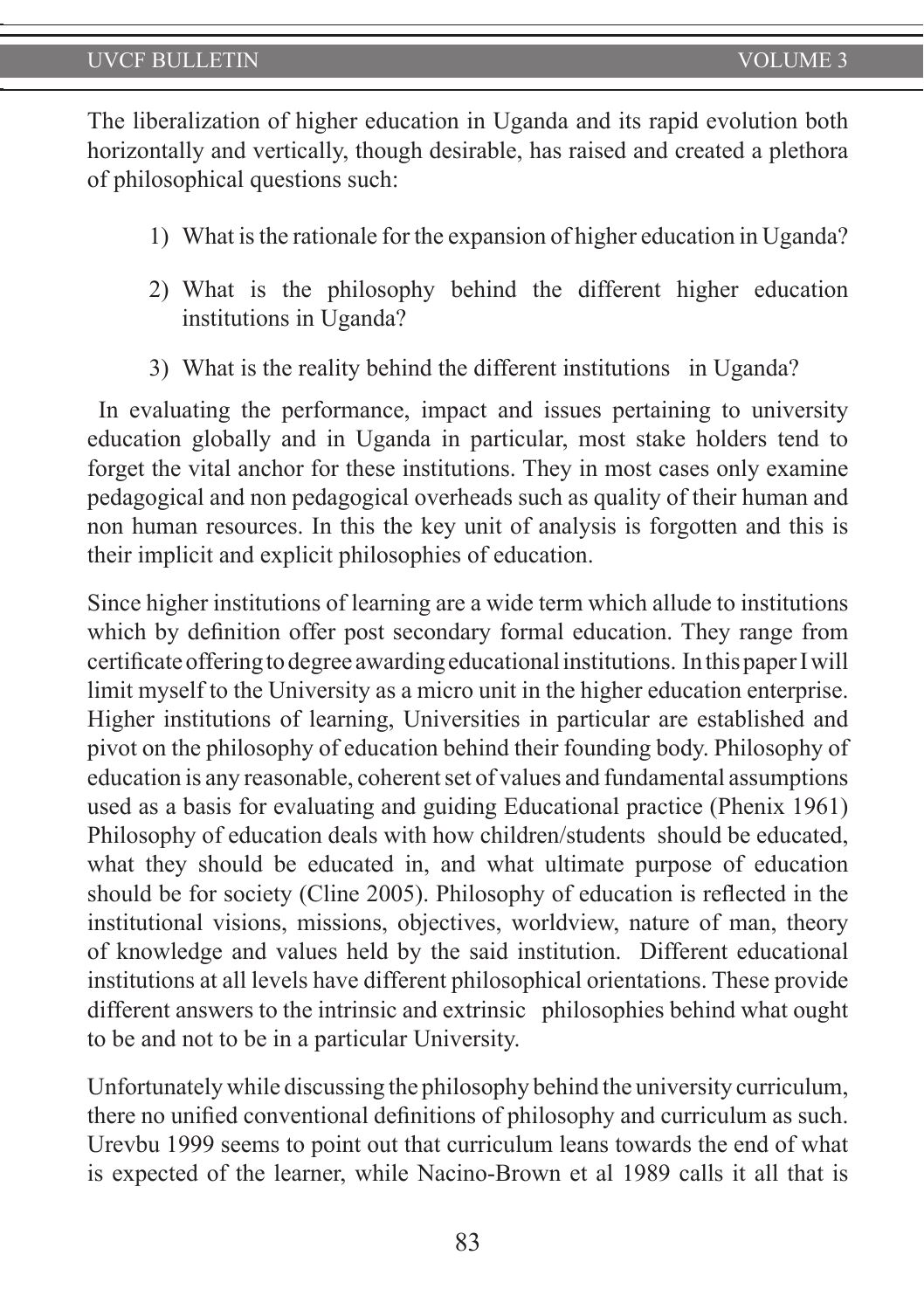The liberalization of higher education in Uganda and its rapid evolution both horizontally and vertically, though desirable, has raised and created a plethora of philosophical questions such:

1) What is the rationale for the expansion of higher education in Uganda?
2) What is the philosophy behind the different higher education institutions in Uganda?
3) What is the reality behind the different institutions in Uganda?

In evaluating the performance, impact and issues pertaining to university education globally and in Uganda in particular, most stake holders tend to forget the vital anchor for these institutions. They in most cases only examine pedagogical and non pedagogical overheads such as quality of their human and non human resources. In this the key unit of analysis is forgotten and this is their implicit and explicit philosophies of education.

Since higher institutions of learning are a wide term which allude to institutions which by definition offer post secondary formal education. They range from certificate offering to degree awarding educational institutions. In this paper I will limit myself to the University as a micro unit in the higher education enterprise. Higher institutions of learning, Universities in particular are established and pivot on the philosophy of education behind their founding body. Philosophy of education is any reasonable, coherent set of values and fundamental assumptions used as a basis for evaluating and guiding Educational practice (Phenix 1961) Philosophy of education deals with how children/students should be educated, what they should be educated in, and what ultimate purpose of education should be for society (Cline 2005). Philosophy of education is reflected in the institutional visions, missions, objectives, worldview, nature of man, theory of knowledge and values held by the said institution. Different educational institutions at all levels have different philosophical orientations. These provide different answers to the intrinsic and extrinsic philosophies behind what ought to be and not to be in a particular University.

Unfortunately while discussing the philosophy behind the university curriculum, there no unified conventional definitions of philosophy and curriculum as such. Urevbu 1999 seems to point out that curriculum leans towards the end of what is expected of the learner, while Nacino-Brown et al 1989 calls it all that is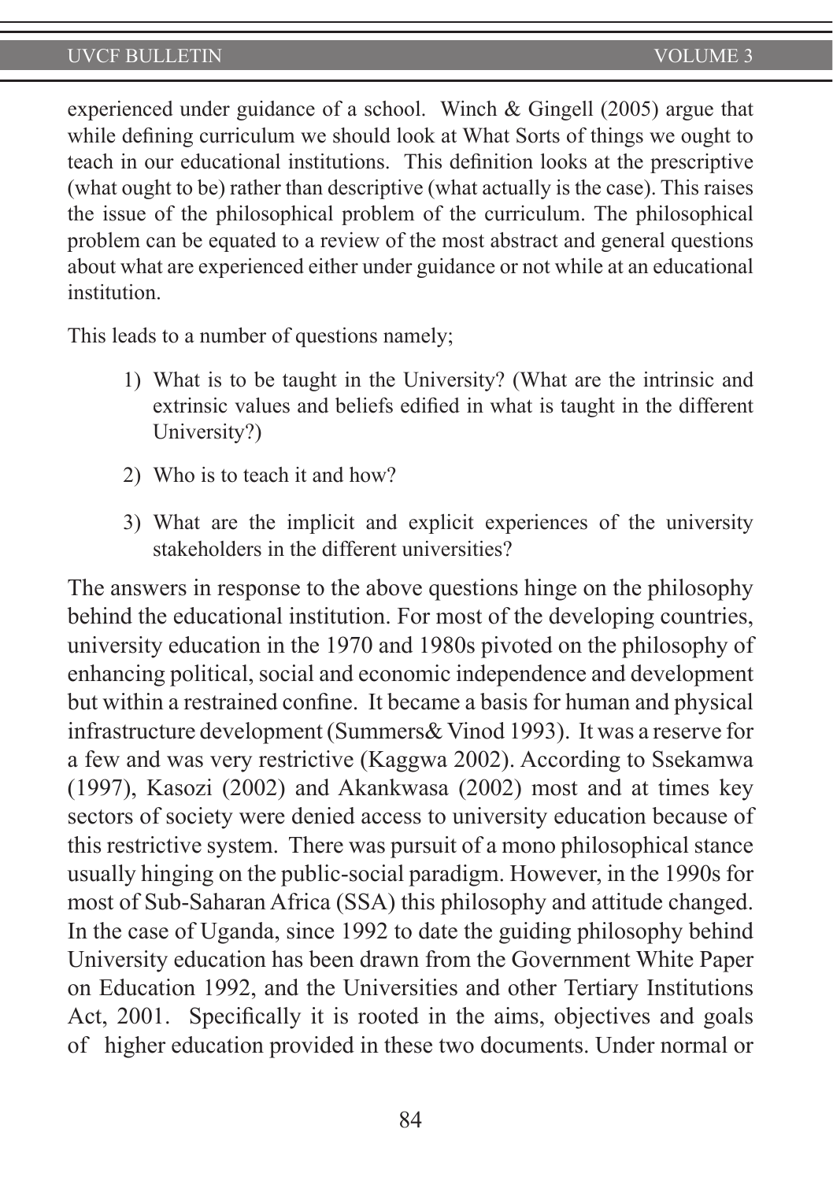experienced under guidance of a school. Winch & Gingell (2005) argue that while defining curriculum we should look at What Sorts of things we ought to teach in our educational institutions. This definition looks at the prescriptive (what ought to be) rather than descriptive (what actually is the case). This raises the issue of the philosophical problem of the curriculum. The philosophical problem can be equated to a review of the most abstract and general questions about what are experienced either under guidance or not while at an educational institution.

This leads to a number of questions namely;

1) What is to be taught in the University? (What are the intrinsic and extrinsic values and beliefs edified in what is taught in the different University?)

2) Who is to teach it and how?

3) What are the implicit and explicit experiences of the university stakeholders in the different universities?

The answers in response to the above questions hinge on the philosophy behind the educational institution. For most of the developing countries, university education in the 1970 and 1980s pivoted on the philosophy of enhancing political, social and economic independence and development but within a restrained confine. It became a basis for human and physical infrastructure development (Summers& Vinod 1993). It was a reserve for a few and was very restrictive (Kaggwa 2002). According to Ssekamwa (1997), Kasozi (2002) and Akankwasa (2002) most and at times key sectors of society were denied access to university education because of this restrictive system. There was pursuit of a mono philosophical stance usually hinging on the public-social paradigm. However, in the 1990s for most of Sub-Saharan Africa (SSA) this philosophy and attitude changed. In the case of Uganda, since 1992 to date the guiding philosophy behind University education has been drawn from the Government White Paper on Education 1992, and the Universities and other Tertiary Institutions Act, 2001. Specifically it is rooted in the aims, objectives and goals of higher education provided in these two documents. Under normal or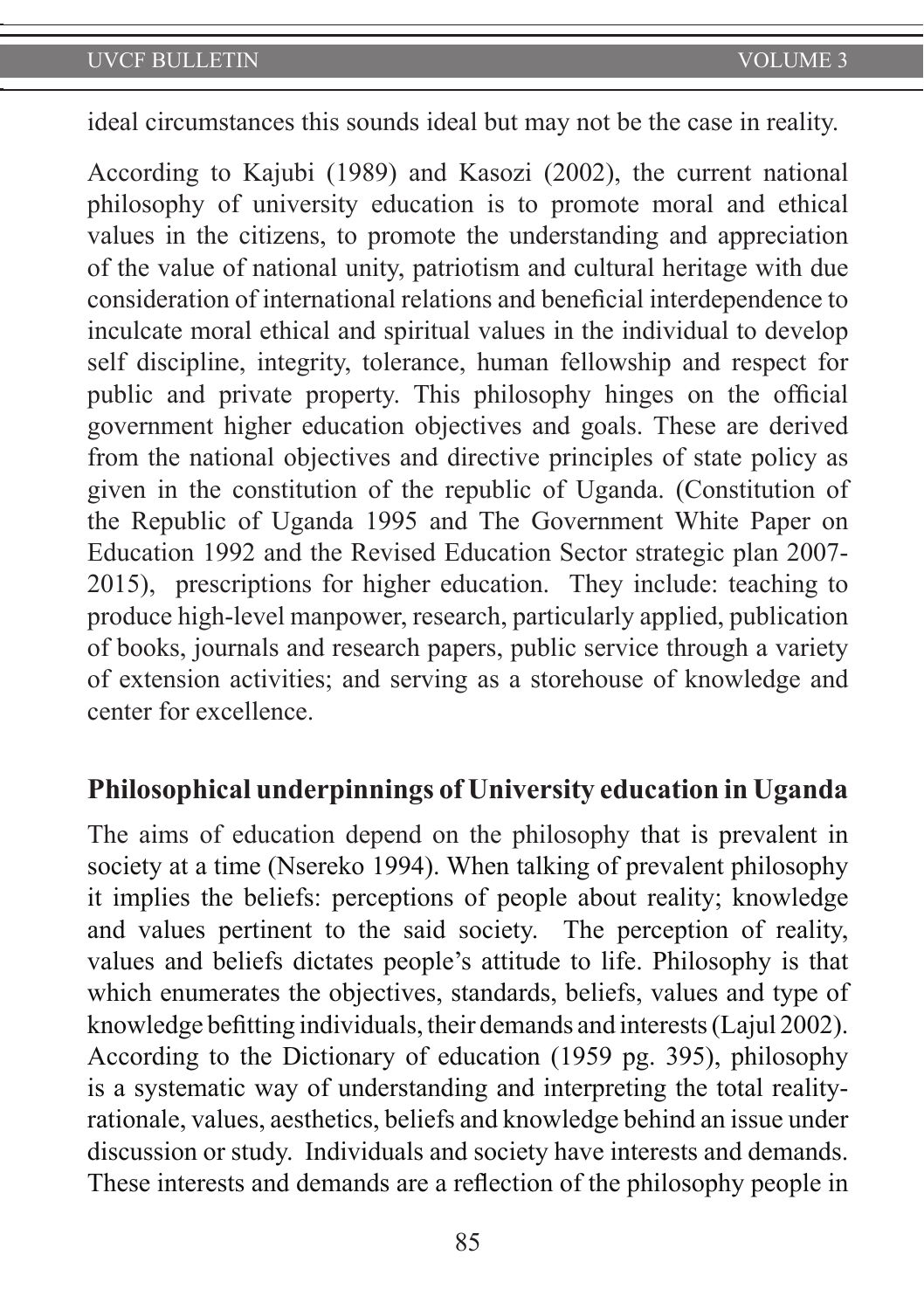ideal circumstances this sounds ideal but may not be the case in reality.

According to Kajubi (1989) and Kasozi (2002), the current national philosophy of university education is to promote moral and ethical values in the citizens, to promote the understanding and appreciation of the value of national unity, patriotism and cultural heritage with due consideration of international relations and beneficial interdependence to inculcate moral ethical and spiritual values in the individual to develop self discipline, integrity, tolerance, human fellowship and respect for public and private property. This philosophy hinges on the official government higher education objectives and goals. These are derived from the national objectives and directive principles of state policy as given in the constitution of the republic of Uganda. (Constitution of the Republic of Uganda 1995 and The Government White Paper on Education 1992 and the Revised Education Sector strategic plan 2007-2015), prescriptions for higher education. They include: teaching to produce high-level manpower, research, particularly applied, publication of books, journals and research papers, public service through a variety of extension activities; and serving as a storehouse of knowledge and center for excellence.

## Philosophical underpinnings of University education in Uganda

The aims of education depend on the philosophy that is prevalent in society at a time (Nsereko 1994). When talking of prevalent philosophy it implies the beliefs: perceptions of people about reality; knowledge and values pertinent to the said society. The perception of reality, values and beliefs dictates people's attitude to life. Philosophy is that which enumerates the objectives, standards, beliefs, values and type of knowledge befitting individuals, their demands and interests (Lajul 2002). According to the Dictionary of education (1959 pg. 395), philosophy is a systematic way of understanding and interpreting the total reality-rationale, values, aesthetics, beliefs and knowledge behind an issue under discussion or study. Individuals and society have interests and demands. These interests and demands are a reflection of the philosophy people in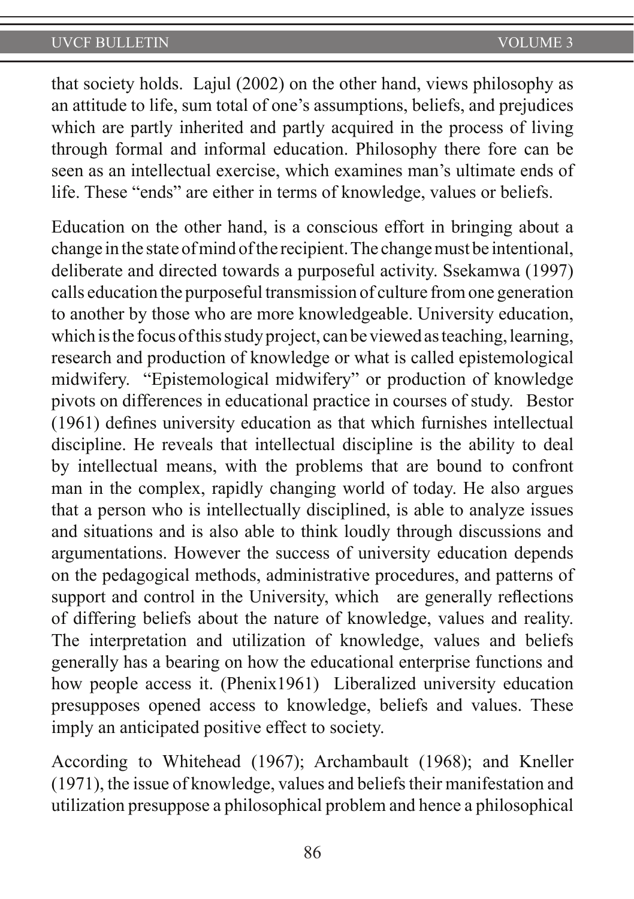that society holds. Lajul (2002) on the other hand, views philosophy as an attitude to life, sum total of one's assumptions, beliefs, and prejudices which are partly inherited and partly acquired in the process of living through formal and informal education. Philosophy there fore can be seen as an intellectual exercise, which examines man's ultimate ends of life. These "ends" are either in terms of knowledge, values or beliefs.

Education on the other hand, is a conscious effort in bringing about a change in the state of mind of the recipient. The change must be intentional, deliberate and directed towards a purposeful activity. Ssekamwa (1997) calls education the purposeful transmission of culture from one generation to another by those who are more knowledgeable. University education, which is the focus of this study project, can be viewed as teaching, learning, research and production of knowledge or what is called epistemological midwifery. "Epistemological midwifery" or production of knowledge pivots on differences in educational practice in courses of study. Bestor (1961) defines university education as that which furnishes intellectual discipline. He reveals that intellectual discipline is the ability to deal by intellectual means, with the problems that are bound to confront man in the complex, rapidly changing world of today. He also argues that a person who is intellectually disciplined, is able to analyze issues and situations and is also able to think loudly through discussions and argumentations. However the success of university education depends on the pedagogical methods, administrative procedures, and patterns of support and control in the University, which are generally reflections of differing beliefs about the nature of knowledge, values and reality. The interpretation and utilization of knowledge, values and beliefs generally has a bearing on how the educational enterprise functions and how people access it. (Phenix1961) Liberalized university education presupposes opened access to knowledge, beliefs and values. These imply an anticipated positive effect to society.

According to Whitehead (1967); Archambault (1968); and Kneller (1971), the issue of knowledge, values and beliefs their manifestation and utilization presuppose a philosophical problem and hence a philosophical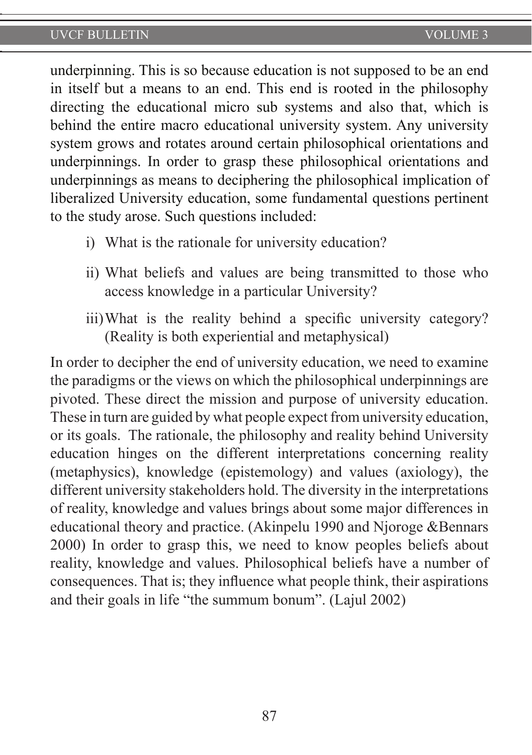underpinning. This is so because education is not supposed to be an end in itself but a means to an end. This end is rooted in the philosophy directing the educational micro sub systems and also that, which is behind the entire macro educational university system. Any university system grows and rotates around certain philosophical orientations and underpinnings. In order to grasp these philosophical orientations and underpinnings as means to deciphering the philosophical implication of liberalized University education, some fundamental questions pertinent to the study arose. Such questions included:

i) What is the rationale for university education?

ii) What beliefs and values are being transmitted to those who access knowledge in a particular University?

iii) What is the reality behind a specific university category? (Reality is both experiential and metaphysical)

In order to decipher the end of university education, we need to examine the paradigms or the views on which the philosophical underpinnings are pivoted. These direct the mission and purpose of university education. These in turn are guided by what people expect from university education, or its goals. The rationale, the philosophy and reality behind University education hinges on the different interpretations concerning reality (metaphysics), knowledge (epistemology) and values (axiology), the different university stakeholders hold. The diversity in the interpretations of reality, knowledge and values brings about some major differences in educational theory and practice. (Akinpelu 1990 and Njoroge &Bennars 2000) In order to grasp this, we need to know peoples beliefs about reality, knowledge and values. Philosophical beliefs have a number of consequences. That is; they influence what people think, their aspirations and their goals in life "the summum bonum". (Lajul 2002)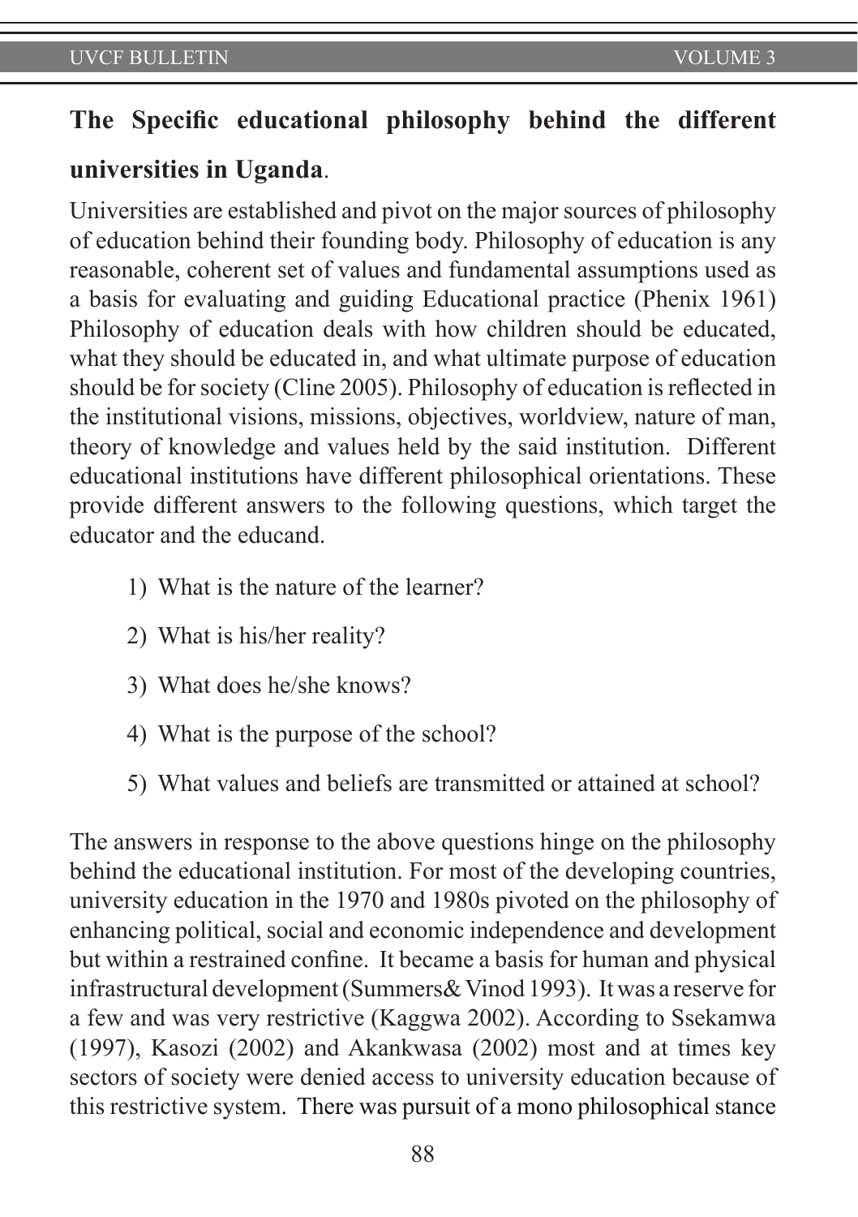## **The Specific educational philosophy behind the different universities in Uganda**.

Universities are established and pivot on the major sources of philosophy of education behind their founding body. Philosophy of education is any reasonable, coherent set of values and fundamental assumptions used as a basis for evaluating and guiding Educational practice (Phenix 1961) Philosophy of education deals with how children should be educated, what they should be educated in, and what ultimate purpose of education should be for society (Cline 2005). Philosophy of education is reflected in the institutional visions, missions, objectives, worldview, nature of man, theory of knowledge and values held by the said institution. Different educational institutions have different philosophical orientations. These provide different answers to the following questions, which target the educator and the educand.

1) What is the nature of the learner?
2) What is his/her reality?
3) What does he/she knows?
4) What is the purpose of the school?
5) What values and beliefs are transmitted or attained at school?

The answers in response to the above questions hinge on the philosophy behind the educational institution. For most of the developing countries, university education in the 1970 and 1980s pivoted on the philosophy of enhancing political, social and economic independence and development but within a restrained confine. It became a basis for human and physical infrastructural development (Summers& Vinod 1993). It was a reserve for a few and was very restrictive (Kaggwa 2002). According to Ssekamwa (1997), Kasozi (2002) and Akankwasa (2002) most and at times key sectors of society were denied access to university education because of this restrictive system. There was pursuit of a mono philosophical stance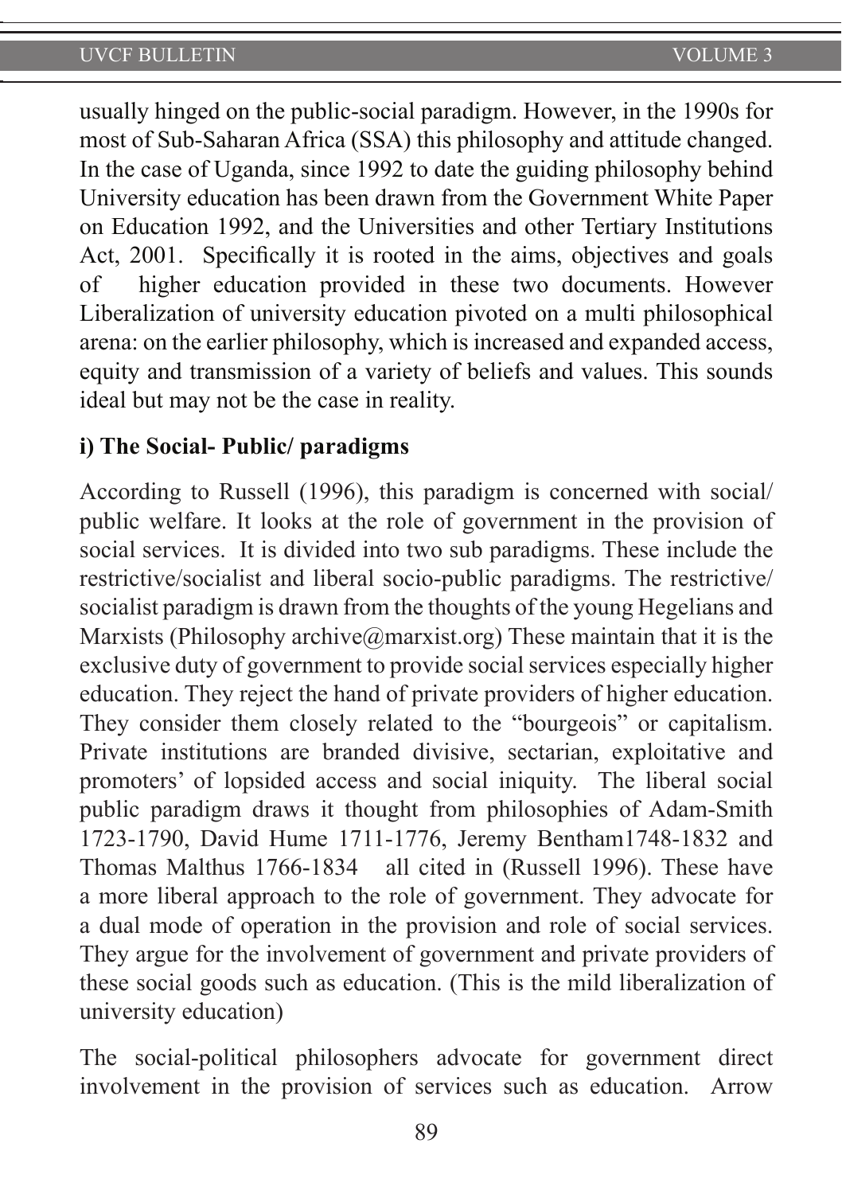usually hinged on the public-social paradigm. However, in the 1990s for most of Sub-Saharan Africa (SSA) this philosophy and attitude changed. In the case of Uganda, since 1992 to date the guiding philosophy behind University education has been drawn from the Government White Paper on Education 1992, and the Universities and other Tertiary Institutions Act, 2001. Specifically it is rooted in the aims, objectives and goals of higher education provided in these two documents. However Liberalization of university education pivoted on a multi philosophical arena: on the earlier philosophy, which is increased and expanded access, equity and transmission of a variety of beliefs and values. This sounds ideal but may not be the case in reality.

**i) The Social- Public/ paradigms**

According to Russell (1996), this paradigm is concerned with social/ public welfare. It looks at the role of government in the provision of social services. It is divided into two sub paradigms. These include the restrictive/socialist and liberal socio-public paradigms. The restrictive/ socialist paradigm is drawn from the thoughts of the young Hegelians and Marxists (Philosophy archive@marxist.org) These maintain that it is the exclusive duty of government to provide social services especially higher education. They reject the hand of private providers of higher education. They consider them closely related to the "bourgeois" or capitalism. Private institutions are branded divisive, sectarian, exploitative and promoters' of lopsided access and social iniquity. The liberal social public paradigm draws it thought from philosophies of Adam-Smith 1723-1790, David Hume 1711-1776, Jeremy Bentham1748-1832 and Thomas Malthus 1766-1834 all cited in (Russell 1996). These have a more liberal approach to the role of government. They advocate for a dual mode of operation in the provision and role of social services. They argue for the involvement of government and private providers of these social goods such as education. (This is the mild liberalization of university education)

The social-political philosophers advocate for government direct involvement in the provision of services such as education. Arrow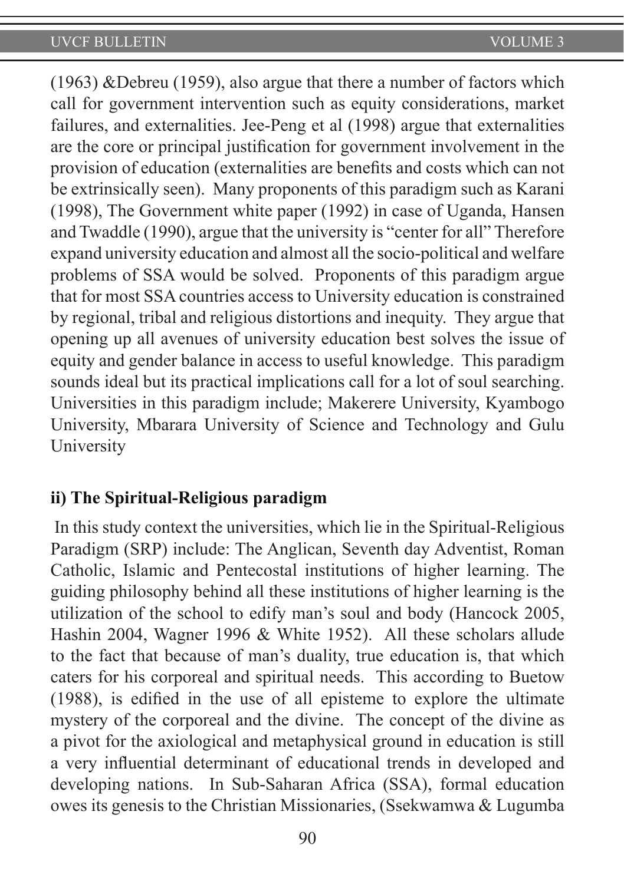(1963) &Debreu (1959), also argue that there a number of factors which call for government intervention such as equity considerations, market failures, and externalities. Jee-Peng et al (1998) argue that externalities are the core or principal justification for government involvement in the provision of education (externalities are benefits and costs which can not be extrinsically seen). Many proponents of this paradigm such as Karani (1998), The Government white paper (1992) in case of Uganda, Hansen and Twaddle (1990), argue that the university is "center for all" Therefore expand university education and almost all the socio-political and welfare problems of SSA would be solved. Proponents of this paradigm argue that for most SSA countries access to University education is constrained by regional, tribal and religious distortions and inequity. They argue that opening up all avenues of university education best solves the issue of equity and gender balance in access to useful knowledge. This paradigm sounds ideal but its practical implications call for a lot of soul searching. Universities in this paradigm include; Makerere University, Kyambogo University, Mbarara University of Science and Technology and Gulu University

### ii) The Spiritual-Religious paradigm

In this study context the universities, which lie in the Spiritual-Religious Paradigm (SRP) include: The Anglican, Seventh day Adventist, Roman Catholic, Islamic and Pentecostal institutions of higher learning. The guiding philosophy behind all these institutions of higher learning is the utilization of the school to edify man's soul and body (Hancock 2005, Hashin 2004, Wagner 1996 & White 1952). All these scholars allude to the fact that because of man's duality, true education is, that which caters for his corporeal and spiritual needs. This according to Buetow (1988), is edified in the use of all episteme to explore the ultimate mystery of the corporeal and the divine. The concept of the divine as a pivot for the axiological and metaphysical ground in education is still a very influential determinant of educational trends in developed and developing nations. In Sub-Saharan Africa (SSA), formal education owes its genesis to the Christian Missionaries, (Ssekwamwa & Lugumba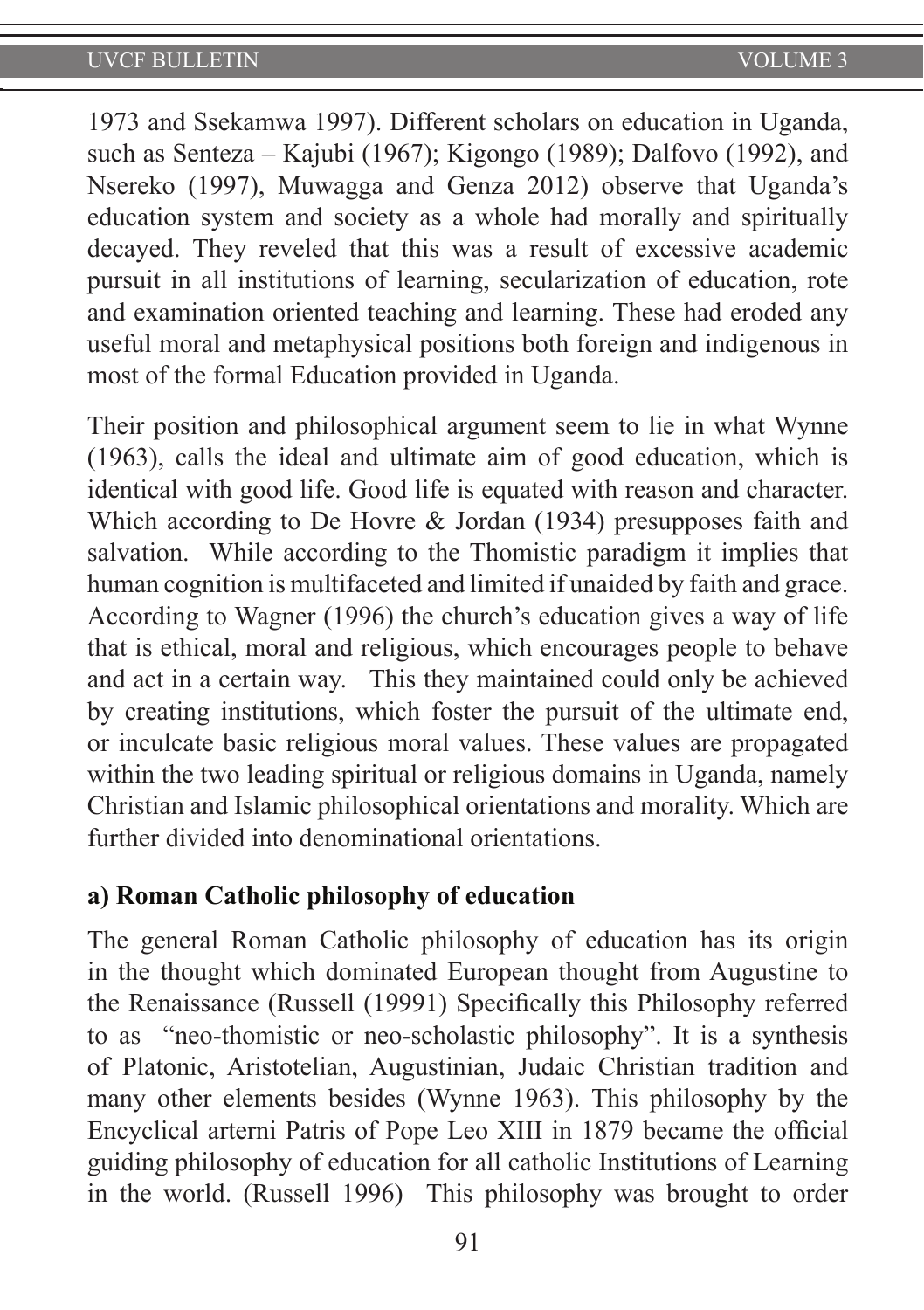1973 and Ssekamwa 1997). Different scholars on education in Uganda, such as Senteza – Kajubi (1967); Kigongo (1989); Dalfovo (1992), and Nsereko (1997), Muwagga and Genza 2012) observe that Uganda's education system and society as a whole had morally and spiritually decayed. They reveled that this was a result of excessive academic pursuit in all institutions of learning, secularization of education, rote and examination oriented teaching and learning. These had eroded any useful moral and metaphysical positions both foreign and indigenous in most of the formal Education provided in Uganda.

Their position and philosophical argument seem to lie in what Wynne (1963), calls the ideal and ultimate aim of good education, which is identical with good life. Good life is equated with reason and character. Which according to De Hovre & Jordan (1934) presupposes faith and salvation. While according to the Thomistic paradigm it implies that human cognition is multifaceted and limited if unaided by faith and grace. According to Wagner (1996) the church's education gives a way of life that is ethical, moral and religious, which encourages people to behave and act in a certain way. This they maintained could only be achieved by creating institutions, which foster the pursuit of the ultimate end, or inculcate basic religious moral values. These values are propagated within the two leading spiritual or religious domains in Uganda, namely Christian and Islamic philosophical orientations and morality. Which are further divided into denominational orientations.

**a) Roman Catholic philosophy of education**

The general Roman Catholic philosophy of education has its origin in the thought which dominated European thought from Augustine to the Renaissance (Russell (19991) Specifically this Philosophy referred to as "neo-thomistic or neo-scholastic philosophy". It is a synthesis of Platonic, Aristotelian, Augustinian, Judaic Christian tradition and many other elements besides (Wynne 1963). This philosophy by the Encyclical arterni Patris of Pope Leo XIII in 1879 became the official guiding philosophy of education for all catholic Institutions of Learning in the world. (Russell 1996) This philosophy was brought to order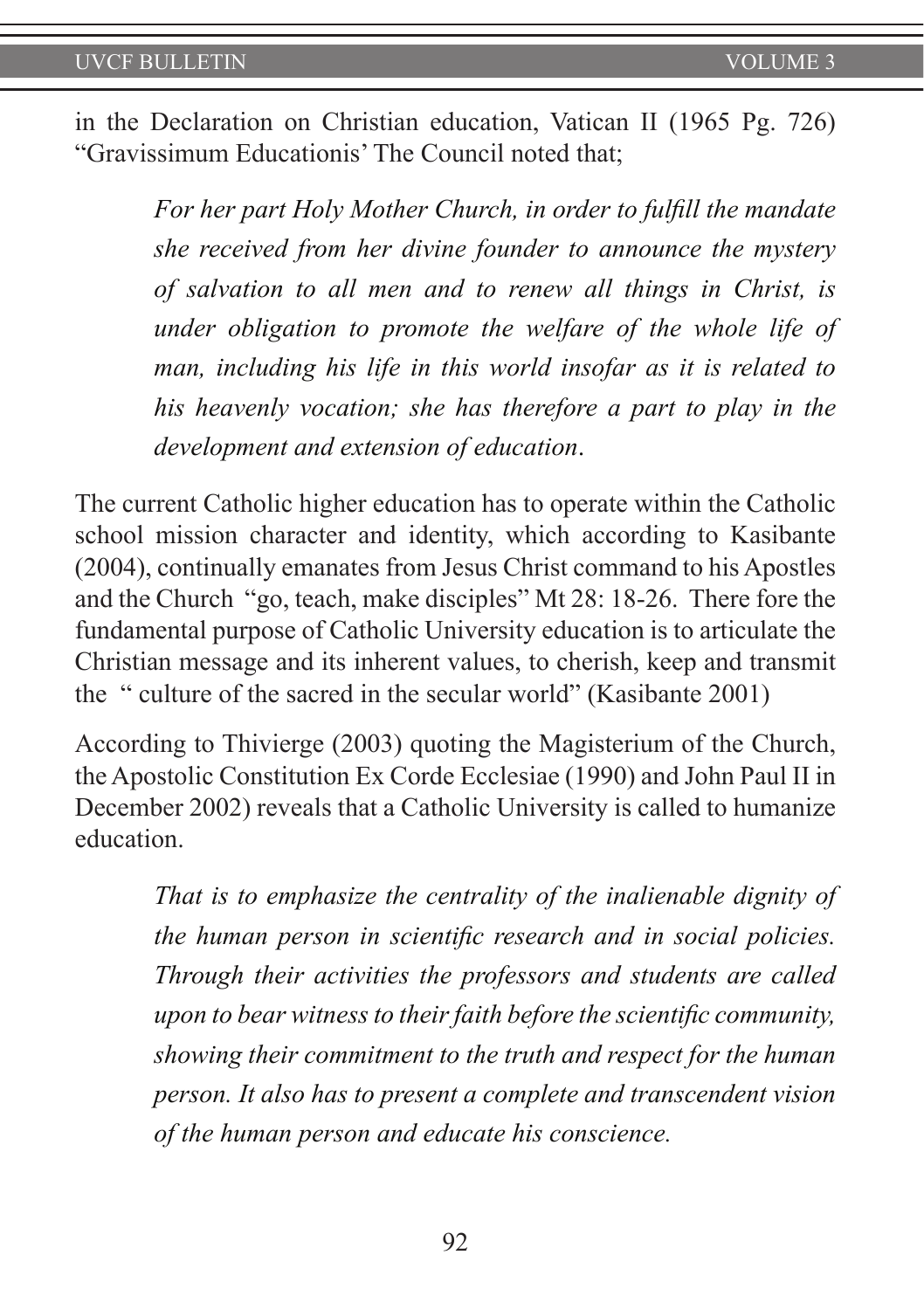in the Declaration on Christian education, Vatican II (1965 Pg. 726) "Gravissimum Educationis' The Council noted that;

> *For her part Holy Mother Church, in order to fulfill the mandate she received from her divine founder to announce the mystery of salvation to all men and to renew all things in Christ, is under obligation to promote the welfare of the whole life of man, including his life in this world insofar as it is related to his heavenly vocation; she has therefore a part to play in the development and extension of education*.

The current Catholic higher education has to operate within the Catholic school mission character and identity, which according to Kasibante (2004), continually emanates from Jesus Christ command to his Apostles and the Church "go, teach, make disciples" Mt 28: 18-26. There fore the fundamental purpose of Catholic University education is to articulate the Christian message and its inherent values, to cherish, keep and transmit the " culture of the sacred in the secular world" (Kasibante 2001)

According to Thivierge (2003) quoting the Magisterium of the Church, the Apostolic Constitution Ex Corde Ecclesiae (1990) and John Paul II in December 2002) reveals that a Catholic University is called to humanize education.

> *That is to emphasize the centrality of the inalienable dignity of the human person in scientific research and in social policies. Through their activities the professors and students are called upon to bear witness to their faith before the scientific community, showing their commitment to the truth and respect for the human person. It also has to present a complete and transcendent vision of the human person and educate his conscience.*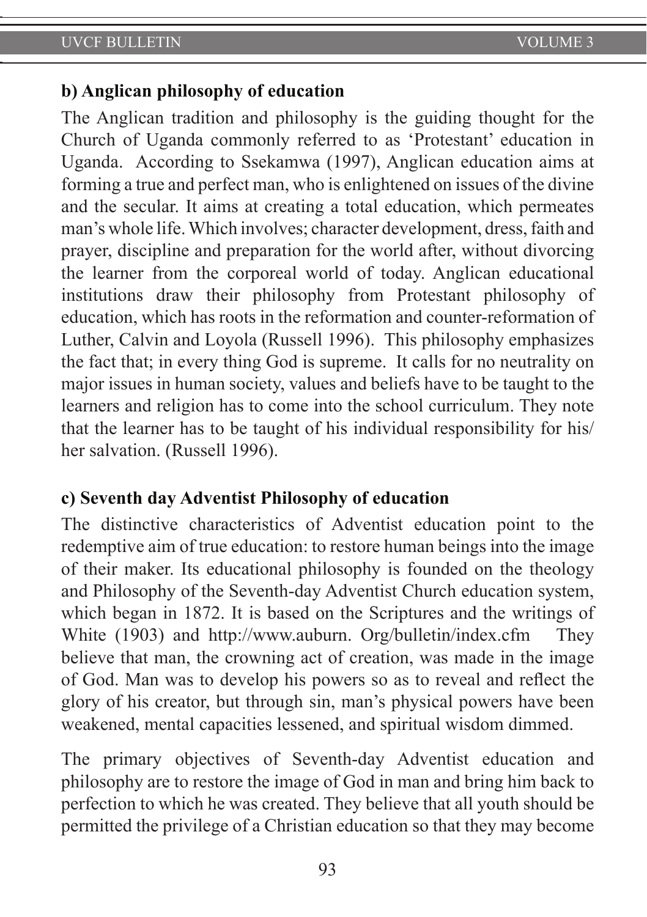**b) Anglican philosophy of education**

The Anglican tradition and philosophy is the guiding thought for the Church of Uganda commonly referred to as 'Protestant' education in Uganda. According to Ssekamwa (1997), Anglican education aims at forming a true and perfect man, who is enlightened on issues of the divine and the secular. It aims at creating a total education, which permeates man's whole life. Which involves; character development, dress, faith and prayer, discipline and preparation for the world after, without divorcing the learner from the corporeal world of today. Anglican educational institutions draw their philosophy from Protestant philosophy of education, which has roots in the reformation and counter-reformation of Luther, Calvin and Loyola (Russell 1996). This philosophy emphasizes the fact that; in every thing God is supreme. It calls for no neutrality on major issues in human society, values and beliefs have to be taught to the learners and religion has to come into the school curriculum. They note that the learner has to be taught of his individual responsibility for his/her salvation. (Russell 1996).

**c) Seventh day Adventist Philosophy of education**

The distinctive characteristics of Adventist education point to the redemptive aim of true education: to restore human beings into the image of their maker. Its educational philosophy is founded on the theology and Philosophy of the Seventh-day Adventist Church education system, which began in 1872. It is based on the Scriptures and the writings of White (1903) and http://www.auburn. Org/bulletin/index.cfm They believe that man, the crowning act of creation, was made in the image of God. Man was to develop his powers so as to reveal and reflect the glory of his creator, but through sin, man's physical powers have been weakened, mental capacities lessened, and spiritual wisdom dimmed.

The primary objectives of Seventh-day Adventist education and philosophy are to restore the image of God in man and bring him back to perfection to which he was created. They believe that all youth should be permitted the privilege of a Christian education so that they may become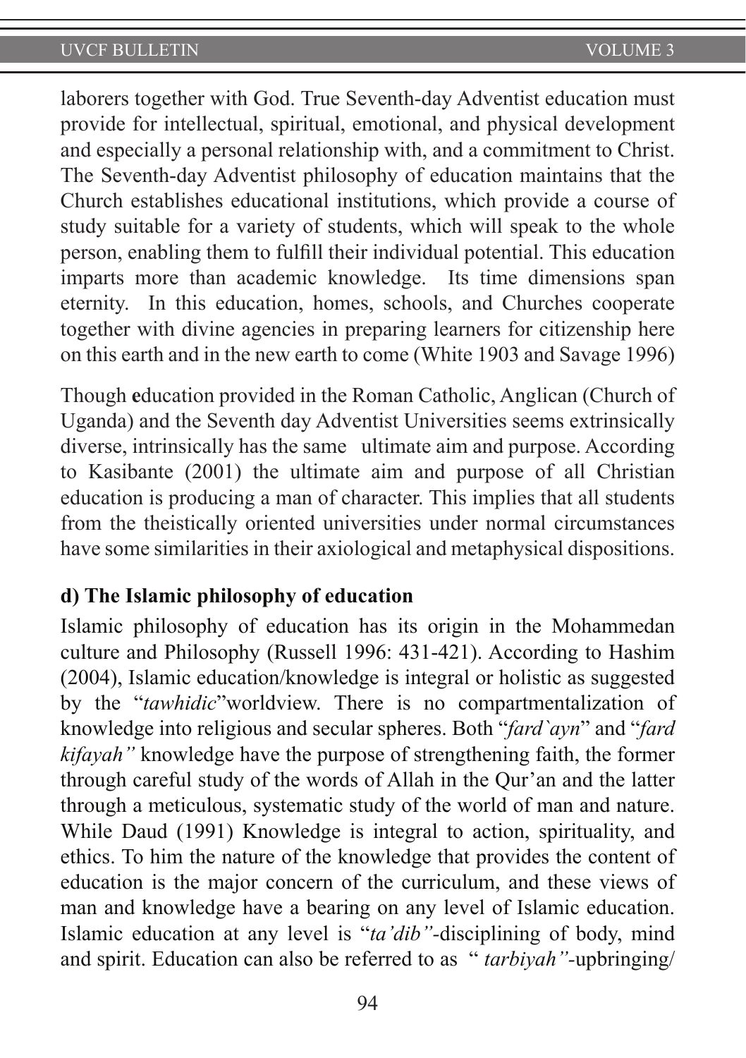laborers together with God. True Seventh-day Adventist education must provide for intellectual, spiritual, emotional, and physical development and especially a personal relationship with, and a commitment to Christ. The Seventh-day Adventist philosophy of education maintains that the Church establishes educational institutions, which provide a course of study suitable for a variety of students, which will speak to the whole person, enabling them to fulfill their individual potential. This education imparts more than academic knowledge. Its time dimensions span eternity. In this education, homes, schools, and Churches cooperate together with divine agencies in preparing learners for citizenship here on this earth and in the new earth to come (White 1903 and Savage 1996)

Though **e**ducation provided in the Roman Catholic, Anglican (Church of Uganda) and the Seventh day Adventist Universities seems extrinsically diverse, intrinsically has the same ultimate aim and purpose. According to Kasibante (2001) the ultimate aim and purpose of all Christian education is producing a man of character. This implies that all students from the theistically oriented universities under normal circumstances have some similarities in their axiological and metaphysical dispositions.

**d) The Islamic philosophy of education**

Islamic philosophy of education has its origin in the Mohammedan culture and Philosophy (Russell 1996: 431-421). According to Hashim (2004), Islamic education/knowledge is integral or holistic as suggested by the "*tawhidic*"worldview. There is no compartmentalization of knowledge into religious and secular spheres. Both "*fard`ayn*" and "*fard kifayah"* knowledge have the purpose of strengthening faith, the former through careful study of the words of Allah in the Qur'an and the latter through a meticulous, systematic study of the world of man and nature. While Daud (1991) Knowledge is integral to action, spirituality, and ethics. To him the nature of the knowledge that provides the content of education is the major concern of the curriculum, and these views of man and knowledge have a bearing on any level of Islamic education. Islamic education at any level is "*ta'dib"*-disciplining of body, mind and spirit. Education can also be referred to as " *tarbiyah"*-upbringing/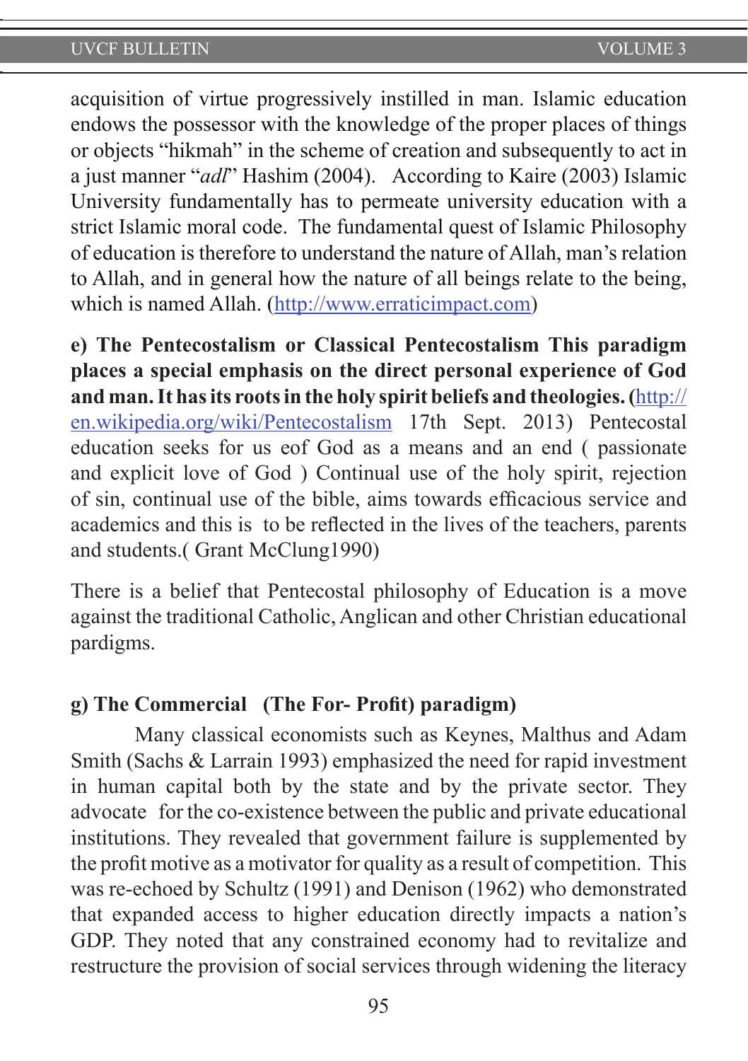acquisition of virtue progressively instilled in man. Islamic education endows the possessor with the knowledge of the proper places of things or objects "hikmah" in the scheme of creation and subsequently to act in a just manner "*adl*" Hashim (2004). According to Kaire (2003) Islamic University fundamentally has to permeate university education with a strict Islamic moral code. The fundamental quest of Islamic Philosophy of education is therefore to understand the nature of Allah, man's relation to Allah, and in general how the nature of all beings relate to the being, which is named Allah. (http://www.erraticimpact.com)

**e) The Pentecostalism or Classical Pentecostalism This paradigm places a special emphasis on the direct personal experience of God and man. It has its roots in the holy spirit beliefs and theologies. (**http://en.wikipedia.org/wiki/Pentecostalism 17th Sept. 2013) Pentecostal education seeks for us eof God as a means and an end ( passionate and explicit love of God ) Continual use of the holy spirit, rejection of sin, continual use of the bible, aims towards efficacious service and academics and this is to be reflected in the lives of the teachers, parents and students.( Grant McClung1990)

There is a belief that Pentecostal philosophy of Education is a move against the traditional Catholic, Anglican and other Christian educational pardigms.

**g) The Commercial (The For- Profit) paradigm)**

Many classical economists such as Keynes, Malthus and Adam Smith (Sachs & Larrain 1993) emphasized the need for rapid investment in human capital both by the state and by the private sector. They advocate for the co-existence between the public and private educational institutions. They revealed that government failure is supplemented by the profit motive as a motivator for quality as a result of competition. This was re-echoed by Schultz (1991) and Denison (1962) who demonstrated that expanded access to higher education directly impacts a nation's GDP. They noted that any constrained economy had to revitalize and restructure the provision of social services through widening the literacy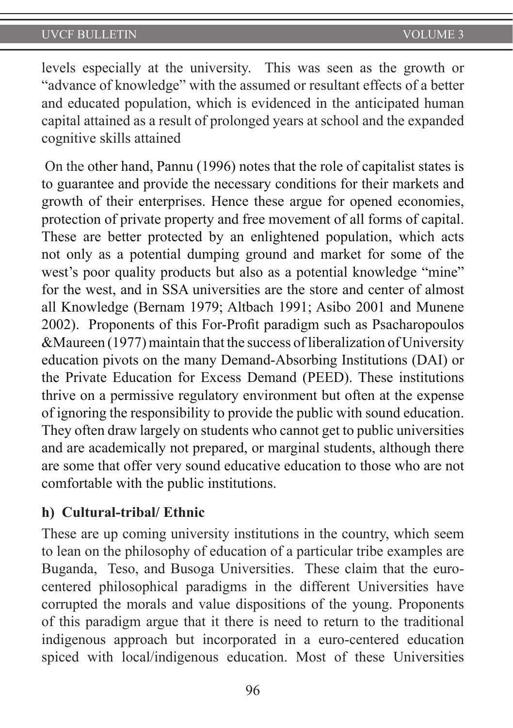levels especially at the university. This was seen as the growth or "advance of knowledge" with the assumed or resultant effects of a better and educated population, which is evidenced in the anticipated human capital attained as a result of prolonged years at school and the expanded cognitive skills attained

On the other hand, Pannu (1996) notes that the role of capitalist states is to guarantee and provide the necessary conditions for their markets and growth of their enterprises. Hence these argue for opened economies, protection of private property and free movement of all forms of capital. These are better protected by an enlightened population, which acts not only as a potential dumping ground and market for some of the west's poor quality products but also as a potential knowledge "mine" for the west, and in SSA universities are the store and center of almost all Knowledge (Bernam 1979; Altbach 1991; Asibo 2001 and Munene 2002). Proponents of this For-Profit paradigm such as Psacharopoulos &Maureen (1977) maintain that the success of liberalization of University education pivots on the many Demand-Absorbing Institutions (DAI) or the Private Education for Excess Demand (PEED). These institutions thrive on a permissive regulatory environment but often at the expense of ignoring the responsibility to provide the public with sound education. They often draw largely on students who cannot get to public universities and are academically not prepared, or marginal students, although there are some that offer very sound educative education to those who are not comfortable with the public institutions.

**h) Cultural-tribal/ Ethnic**

These are up coming university institutions in the country, which seem to lean on the philosophy of education of a particular tribe examples are Buganda, Teso, and Busoga Universities. These claim that the euro-centered philosophical paradigms in the different Universities have corrupted the morals and value dispositions of the young. Proponents of this paradigm argue that it there is need to return to the traditional indigenous approach but incorporated in a euro-centered education spiced with local/indigenous education. Most of these Universities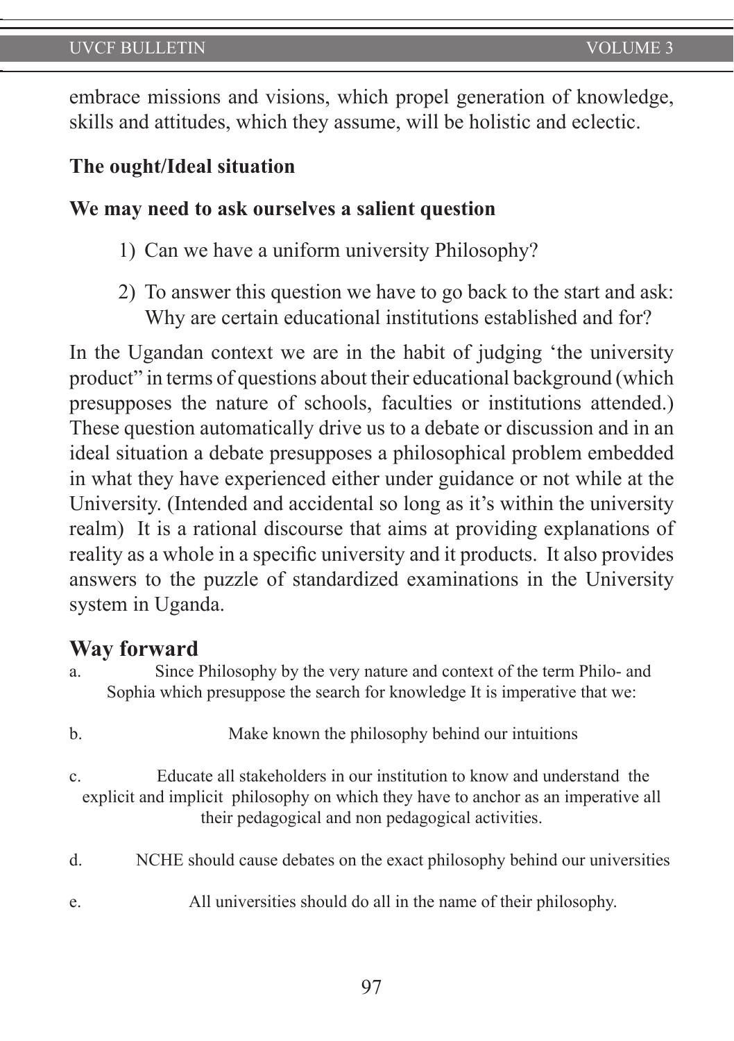embrace missions and visions, which propel generation of knowledge, skills and attitudes, which they assume, will be holistic and eclectic.

**The ought/Ideal situation**

**We may need to ask ourselves a salient question**

1) Can we have a uniform university Philosophy?
2) To answer this question we have to go back to the start and ask: Why are certain educational institutions established and for?

In the Ugandan context we are in the habit of judging 'the university product" in terms of questions about their educational background (which presupposes the nature of schools, faculties or institutions attended.) These question automatically drive us to a debate or discussion and in an ideal situation a debate presupposes a philosophical problem embedded in what they have experienced either under guidance or not while at the University. (Intended and accidental so long as it's within the university realm) It is a rational discourse that aims at providing explanations of reality as a whole in a specific university and it products. It also provides answers to the puzzle of standardized examinations in the University system in Uganda.

## Way forward

a. Since Philosophy by the very nature and context of the term Philo- and Sophia which presuppose the search for knowledge It is imperative that we:

b. Make known the philosophy behind our intuitions

c. Educate all stakeholders in our institution to know and understand the explicit and implicit philosophy on which they have to anchor as an imperative all their pedagogical and non pedagogical activities.

d. NCHE should cause debates on the exact philosophy behind our universities

e. All universities should do all in the name of their philosophy.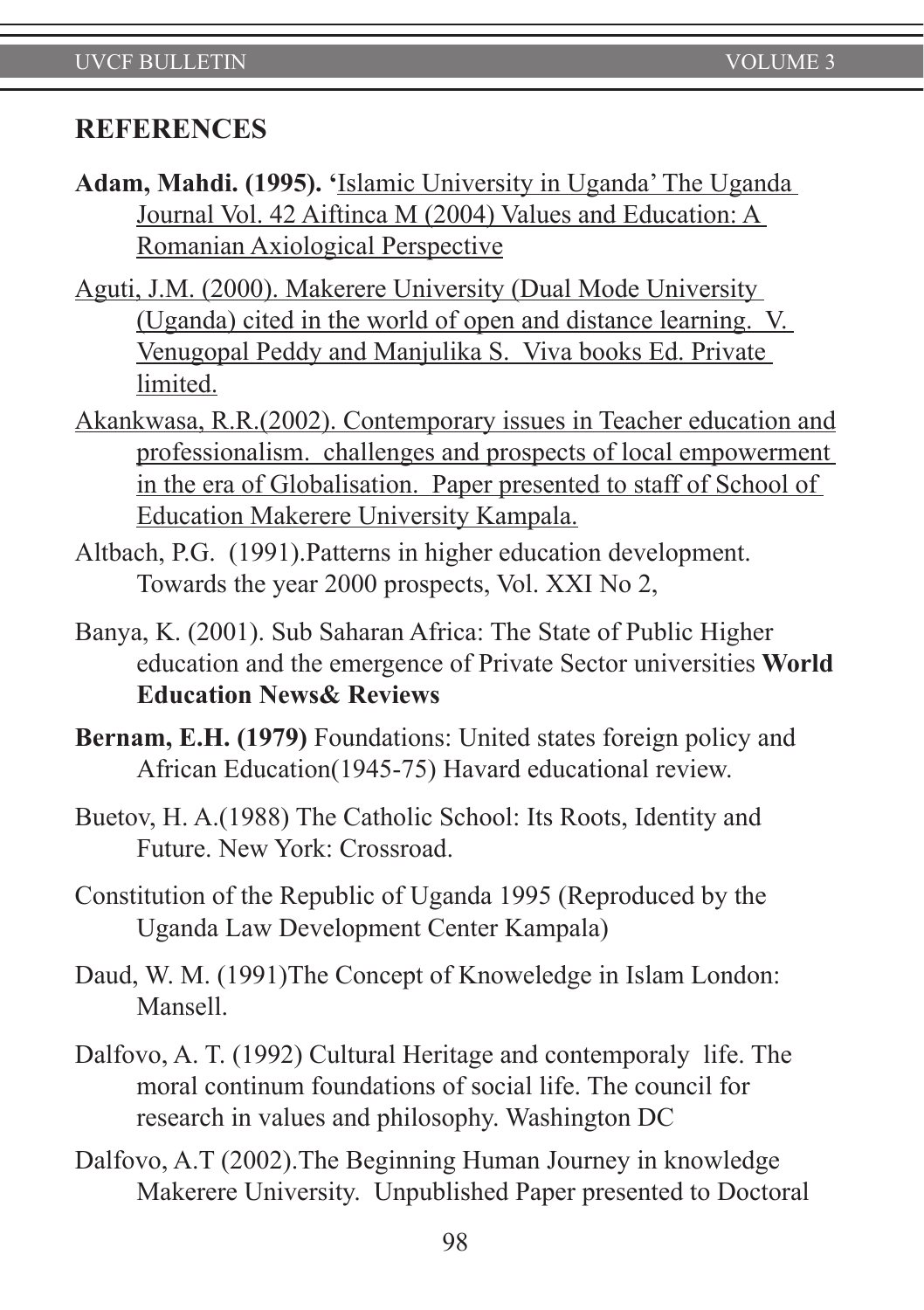## REFERENCES

**Adam, Mahdi. (1995). '**Islamic University in Uganda' The Uganda Journal Vol. 42 Aiftinca M (2004) Values and Education: A Romanian Axiological Perspective

Aguti, J.M. (2000). Makerere University (Dual Mode University (Uganda) cited in the world of open and distance learning. V. Venugopal Peddy and Manjulika S. Viva books Ed. Private limited.

Akankwasa, R.R.(2002). Contemporary issues in Teacher education and professionalism. challenges and prospects of local empowerment in the era of Globalisation. Paper presented to staff of School of Education Makerere University Kampala.

Altbach, P.G. (1991).Patterns in higher education development. Towards the year 2000 prospects, Vol. XXI No 2,

Banya, K. (2001). Sub Saharan Africa: The State of Public Higher education and the emergence of Private Sector universities **World Education News& Reviews**

**Bernam, E.H. (1979)** Foundations: United states foreign policy and African Education(1945-75) Havard educational review.

Buetov, H. A.(1988) The Catholic School: Its Roots, Identity and Future. New York: Crossroad.

Constitution of the Republic of Uganda 1995 (Reproduced by the Uganda Law Development Center Kampala)

Daud, W. M. (1991)The Concept of Knoweledge in Islam London: Mansell.

Dalfovo, A. T. (1992) Cultural Heritage and contemporaly life. The moral continum foundations of social life. The council for research in values and philosophy. Washington DC

Dalfovo, A.T (2002).The Beginning Human Journey in knowledge Makerere University. Unpublished Paper presented to Doctoral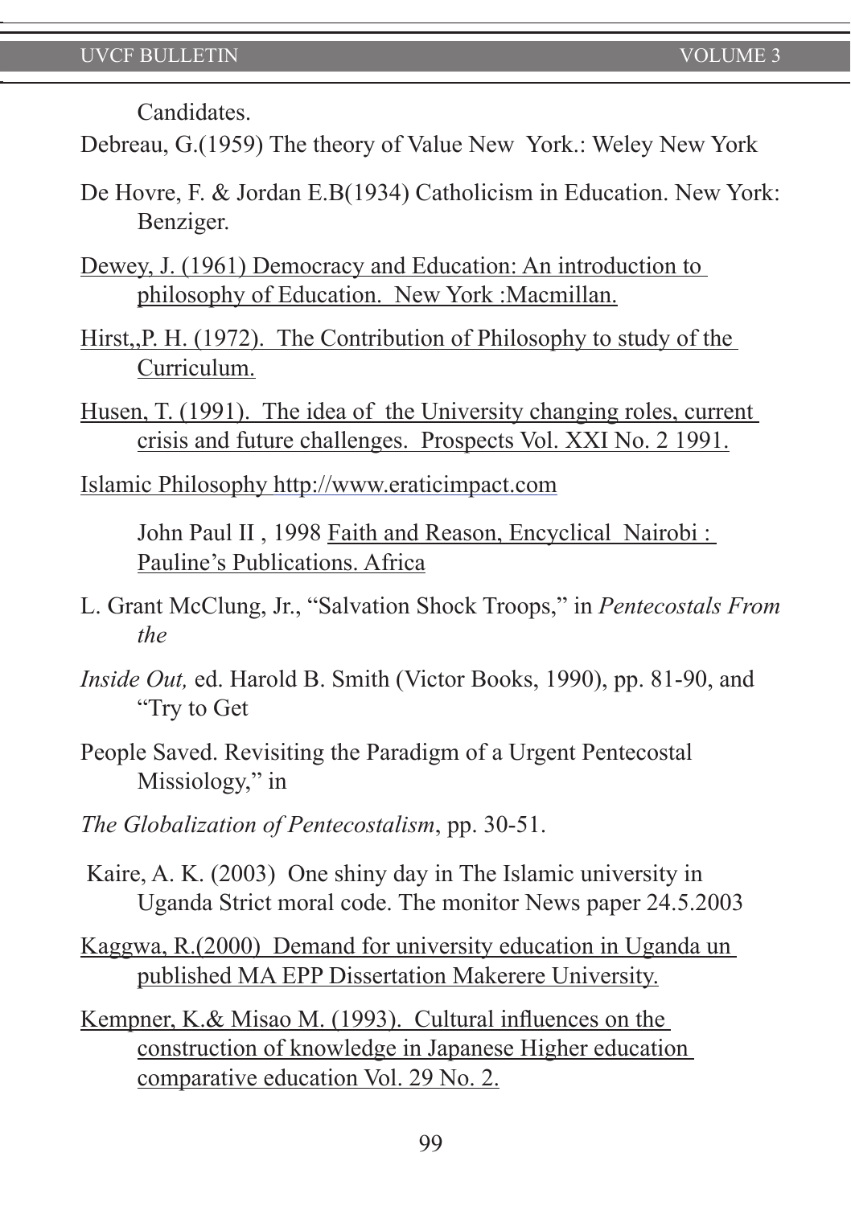Candidates.

Debreau, G.(1959) The theory of Value New York.: Weley New York

De Hovre, F. & Jordan E.B(1934) Catholicism in Education. New York: Benziger.

Dewey, J. (1961) Democracy and Education: An introduction to philosophy of Education. New York :Macmillan.

Hirst,,P. H. (1972). The Contribution of Philosophy to study of the Curriculum.

Husen, T. (1991). The idea of the University changing roles, current crisis and future challenges. Prospects Vol. XXI No. 2 1991.

Islamic Philosophy http://www.eraticimpact.com

John Paul II , 1998 Faith and Reason, Encyclical Nairobi : Pauline's Publications. Africa

L. Grant McClung, Jr., "Salvation Shock Troops," in *Pentecostals From the*

*Inside Out,* ed. Harold B. Smith (Victor Books, 1990), pp. 81-90, and "Try to Get

People Saved. Revisiting the Paradigm of a Urgent Pentecostal Missiology," in

*The Globalization of Pentecostalism*, pp. 30-51.

Kaire, A. K. (2003) One shiny day in The Islamic university in Uganda Strict moral code. The monitor News paper 24.5.2003

Kaggwa, R.(2000) Demand for university education in Uganda un published MA EPP Dissertation Makerere University.

Kempner, K.& Misao M. (1993). Cultural influences on the construction of knowledge in Japanese Higher education comparative education Vol. 29 No. 2.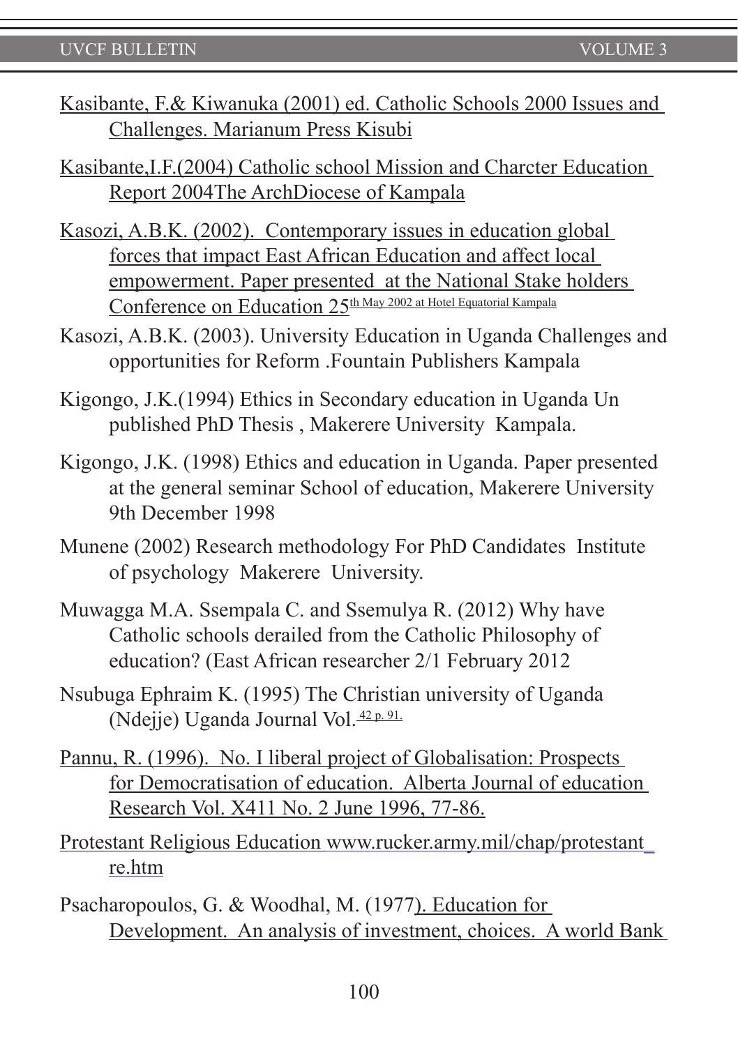Kasibante, F.& Kiwanuka (2001) ed. Catholic Schools 2000 Issues and Challenges. Marianum Press Kisubi

Kasibante,I.F.(2004) Catholic school Mission and Charcter Education Report 2004The ArchDiocese of Kampala

Kasozi, A.B.K. (2002). Contemporary issues in education global forces that impact East African Education and affect local empowerment. Paper presented at the National Stake holders Conference on Education 25th May 2002 at Hotel Equatorial Kampala

Kasozi, A.B.K. (2003). University Education in Uganda Challenges and opportunities for Reform .Fountain Publishers Kampala

Kigongo, J.K.(1994) Ethics in Secondary education in Uganda Un published PhD Thesis , Makerere University Kampala.

Kigongo, J.K. (1998) Ethics and education in Uganda. Paper presented at the general seminar School of education, Makerere University 9th December 1998

Munene (2002) Research methodology For PhD Candidates Institute of psychology Makerere University.

Muwagga M.A. Ssempala C. and Ssemulya R. (2012) Why have Catholic schools derailed from the Catholic Philosophy of education? (East African researcher 2/1 February 2012

Nsubuga Ephraim K. (1995) The Christian university of Uganda (Ndejje) Uganda Journal Vol. 42 p. 91.

Pannu, R. (1996). No. I liberal project of Globalisation: Prospects for Democratisation of education. Alberta Journal of education Research Vol. X411 No. 2 June 1996, 77-86.

Protestant Religious Education www.rucker.army.mil/chap/protestant_re.htm

Psacharopoulos, G. & Woodhal, M. (1977). Education for Development. An analysis of investment, choices. A world Bank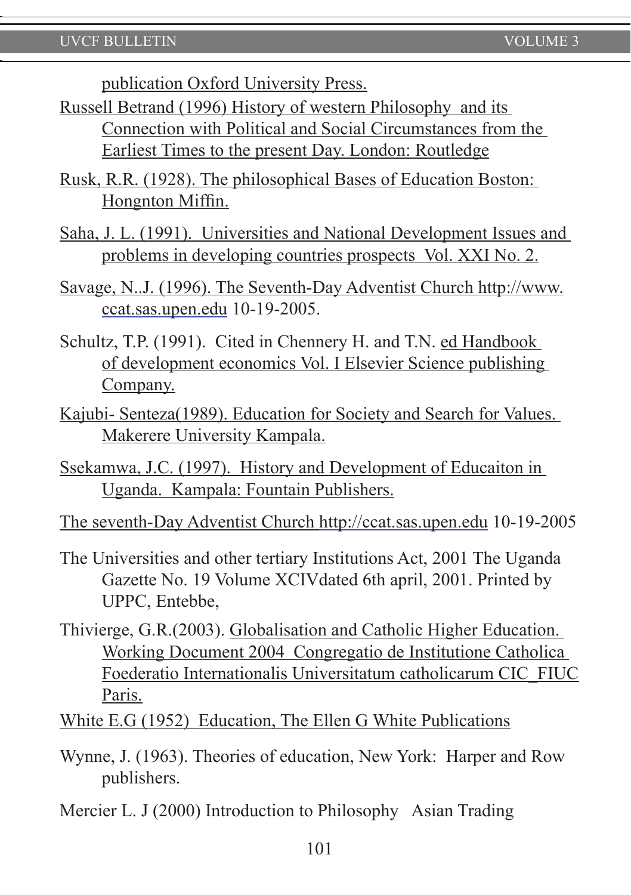publication Oxford University Press.

Russell Betrand (1996) History of western Philosophy and its Connection with Political and Social Circumstances from the Earliest Times to the present Day. London: Routledge

Rusk, R.R. (1928). The philosophical Bases of Education Boston: Hongnton Miffin.

Saha, J. L. (1991). Universities and National Development Issues and problems in developing countries prospects Vol. XXI No. 2.

Savage, N..J. (1996). The Seventh-Day Adventist Church http://www.ccat.sas.upen.edu 10-19-2005.

Schultz, T.P. (1991). Cited in Chennery H. and T.N. ed Handbook of development economics Vol. I Elsevier Science publishing Company.

Kajubi- Senteza(1989). Education for Society and Search for Values. Makerere University Kampala.

Ssekamwa, J.C. (1997). History and Development of Educaiton in Uganda. Kampala: Fountain Publishers.

The seventh-Day Adventist Church http://ccat.sas.upen.edu 10-19-2005

The Universities and other tertiary Institutions Act, 2001 The Uganda Gazette No. 19 Volume XCIVdated 6th april, 2001. Printed by UPPC, Entebbe,

Thivierge, G.R.(2003). Globalisation and Catholic Higher Education. Working Document 2004 Congregatio de Institutione Catholica Foederatio Internationalis Universitatum catholicarum CIC_FIUC Paris.

White E.G (1952) Education, The Ellen G White Publications

Wynne, J. (1963). Theories of education, New York: Harper and Row publishers.

Mercier L. J (2000) Introduction to Philosophy Asian Trading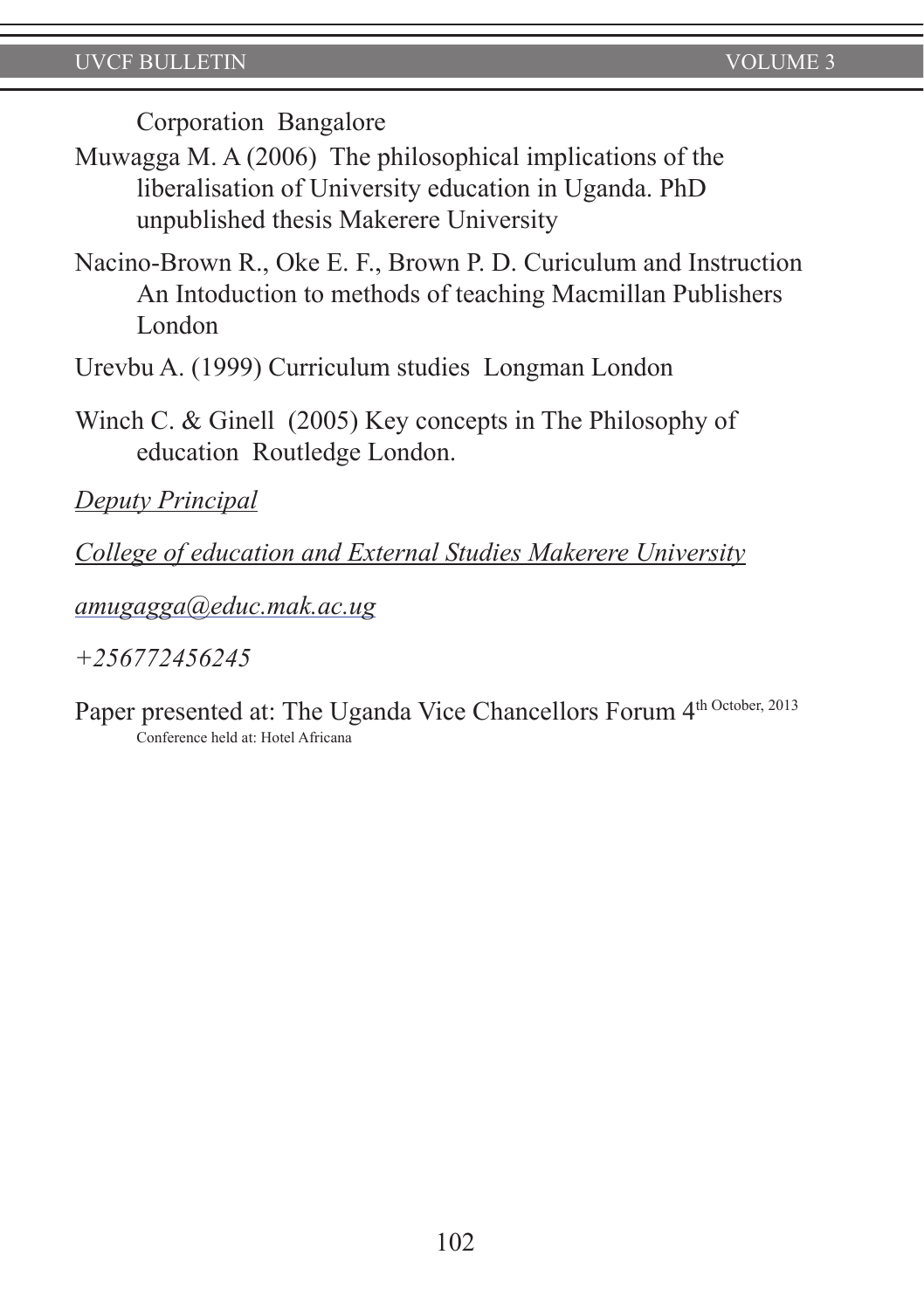Corporation Bangalore

Muwagga M. A (2006) The philosophical implications of the liberalisation of University education in Uganda. PhD unpublished thesis Makerere University

Nacino-Brown R., Oke E. F., Brown P. D. Curiculum and Instruction An Intoduction to methods of teaching Macmillan Publishers London

Urevbu A. (1999) Curriculum studies Longman London

Winch C. & Ginell (2005) Key concepts in The Philosophy of education Routledge London.

*Deputy Principal*

*College of education and External Studies Makerere University*

*amugagga@educ.mak.ac.ug*

*+256772456245*

Paper presented at: The Uganda Vice Chancellors Forum 4th October, 2013
Conference held at: Hotel Africana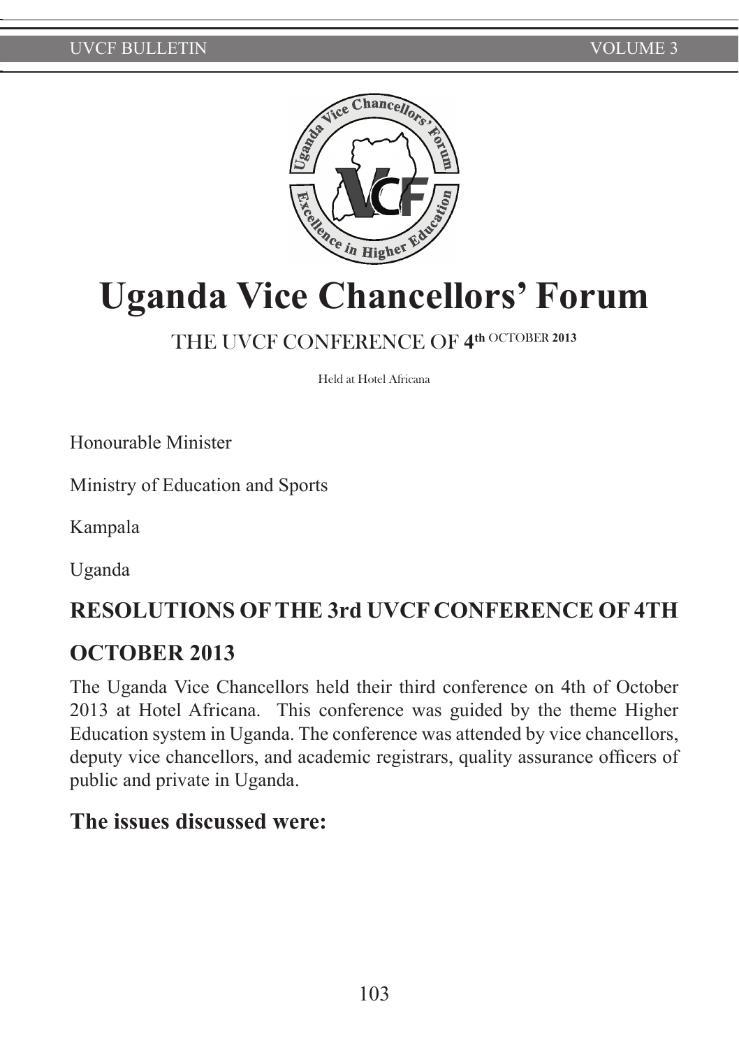# Uganda Vice Chancellors' Forum

THE UVCF CONFERENCE OF 4th OCTOBER 2013

Held at Hotel Africana

Honourable Minister

Ministry of Education and Sports

Kampala

Uganda

## RESOLUTIONS OF THE 3rd UVCF CONFERENCE OF 4TH OCTOBER 2013

The Uganda Vice Chancellors held their third conference on 4th of October 2013 at Hotel Africana. This conference was guided by the theme Higher Education system in Uganda. The conference was attended by vice chancellors, deputy vice chancellors, and academic registrars, quality assurance officers of public and private in Uganda.

## The issues discussed were: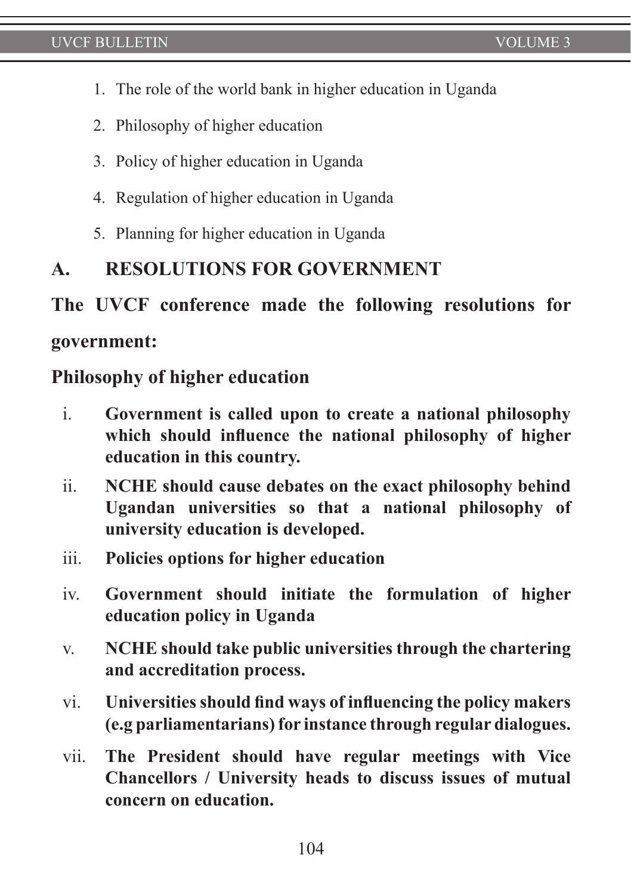1. The role of the world bank in higher education in Uganda
2. Philosophy of higher education
3. Policy of higher education in Uganda
4. Regulation of higher education in Uganda
5. Planning for higher education in Uganda

## A. RESOLUTIONS FOR GOVERNMENT

**The UVCF conference made the following resolutions for government:**

### Philosophy of higher education

i. **Government is called upon to create a national philosophy which should influence the national philosophy of higher education in this country.**

ii. **NCHE should cause debates on the exact philosophy behind Ugandan universities so that a national philosophy of university education is developed.**

iii. **Policies options for higher education**

iv. **Government should initiate the formulation of higher education policy in Uganda**

v. **NCHE should take public universities through the chartering and accreditation process.**

vi. **Universities should find ways of influencing the policy makers (e.g parliamentarians) for instance through regular dialogues.**

vii. **The President should have regular meetings with Vice Chancellors / University heads to discuss issues of mutual concern on education.**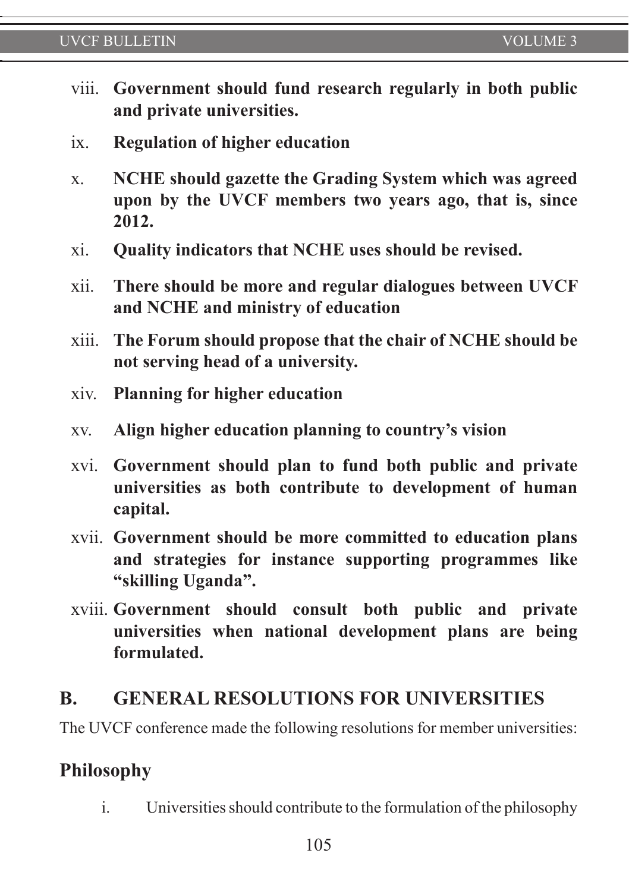viii. **Government should fund research regularly in both public and private universities.**

ix. **Regulation of higher education**

x. **NCHE should gazette the Grading System which was agreed upon by the UVCF members two years ago, that is, since 2012.**

xi. **Quality indicators that NCHE uses should be revised.**

xii. **There should be more and regular dialogues between UVCF and NCHE and ministry of education**

xiii. **The Forum should propose that the chair of NCHE should be not serving head of a university.**

xiv. **Planning for higher education**

xv. **Align higher education planning to country's vision**

xvi. **Government should plan to fund both public and private universities as both contribute to development of human capital.**

xvii. **Government should be more committed to education plans and strategies for instance supporting programmes like "skilling Uganda".**

xviii. **Government should consult both public and private universities when national development plans are being formulated.**

## B. GENERAL RESOLUTIONS FOR UNIVERSITIES

The UVCF conference made the following resolutions for member universities:

### Philosophy

i. Universities should contribute to the formulation of the philosophy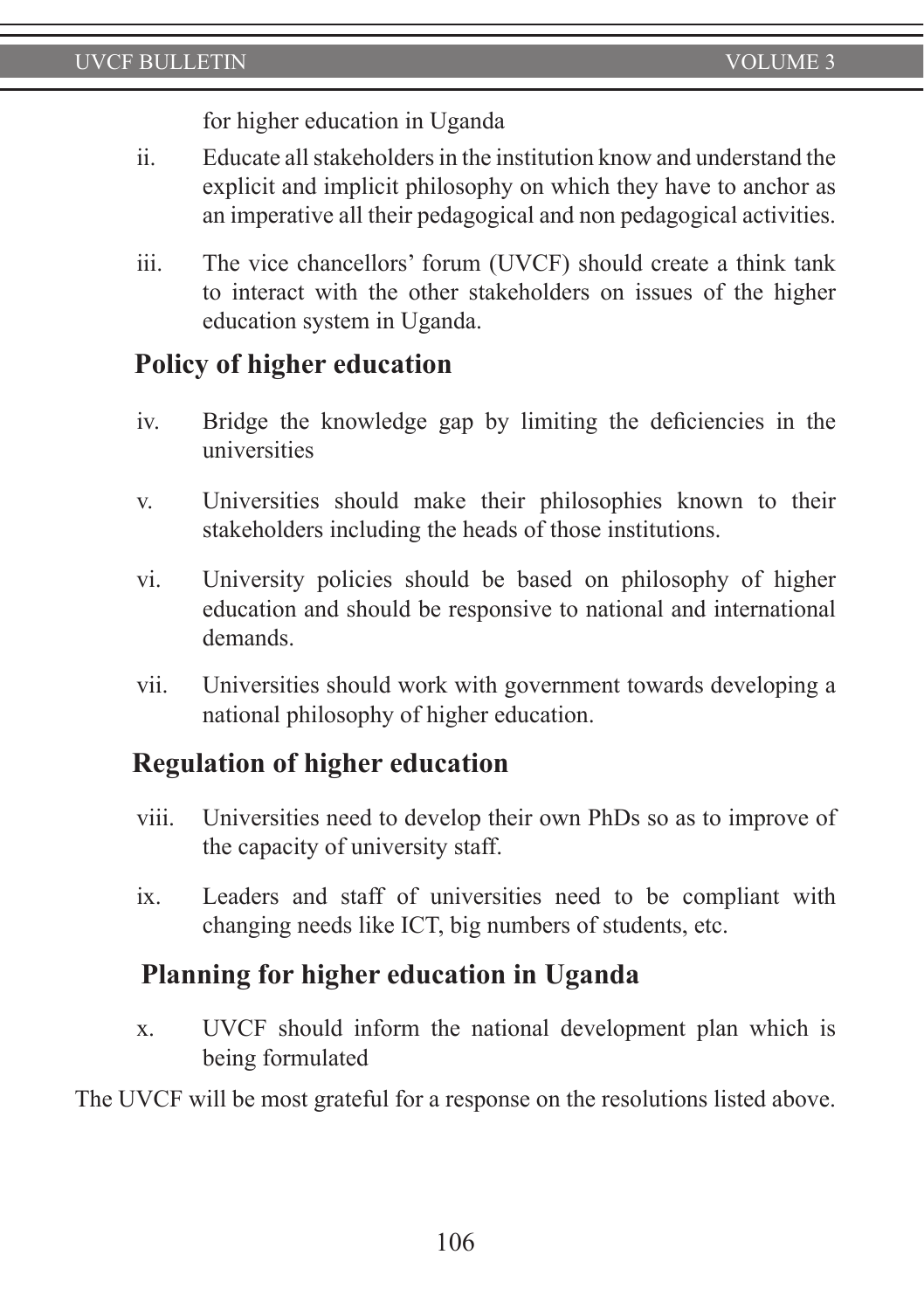for higher education in Uganda

ii. Educate all stakeholders in the institution know and understand the explicit and implicit philosophy on which they have to anchor as an imperative all their pedagogical and non pedagogical activities.

iii. The vice chancellors' forum (UVCF) should create a think tank to interact with the other stakeholders on issues of the higher education system in Uganda.

## Policy of higher education

iv. Bridge the knowledge gap by limiting the deficiencies in the universities

v. Universities should make their philosophies known to their stakeholders including the heads of those institutions.

vi. University policies should be based on philosophy of higher education and should be responsive to national and international demands.

vii. Universities should work with government towards developing a national philosophy of higher education.

## Regulation of higher education

viii. Universities need to develop their own PhDs so as to improve of the capacity of university staff.

ix. Leaders and staff of universities need to be compliant with changing needs like ICT, big numbers of students, etc.

## Planning for higher education in Uganda

x. UVCF should inform the national development plan which is being formulated

The UVCF will be most grateful for a response on the resolutions listed above.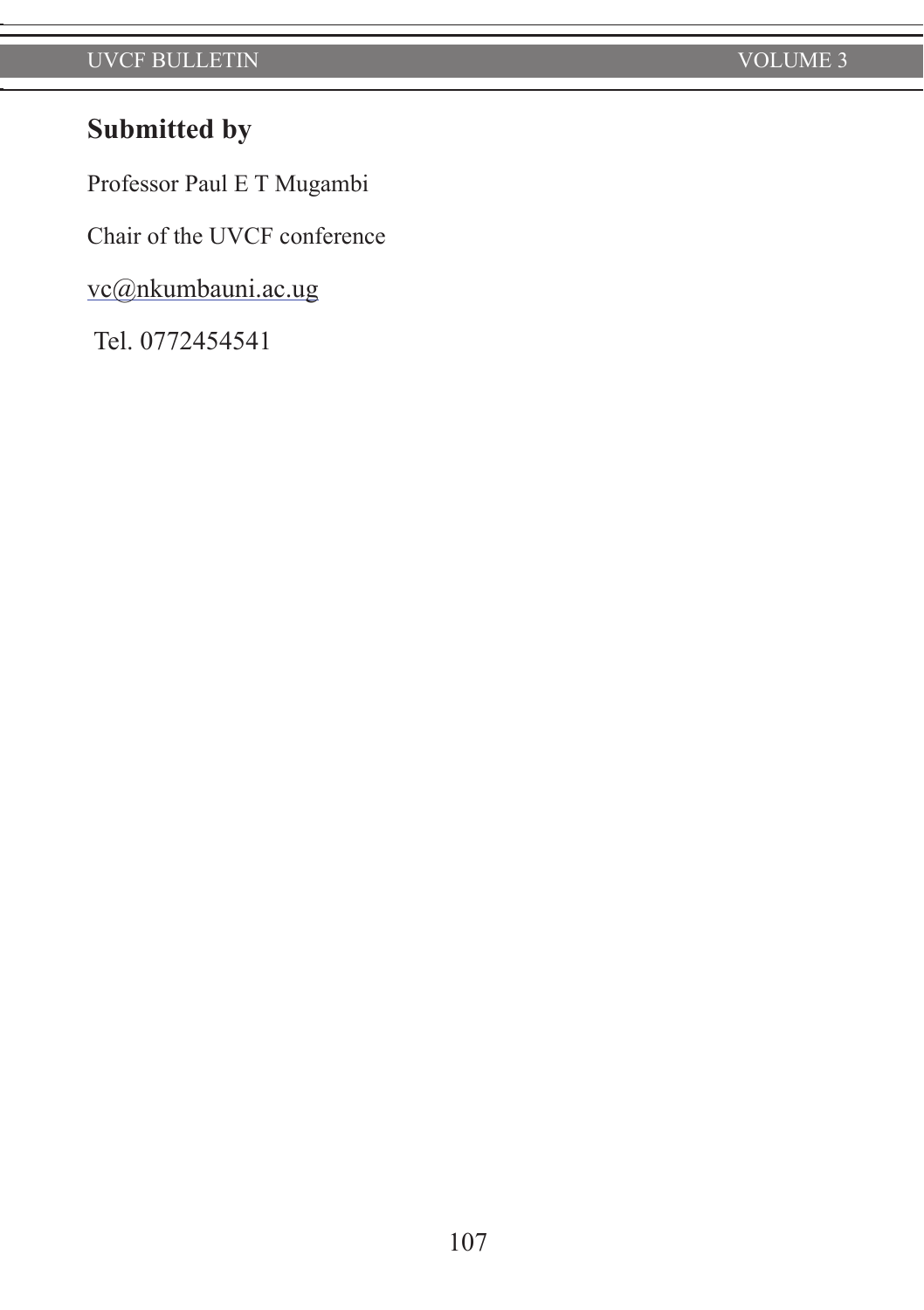## Submitted by

Professor Paul E T Mugambi

Chair of the UVCF conference

vc@nkumbauni.ac.ug

Tel. 0772454541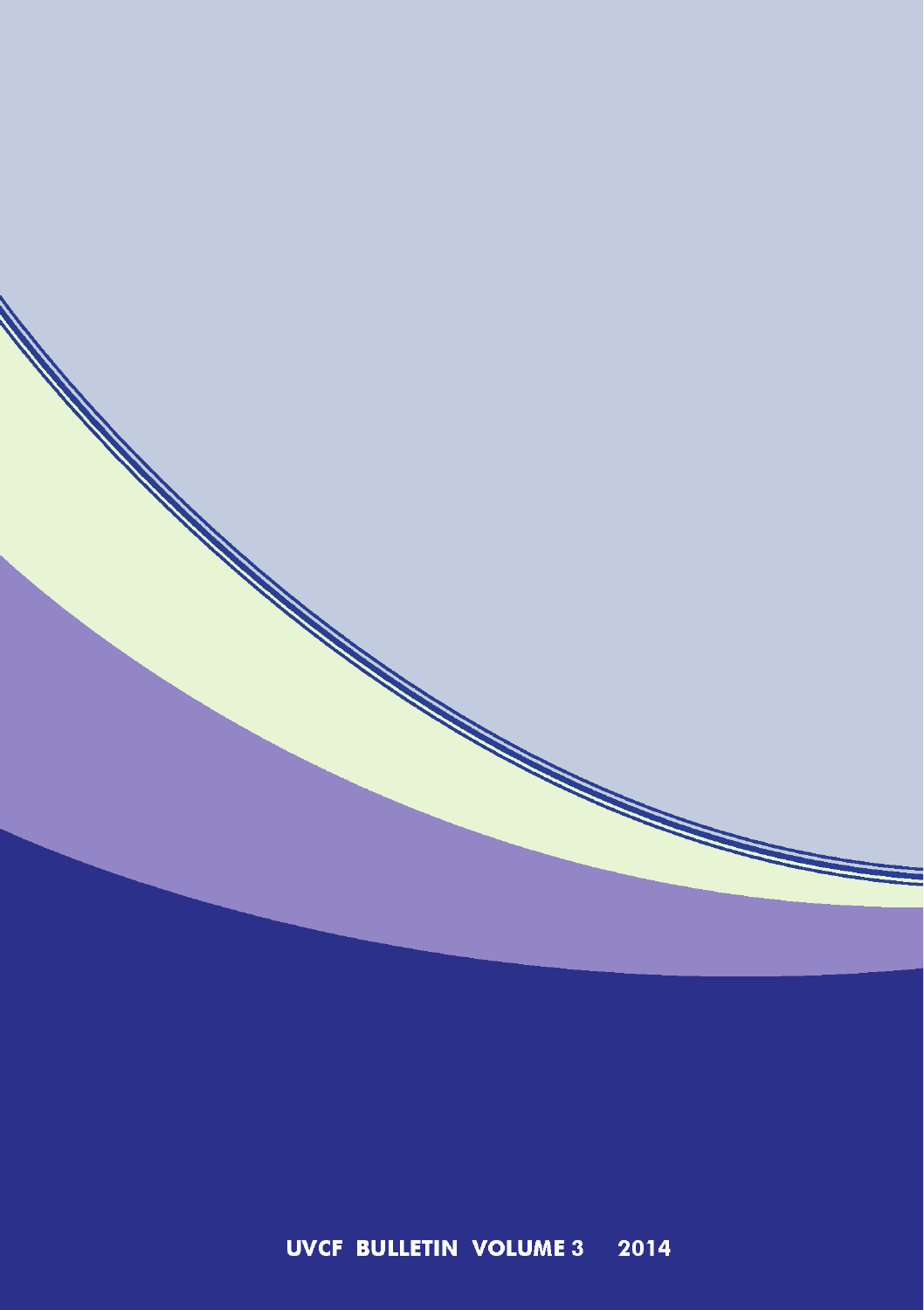UVCF BULLETIN VOLUME 3 2014